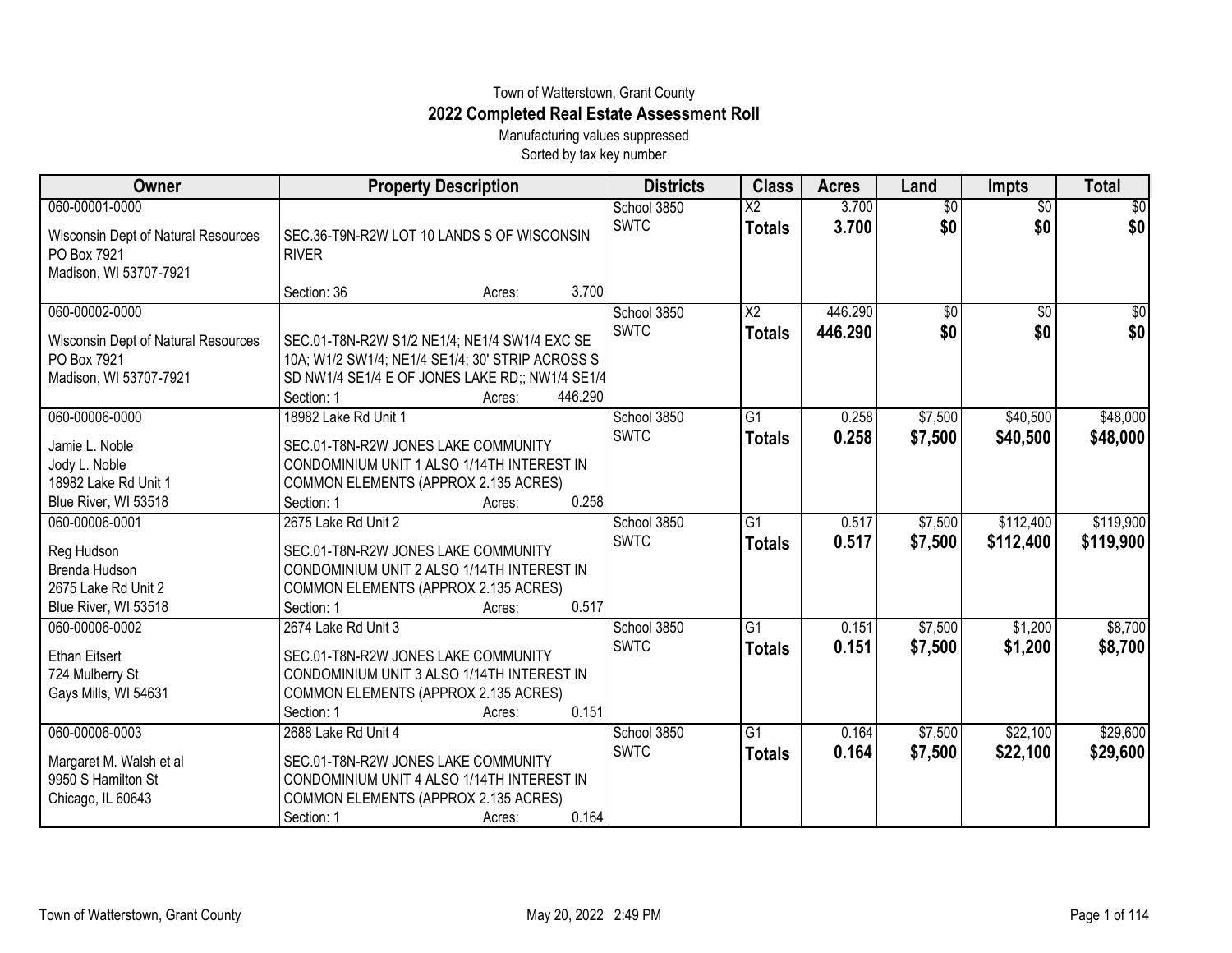Town of Watterstown, Grant County

# 2022 Completed Real Estate Assessment Roll

Manufacturing values suppressed

Sorted by tax key number

| Owner | Property Description | Districts | Class | Acres | Land | Impts | Total |
|---|---|---|---|---|---|---|---|
| 060-00001-0000<br>Wisconsin Dept of Natural Resources<br>PO Box 7921<br>Madison, WI 53707-7921 | SEC.36-T9N-R2W LOT 10 LANDS S OF WISCONSIN RIVER<br>Section: 36 Acres: 3.700 | School 3850<br>SWTC | X2<br>**Totals** | 3.700<br>**3.700** | $0<br>**$0** | $0<br>**$0** | $0<br>**$0** |
| 060-00002-0000<br>Wisconsin Dept of Natural Resources<br>PO Box 7921<br>Madison, WI 53707-7921 | SEC.01-T8N-R2W S1/2 NE1/4; NE1/4 SW1/4 EXC SE 10A; W1/2 SW1/4; NE1/4 SE1/4; 30' STRIP ACROSS S SD NW1/4 SE1/4 E OF JONES LAKE RD;; NW1/4 SE1/4<br>Section: 1 Acres: 446.290 | School 3850<br>SWTC | X2<br>**Totals** | 446.290<br>**446.290** | $0<br>**$0** | $0<br>**$0** | $0<br>**$0** |
| 060-00006-0000<br>Jamie L. Noble<br>Jody L. Noble<br>18982 Lake Rd Unit 1<br>Blue River, WI 53518 | 18982 Lake Rd Unit 1<br>SEC.01-T8N-R2W JONES LAKE COMMUNITY CONDOMINIUM UNIT 1 ALSO 1/14TH INTEREST IN COMMON ELEMENTS (APPROX 2.135 ACRES)<br>Section: 1 Acres: 0.258 | School 3850<br>SWTC | G1<br>**Totals** | 0.258<br>**0.258** | $7,500<br>**$7,500** | $40,500<br>**$40,500** | $48,000<br>**$48,000** |
| 060-00006-0001<br>Reg Hudson<br>Brenda Hudson<br>2675 Lake Rd Unit 2<br>Blue River, WI 53518 | 2675 Lake Rd Unit 2<br>SEC.01-T8N-R2W JONES LAKE COMMUNITY CONDOMINIUM UNIT 2 ALSO 1/14TH INTEREST IN COMMON ELEMENTS (APPROX 2.135 ACRES)<br>Section: 1 Acres: 0.517 | School 3850<br>SWTC | G1<br>**Totals** | 0.517<br>**0.517** | $7,500<br>**$7,500** | $112,400<br>**$112,400** | $119,900<br>**$119,900** |
| 060-00006-0002<br>Ethan Eitsert<br>724 Mulberry St<br>Gays Mills, WI 54631 | 2674 Lake Rd Unit 3<br>SEC.01-T8N-R2W JONES LAKE COMMUNITY CONDOMINIUM UNIT 3 ALSO 1/14TH INTEREST IN COMMON ELEMENTS (APPROX 2.135 ACRES)<br>Section: 1 Acres: 0.151 | School 3850<br>SWTC | G1<br>**Totals** | 0.151<br>**0.151** | $7,500<br>**$7,500** | $1,200<br>**$1,200** | $8,700<br>**$8,700** |
| 060-00006-0003<br>Margaret M. Walsh et al<br>9950 S Hamilton St<br>Chicago, IL 60643 | 2688 Lake Rd Unit 4<br>SEC.01-T8N-R2W JONES LAKE COMMUNITY CONDOMINIUM UNIT 4 ALSO 1/14TH INTEREST IN COMMON ELEMENTS (APPROX 2.135 ACRES)<br>Section: 1 Acres: 0.164 | School 3850<br>SWTC | G1<br>**Totals** | 0.164<br>**0.164** | $7,500<br>**$7,500** | $22,100<br>**$22,100** | $29,600<br>**$29,600** |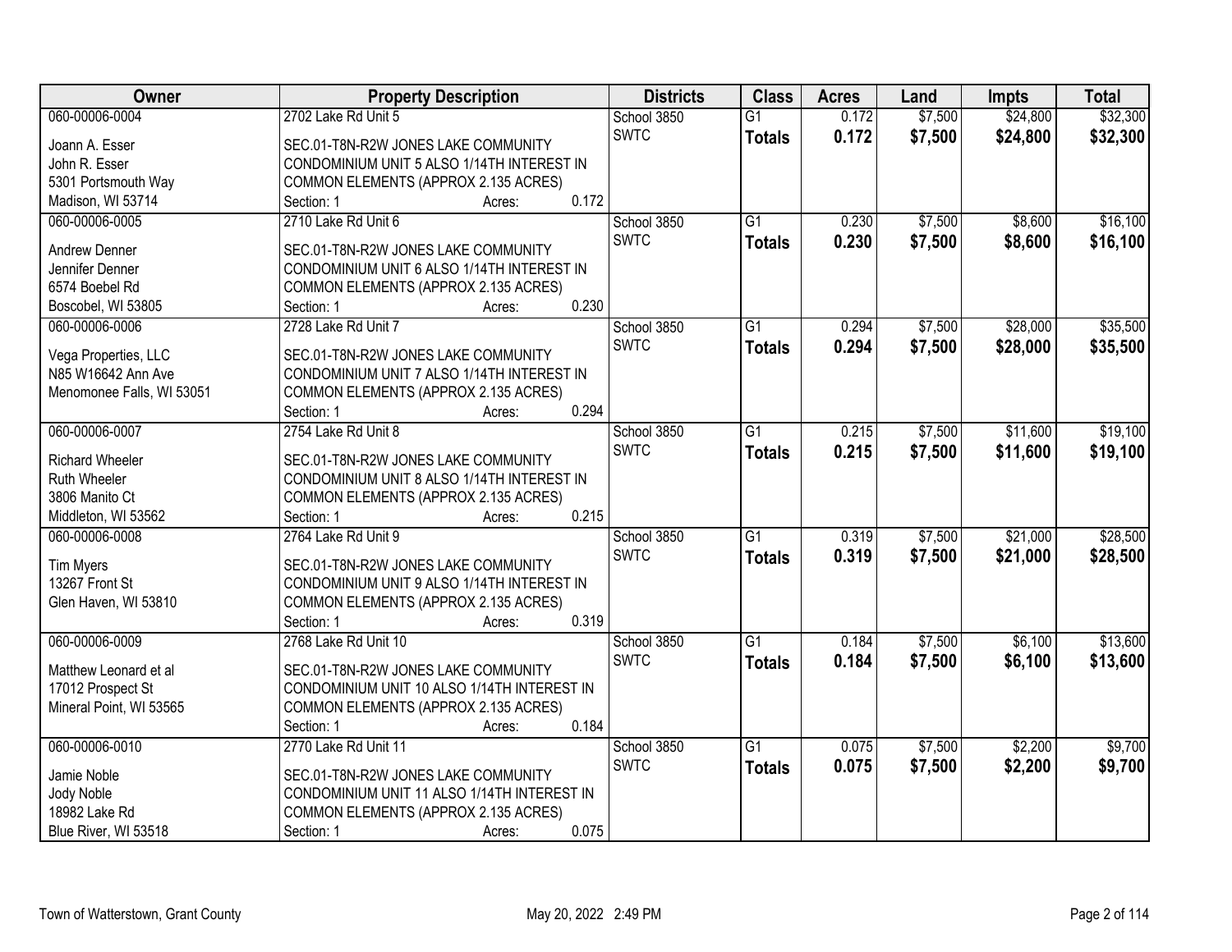| Owner | Property Description | Districts | Class | Acres | Land | Impts | Total |
|---|---|---|---|---|---|---|---|
| 060-00006-0004<br>Joann A. Esser<br>John R. Esser<br>5301 Portsmouth Way<br>Madison, WI 53714 | 2702 Lake Rd Unit 5<br>SEC.01-T8N-R2W JONES LAKE COMMUNITY CONDOMINIUM UNIT 5 ALSO 1/14TH INTEREST IN COMMON ELEMENTS (APPROX 2.135 ACRES)<br>Section: 1 Acres: 0.172 | School 3850<br>SWTC | G1<br>**Totals** | 0.172<br>**0.172** | $7,500<br>**$7,500** | $24,800<br>**$24,800** | $32,300<br>**$32,300** |
| 060-00006-0005<br>Andrew Denner<br>Jennifer Denner<br>6574 Boebel Rd<br>Boscobel, WI 53805 | 2710 Lake Rd Unit 6<br>SEC.01-T8N-R2W JONES LAKE COMMUNITY CONDOMINIUM UNIT 6 ALSO 1/14TH INTEREST IN COMMON ELEMENTS (APPROX 2.135 ACRES)<br>Section: 1 Acres: 0.230 | School 3850<br>SWTC | G1<br>**Totals** | 0.230<br>**0.230** | $7,500<br>**$7,500** | $8,600<br>**$8,600** | $16,100<br>**$16,100** |
| 060-00006-0006<br>Vega Properties, LLC<br>N85 W16642 Ann Ave<br>Menomonee Falls, WI 53051 | 2728 Lake Rd Unit 7<br>SEC.01-T8N-R2W JONES LAKE COMMUNITY CONDOMINIUM UNIT 7 ALSO 1/14TH INTEREST IN COMMON ELEMENTS (APPROX 2.135 ACRES)<br>Section: 1 Acres: 0.294 | School 3850<br>SWTC | G1<br>**Totals** | 0.294<br>**0.294** | $7,500<br>**$7,500** | $28,000<br>**$28,000** | $35,500<br>**$35,500** |
| 060-00006-0007<br>Richard Wheeler<br>Ruth Wheeler<br>3806 Manito Ct<br>Middleton, WI 53562 | 2754 Lake Rd Unit 8<br>SEC.01-T8N-R2W JONES LAKE COMMUNITY CONDOMINIUM UNIT 8 ALSO 1/14TH INTEREST IN COMMON ELEMENTS (APPROX 2.135 ACRES)<br>Section: 1 Acres: 0.215 | School 3850<br>SWTC | G1<br>**Totals** | 0.215<br>**0.215** | $7,500<br>**$7,500** | $11,600<br>**$11,600** | $19,100<br>**$19,100** |
| 060-00006-0008<br>Tim Myers<br>13267 Front St<br>Glen Haven, WI 53810 | 2764 Lake Rd Unit 9<br>SEC.01-T8N-R2W JONES LAKE COMMUNITY CONDOMINIUM UNIT 9 ALSO 1/14TH INTEREST IN COMMON ELEMENTS (APPROX 2.135 ACRES)<br>Section: 1 Acres: 0.319 | School 3850<br>SWTC | G1<br>**Totals** | 0.319<br>**0.319** | $7,500<br>**$7,500** | $21,000<br>**$21,000** | $28,500<br>**$28,500** |
| 060-00006-0009<br>Matthew Leonard et al<br>17012 Prospect St<br>Mineral Point, WI 53565 | 2768 Lake Rd Unit 10<br>SEC.01-T8N-R2W JONES LAKE COMMUNITY CONDOMINIUM UNIT 10 ALSO 1/14TH INTEREST IN COMMON ELEMENTS (APPROX 2.135 ACRES)<br>Section: 1 Acres: 0.184 | School 3850<br>SWTC | G1<br>**Totals** | 0.184<br>**0.184** | $7,500<br>**$7,500** | $6,100<br>**$6,100** | $13,600<br>**$13,600** |
| 060-00006-0010<br>Jamie Noble<br>Jody Noble<br>18982 Lake Rd<br>Blue River, WI 53518 | 2770 Lake Rd Unit 11<br>SEC.01-T8N-R2W JONES LAKE COMMUNITY CONDOMINIUM UNIT 11 ALSO 1/14TH INTEREST IN COMMON ELEMENTS (APPROX 2.135 ACRES)<br>Section: 1 Acres: 0.075 | School 3850<br>SWTC | G1<br>**Totals** | 0.075<br>**0.075** | $7,500<br>**$7,500** | $2,200<br>**$2,200** | $9,700<br>**$9,700** |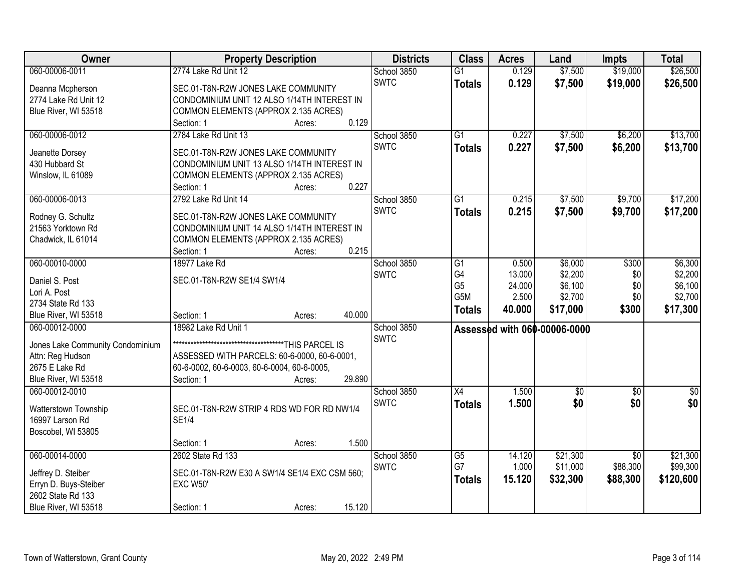| Owner | Property Description | Districts | Class | Acres | Land | Impts | Total |
|---|---|---|---|---|---|---|---|
| 060-00006-0011<br><br>Deanna Mcpherson<br>2774 Lake Rd Unit 12<br>Blue River, WI 53518 | 2774 Lake Rd Unit 12<br><br>SEC.01-T8N-R2W JONES LAKE COMMUNITY CONDOMINIUM UNIT 12 ALSO 1/14TH INTEREST IN COMMON ELEMENTS (APPROX 2.135 ACRES)<br>Section: 1 Acres: 0.129 | School 3850<br>SWTC | G1<br>**Totals** | 0.129<br>**0.129** | $7,500<br>**$7,500** | $19,000<br>**$19,000** | $26,500<br>**$26,500** |
| 060-00006-0012<br><br>Jeanette Dorsey<br>430 Hubbard St<br>Winslow, IL 61089 | 2784 Lake Rd Unit 13<br><br>SEC.01-T8N-R2W JONES LAKE COMMUNITY CONDOMINIUM UNIT 13 ALSO 1/14TH INTEREST IN COMMON ELEMENTS (APPROX 2.135 ACRES)<br>Section: 1 Acres: 0.227 | School 3850<br>SWTC | G1<br>**Totals** | 0.227<br>**0.227** | $7,500<br>**$7,500** | $6,200<br>**$6,200** | $13,700<br>**$13,700** |
| 060-00006-0013<br><br>Rodney G. Schultz<br>21563 Yorktown Rd<br>Chadwick, IL 61014 | 2792 Lake Rd Unit 14<br><br>SEC.01-T8N-R2W JONES LAKE COMMUNITY CONDOMINIUM UNIT 14 ALSO 1/14TH INTEREST IN COMMON ELEMENTS (APPROX 2.135 ACRES)<br>Section: 1 Acres: 0.215 | School 3850<br>SWTC | G1<br>**Totals** | 0.215<br>**0.215** | $7,500<br>**$7,500** | $9,700<br>**$9,700** | $17,200<br>**$17,200** |
| 060-00010-0000<br><br>Daniel S. Post<br>Lori A. Post<br>2734 State Rd 133<br>Blue River, WI 53518 | 18977 Lake Rd<br><br>SEC.01-T8N-R2W SE1/4 SW1/4<br><br>Section: 1 Acres: 40.000 | School 3850<br>SWTC | G1<br>G4<br>G5<br>G5M<br>**Totals** | 0.500<br>13.000<br>24.000<br>2.500<br>**40.000** | $6,000<br>$2,200<br>$6,100<br>$2,700<br>**$17,000** | $300<br>$0<br>$0<br>$0<br>**$300** | $6,300<br>$2,200<br>$6,100<br>$2,700<br>**$17,300** |
| 060-00012-0000<br><br>Jones Lake Community Condominium<br>Attn: Reg Hudson<br>2675 E Lake Rd<br>Blue River, WI 53518 | 18982 Lake Rd Unit 1<br><br>****************************************THIS PARCEL IS ASSESSED WITH PARCELS: 60-6-0000, 60-6-0001, 60-6-0002, 60-6-0003, 60-6-0004, 60-6-0005,<br>Section: 1 Acres: 29.890 | School 3850<br>SWTC | **Assessed with 060-00006-0000** | | | | |
| 060-00012-0010<br><br>Watterstown Township<br>16997 Larson Rd<br>Boscobel, WI 53805 | <br><br>SEC.01-T8N-R2W STRIP 4 RDS WD FOR RD NW1/4 SE1/4<br><br>Section: 1 Acres: 1.500 | School 3850<br>SWTC | X4<br>**Totals** | 1.500<br>**1.500** | $0<br>**$0** | $0<br>**$0** | $0<br>**$0** |
| 060-00014-0000<br><br>Jeffrey D. Steiber<br>Erryn D. Buys-Steiber<br>2602 State Rd 133<br>Blue River, WI 53518 | 2602 State Rd 133<br><br>SEC.01-T8N-R2W E30 A SW1/4 SE1/4 EXC CSM 560; EXC W50'<br><br>Section: 1 Acres: 15.120 | School 3850<br>SWTC | G5<br>G7<br>**Totals** | 14.120<br>1.000<br>**15.120** | $21,300<br>$11,000<br>**$32,300** | $0<br>$88,300<br>**$88,300** | $21,300<br>$99,300<br>**$120,600** |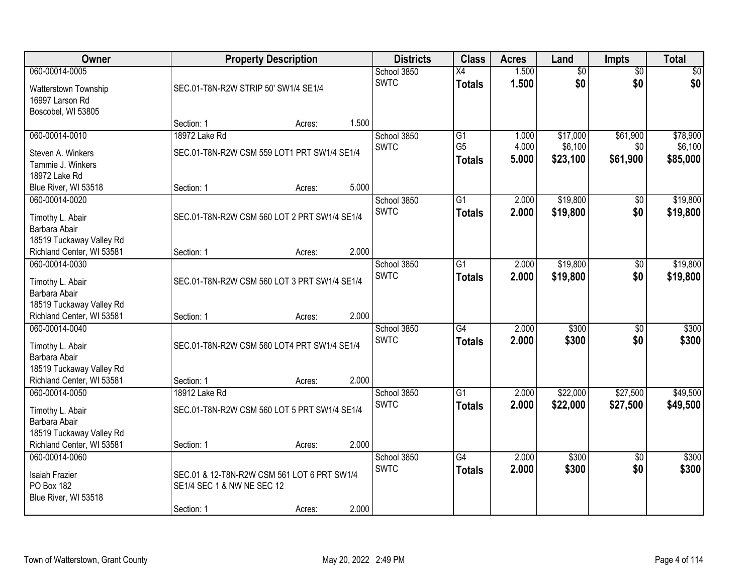| Owner | Property Description | Districts | Class | Acres | Land | Impts | Total |
|---|---|---|---|---|---|---|---|
| 060-00014-0005<br>Watterstown Township<br>16997 Larson Rd<br>Boscobel, WI 53805 | SEC.01-T8N-R2W STRIP 50' SW1/4 SE1/4<br>Section: 1 Acres: 1.500 | School 3850<br>SWTC | X4<br>**Totals** | 1.500<br>**1.500** | $0<br>**$0** | $0<br>**$0** | $0<br>**$0** |
| 060-00014-0010<br>Steven A. Winkers<br>Tammie J. Winkers<br>18972 Lake Rd<br>Blue River, WI 53518 | 18972 Lake Rd<br>SEC.01-T8N-R2W CSM 559 LOT1 PRT SW1/4 SE1/4<br>Section: 1 Acres: 5.000 | School 3850<br>SWTC | G1<br>G5<br>**Totals** | 1.000<br>4.000<br>**5.000** | $17,000<br>$6,100<br>**$23,100** | $61,900<br>$0<br>**$61,900** | $78,900<br>$6,100<br>**$85,000** |
| 060-00014-0020<br>Timothy L. Abair<br>Barbara Abair<br>18519 Tuckaway Valley Rd<br>Richland Center, WI 53581 | SEC.01-T8N-R2W CSM 560 LOT 2 PRT SW1/4 SE1/4<br>Section: 1 Acres: 2.000 | School 3850<br>SWTC | G1<br>**Totals** | 2.000<br>**2.000** | $19,800<br>**$19,800** | $0<br>**$0** | $19,800<br>**$19,800** |
| 060-00014-0030<br>Timothy L. Abair<br>Barbara Abair<br>18519 Tuckaway Valley Rd<br>Richland Center, WI 53581 | SEC.01-T8N-R2W CSM 560 LOT 3 PRT SW1/4 SE1/4<br>Section: 1 Acres: 2.000 | School 3850<br>SWTC | G1<br>**Totals** | 2.000<br>**2.000** | $19,800<br>**$19,800** | $0<br>**$0** | $19,800<br>**$19,800** |
| 060-00014-0040<br>Timothy L. Abair<br>Barbara Abair<br>18519 Tuckaway Valley Rd<br>Richland Center, WI 53581 | SEC.01-T8N-R2W CSM 560 LOT4 PRT SW1/4 SE1/4<br>Section: 1 Acres: 2.000 | School 3850<br>SWTC | G4<br>**Totals** | 2.000<br>**2.000** | $300<br>**$300** | $0<br>**$0** | $300<br>**$300** |
| 060-00014-0050<br>Timothy L. Abair<br>Barbara Abair<br>18519 Tuckaway Valley Rd<br>Richland Center, WI 53581 | 18912 Lake Rd<br>SEC.01-T8N-R2W CSM 560 LOT 5 PRT SW1/4 SE1/4<br>Section: 1 Acres: 2.000 | School 3850<br>SWTC | G1<br>**Totals** | 2.000<br>**2.000** | $22,000<br>**$22,000** | $27,500<br>**$27,500** | $49,500<br>**$49,500** |
| 060-00014-0060<br>Isaiah Frazier<br>PO Box 182<br>Blue River, WI 53518 | SEC.01 & 12-T8N-R2W CSM 561 LOT 6 PRT SW1/4 SE1/4 SEC 1 & NW NE SEC 12<br>Section: 1 Acres: 2.000 | School 3850<br>SWTC | G4<br>**Totals** | 2.000<br>**2.000** | $300<br>**$300** | $0<br>**$0** | $300<br>**$300** |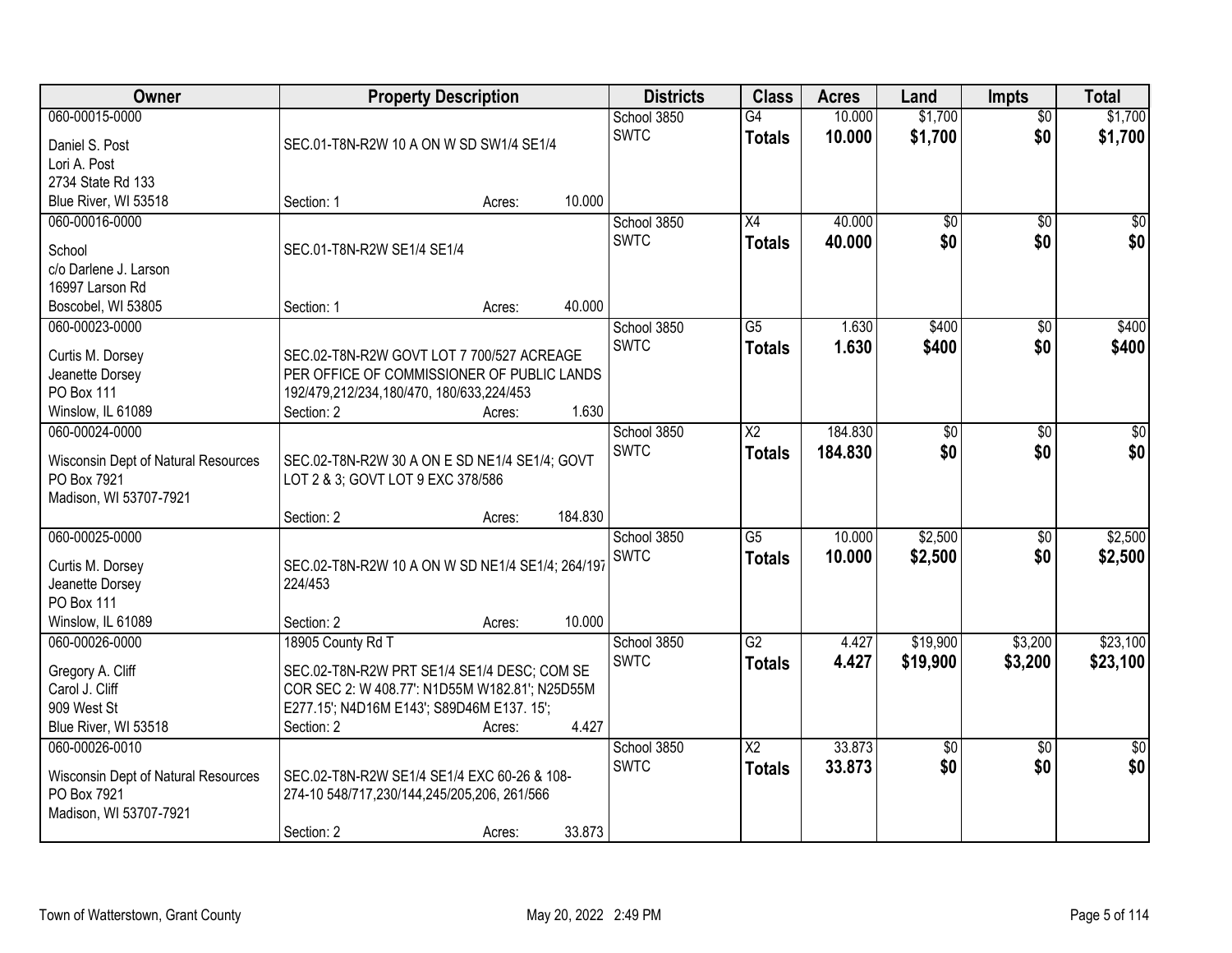| Owner | Property Description | Districts | Class | Acres | Land | Impts | Total |
|---|---|---|---|---|---|---|---|
| 060-00015-0000<br>Daniel S. Post<br>Lori A. Post<br>2734 State Rd 133<br>Blue River, WI 53518 | SEC.01-T8N-R2W 10 A ON W SD SW1/4 SE1/4<br>Section: 1 Acres: 10.000 | School 3850<br>SWTC | G4<br>**Totals** | 10.000<br>**10.000** | $1,700<br>**$1,700** | $0<br>**$0** | $1,700<br>**$1,700** |
| 060-00016-0000<br>School<br>c/o Darlene J. Larson<br>16997 Larson Rd<br>Boscobel, WI 53805 | SEC.01-T8N-R2W SE1/4 SE1/4<br>Section: 1 Acres: 40.000 | School 3850<br>SWTC | X4<br>**Totals** | 40.000<br>**40.000** | $0<br>**$0** | $0<br>**$0** | $0<br>**$0** |
| 060-00023-0000<br>Curtis M. Dorsey<br>Jeanette Dorsey<br>PO Box 111<br>Winslow, IL 61089 | SEC.02-T8N-R2W GOVT LOT 7 700/527 ACREAGE PER OFFICE OF COMMISSIONER OF PUBLIC LANDS 192/479,212/234,180/470, 180/633,224/453<br>Section: 2 Acres: 1.630 | School 3850<br>SWTC | G5<br>**Totals** | 1.630<br>**1.630** | $400<br>**$400** | $0<br>**$0** | $400<br>**$400** |
| 060-00024-0000<br>Wisconsin Dept of Natural Resources<br>PO Box 7921<br>Madison, WI 53707-7921 | SEC.02-T8N-R2W 30 A ON E SD NE1/4 SE1/4; GOVT LOT 2 & 3; GOVT LOT 9 EXC 378/586<br>Section: 2 Acres: 184.830 | School 3850<br>SWTC | X2<br>**Totals** | 184.830<br>**184.830** | $0<br>**$0** | $0<br>**$0** | $0<br>**$0** |
| 060-00025-0000<br>Curtis M. Dorsey<br>Jeanette Dorsey<br>PO Box 111<br>Winslow, IL 61089 | SEC.02-T8N-R2W 10 A ON W SD NE1/4 SE1/4; 264/197 224/453<br>Section: 2 Acres: 10.000 | School 3850<br>SWTC | G5<br>**Totals** | 10.000<br>**10.000** | $2,500<br>**$2,500** | $0<br>**$0** | $2,500<br>**$2,500** |
| 060-00026-0000<br>Gregory A. Cliff<br>Carol J. Cliff<br>909 West St<br>Blue River, WI 53518 | 18905 County Rd T<br>SEC.02-T8N-R2W PRT SE1/4 SE1/4 DESC; COM SE COR SEC 2: W 408.77': N1D55M W182.81'; N25D55M E277.15'; N4D16M E143'; S89D46M E137. 15';<br>Section: 2 Acres: 4.427 | School 3850<br>SWTC | G2<br>**Totals** | 4.427<br>**4.427** | $19,900<br>**$19,900** | $3,200<br>**$3,200** | $23,100<br>**$23,100** |
| 060-00026-0010<br>Wisconsin Dept of Natural Resources<br>PO Box 7921<br>Madison, WI 53707-7921 | SEC.02-T8N-R2W SE1/4 SE1/4 EXC 60-26 & 108-274-10 548/717,230/144,245/205,206, 261/566<br>Section: 2 Acres: 33.873 | School 3850<br>SWTC | X2<br>**Totals** | 33.873<br>**33.873** | $0<br>**$0** | $0<br>**$0** | $0<br>**$0** |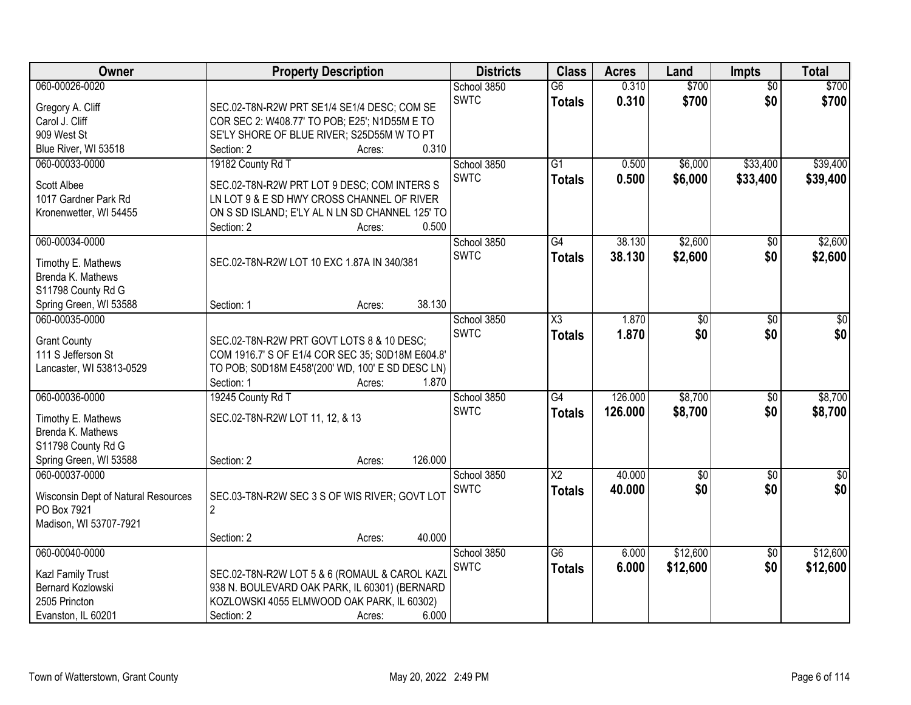| Owner | Property Description | Districts | Class | Acres | Land | Impts | Total |
|---|---|---|---|---|---|---|---|
| 060-00026-0020<br><br>Gregory A. Cliff<br>Carol J. Cliff<br>909 West St<br>Blue River, WI 53518 | SEC.02-T8N-R2W PRT SE1/4 SE1/4 DESC; COM SE COR SEC 2: W408.77' TO POB; E25'; N1D55M E TO SE'LY SHORE OF BLUE RIVER; S25D55M W TO PT<br>Section: 2 Acres: 0.310 | School 3850<br>SWTC | G6<br>**Totals** | 0.310<br>**0.310** | $700<br>**$700** | $0<br>**$0** | $700<br>**$700** |
| 060-00033-0000<br><br>Scott Albee<br>1017 Gardner Park Rd<br>Kronenwetter, WI 54455 | 19182 County Rd T<br>SEC.02-T8N-R2W PRT LOT 9 DESC; COM INTERS S LN LOT 9 & E SD HWY CROSS CHANNEL OF RIVER ON S SD ISLAND; E'LY AL N LN SD CHANNEL 125' TO<br>Section: 2 Acres: 0.500 | School 3850<br>SWTC | G1<br>**Totals** | 0.500<br>**0.500** | $6,000<br>**$6,000** | $33,400<br>**$33,400** | $39,400<br>**$39,400** |
| 060-00034-0000<br><br>Timothy E. Mathews<br>Brenda K. Mathews<br>S11798 County Rd G<br>Spring Green, WI 53588 | SEC.02-T8N-R2W LOT 10 EXC 1.87A IN 340/381<br>Section: 1 Acres: 38.130 | School 3850<br>SWTC | G4<br>**Totals** | 38.130<br>**38.130** | $2,600<br>**$2,600** | $0<br>**$0** | $2,600<br>**$2,600** |
| 060-00035-0000<br><br>Grant County<br>111 S Jefferson St<br>Lancaster, WI 53813-0529 | SEC.02-T8N-R2W PRT GOVT LOTS 8 & 10 DESC; COM 1916.7' S OF E1/4 COR SEC 35; S0D18M E604.8' TO POB; S0D18M E458'(200' WD, 100' E SD DESC LN)<br>Section: 1 Acres: 1.870 | School 3850<br>SWTC | X3<br>**Totals** | 1.870<br>**1.870** | $0<br>**$0** | $0<br>**$0** | $0<br>**$0** |
| 060-00036-0000<br><br>Timothy E. Mathews<br>Brenda K. Mathews<br>S11798 County Rd G<br>Spring Green, WI 53588 | 19245 County Rd T<br>SEC.02-T8N-R2W LOT 11, 12, & 13<br>Section: 2 Acres: 126.000 | School 3850<br>SWTC | G4<br>**Totals** | 126.000<br>**126.000** | $8,700<br>**$8,700** | $0<br>**$0** | $8,700<br>**$8,700** |
| 060-00037-0000<br><br>Wisconsin Dept of Natural Resources<br>PO Box 7921<br>Madison, WI 53707-7921 | SEC.03-T8N-R2W SEC 3 S OF WIS RIVER; GOVT LOT 2<br>Section: 2 Acres: 40.000 | School 3850<br>SWTC | X2<br>**Totals** | 40.000<br>**40.000** | $0<br>**$0** | $0<br>**$0** | $0<br>**$0** |
| 060-00040-0000<br><br>Kazl Family Trust<br>Bernard Kozlowski<br>2505 Princton<br>Evanston, IL 60201 | SEC.02-T8N-R2W LOT 5 & 6 (ROMAUL & CAROL KAZL 938 N. BOULEVARD OAK PARK, IL 60301) (BERNARD KOZLOWSKI 4055 ELMWOOD OAK PARK, IL 60302)<br>Section: 2 Acres: 6.000 | School 3850<br>SWTC | G6<br>**Totals** | 6.000<br>**6.000** | $12,600<br>**$12,600** | $0<br>**$0** | $12,600<br>**$12,600** |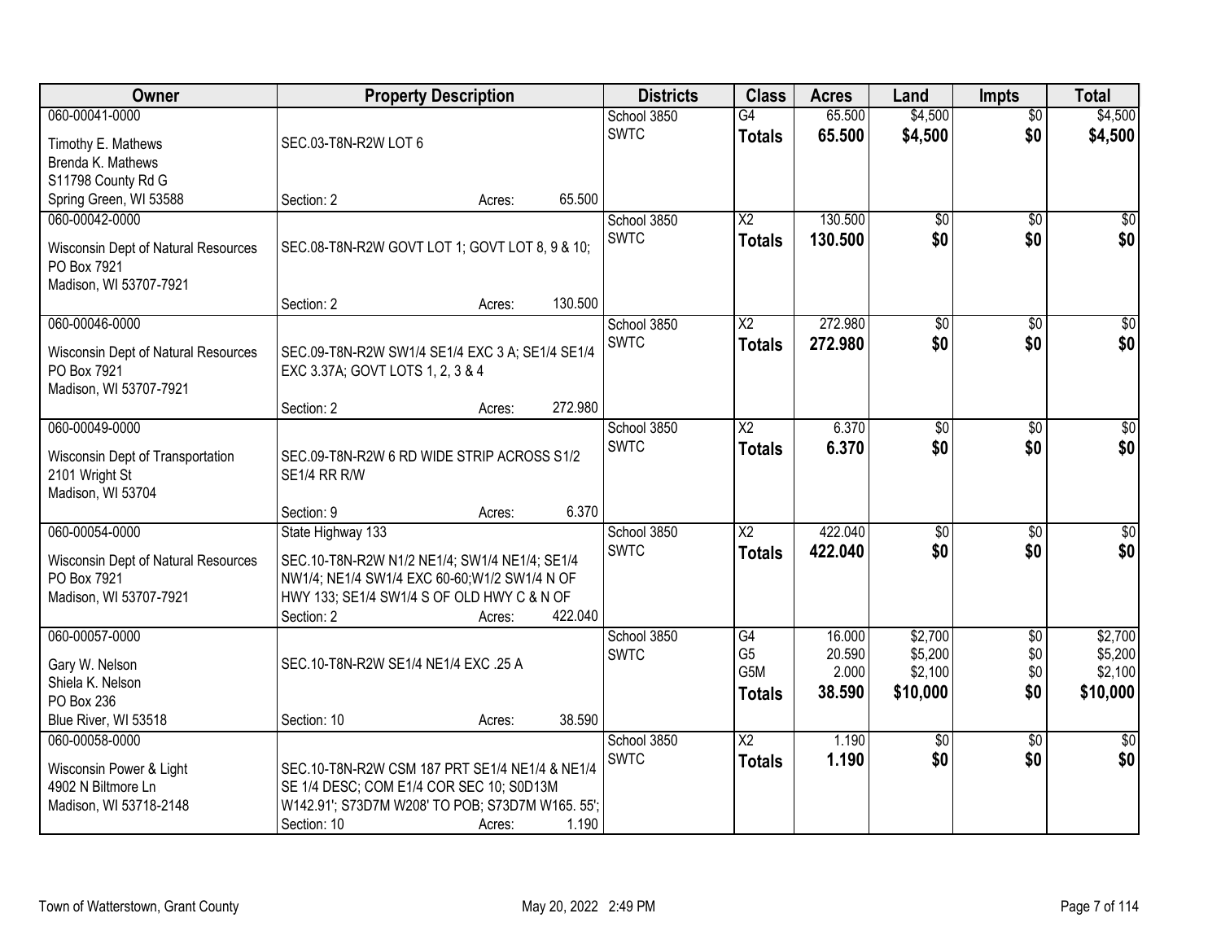| Owner | Property Description | Districts | Class | Acres | Land | Impts | Total |
|---|---|---|---|---|---|---|---|
| 060-00041-0000<br>Timothy E. Mathews<br>Brenda K. Mathews<br>S11798 County Rd G<br>Spring Green, WI 53588 | SEC.03-T8N-R2W LOT 6<br>Section: 2 Acres: 65.500 | School 3850<br>SWTC | G4<br>**Totals** | 65.500<br>**65.500** | $4,500<br>**$4,500** | $0<br>**$0** | $4,500<br>**$4,500** |
| 060-00042-0000<br>Wisconsin Dept of Natural Resources<br>PO Box 7921<br>Madison, WI 53707-7921 | SEC.08-T8N-R2W GOVT LOT 1; GOVT LOT 8, 9 & 10;<br>Section: 2 Acres: 130.500 | School 3850<br>SWTC | X2<br>**Totals** | 130.500<br>**130.500** | $0<br>**$0** | $0<br>**$0** | $0<br>**$0** |
| 060-00046-0000<br>Wisconsin Dept of Natural Resources<br>PO Box 7921<br>Madison, WI 53707-7921 | SEC.09-T8N-R2W SW1/4 SE1/4 EXC 3 A; SE1/4 SE1/4 EXC 3.37A; GOVT LOTS 1, 2, 3 & 4<br>Section: 2 Acres: 272.980 | School 3850<br>SWTC | X2<br>**Totals** | 272.980<br>**272.980** | $0<br>**$0** | $0<br>**$0** | $0<br>**$0** |
| 060-00049-0000<br>Wisconsin Dept of Transportation<br>2101 Wright St<br>Madison, WI 53704 | SEC.09-T8N-R2W 6 RD WIDE STRIP ACROSS S1/2 SE1/4 RR R/W<br>Section: 9 Acres: 6.370 | School 3850<br>SWTC | X2<br>**Totals** | 6.370<br>**6.370** | $0<br>**$0** | $0<br>**$0** | $0<br>**$0** |
| 060-00054-0000<br>Wisconsin Dept of Natural Resources<br>PO Box 7921<br>Madison, WI 53707-7921 | State Highway 133<br>SEC.10-T8N-R2W N1/2 NE1/4; SW1/4 NE1/4; SE1/4 NW1/4; NE1/4 SW1/4 EXC 60-60;W1/2 SW1/4 N OF HWY 133; SE1/4 SW1/4 S OF OLD HWY C & N OF<br>Section: 2 Acres: 422.040 | School 3850<br>SWTC | X2<br>**Totals** | 422.040<br>**422.040** | $0<br>**$0** | $0<br>**$0** | $0<br>**$0** |
| 060-00057-0000<br>Gary W. Nelson<br>Shiela K. Nelson<br>PO Box 236<br>Blue River, WI 53518 | SEC.10-T8N-R2W SE1/4 NE1/4 EXC .25 A<br>Section: 10 Acres: 38.590 | School 3850<br>SWTC | G4<br>G5<br>G5M<br>**Totals** | 16.000<br>20.590<br>2.000<br>**38.590** | $2,700<br>$5,200<br>$2,100<br>**$10,000** | $0<br>$0<br>$0<br>**$0** | $2,700<br>$5,200<br>$2,100<br>**$10,000** |
| 060-00058-0000<br>Wisconsin Power & Light<br>4902 N Biltmore Ln<br>Madison, WI 53718-2148 | SEC.10-T8N-R2W CSM 187 PRT SE1/4 NE1/4 & NE1/4 SE 1/4 DESC; COM E1/4 COR SEC 10; S0D13M W142.91'; S73D7M W208' TO POB; S73D7M W165. 55';<br>Section: 10 Acres: 1.190 | School 3850<br>SWTC | X2<br>**Totals** | 1.190<br>**1.190** | $0<br>**$0** | $0<br>**$0** | $0<br>**$0** |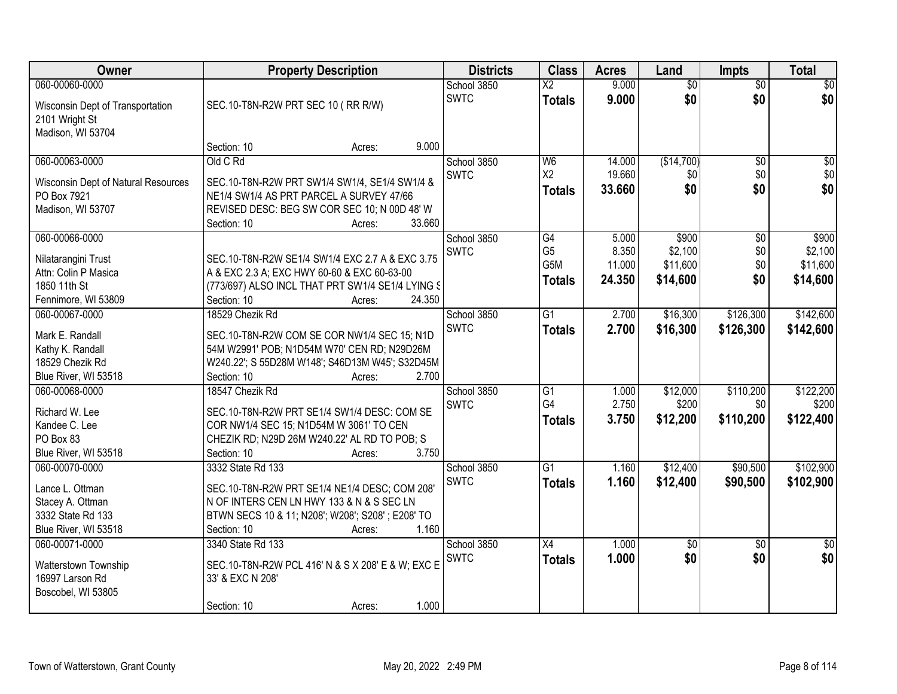| Owner | Property Description | Districts | Class | Acres | Land | Impts | Total |
|---|---|---|---|---|---|---|---|
| 060-00060-0000<br>Wisconsin Dept of Transportation<br>2101 Wright St<br>Madison, WI 53704 | SEC.10-T8N-R2W PRT SEC 10 ( RR R/W)<br>Section: 10 Acres: 9.000 | School 3850<br>SWTC | X2<br>**Totals** | 9.000<br>**9.000** | $0<br>**$0** | $0<br>**$0** | $0<br>**$0** |
| 060-00063-0000<br>Wisconsin Dept of Natural Resources<br>PO Box 7921<br>Madison, WI 53707 | Old C Rd<br>SEC.10-T8N-R2W PRT SW1/4 SW1/4, SE1/4 SW1/4 & NE1/4 SW1/4 AS PRT PARCEL A SURVEY 47/66 REVISED DESC: BEG SW COR SEC 10; N 00D 48' W<br>Section: 10 Acres: 33.660 | School 3850<br>SWTC | W6<br>X2<br>**Totals** | 14.000<br>19.660<br>**33.660** | ($14,700)<br>$0<br>**$0** | $0<br>$0<br>**$0** | $0<br>$0<br>**$0** |
| 060-00066-0000<br>Nilatarangini Trust<br>Attn: Colin P Masica<br>1850 11th St<br>Fennimore, WI 53809 | SEC.10-T8N-R2W SE1/4 SW1/4 EXC 2.7 A & EXC 3.75 A & EXC 2.3 A; EXC HWY 60-60 & EXC 60-63-00 (773/697) ALSO INCL THAT PRT SW1/4 SE1/4 LYING S<br>Section: 10 Acres: 24.350 | School 3850<br>SWTC | G4<br>G5<br>G5M<br>**Totals** | 5.000<br>8.350<br>11.000<br>**24.350** | $900<br>$2,100<br>$11,600<br>**$14,600** | $0<br>$0<br>$0<br>**$0** | $900<br>$2,100<br>$11,600<br>**$14,600** |
| 060-00067-0000<br>Mark E. Randall<br>Kathy K. Randall<br>18529 Chezik Rd<br>Blue River, WI 53518 | 18529 Chezik Rd<br>SEC.10-T8N-R2W COM SE COR NW1/4 SEC 15; N1D 54M W2991' POB; N1D54M W70' CEN RD; N29D26M W240.22'; S 55D28M W148'; S46D13M W45'; S32D45M<br>Section: 10 Acres: 2.700 | School 3850<br>SWTC | G1<br>**Totals** | 2.700<br>**2.700** | $16,300<br>**$16,300** | $126,300<br>**$126,300** | $142,600<br>**$142,600** |
| 060-00068-0000<br>Richard W. Lee<br>Kandee C. Lee<br>PO Box 83<br>Blue River, WI 53518 | 18547 Chezik Rd<br>SEC.10-T8N-R2W PRT SE1/4 SW1/4 DESC: COM SE COR NW1/4 SEC 15; N1D54M W 3061' TO CEN CHEZIK RD; N29D 26M W240.22' AL RD TO POB; S<br>Section: 10 Acres: 3.750 | School 3850<br>SWTC | G1<br>G4<br>**Totals** | 1.000<br>2.750<br>**3.750** | $12,000<br>$200<br>**$12,200** | $110,200<br>$0<br>**$110,200** | $122,200<br>$200<br>**$122,400** |
| 060-00070-0000<br>Lance L. Ottman<br>Stacey A. Ottman<br>3332 State Rd 133<br>Blue River, WI 53518 | 3332 State Rd 133<br>SEC.10-T8N-R2W PRT SE1/4 NE1/4 DESC; COM 208' N OF INTERS CEN LN HWY 133 & N & S SEC LN BTWN SECS 10 & 11; N208'; W208'; S208' ; E208' TO<br>Section: 10 Acres: 1.160 | School 3850<br>SWTC | G1<br>**Totals** | 1.160<br>**1.160** | $12,400<br>**$12,400** | $90,500<br>**$90,500** | $102,900<br>**$102,900** |
| 060-00071-0000<br>Watterstown Township<br>16997 Larson Rd<br>Boscobel, WI 53805 | 3340 State Rd 133<br>SEC.10-T8N-R2W PCL 416' N & S X 208' E & W; EXC E 33' & EXC N 208'<br>Section: 10 Acres: 1.000 | School 3850<br>SWTC | X4<br>**Totals** | 1.000<br>**1.000** | $0<br>**$0** | $0<br>**$0** | $0<br>**$0** |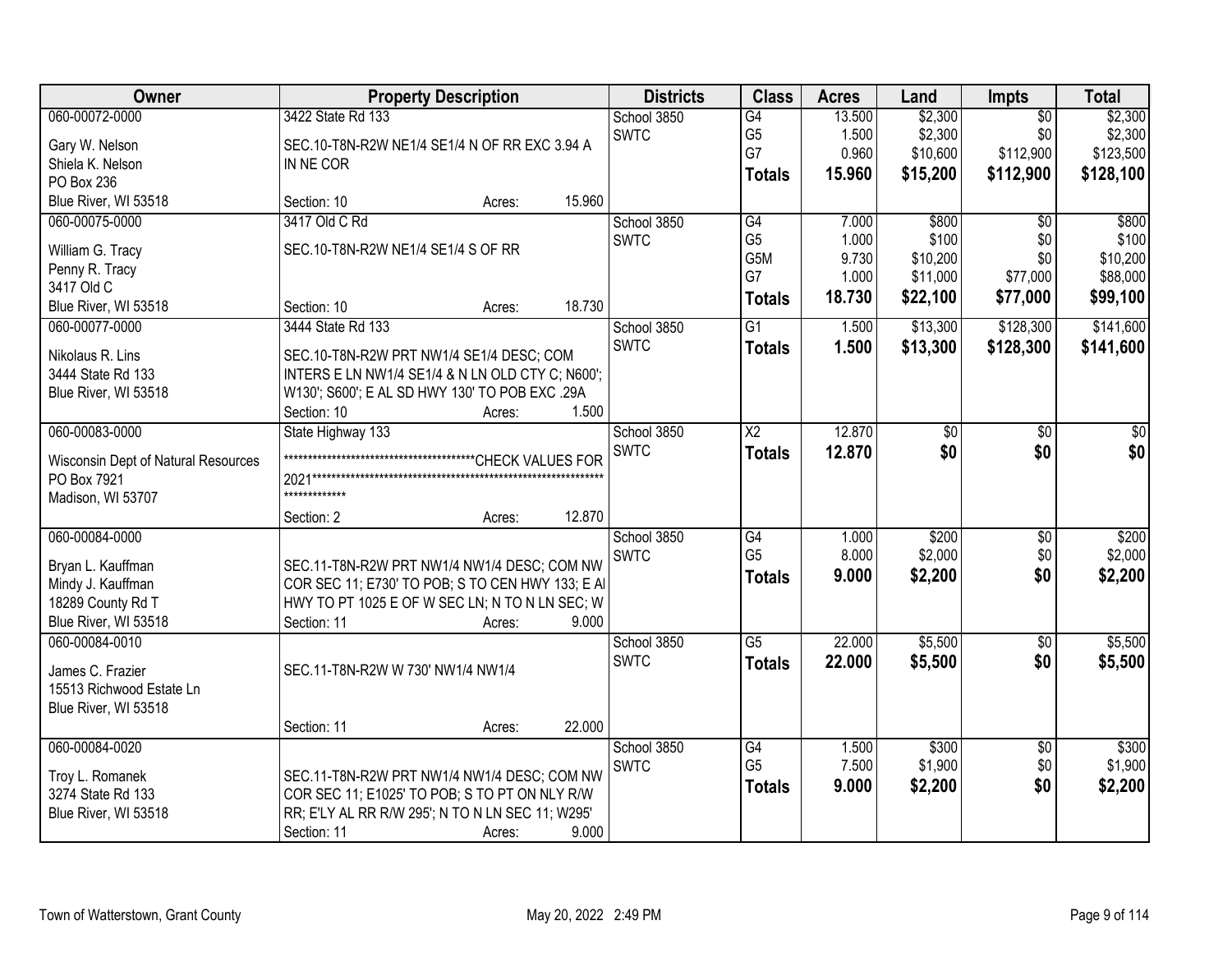| Owner | Property Description | Districts | Class | Acres | Land | Impts | Total |
|---|---|---|---|---|---|---|---|
| 060-00072-0000<br>Gary W. Nelson<br>Shiela K. Nelson<br>PO Box 236<br>Blue River, WI 53518 | 3422 State Rd 133<br>SEC.10-T8N-R2W NE1/4 SE1/4 N OF RR EXC 3.94 A IN NE COR<br>Section: 10 Acres: 15.960 | School 3850<br>SWTC | G4<br>G5<br>G7<br>**Totals** | 13.500<br>1.500<br>0.960<br>**15.960** | $2,300<br>$2,300<br>$10,600<br>**$15,200** | $0<br>$0<br>$112,900<br>**$112,900** | $2,300<br>$2,300<br>$123,500<br>**$128,100** |
| 060-00075-0000<br>William G. Tracy<br>Penny R. Tracy<br>3417 Old C<br>Blue River, WI 53518 | 3417 Old C Rd<br>SEC.10-T8N-R2W NE1/4 SE1/4 S OF RR<br>Section: 10 Acres: 18.730 | School 3850<br>SWTC | G4<br>G5<br>G5M<br>G7<br>**Totals** | 7.000<br>1.000<br>9.730<br>1.000<br>**18.730** | $800<br>$100<br>$10,200<br>$11,000<br>**$22,100** | $0<br>$0<br>$0<br>$77,000<br>**$77,000** | $800<br>$100<br>$10,200<br>$88,000<br>**$99,100** |
| 060-00077-0000<br>Nikolaus R. Lins<br>3444 State Rd 133<br>Blue River, WI 53518 | 3444 State Rd 133<br>SEC.10-T8N-R2W PRT NW1/4 SE1/4 DESC; COM INTERS E LN NW1/4 SE1/4 & N LN OLD CTY C; N600'; W130'; S600'; E AL SD HWY 130' TO POB EXC .29A<br>Section: 10 Acres: 1.500 | School 3850<br>SWTC | G1<br>**Totals** | 1.500<br>**1.500** | $13,300<br>**$13,300** | $128,300<br>**$128,300** | $141,600<br>**$141,600** |
| 060-00083-0000<br>Wisconsin Dept of Natural Resources<br>PO Box 7921<br>Madison, WI 53707 | State Highway 133<br>****************************************CHECK VALUES FOR 2021****************************************************************<br>*************<br>Section: 2 Acres: 12.870 | School 3850<br>SWTC | X2<br>**Totals** | 12.870<br>**12.870** | $0<br>**$0** | $0<br>**$0** | $0<br>**$0** |
| 060-00084-0000<br>Bryan L. Kauffman<br>Mindy J. Kauffman<br>18289 County Rd T<br>Blue River, WI 53518 | SEC.11-T8N-R2W PRT NW1/4 NW1/4 DESC; COM NW COR SEC 11; E730' TO POB; S TO CEN HWY 133; E AL HWY TO PT 1025 E OF W SEC LN; N TO N LN SEC; W<br>Section: 11 Acres: 9.000 | School 3850<br>SWTC | G4<br>G5<br>**Totals** | 1.000<br>8.000<br>**9.000** | $200<br>$2,000<br>**$2,200** | $0<br>$0<br>**$0** | $200<br>$2,000<br>**$2,200** |
| 060-00084-0010<br>James C. Frazier<br>15513 Richwood Estate Ln<br>Blue River, WI 53518 | SEC.11-T8N-R2W W 730' NW1/4 NW1/4<br>Section: 11 Acres: 22.000 | School 3850<br>SWTC | G5<br>**Totals** | 22.000<br>**22.000** | $5,500<br>**$5,500** | $0<br>**$0** | $5,500<br>**$5,500** |
| 060-00084-0020<br>Troy L. Romanek<br>3274 State Rd 133<br>Blue River, WI 53518 | SEC.11-T8N-R2W PRT NW1/4 NW1/4 DESC; COM NW COR SEC 11; E1025' TO POB; S TO PT ON NLY R/W RR; E'LY AL RR R/W 295'; N TO N LN SEC 11; W295'<br>Section: 11 Acres: 9.000 | School 3850<br>SWTC | G4<br>G5<br>**Totals** | 1.500<br>7.500<br>**9.000** | $300<br>$1,900<br>**$2,200** | $0<br>$0<br>**$0** | $300<br>$1,900<br>**$2,200** |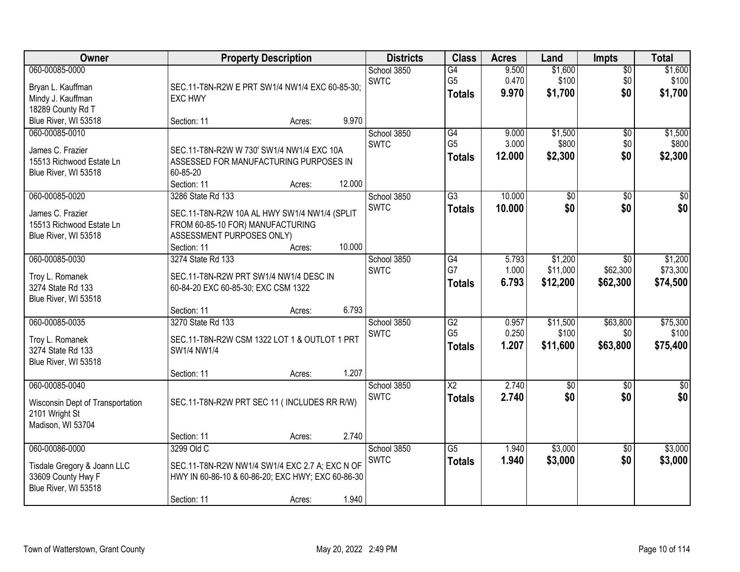| Owner | Property Description | Districts | Class | Acres | Land | Impts | Total |
|---|---|---|---|---|---|---|---|
| 060-00085-0000<br>Bryan L. Kauffman<br>Mindy J. Kauffman<br>18289 County Rd T<br>Blue River, WI 53518 | SEC.11-T8N-R2W E PRT SW1/4 NW1/4 EXC 60-85-30; EXC HWY<br>Section: 11 Acres: 9.970 | School 3850<br>SWTC | G4<br>G5<br>**Totals** | 9.500<br>0.470<br>**9.970** | $1,600<br>$100<br>**$1,700** | $0<br>$0<br>**$0** | $1,600<br>$100<br>**$1,700** |
| 060-00085-0010<br>James C. Frazier<br>15513 Richwood Estate Ln<br>Blue River, WI 53518 | SEC.11-T8N-R2W W 730' SW1/4 NW1/4 EXC 10A ASSESSED FOR MANUFACTURING PURPOSES IN 60-85-20<br>Section: 11 Acres: 12.000 | School 3850<br>SWTC | G4<br>G5<br>**Totals** | 9.000<br>3.000<br>**12.000** | $1,500<br>$800<br>**$2,300** | $0<br>$0<br>**$0** | $1,500<br>$800<br>**$2,300** |
| 060-00085-0020<br>James C. Frazier<br>15513 Richwood Estate Ln<br>Blue River, WI 53518 | 3286 State Rd 133<br>SEC.11-T8N-R2W 10A AL HWY SW1/4 NW1/4 (SPLIT FROM 60-85-10 FOR) MANUFACTURING ASSESSMENT PURPOSES ONLY)<br>Section: 11 Acres: 10.000 | School 3850<br>SWTC | G3<br>**Totals** | 10.000<br>**10.000** | $0<br>**$0** | $0<br>**$0** | $0<br>**$0** |
| 060-00085-0030<br>Troy L. Romanek<br>3274 State Rd 133<br>Blue River, WI 53518 | 3274 State Rd 133<br>SEC.11-T8N-R2W PRT SW1/4 NW1/4 DESC IN 60-84-20 EXC 60-85-30; EXC CSM 1322<br>Section: 11 Acres: 6.793 | School 3850<br>SWTC | G4<br>G7<br>**Totals** | 5.793<br>1.000<br>**6.793** | $1,200<br>$11,000<br>**$12,200** | $0<br>$62,300<br>**$62,300** | $1,200<br>$73,300<br>**$74,500** |
| 060-00085-0035<br>Troy L. Romanek<br>3274 State Rd 133<br>Blue River, WI 53518 | 3270 State Rd 133<br>SEC.11-T8N-R2W CSM 1322 LOT 1 & OUTLOT 1 PRT SW1/4 NW1/4<br>Section: 11 Acres: 1.207 | School 3850<br>SWTC | G2<br>G5<br>**Totals** | 0.957<br>0.250<br>**1.207** | $11,500<br>$100<br>**$11,600** | $63,800<br>$0<br>**$63,800** | $75,300<br>$100<br>**$75,400** |
| 060-00085-0040<br>Wisconsin Dept of Transportation<br>2101 Wright St<br>Madison, WI 53704 | SEC.11-T8N-R2W PRT SEC 11 ( INCLUDES RR R/W)<br>Section: 11 Acres: 2.740 | School 3850<br>SWTC | X2<br>**Totals** | 2.740<br>**2.740** | $0<br>**$0** | $0<br>**$0** | $0<br>**$0** |
| 060-00086-0000<br>Tisdale Gregory & Joann LLC<br>33609 County Hwy F<br>Blue River, WI 53518 | 3299 Old C<br>SEC.11-T8N-R2W NW1/4 SW1/4 EXC 2.7 A; EXC N OF HWY IN 60-86-10 & 60-86-20; EXC HWY; EXC 60-86-30<br>Section: 11 Acres: 1.940 | School 3850<br>SWTC | G5<br>**Totals** | 1.940<br>**1.940** | $3,000<br>**$3,000** | $0<br>**$0** | $3,000<br>**$3,000** |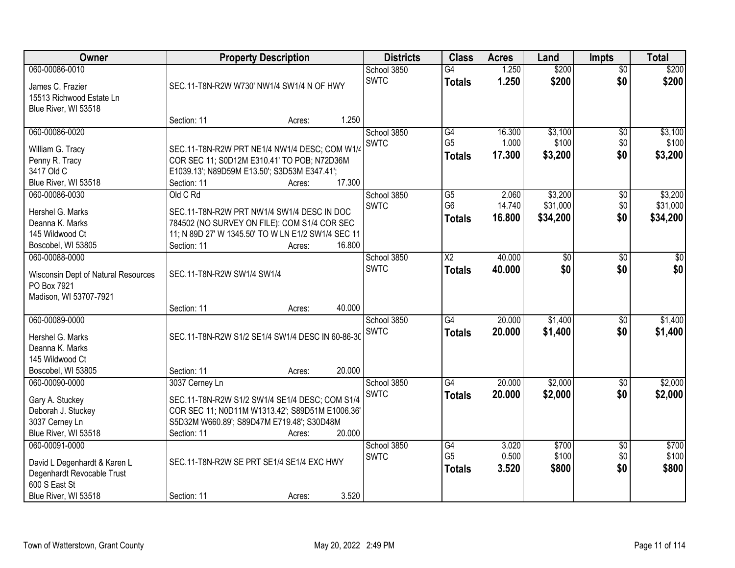| Owner | Property Description | Districts | Class | Acres | Land | Impts | Total |
|---|---|---|---|---|---|---|---|
| 060-00086-0010<br>James C. Frazier<br>15513 Richwood Estate Ln<br>Blue River, WI 53518 | SEC.11-T8N-R2W W730' NW1/4 SW1/4 N OF HWY<br>Section: 11 Acres: 1.250 | School 3850<br>SWTC | G4<br>**Totals** | 1.250<br>**1.250** | $200<br>**$200** | $0<br>**$0** | $200<br>**$200** |
| 060-00086-0020<br>William G. Tracy<br>Penny R. Tracy<br>3417 Old C<br>Blue River, WI 53518 | SEC.11-T8N-R2W PRT NE1/4 NW1/4 DESC; COM W1/4 COR SEC 11; S0D12M E310.41' TO POB; N72D36M E1039.13'; N89D59M E13.50'; S3D53M E347.41';<br>Section: 11 Acres: 17.300 | School 3850<br>SWTC | G4<br>G5<br>**Totals** | 16.300<br>1.000<br>**17.300** | $3,100<br>$100<br>**$3,200** | $0<br>$0<br>**$0** | $3,100<br>$100<br>**$3,200** |
| 060-00086-0030<br>Hershel G. Marks<br>Deanna K. Marks<br>145 Wildwood Ct<br>Boscobel, WI 53805 | Old C Rd<br>SEC.11-T8N-R2W PRT NW1/4 SW1/4 DESC IN DOC 784502 (NO SURVEY ON FILE): COM S1/4 COR SEC 11; N 89D 27' W 1345.50' TO W LN E1/2 SW1/4 SEC 11<br>Section: 11 Acres: 16.800 | School 3850<br>SWTC | G5<br>G6<br>**Totals** | 2.060<br>14.740<br>**16.800** | $3,200<br>$31,000<br>**$34,200** | $0<br>$0<br>**$0** | $3,200<br>$31,000<br>**$34,200** |
| 060-00088-0000<br>Wisconsin Dept of Natural Resources<br>PO Box 7921<br>Madison, WI 53707-7921 | SEC.11-T8N-R2W SW1/4 SW1/4<br>Section: 11 Acres: 40.000 | School 3850<br>SWTC | X2<br>**Totals** | 40.000<br>**40.000** | $0<br>**$0** | $0<br>**$0** | $0<br>**$0** |
| 060-00089-0000<br>Hershel G. Marks<br>Deanna K. Marks<br>145 Wildwood Ct<br>Boscobel, WI 53805 | SEC.11-T8N-R2W S1/2 SE1/4 SW1/4 DESC IN 60-86-30<br>Section: 11 Acres: 20.000 | School 3850<br>SWTC | G4<br>**Totals** | 20.000<br>**20.000** | $1,400<br>**$1,400** | $0<br>**$0** | $1,400<br>**$1,400** |
| 060-00090-0000<br>Gary A. Stuckey<br>Deborah J. Stuckey<br>3037 Cerney Ln<br>Blue River, WI 53518 | 3037 Cerney Ln<br>SEC.11-T8N-R2W S1/2 SW1/4 SE1/4 DESC; COM S1/4 COR SEC 11; N0D11M W1313.42'; S89D51M E1006.36' S5D32M W660.89'; S89D47M E719.48'; S30D48M<br>Section: 11 Acres: 20.000 | School 3850<br>SWTC | G4<br>**Totals** | 20.000<br>**20.000** | $2,000<br>**$2,000** | $0<br>**$0** | $2,000<br>**$2,000** |
| 060-00091-0000<br>David L Degenhardt & Karen L Degenhardt Revocable Trust<br>600 S East St<br>Blue River, WI 53518 | SEC.11-T8N-R2W SE PRT SE1/4 SE1/4 EXC HWY<br>Section: 11 Acres: 3.520 | School 3850<br>SWTC | G4<br>G5<br>**Totals** | 3.020<br>0.500<br>**3.520** | $700<br>$100<br>**$800** | $0<br>$0<br>**$0** | $700<br>$100<br>**$800** |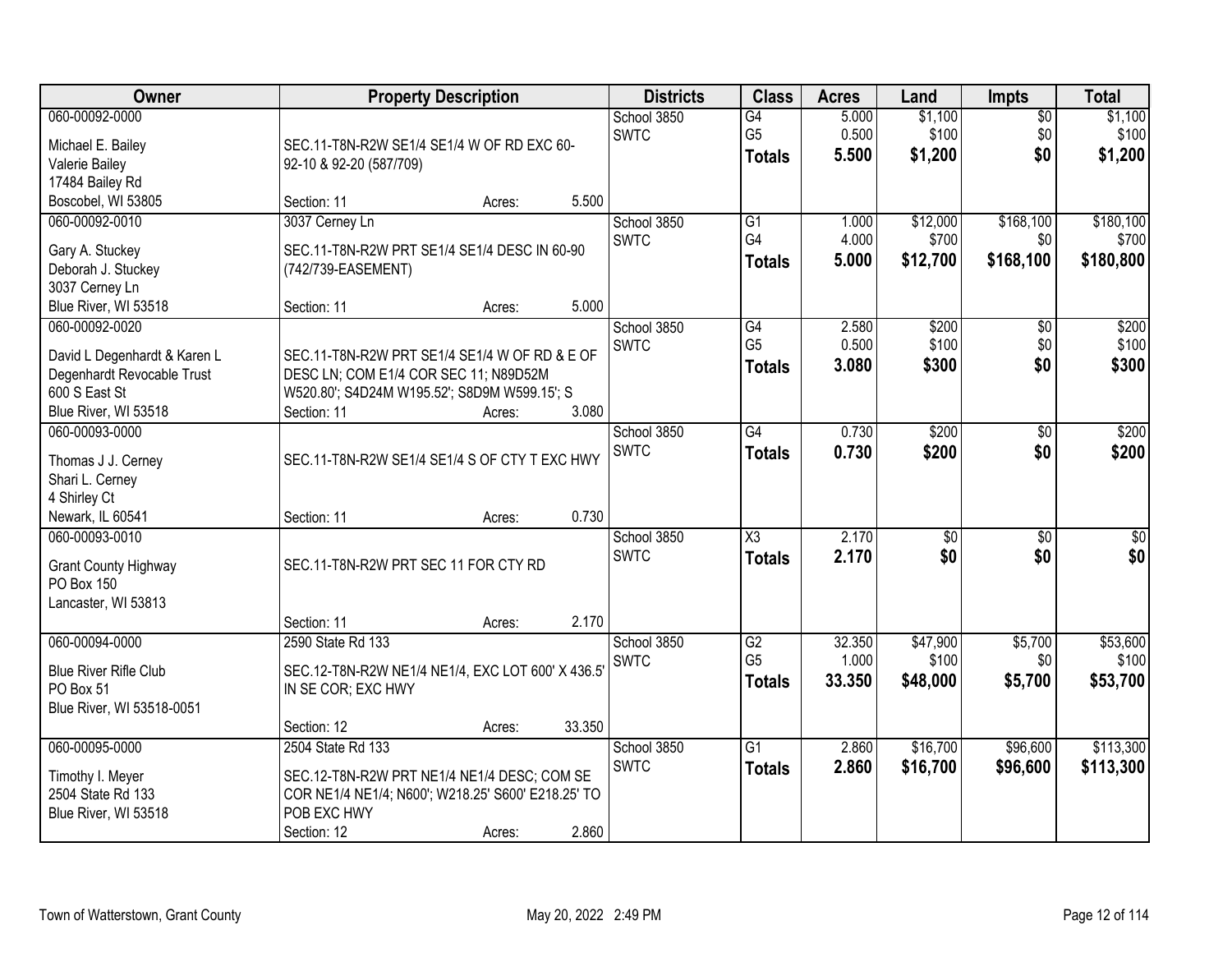| Owner | Property Description | Districts | Class | Acres | Land | Impts | Total |
|---|---|---|---|---|---|---|---|
| 060-00092-0000<br>Michael E. Bailey<br>Valerie Bailey<br>17484 Bailey Rd<br>Boscobel, WI 53805 | SEC.11-T8N-R2W SE1/4 SE1/4 W OF RD EXC 60-92-10 & 92-20 (587/709)<br>Section: 11 Acres: 5.500 | School 3850<br>SWTC | G4<br>G5<br>**Totals** | 5.000<br>0.500<br>**5.500** | $1,100<br>$100<br>**$1,200** | $0<br>$0<br>**$0** | $1,100<br>$100<br>**$1,200** |
| 060-00092-0010<br>Gary A. Stuckey<br>Deborah J. Stuckey<br>3037 Cerney Ln<br>Blue River, WI 53518 | 3037 Cerney Ln<br>SEC.11-T8N-R2W PRT SE1/4 SE1/4 DESC IN 60-90 (742/739-EASEMENT)<br>Section: 11 Acres: 5.000 | School 3850<br>SWTC | G1<br>G4<br>**Totals** | 1.000<br>4.000<br>**5.000** | $12,000<br>$700<br>**$12,700** | $168,100<br>$0<br>**$168,100** | $180,100<br>$700<br>**$180,800** |
| 060-00092-0020<br>David L Degenhardt & Karen L<br>Degenhardt Revocable Trust<br>600 S East St<br>Blue River, WI 53518 | SEC.11-T8N-R2W PRT SE1/4 SE1/4 W OF RD & E OF DESC LN; COM E1/4 COR SEC 11; N89D52M W520.80'; S4D24M W195.52'; S8D9M W599.15'; S<br>Section: 11 Acres: 3.080 | School 3850<br>SWTC | G4<br>G5<br>**Totals** | 2.580<br>0.500<br>**3.080** | $200<br>$100<br>**$300** | $0<br>$0<br>**$0** | $200<br>$100<br>**$300** |
| 060-00093-0000<br>Thomas J J. Cerney<br>Shari L. Cerney<br>4 Shirley Ct<br>Newark, IL 60541 | SEC.11-T8N-R2W SE1/4 SE1/4 S OF CTY T EXC HWY<br>Section: 11 Acres: 0.730 | School 3850<br>SWTC | G4<br>**Totals** | 0.730<br>**0.730** | $200<br>**$200** | $0<br>**$0** | $200<br>**$200** |
| 060-00093-0010<br>Grant County Highway<br>PO Box 150<br>Lancaster, WI 53813 | SEC.11-T8N-R2W PRT SEC 11 FOR CTY RD<br>Section: 11 Acres: 2.170 | School 3850<br>SWTC | X3<br>**Totals** | 2.170<br>**2.170** | $0<br>**$0** | $0<br>**$0** | $0<br>**$0** |
| 060-00094-0000<br>Blue River Rifle Club<br>PO Box 51<br>Blue River, WI 53518-0051 | 2590 State Rd 133<br>SEC.12-T8N-R2W NE1/4 NE1/4, EXC LOT 600' X 436.5' IN SE COR; EXC HWY<br>Section: 12 Acres: 33.350 | School 3850<br>SWTC | G2<br>G5<br>**Totals** | 32.350<br>1.000<br>**33.350** | $47,900<br>$100<br>**$48,000** | $5,700<br>$0<br>**$5,700** | $53,600<br>$100<br>**$53,700** |
| 060-00095-0000<br>Timothy I. Meyer<br>2504 State Rd 133<br>Blue River, WI 53518 | 2504 State Rd 133<br>SEC.12-T8N-R2W PRT NE1/4 NE1/4 DESC; COM SE COR NE1/4 NE1/4; N600'; W218.25' S600' E218.25' TO POB EXC HWY<br>Section: 12 Acres: 2.860 | School 3850<br>SWTC | G1<br>**Totals** | 2.860<br>**2.860** | $16,700<br>**$16,700** | $96,600<br>**$96,600** | $113,300<br>**$113,300** |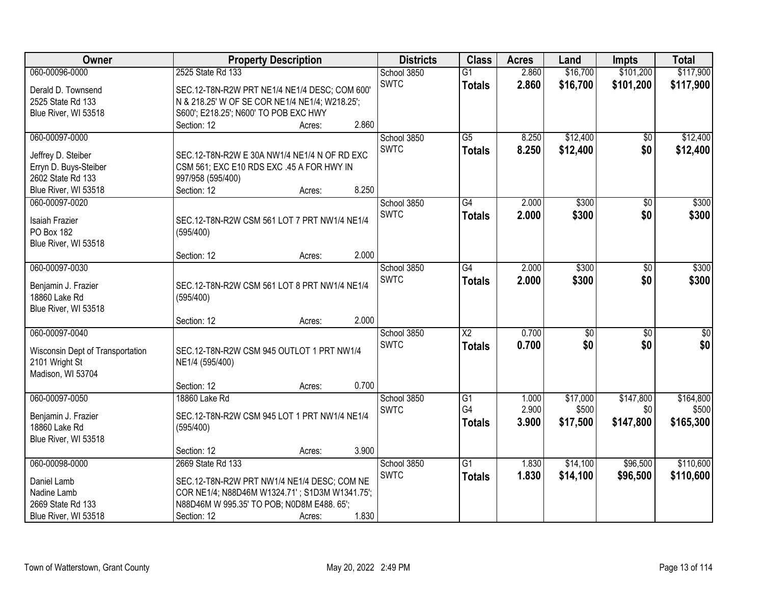| Owner | Property Description | Districts | Class | Acres | Land | Impts | Total |
|---|---|---|---|---|---|---|---|
| 060-00096-0000<br>Derald D. Townsend<br>2525 State Rd 133<br>Blue River, WI 53518 | 2525 State Rd 133<br>SEC.12-T8N-R2W PRT NE1/4 NE1/4 DESC; COM 600' N & 218.25' W OF SE COR NE1/4 NE1/4; W218.25'; S600'; E218.25'; N600' TO POB EXC HWY<br>Section: 12 Acres: 2.860 | School 3850<br>SWTC | G1<br>**Totals** | 2.860<br>**2.860** | $16,700<br>**$16,700** | $101,200<br>**$101,200** | $117,900<br>**$117,900** |
| 060-00097-0000<br>Jeffrey D. Steiber<br>Erryn D. Buys-Steiber<br>2602 State Rd 133<br>Blue River, WI 53518 | SEC.12-T8N-R2W E 30A NW1/4 NE1/4 N OF RD EXC CSM 561; EXC E10 RDS EXC .45 A FOR HWY IN 997/958 (595/400)<br>Section: 12 Acres: 8.250 | School 3850<br>SWTC | G5<br>**Totals** | 8.250<br>**8.250** | $12,400<br>**$12,400** | $0<br>**$0** | $12,400<br>**$12,400** |
| 060-00097-0020<br>Isaiah Frazier<br>PO Box 182<br>Blue River, WI 53518 | SEC.12-T8N-R2W CSM 561 LOT 7 PRT NW1/4 NE1/4 (595/400)<br>Section: 12 Acres: 2.000 | School 3850<br>SWTC | G4<br>**Totals** | 2.000<br>**2.000** | $300<br>**$300** | $0<br>**$0** | $300<br>**$300** |
| 060-00097-0030<br>Benjamin J. Frazier<br>18860 Lake Rd<br>Blue River, WI 53518 | SEC.12-T8N-R2W CSM 561 LOT 8 PRT NW1/4 NE1/4 (595/400)<br>Section: 12 Acres: 2.000 | School 3850<br>SWTC | G4<br>**Totals** | 2.000<br>**2.000** | $300<br>**$300** | $0<br>**$0** | $300<br>**$300** |
| 060-00097-0040<br>Wisconsin Dept of Transportation<br>2101 Wright St<br>Madison, WI 53704 | SEC.12-T8N-R2W CSM 945 OUTLOT 1 PRT NW1/4 NE1/4 (595/400)<br>Section: 12 Acres: 0.700 | School 3850<br>SWTC | X2<br>**Totals** | 0.700<br>**0.700** | $0<br>**$0** | $0<br>**$0** | $0<br>**$0** |
| 060-00097-0050<br>Benjamin J. Frazier<br>18860 Lake Rd<br>Blue River, WI 53518 | 18860 Lake Rd<br>SEC.12-T8N-R2W CSM 945 LOT 1 PRT NW1/4 NE1/4 (595/400)<br>Section: 12 Acres: 3.900 | School 3850<br>SWTC | G1<br>G4<br>**Totals** | 1.000<br>2.900<br>**3.900** | $17,000<br>$500<br>**$17,500** | $147,800<br>$0<br>**$147,800** | $164,800<br>$500<br>**$165,300** |
| 060-00098-0000<br>Daniel Lamb<br>Nadine Lamb<br>2669 State Rd 133<br>Blue River, WI 53518 | 2669 State Rd 133<br>SEC.12-T8N-R2W PRT NW1/4 NE1/4 DESC; COM NE COR NE1/4; N88D46M W1324.71' ; S1D3M W1341.75'; N88D46M W 995.35' TO POB; N0D8M E488. 65';<br>Section: 12 Acres: 1.830 | School 3850<br>SWTC | G1<br>**Totals** | 1.830<br>**1.830** | $14,100<br>**$14,100** | $96,500<br>**$96,500** | $110,600<br>**$110,600** |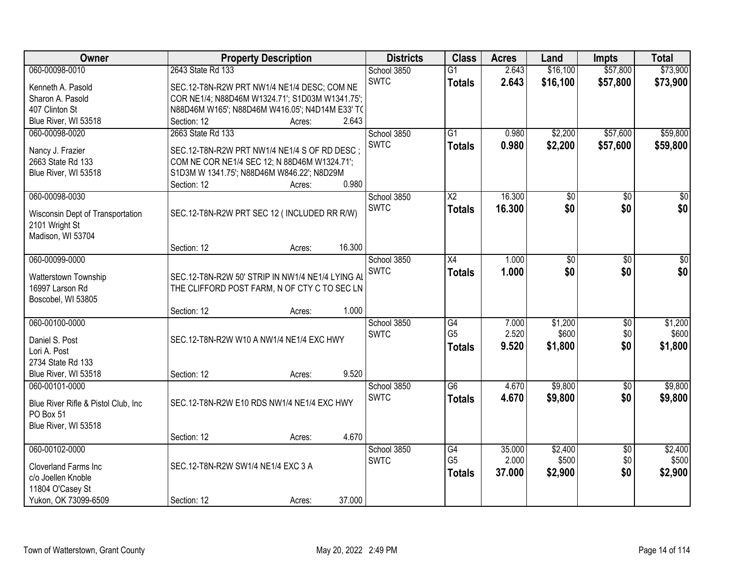| Owner | Property Description | Districts | Class | Acres | Land | Impts | Total |
|---|---|---|---|---|---|---|---|
| 060-00098-0010<br>Kenneth A. Pasold<br>Sharon A. Pasold<br>407 Clinton St<br>Blue River, WI 53518 | 2643 State Rd 133<br>SEC.12-T8N-R2W PRT NW1/4 NE1/4 DESC; COM NE COR NE1/4; N88D46M W1324.71'; S1D03M W1341.75'; N88D46M W165'; N88D46M W416.05'; N4D14M E33' TO<br>Section: 12 Acres: 2.643 | School 3850<br>SWTC | G1<br>**Totals** | 2.643<br>**2.643** | $16,100<br>**$16,100** | $57,800<br>**$57,800** | $73,900<br>**$73,900** |
| 060-00098-0020<br>Nancy J. Frazier<br>2663 State Rd 133<br>Blue River, WI 53518 | 2663 State Rd 133<br>SEC.12-T8N-R2W PRT NW1/4 NE1/4 S OF RD DESC ; COM NE COR NE1/4 SEC 12; N 88D46M W1324.71'; S1D3M W 1341.75'; N88D46M W846.22'; N8D29M<br>Section: 12 Acres: 0.980 | School 3850<br>SWTC | G1<br>**Totals** | 0.980<br>**0.980** | $2,200<br>**$2,200** | $57,600<br>**$57,600** | $59,800<br>**$59,800** |
| 060-00098-0030<br>Wisconsin Dept of Transportation<br>2101 Wright St<br>Madison, WI 53704 | SEC.12-T8N-R2W PRT SEC 12 ( INCLUDED RR R/W)<br>Section: 12 Acres: 16.300 | School 3850<br>SWTC | X2<br>**Totals** | 16.300<br>**16.300** | $0<br>**$0** | $0<br>**$0** | $0<br>**$0** |
| 060-00099-0000<br>Watterstown Township<br>16997 Larson Rd<br>Boscobel, WI 53805 | SEC.12-T8N-R2W 50' STRIP IN NW1/4 NE1/4 LYING AL THE CLIFFORD POST FARM, N OF CTY C TO SEC LN<br>Section: 12 Acres: 1.000 | School 3850<br>SWTC | X4<br>**Totals** | 1.000<br>**1.000** | $0<br>**$0** | $0<br>**$0** | $0<br>**$0** |
| 060-00100-0000<br>Daniel S. Post<br>Lori A. Post<br>2734 State Rd 133<br>Blue River, WI 53518 | SEC.12-T8N-R2W W10 A NW1/4 NE1/4 EXC HWY<br>Section: 12 Acres: 9.520 | School 3850<br>SWTC | G4<br>G5<br>**Totals** | 7.000<br>2.520<br>**9.520** | $1,200<br>$600<br>**$1,800** | $0<br>$0<br>**$0** | $1,200<br>$600<br>**$1,800** |
| 060-00101-0000<br>Blue River Rifle & Pistol Club, Inc<br>PO Box 51<br>Blue River, WI 53518 | SEC.12-T8N-R2W E10 RDS NW1/4 NE1/4 EXC HWY<br>Section: 12 Acres: 4.670 | School 3850<br>SWTC | G6<br>**Totals** | 4.670<br>**4.670** | $9,800<br>**$9,800** | $0<br>**$0** | $9,800<br>**$9,800** |
| 060-00102-0000<br>Cloverland Farms Inc<br>c/o Joellen Knoble<br>11804 O'Casey St<br>Yukon, OK 73099-6509 | SEC.12-T8N-R2W SW1/4 NE1/4 EXC 3 A<br>Section: 12 Acres: 37.000 | School 3850<br>SWTC | G4<br>G5<br>**Totals** | 35.000<br>2.000<br>**37.000** | $2,400<br>$500<br>**$2,900** | $0<br>$0<br>**$0** | $2,400<br>$500<br>**$2,900** |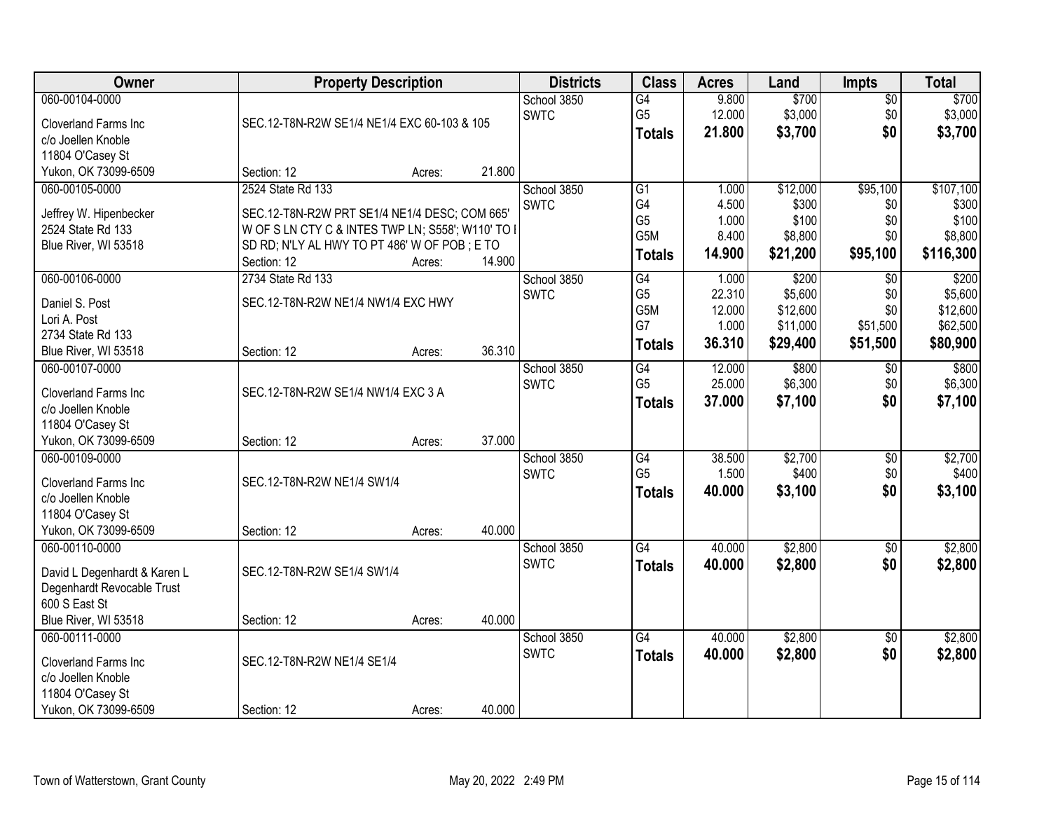| Owner | Property Description | Districts | Class | Acres | Land | Impts | Total |
|---|---|---|---|---|---|---|---|
| 060-00104-0000<br>Cloverland Farms Inc<br>c/o Joellen Knoble<br>11804 O'Casey St<br>Yukon, OK 73099-6509 | SEC.12-T8N-R2W SE1/4 NE1/4 EXC 60-103 & 105<br>Section: 12 Acres: 21.800 | School 3850<br>SWTC | G4<br>G5<br>**Totals** | 9.800<br>12.000<br>**21.800** | $700<br>$3,000<br>**$3,700** | $0<br>$0<br>**$0** | $700<br>$3,000<br>**$3,700** |
| 060-00105-0000<br>Jeffrey W. Hipenbecker<br>2524 State Rd 133<br>Blue River, WI 53518 | 2524 State Rd 133<br>SEC.12-T8N-R2W PRT SE1/4 NE1/4 DESC; COM 665' W OF S LN CTY C & INTES TWP LN; S558'; W110' TO I SD RD; N'LY AL HWY TO PT 486' W OF POB ; E TO<br>Section: 12 Acres: 14.900 | School 3850<br>SWTC | G1<br>G4<br>G5<br>G5M<br>**Totals** | 1.000<br>4.500<br>1.000<br>8.400<br>**14.900** | $12,000<br>$300<br>$100<br>$8,800<br>**$21,200** | $95,100<br>$0<br>$0<br>$0<br>**$95,100** | $107,100<br>$300<br>$100<br>$8,800<br>**$116,300** |
| 060-00106-0000<br>Daniel S. Post<br>Lori A. Post<br>2734 State Rd 133<br>Blue River, WI 53518 | 2734 State Rd 133<br>SEC.12-T8N-R2W NE1/4 NW1/4 EXC HWY<br>Section: 12 Acres: 36.310 | School 3850<br>SWTC | G4<br>G5<br>G5M<br>G7<br>**Totals** | 1.000<br>22.310<br>12.000<br>1.000<br>**36.310** | $200<br>$5,600<br>$12,600<br>$11,000<br>**$29,400** | $0<br>$0<br>$0<br>$51,500<br>**$51,500** | $200<br>$5,600<br>$12,600<br>$62,500<br>**$80,900** |
| 060-00107-0000<br>Cloverland Farms Inc<br>c/o Joellen Knoble<br>11804 O'Casey St<br>Yukon, OK 73099-6509 | SEC.12-T8N-R2W SE1/4 NW1/4 EXC 3 A<br>Section: 12 Acres: 37.000 | School 3850<br>SWTC | G4<br>G5<br>**Totals** | 12.000<br>25.000<br>**37.000** | $800<br>$6,300<br>**$7,100** | $0<br>$0<br>**$0** | $800<br>$6,300<br>**$7,100** |
| 060-00109-0000<br>Cloverland Farms Inc<br>c/o Joellen Knoble<br>11804 O'Casey St<br>Yukon, OK 73099-6509 | SEC.12-T8N-R2W NE1/4 SW1/4<br>Section: 12 Acres: 40.000 | School 3850<br>SWTC | G4<br>G5<br>**Totals** | 38.500<br>1.500<br>**40.000** | $2,700<br>$400<br>**$3,100** | $0<br>$0<br>**$0** | $2,700<br>$400<br>**$3,100** |
| 060-00110-0000<br>David L Degenhardt & Karen L Degenhardt Revocable Trust<br>600 S East St<br>Blue River, WI 53518 | SEC.12-T8N-R2W SE1/4 SW1/4<br>Section: 12 Acres: 40.000 | School 3850<br>SWTC | G4<br>**Totals** | 40.000<br>**40.000** | $2,800<br>**$2,800** | $0<br>**$0** | $2,800<br>**$2,800** |
| 060-00111-0000<br>Cloverland Farms Inc<br>c/o Joellen Knoble<br>11804 O'Casey St<br>Yukon, OK 73099-6509 | SEC.12-T8N-R2W NE1/4 SE1/4<br>Section: 12 Acres: 40.000 | School 3850<br>SWTC | G4<br>**Totals** | 40.000<br>**40.000** | $2,800<br>**$2,800** | $0<br>**$0** | $2,800<br>**$2,800** |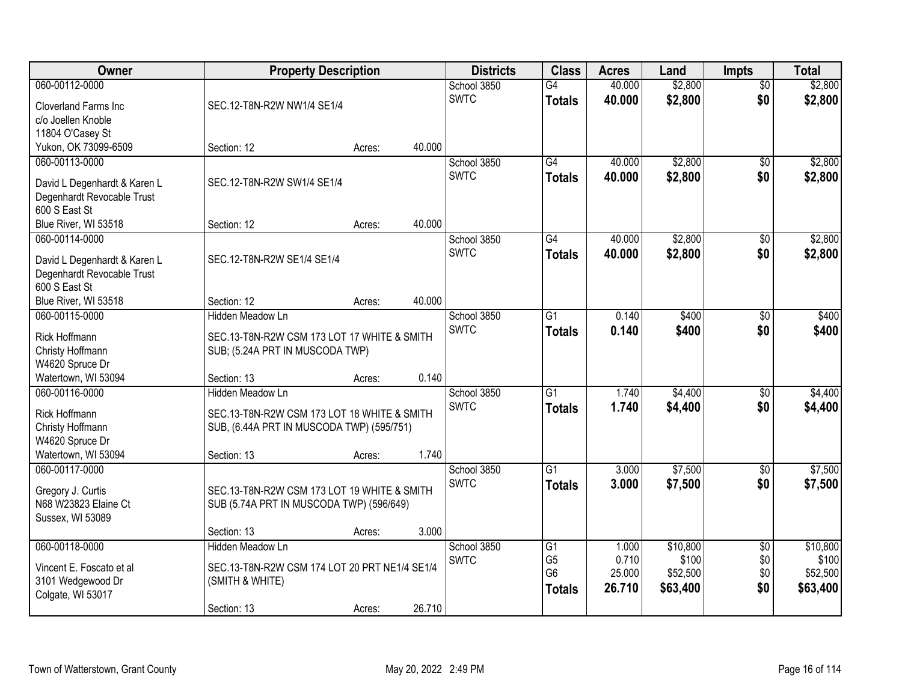| Owner | Property Description | Districts | Class | Acres | Land | Impts | Total |
|---|---|---|---|---|---|---|---|
| 060-00112-0000<br>Cloverland Farms Inc<br>c/o Joellen Knoble<br>11804 O'Casey St<br>Yukon, OK 73099-6509 | SEC.12-T8N-R2W NW1/4 SE1/4<br>Section: 12 Acres: 40.000 | School 3850<br>SWTC | G4<br>**Totals** | 40.000<br>**40.000** | $2,800<br>**$2,800** | $0<br>**$0** | $2,800<br>**$2,800** |
| 060-00113-0000<br>David L Degenhardt & Karen L<br>Degenhardt Revocable Trust<br>600 S East St<br>Blue River, WI 53518 | SEC.12-T8N-R2W SW1/4 SE1/4<br>Section: 12 Acres: 40.000 | School 3850<br>SWTC | G4<br>**Totals** | 40.000<br>**40.000** | $2,800<br>**$2,800** | $0<br>**$0** | $2,800<br>**$2,800** |
| 060-00114-0000<br>David L Degenhardt & Karen L<br>Degenhardt Revocable Trust<br>600 S East St<br>Blue River, WI 53518 | SEC.12-T8N-R2W SE1/4 SE1/4<br>Section: 12 Acres: 40.000 | School 3850<br>SWTC | G4<br>**Totals** | 40.000<br>**40.000** | $2,800<br>**$2,800** | $0<br>**$0** | $2,800<br>**$2,800** |
| 060-00115-0000<br>Rick Hoffmann<br>Christy Hoffmann<br>W4620 Spruce Dr<br>Watertown, WI 53094 | Hidden Meadow Ln<br>SEC.13-T8N-R2W CSM 173 LOT 17 WHITE & SMITH SUB; (5.24A PRT IN MUSCODA TWP)<br>Section: 13 Acres: 0.140 | School 3850<br>SWTC | G1<br>**Totals** | 0.140<br>**0.140** | $400<br>**$400** | $0<br>**$0** | $400<br>**$400** |
| 060-00116-0000<br>Rick Hoffmann<br>Christy Hoffmann<br>W4620 Spruce Dr<br>Watertown, WI 53094 | Hidden Meadow Ln<br>SEC.13-T8N-R2W CSM 173 LOT 18 WHITE & SMITH SUB, (6.44A PRT IN MUSCODA TWP) (595/751)<br>Section: 13 Acres: 1.740 | School 3850<br>SWTC | G1<br>**Totals** | 1.740<br>**1.740** | $4,400<br>**$4,400** | $0<br>**$0** | $4,400<br>**$4,400** |
| 060-00117-0000<br>Gregory J. Curtis<br>N68 W23823 Elaine Ct<br>Sussex, WI 53089 | SEC.13-T8N-R2W CSM 173 LOT 19 WHITE & SMITH SUB (5.74A PRT IN MUSCODA TWP) (596/649)<br>Section: 13 Acres: 3.000 | School 3850<br>SWTC | G1<br>**Totals** | 3.000<br>**3.000** | $7,500<br>**$7,500** | $0<br>**$0** | $7,500<br>**$7,500** |
| 060-00118-0000<br>Vincent E. Foscato et al<br>3101 Wedgewood Dr<br>Colgate, WI 53017 | Hidden Meadow Ln<br>SEC.13-T8N-R2W CSM 174 LOT 20 PRT NE1/4 SE1/4 (SMITH & WHITE)<br>Section: 13 Acres: 26.710 | School 3850<br>SWTC | G1<br>G5<br>G6<br>**Totals** | 1.000<br>0.710<br>25.000<br>**26.710** | $10,800<br>$100<br>$52,500<br>**$63,400** | $0<br>$0<br>$0<br>**$0** | $10,800<br>$100<br>$52,500<br>**$63,400** |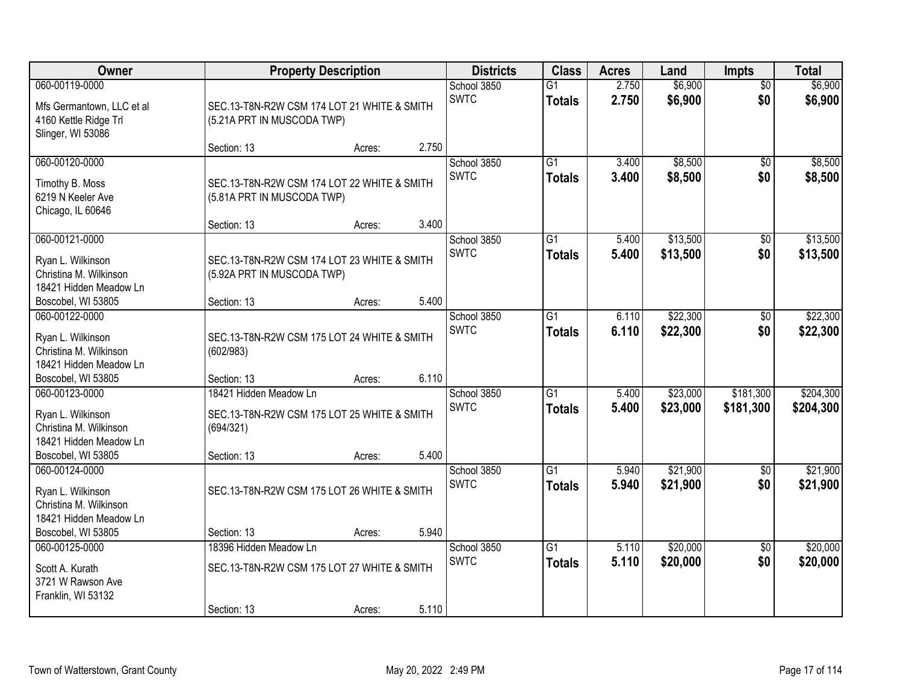| Owner | Property Description | Districts | Class | Acres | Land | Impts | Total |
|---|---|---|---|---|---|---|---|
| 060-00119-0000<br>Mfs Germantown, LLC et al<br>4160 Kettle Ridge Trl<br>Slinger, WI 53086 | SEC.13-T8N-R2W CSM 174 LOT 21 WHITE & SMITH (5.21A PRT IN MUSCODA TWP)<br>Section: 13 Acres: 2.750 | School 3850<br>SWTC | G1<br>**Totals** | 2.750<br>**2.750** | $6,900<br>**$6,900** | $0<br>**$0** | $6,900<br>**$6,900** |
| 060-00120-0000<br>Timothy B. Moss<br>6219 N Keeler Ave<br>Chicago, IL 60646 | SEC.13-T8N-R2W CSM 174 LOT 22 WHITE & SMITH (5.81A PRT IN MUSCODA TWP)<br>Section: 13 Acres: 3.400 | School 3850<br>SWTC | G1<br>**Totals** | 3.400<br>**3.400** | $8,500<br>**$8,500** | $0<br>**$0** | $8,500<br>**$8,500** |
| 060-00121-0000<br>Ryan L. Wilkinson<br>Christina M. Wilkinson<br>18421 Hidden Meadow Ln<br>Boscobel, WI 53805 | SEC.13-T8N-R2W CSM 174 LOT 23 WHITE & SMITH (5.92A PRT IN MUSCODA TWP)<br>Section: 13 Acres: 5.400 | School 3850<br>SWTC | G1<br>**Totals** | 5.400<br>**5.400** | $13,500<br>**$13,500** | $0<br>**$0** | $13,500<br>**$13,500** |
| 060-00122-0000<br>Ryan L. Wilkinson<br>Christina M. Wilkinson<br>18421 Hidden Meadow Ln<br>Boscobel, WI 53805 | SEC.13-T8N-R2W CSM 175 LOT 24 WHITE & SMITH (602/983)<br>Section: 13 Acres: 6.110 | School 3850<br>SWTC | G1<br>**Totals** | 6.110<br>**6.110** | $22,300<br>**$22,300** | $0<br>**$0** | $22,300<br>**$22,300** |
| 060-00123-0000<br>Ryan L. Wilkinson<br>Christina M. Wilkinson<br>18421 Hidden Meadow Ln<br>Boscobel, WI 53805 | 18421 Hidden Meadow Ln<br>SEC.13-T8N-R2W CSM 175 LOT 25 WHITE & SMITH (694/321)<br>Section: 13 Acres: 5.400 | School 3850<br>SWTC | G1<br>**Totals** | 5.400<br>**5.400** | $23,000<br>**$23,000** | $181,300<br>**$181,300** | $204,300<br>**$204,300** |
| 060-00124-0000<br>Ryan L. Wilkinson<br>Christina M. Wilkinson<br>18421 Hidden Meadow Ln<br>Boscobel, WI 53805 | SEC.13-T8N-R2W CSM 175 LOT 26 WHITE & SMITH<br>Section: 13 Acres: 5.940 | School 3850<br>SWTC | G1<br>**Totals** | 5.940<br>**5.940** | $21,900<br>**$21,900** | $0<br>**$0** | $21,900<br>**$21,900** |
| 060-00125-0000<br>Scott A. Kurath<br>3721 W Rawson Ave<br>Franklin, WI 53132 | 18396 Hidden Meadow Ln<br>SEC.13-T8N-R2W CSM 175 LOT 27 WHITE & SMITH<br>Section: 13 Acres: 5.110 | School 3850<br>SWTC | G1<br>**Totals** | 5.110<br>**5.110** | $20,000<br>**$20,000** | $0<br>**$0** | $20,000<br>**$20,000** |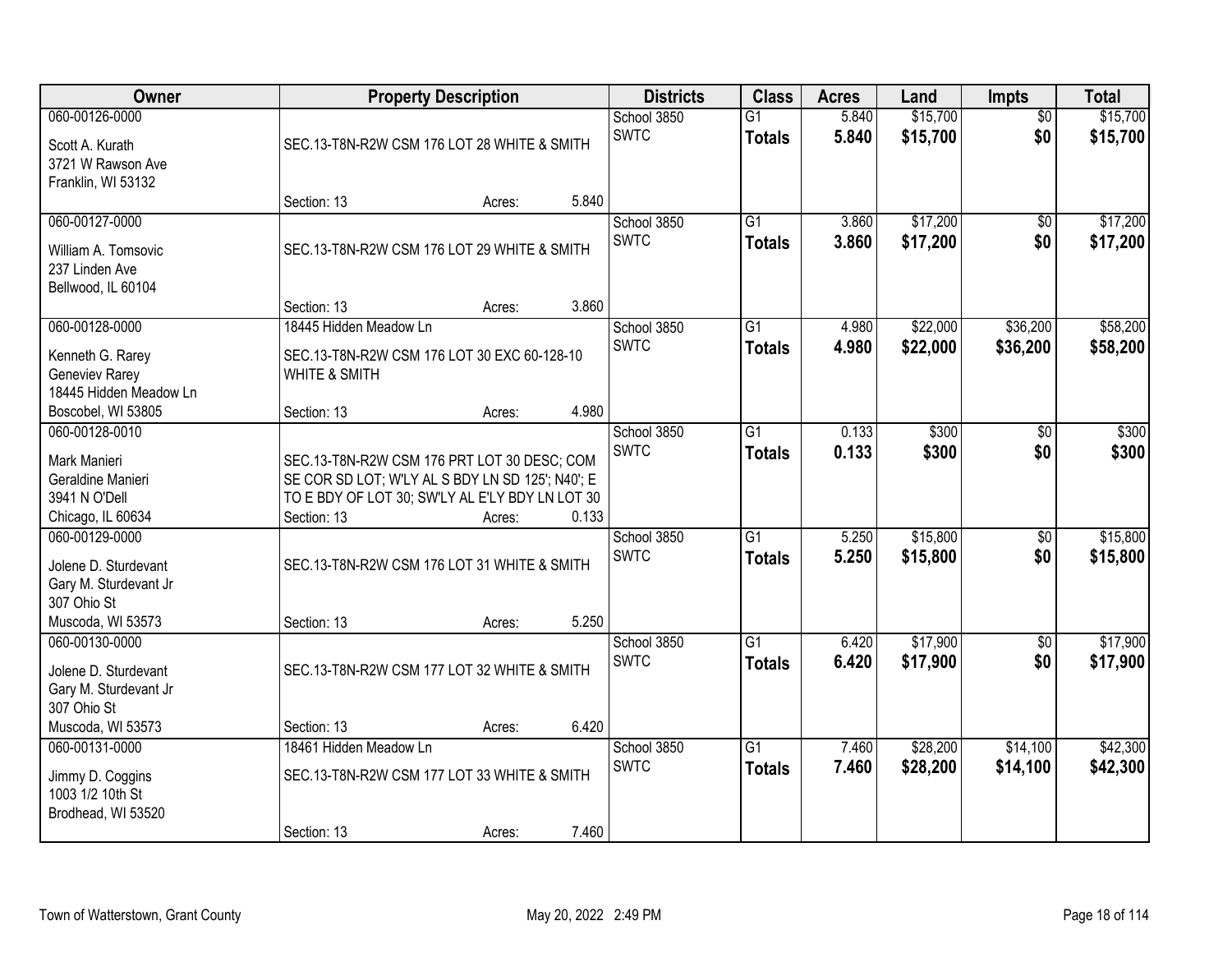| Owner | Property Description | | | Districts | Class | Acres | Land | Impts | Total |
|---|---|---|---|---|---|---|---|---|---|
| 060-00126-0000<br>Scott A. Kurath<br>3721 W Rawson Ave<br>Franklin, WI 53132 | SEC.13-T8N-R2W CSM 176 LOT 28 WHITE & SMITH<br>Section: 13 | Acres: | 5.840 | School 3850<br>SWTC | G1<br>**Totals** | 5.840<br>**5.840** | $15,700<br>**$15,700** | $0<br>**$0** | $15,700<br>**$15,700** |
| 060-00127-0000<br>William A. Tomsovic<br>237 Linden Ave<br>Bellwood, IL 60104 | SEC.13-T8N-R2W CSM 176 LOT 29 WHITE & SMITH<br>Section: 13 | Acres: | 3.860 | School 3850<br>SWTC | G1<br>**Totals** | 3.860<br>**3.860** | $17,200<br>**$17,200** | $0<br>**$0** | $17,200<br>**$17,200** |
| 060-00128-0000<br>Kenneth G. Rarey<br>Geneviev Rarey<br>18445 Hidden Meadow Ln<br>Boscobel, WI 53805 | 18445 Hidden Meadow Ln<br>SEC.13-T8N-R2W CSM 176 LOT 30 EXC 60-128-10 WHITE & SMITH<br>Section: 13 | Acres: | 4.980 | School 3850<br>SWTC | G1<br>**Totals** | 4.980<br>**4.980** | $22,000<br>**$22,000** | $36,200<br>**$36,200** | $58,200<br>**$58,200** |
| 060-00128-0010<br>Mark Manieri<br>Geraldine Manieri<br>3941 N O'Dell<br>Chicago, IL 60634 | SEC.13-T8N-R2W CSM 176 PRT LOT 30 DESC; COM SE COR SD LOT; W'LY AL S BDY LN SD 125'; N40'; E TO E BDY OF LOT 30; SW'LY AL E'LY BDY LN LOT 30<br>Section: 13 | Acres: | 0.133 | School 3850<br>SWTC | G1<br>**Totals** | 0.133<br>**0.133** | $300<br>**$300** | $0<br>**$0** | $300<br>**$300** |
| 060-00129-0000<br>Jolene D. Sturdevant<br>Gary M. Sturdevant Jr<br>307 Ohio St<br>Muscoda, WI 53573 | SEC.13-T8N-R2W CSM 176 LOT 31 WHITE & SMITH<br>Section: 13 | Acres: | 5.250 | School 3850<br>SWTC | G1<br>**Totals** | 5.250<br>**5.250** | $15,800<br>**$15,800** | $0<br>**$0** | $15,800<br>**$15,800** |
| 060-00130-0000<br>Jolene D. Sturdevant<br>Gary M. Sturdevant Jr<br>307 Ohio St<br>Muscoda, WI 53573 | SEC.13-T8N-R2W CSM 177 LOT 32 WHITE & SMITH<br>Section: 13 | Acres: | 6.420 | School 3850<br>SWTC | G1<br>**Totals** | 6.420<br>**6.420** | $17,900<br>**$17,900** | $0<br>**$0** | $17,900<br>**$17,900** |
| 060-00131-0000<br>Jimmy D. Coggins<br>1003 1/2 10th St<br>Brodhead, WI 53520 | 18461 Hidden Meadow Ln<br>SEC.13-T8N-R2W CSM 177 LOT 33 WHITE & SMITH<br>Section: 13 | Acres: | 7.460 | School 3850<br>SWTC | G1<br>**Totals** | 7.460<br>**7.460** | $28,200<br>**$28,200** | $14,100<br>**$14,100** | $42,300<br>**$42,300** |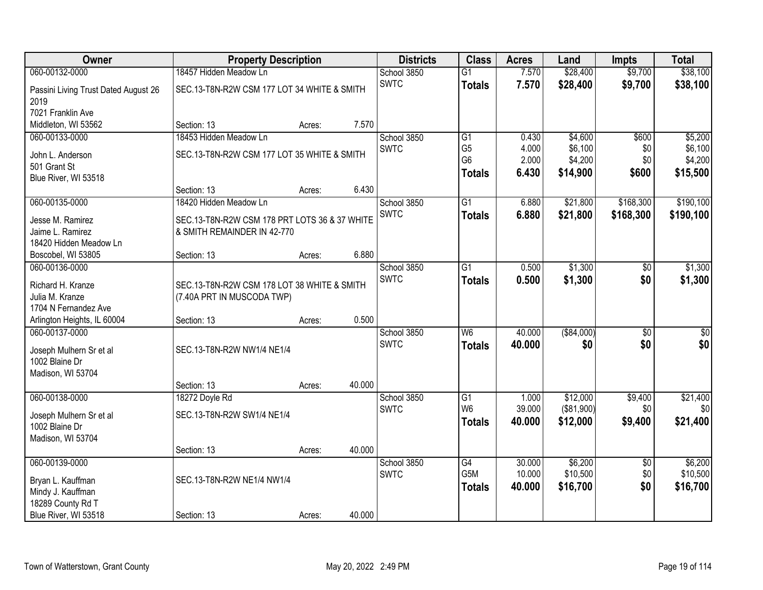| Owner | Property Description | | | Districts | Class | Acres | Land | Impts | Total |
|---|---|---|---|---|---|---|---|---|---|
| 060-00132-0000 | 18457 Hidden Meadow Ln | | | School 3850 | G1 | 7.570 | $28,400 | $9,700 | $38,100 |
| Passini Living Trust Dated August 26 2019 | SEC.13-T8N-R2W CSM 177 LOT 34 WHITE & SMITH | | | SWTC | **Totals** | **7.570** | **$28,400** | **$9,700** | **$38,100** |
| 7021 Franklin Ave | | | | | | | | | |
| Middleton, WI 53562 | Section: 13 | Acres: | 7.570 | | | | | | |
| 060-00133-0000 | 18453 Hidden Meadow Ln | | | School 3850 | G1 | 0.430 | $4,600 | $600 | $5,200 |
| John L. Anderson | SEC.13-T8N-R2W CSM 177 LOT 35 WHITE & SMITH | | | SWTC | G5 | 4.000 | $6,100 | $0 | $6,100 |
| 501 Grant St | | | | | G6 | 2.000 | $4,200 | $0 | $4,200 |
| Blue River, WI 53518 | | | | | **Totals** | **6.430** | **$14,900** | **$600** | **$15,500** |
| | Section: 13 | Acres: | 6.430 | | | | | | |
| 060-00135-0000 | 18420 Hidden Meadow Ln | | | School 3850 | G1 | 6.880 | $21,800 | $168,300 | $190,100 |
| Jesse M. Ramirez | SEC.13-T8N-R2W CSM 178 PRT LOTS 36 & 37 WHITE & SMITH REMAINDER IN 42-770 | | | SWTC | **Totals** | **6.880** | **$21,800** | **$168,300** | **$190,100** |
| Jaime L. Ramirez | | | | | | | | | |
| 18420 Hidden Meadow Ln | | | | | | | | | |
| Boscobel, WI 53805 | Section: 13 | Acres: | 6.880 | | | | | | |
| 060-00136-0000 | | | | School 3850 | G1 | 0.500 | $1,300 | $0 | $1,300 |
| Richard H. Kranze | SEC.13-T8N-R2W CSM 178 LOT 38 WHITE & SMITH (7.40A PRT IN MUSCODA TWP) | | | SWTC | **Totals** | **0.500** | **$1,300** | **$0** | **$1,300** |
| Julia M. Kranze | | | | | | | | | |
| 1704 N Fernandez Ave | | | | | | | | | |
| Arlington Heights, IL 60004 | Section: 13 | Acres: | 0.500 | | | | | | |
| 060-00137-0000 | | | | School 3850 | W6 | 40.000 | ($84,000) | $0 | $0 |
| Joseph Mulhern Sr et al | SEC.13-T8N-R2W NW1/4 NE1/4 | | | SWTC | **Totals** | **40.000** | **$0** | **$0** | **$0** |
| 1002 Blaine Dr | | | | | | | | | |
| Madison, WI 53704 | | | | | | | | | |
| | Section: 13 | Acres: | 40.000 | | | | | | |
| 060-00138-0000 | 18272 Doyle Rd | | | School 3850 | G1 | 1.000 | $12,000 | $9,400 | $21,400 |
| Joseph Mulhern Sr et al | SEC.13-T8N-R2W SW1/4 NE1/4 | | | SWTC | W6 | 39.000 | ($81,900) | $0 | $0 |
| 1002 Blaine Dr | | | | | **Totals** | **40.000** | **$12,000** | **$9,400** | **$21,400** |
| Madison, WI 53704 | | | | | | | | | |
| | Section: 13 | Acres: | 40.000 | | | | | | |
| 060-00139-0000 | | | | School 3850 | G4 | 30.000 | $6,200 | $0 | $6,200 |
| Bryan L. Kauffman | SEC.13-T8N-R2W NE1/4 NW1/4 | | | SWTC | G5M | 10.000 | $10,500 | $0 | $10,500 |
| Mindy J. Kauffman | | | | | **Totals** | **40.000** | **$16,700** | **$0** | **$16,700** |
| 18289 County Rd T | | | | | | | | | |
| Blue River, WI 53518 | Section: 13 | Acres: | 40.000 | | | | | | |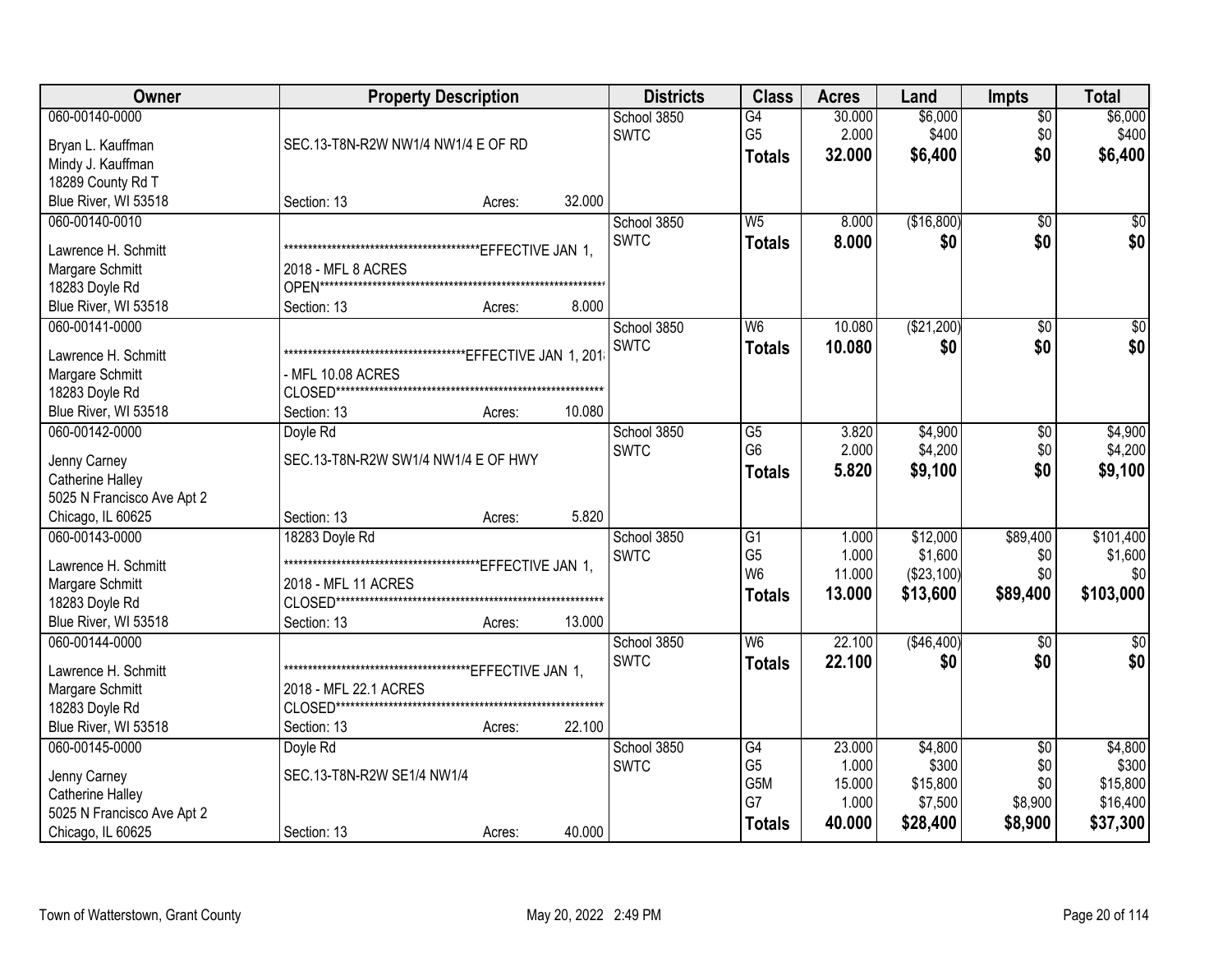| Owner | Property Description | | Districts | Class | Acres | Land | Impts | Total |
|---|---|---|---|---|---|---|---|---|
| 060-00140-0000 | | | School 3850 | G4 | 30.000 | $6,000 | $0 | $6,000 |
| Bryan L. Kauffman | SEC.13-T8N-R2W NW1/4 NW1/4 E OF RD | | SWTC | G5 | 2.000 | $400 | $0 | $400 |
| Mindy J. Kauffman | | | | **Totals** | **32.000** | **$6,400** | **$0** | **$6,400** |
| 18289 County Rd T | | | | | | | | |
| Blue River, WI 53518 | Section: 13 | Acres: 32.000 | | | | | | |
| 060-00140-0010 | | | School 3850 | W5 | 8.000 | ($16,800) | $0 | $0 |
| Lawrence H. Schmitt | ******************************************EFFECTIVE JAN 1, | | SWTC | **Totals** | **8.000** | **$0** | **$0** | **$0** |
| Margare Schmitt | 2018 - MFL 8 ACRES | | | | | | | |
| 18283 Doyle Rd | OPEN************************************************************* | | | | | | | |
| Blue River, WI 53518 | Section: 13 | Acres: 8.000 | | | | | | |
| 060-00141-0000 | | | School 3850 | W6 | 10.080 | ($21,200) | $0 | $0 |
| Lawrence H. Schmitt | ***************************************EFFECTIVE JAN 1, 201 | | SWTC | **Totals** | **10.080** | **$0** | **$0** | **$0** |
| Margare Schmitt | - MFL 10.08 ACRES | | | | | | | |
| 18283 Doyle Rd | CLOSED*********************************************************** | | | | | | | |
| Blue River, WI 53518 | Section: 13 | Acres: 10.080 | | | | | | |
| 060-00142-0000 | Doyle Rd | | School 3850 | G5 | 3.820 | $4,900 | $0 | $4,900 |
| Jenny Carney | SEC.13-T8N-R2W SW1/4 NW1/4 E OF HWY | | SWTC | G6 | 2.000 | $4,200 | $0 | $4,200 |
| Catherine Halley | | | | **Totals** | **5.820** | **$9,100** | **$0** | **$9,100** |
| 5025 N Francisco Ave Apt 2 | | | | | | | | |
| Chicago, IL 60625 | Section: 13 | Acres: 5.820 | | | | | | |
| 060-00143-0000 | 18283 Doyle Rd | | School 3850 | G1 | 1.000 | $12,000 | $89,400 | $101,400 |
| Lawrence H. Schmitt | ******************************************EFFECTIVE JAN 1, | | SWTC | G5 | 1.000 | $1,600 | $0 | $1,600 |
| Margare Schmitt | 2018 - MFL 11 ACRES | | | W6 | 11.000 | ($23,100) | $0 | $0 |
| 18283 Doyle Rd | CLOSED*********************************************************** | | | **Totals** | **13.000** | **$13,600** | **$89,400** | **$103,000** |
| Blue River, WI 53518 | Section: 13 | Acres: 13.000 | | | | | | |
| 060-00144-0000 | | | School 3850 | W6 | 22.100 | ($46,400) | $0 | $0 |
| Lawrence H. Schmitt | *****************************************EFFECTIVE JAN 1, | | SWTC | **Totals** | **22.100** | **$0** | **$0** | **$0** |
| Margare Schmitt | 2018 - MFL 22.1 ACRES | | | | | | | |
| 18283 Doyle Rd | CLOSED*********************************************************** | | | | | | | |
| Blue River, WI 53518 | Section: 13 | Acres: 22.100 | | | | | | |
| 060-00145-0000 | Doyle Rd | | School 3850 | G4 | 23.000 | $4,800 | $0 | $4,800 |
| Jenny Carney | SEC.13-T8N-R2W SE1/4 NW1/4 | | SWTC | G5 | 1.000 | $300 | $0 | $300 |
| Catherine Halley | | | | G5M | 15.000 | $15,800 | $0 | $15,800 |
| 5025 N Francisco Ave Apt 2 | | | | G7 | 1.000 | $7,500 | $8,900 | $16,400 |
| Chicago, IL 60625 | Section: 13 | Acres: 40.000 | | **Totals** | **40.000** | **$28,400** | **$8,900** | **$37,300** |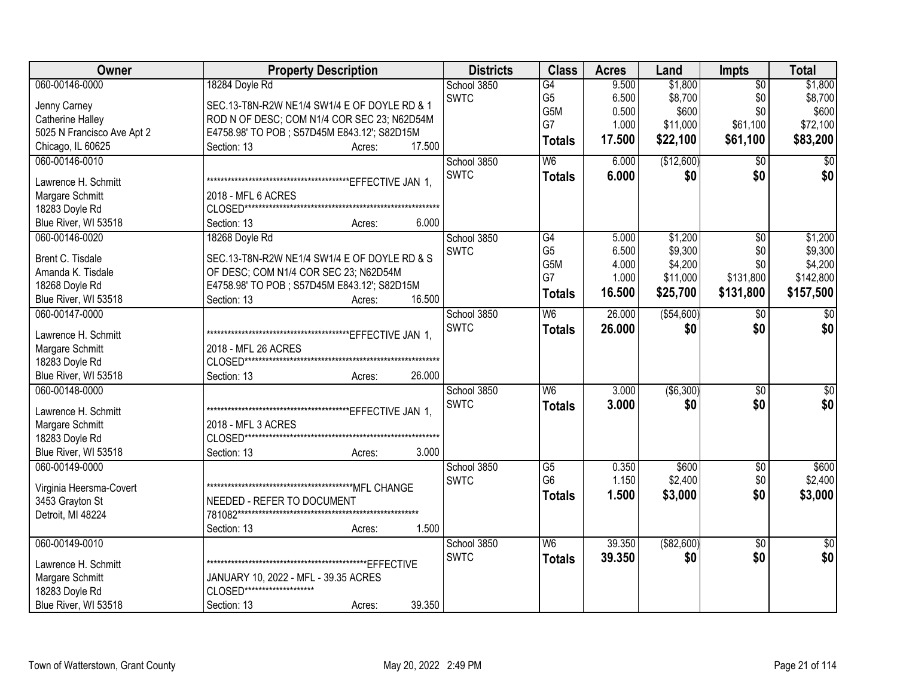| Owner | Property Description | Districts | Class | Acres | Land | Impts | Total |
|---|---|---|---|---|---|---|---|
| 060-00146-0000<br>Jenny Carney<br>Catherine Halley<br>5025 N Francisco Ave Apt 2<br>Chicago, IL 60625 | 18284 Doyle Rd<br>SEC.13-T8N-R2W NE1/4 SW1/4 E OF DOYLE RD & 1 ROD N OF DESC; COM N1/4 COR SEC 23; N62D54M E4758.98' TO POB ; S57D45M E843.12'; S82D15M<br>Section: 13 Acres: 17.500 | School 3850<br>SWTC | G4<br>G5<br>G5M<br>G7<br>**Totals** | 9.500<br>6.500<br>0.500<br>1.000<br>**17.500** | $1,800<br>$8,700<br>$600<br>$11,000<br>**$22,100** | $0<br>$0<br>$0<br>$61,100<br>**$61,100** | $1,800<br>$8,700<br>$600<br>$72,100<br>**$83,200** |
| 060-00146-0010<br>Lawrence H. Schmitt<br>Margare Schmitt<br>18283 Doyle Rd<br>Blue River, WI 53518 | ******************************************EFFECTIVE JAN 1, 2018 - MFL 6 ACRES CLOSED*********************************************************<br>Section: 13 Acres: 6.000 | School 3850<br>SWTC | W6<br>**Totals** | 6.000<br>**6.000** | ($12,600)<br>**$0** | $0<br>**$0** | $0<br>**$0** |
| 060-00146-0020<br>Brent C. Tisdale<br>Amanda K. Tisdale<br>18268 Doyle Rd<br>Blue River, WI 53518 | 18268 Doyle Rd<br>SEC.13-T8N-R2W NE1/4 SW1/4 E OF DOYLE RD & S OF DESC; COM N1/4 COR SEC 23; N62D54M E4758.98' TO POB ; S57D45M E843.12'; S82D15M<br>Section: 13 Acres: 16.500 | School 3850<br>SWTC | G4<br>G5<br>G5M<br>G7<br>**Totals** | 5.000<br>6.500<br>4.000<br>1.000<br>**16.500** | $1,200<br>$9,300<br>$4,200<br>$11,000<br>**$25,700** | $0<br>$0<br>$0<br>$131,800<br>**$131,800** | $1,200<br>$9,300<br>$4,200<br>$142,800<br>**$157,500** |
| 060-00147-0000<br>Lawrence H. Schmitt<br>Margare Schmitt<br>18283 Doyle Rd<br>Blue River, WI 53518 | ******************************************EFFECTIVE JAN 1, 2018 - MFL 26 ACRES CLOSED*********************************************************<br>Section: 13 Acres: 26.000 | School 3850<br>SWTC | W6<br>**Totals** | 26.000<br>**26.000** | ($54,600)<br>**$0** | $0<br>**$0** | $0<br>**$0** |
| 060-00148-0000<br>Lawrence H. Schmitt<br>Margare Schmitt<br>18283 Doyle Rd<br>Blue River, WI 53518 | ******************************************EFFECTIVE JAN 1, 2018 - MFL 3 ACRES CLOSED*********************************************************<br>Section: 13 Acres: 3.000 | School 3850<br>SWTC | W6<br>**Totals** | 3.000<br>**3.000** | ($6,300)<br>**$0** | $0<br>**$0** | $0<br>**$0** |
| 060-00149-0000<br>Virginia Heersma-Covert<br>3453 Grayton St<br>Detroit, MI 48224 | ********************************************MFL CHANGE NEEDED - REFER TO DOCUMENT 781082*****************************************************<br>Section: 13 Acres: 1.500 | School 3850<br>SWTC | G5<br>G6<br>**Totals** | 0.350<br>1.150<br>**1.500** | $600<br>$2,400<br>**$3,000** | $0<br>$0<br>**$0** | $600<br>$2,400<br>**$3,000** |
| 060-00149-0010<br>Lawrence H. Schmitt<br>Margare Schmitt<br>18283 Doyle Rd<br>Blue River, WI 53518 | ************************************************EFFECTIVE JANUARY 10, 2022 - MFL - 39.35 ACRES CLOSED********************<br>Section: 13 Acres: 39.350 | School 3850<br>SWTC | W6<br>**Totals** | 39.350<br>**39.350** | ($82,600)<br>**$0** | $0<br>**$0** | $0<br>**$0** |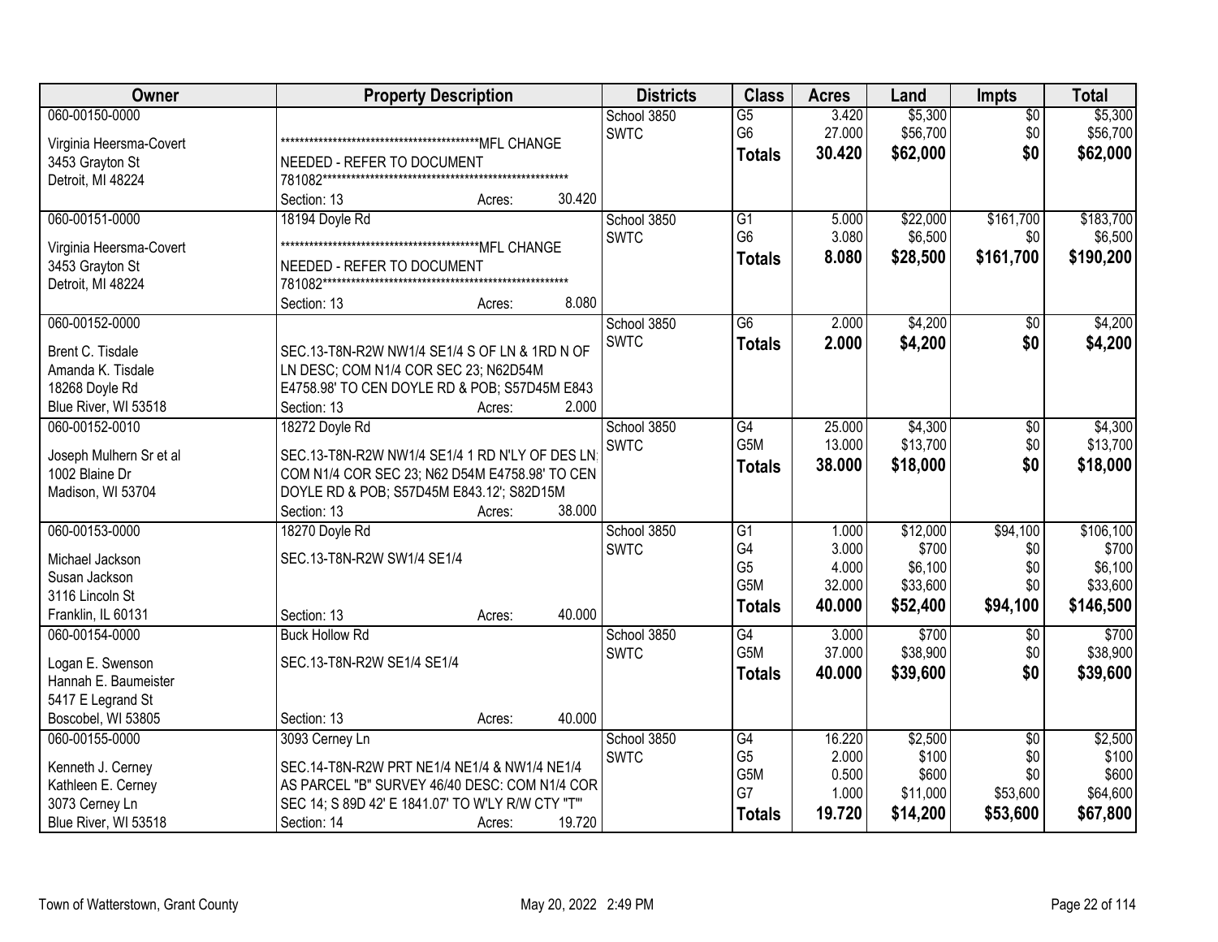| Owner | Property Description | Districts | Class | Acres | Land | Impts | Total |
|---|---|---|---|---|---|---|---|
| 060-00150-0000<br><br>Virginia Heersma-Covert<br>3453 Grayton St<br>Detroit, MI 48224 | ********************************************MFL CHANGE NEEDED - REFER TO DOCUMENT 781082********************************************************<br>Section: 13 Acres: 30.420 | School 3850<br>SWTC | G5<br>G6<br>**Totals** | 3.420<br>27.000<br>**30.420** | $5,300<br>$56,700<br>**$62,000** | $0<br>$0<br>**$0** | $5,300<br>$56,700<br>**$62,000** |
| 060-00151-0000<br><br>Virginia Heersma-Covert<br>3453 Grayton St<br>Detroit, MI 48224 | 18194 Doyle Rd<br>********************************************MFL CHANGE NEEDED - REFER TO DOCUMENT 781082********************************************************<br>Section: 13 Acres: 8.080 | School 3850<br>SWTC | G1<br>G6<br>**Totals** | 5.000<br>3.080<br>**8.080** | $22,000<br>$6,500<br>**$28,500** | $161,700<br>$0<br>**$161,700** | $183,700<br>$6,500<br>**$190,200** |
| 060-00152-0000<br><br>Brent C. Tisdale<br>Amanda K. Tisdale<br>18268 Doyle Rd<br>Blue River, WI 53518 | SEC.13-T8N-R2W NW1/4 SE1/4 S OF LN & 1RD N OF LN DESC; COM N1/4 COR SEC 23; N62D54M E4758.98' TO CEN DOYLE RD & POB; S57D45M E843<br>Section: 13 Acres: 2.000 | School 3850<br>SWTC | G6<br>**Totals** | 2.000<br>**2.000** | $4,200<br>**$4,200** | $0<br>**$0** | $4,200<br>**$4,200** |
| 060-00152-0010<br><br>Joseph Mulhern Sr et al<br>1002 Blaine Dr<br>Madison, WI 53704 | 18272 Doyle Rd<br>SEC.13-T8N-R2W NW1/4 SE1/4 1 RD N'LY OF DES LN; COM N1/4 COR SEC 23; N62 D54M E4758.98' TO CEN DOYLE RD & POB; S57D45M E843.12'; S82D15M<br>Section: 13 Acres: 38.000 | School 3850<br>SWTC | G4<br>G5M<br>**Totals** | 25.000<br>13.000<br>**38.000** | $4,300<br>$13,700<br>**$18,000** | $0<br>$0<br>**$0** | $4,300<br>$13,700<br>**$18,000** |
| 060-00153-0000<br><br>Michael Jackson<br>Susan Jackson<br>3116 Lincoln St<br>Franklin, IL 60131 | 18270 Doyle Rd<br>SEC.13-T8N-R2W SW1/4 SE1/4<br>Section: 13 Acres: 40.000 | School 3850<br>SWTC | G1<br>G4<br>G5<br>G5M<br>**Totals** | 1.000<br>3.000<br>4.000<br>32.000<br>**40.000** | $12,000<br>$700<br>$6,100<br>$33,600<br>**$52,400** | $94,100<br>$0<br>$0<br>$0<br>**$94,100** | $106,100<br>$700<br>$6,100<br>$33,600<br>**$146,500** |
| 060-00154-0000<br><br>Logan E. Swenson<br>Hannah E. Baumeister<br>5417 E Legrand St<br>Boscobel, WI 53805 | Buck Hollow Rd<br>SEC.13-T8N-R2W SE1/4 SE1/4<br>Section: 13 Acres: 40.000 | School 3850<br>SWTC | G4<br>G5M<br>**Totals** | 3.000<br>37.000<br>**40.000** | $700<br>$38,900<br>**$39,600** | $0<br>$0<br>**$0** | $700<br>$38,900<br>**$39,600** |
| 060-00155-0000<br><br>Kenneth J. Cerney<br>Kathleen E. Cerney<br>3073 Cerney Ln<br>Blue River, WI 53518 | 3093 Cerney Ln<br>SEC.14-T8N-R2W PRT NE1/4 NE1/4 & NW1/4 NE1/4 AS PARCEL "B" SURVEY 46/40 DESC: COM N1/4 COR SEC 14; S 89D 42' E 1841.07' TO W'LY R/W CTY "T"<br>Section: 14 Acres: 19.720 | School 3850<br>SWTC | G4<br>G5<br>G5M<br>G7<br>**Totals** | 16.220<br>2.000<br>0.500<br>1.000<br>**19.720** | $2,500<br>$100<br>$600<br>$11,000<br>**$14,200** | $0<br>$0<br>$0<br>$53,600<br>**$53,600** | $2,500<br>$100<br>$600<br>$64,600<br>**$67,800** |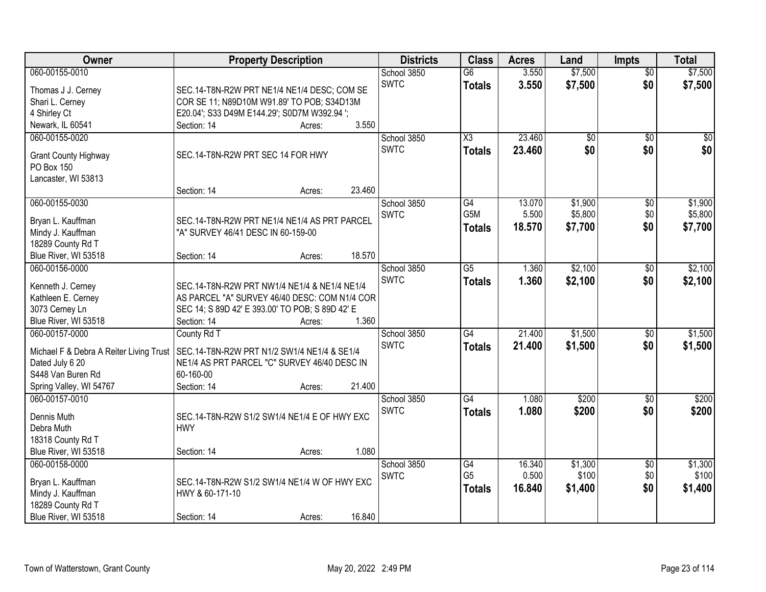| Owner | Property Description | Districts | Class | Acres | Land | Impts | Total |
|---|---|---|---|---|---|---|---|
| 060-00155-0010<br>Thomas J J. Cerney<br>Shari L. Cerney<br>4 Shirley Ct<br>Newark, IL 60541 | SEC.14-T8N-R2W PRT NE1/4 NE1/4 DESC; COM SE COR SE 11; N89D10M W91.89' TO POB; S34D13M E20.04'; S33 D49M E144.29'; S0D7M W392.94 ';<br>Section: 14 Acres: 3.550 | School 3850<br>SWTC | G6<br>**Totals** | 3.550<br>**3.550** | $7,500<br>**$7,500** | $0<br>**$0** | $7,500<br>**$7,500** |
| 060-00155-0020<br>Grant County Highway<br>PO Box 150<br>Lancaster, WI 53813 | SEC.14-T8N-R2W PRT SEC 14 FOR HWY<br>Section: 14 Acres: 23.460 | School 3850<br>SWTC | X3<br>**Totals** | 23.460<br>**23.460** | $0<br>**$0** | $0<br>**$0** | $0<br>**$0** |
| 060-00155-0030<br>Bryan L. Kauffman<br>Mindy J. Kauffman<br>18289 County Rd T<br>Blue River, WI 53518 | SEC.14-T8N-R2W PRT NE1/4 NE1/4 AS PRT PARCEL "A" SURVEY 46/41 DESC IN 60-159-00<br>Section: 14 Acres: 18.570 | School 3850<br>SWTC | G4<br>G5M<br>**Totals** | 13.070<br>5.500<br>**18.570** | $1,900<br>$5,800<br>**$7,700** | $0<br>$0<br>**$0** | $1,900<br>$5,800<br>**$7,700** |
| 060-00156-0000<br>Kenneth J. Cerney<br>Kathleen E. Cerney<br>3073 Cerney Ln<br>Blue River, WI 53518 | SEC.14-T8N-R2W PRT NW1/4 NE1/4 & NE1/4 NE1/4 AS PARCEL "A" SURVEY 46/40 DESC: COM N1/4 COR SEC 14; S 89D 42' E 393.00' TO POB; S 89D 42' E<br>Section: 14 Acres: 1.360 | School 3850<br>SWTC | G5<br>**Totals** | 1.360<br>**1.360** | $2,100<br>**$2,100** | $0<br>**$0** | $2,100<br>**$2,100** |
| 060-00157-0000<br>Michael F & Debra A Reiter Living Trust Dated July 6 20<br>S448 Van Buren Rd<br>Spring Valley, WI 54767 | County Rd T<br>SEC.14-T8N-R2W PRT N1/2 SW1/4 NE1/4 & SE1/4 NE1/4 AS PRT PARCEL "C" SURVEY 46/40 DESC IN 60-160-00<br>Section: 14 Acres: 21.400 | School 3850<br>SWTC | G4<br>**Totals** | 21.400<br>**21.400** | $1,500<br>**$1,500** | $0<br>**$0** | $1,500<br>**$1,500** |
| 060-00157-0010<br>Dennis Muth<br>Debra Muth<br>18318 County Rd T<br>Blue River, WI 53518 | SEC.14-T8N-R2W S1/2 SW1/4 NE1/4 E OF HWY EXC HWY<br>Section: 14 Acres: 1.080 | School 3850<br>SWTC | G4<br>**Totals** | 1.080<br>**1.080** | $200<br>**$200** | $0<br>**$0** | $200<br>**$200** |
| 060-00158-0000<br>Bryan L. Kauffman<br>Mindy J. Kauffman<br>18289 County Rd T<br>Blue River, WI 53518 | SEC.14-T8N-R2W S1/2 SW1/4 NE1/4 W OF HWY EXC HWY & 60-171-10<br>Section: 14 Acres: 16.840 | School 3850<br>SWTC | G4<br>G5<br>**Totals** | 16.340<br>0.500<br>**16.840** | $1,300<br>$100<br>**$1,400** | $0<br>$0<br>**$0** | $1,300<br>$100<br>**$1,400** |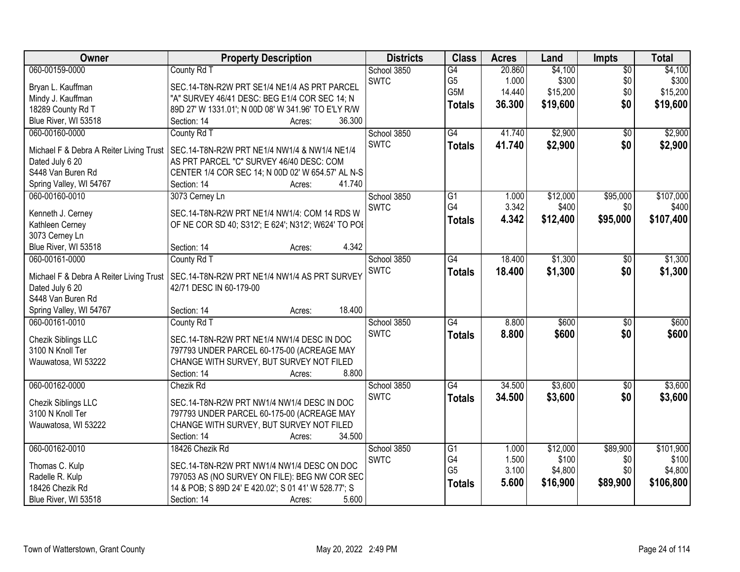| Owner | Property Description | Districts | Class | Acres | Land | Impts | Total |
|---|---|---|---|---|---|---|---|
| 060-00159-0000<br>Bryan L. Kauffman<br>Mindy J. Kauffman<br>18289 County Rd T<br>Blue River, WI 53518 | County Rd T<br>SEC.14-T8N-R2W PRT SE1/4 NE1/4 AS PRT PARCEL "A" SURVEY 46/41 DESC: BEG E1/4 COR SEC 14; N 89D 27' W 1331.01'; N 00D 08' W 341.96' TO E'LY R/W<br>Section: 14 Acres: 36.300 | School 3850<br>SWTC | G4<br>G5<br>G5M<br>**Totals** | 20.860<br>1.000<br>14.440<br>**36.300** | $4,100<br>$300<br>$15,200<br>**$19,600** | $0<br>$0<br>$0<br>**$0** | $4,100<br>$300<br>$15,200<br>**$19,600** |
| 060-00160-0000<br>Michael F & Debra A Reiter Living Trust<br>Dated July 6 20<br>S448 Van Buren Rd<br>Spring Valley, WI 54767 | County Rd T<br>SEC.14-T8N-R2W PRT NE1/4 NW1/4 & NW1/4 NE1/4 AS PRT PARCEL "C" SURVEY 46/40 DESC: COM CENTER 1/4 COR SEC 14; N 00D 02' W 654.57' AL N-S<br>Section: 14 Acres: 41.740 | School 3850<br>SWTC | G4<br>**Totals** | 41.740<br>**41.740** | $2,900<br>**$2,900** | $0<br>**$0** | $2,900<br>**$2,900** |
| 060-00160-0010<br>Kenneth J. Cerney<br>Kathleen Cerney<br>3073 Cerney Ln<br>Blue River, WI 53518 | 3073 Cerney Ln<br>SEC.14-T8N-R2W PRT NE1/4 NW1/4: COM 14 RDS W OF NE COR SD 40; S312'; E 624'; N312'; W624' TO POI<br>Section: 14 Acres: 4.342 | School 3850<br>SWTC | G1<br>G4<br>**Totals** | 1.000<br>3.342<br>**4.342** | $12,000<br>$400<br>**$12,400** | $95,000<br>$0<br>**$95,000** | $107,000<br>$400<br>**$107,400** |
| 060-00161-0000<br>Michael F & Debra A Reiter Living Trust<br>Dated July 6 20<br>S448 Van Buren Rd<br>Spring Valley, WI 54767 | County Rd T<br>SEC.14-T8N-R2W PRT NE1/4 NW1/4 AS PRT SURVEY 42/71 DESC IN 60-179-00<br>Section: 14 Acres: 18.400 | School 3850<br>SWTC | G4<br>**Totals** | 18.400<br>**18.400** | $1,300<br>**$1,300** | $0<br>**$0** | $1,300<br>**$1,300** |
| 060-00161-0010<br>Chezik Siblings LLC<br>3100 N Knoll Ter<br>Wauwatosa, WI 53222 | County Rd T<br>SEC.14-T8N-R2W PRT NE1/4 NW1/4 DESC IN DOC 797793 UNDER PARCEL 60-175-00 (ACREAGE MAY CHANGE WITH SURVEY, BUT SURVEY NOT FILED<br>Section: 14 Acres: 8.800 | School 3850<br>SWTC | G4<br>**Totals** | 8.800<br>**8.800** | $600<br>**$600** | $0<br>**$0** | $600<br>**$600** |
| 060-00162-0000<br>Chezik Siblings LLC<br>3100 N Knoll Ter<br>Wauwatosa, WI 53222 | Chezik Rd<br>SEC.14-T8N-R2W PRT NW1/4 NW1/4 DESC IN DOC 797793 UNDER PARCEL 60-175-00 (ACREAGE MAY CHANGE WITH SURVEY, BUT SURVEY NOT FILED<br>Section: 14 Acres: 34.500 | School 3850<br>SWTC | G4<br>**Totals** | 34.500<br>**34.500** | $3,600<br>**$3,600** | $0<br>**$0** | $3,600<br>**$3,600** |
| 060-00162-0010<br>Thomas C. Kulp<br>Radelle R. Kulp<br>18426 Chezik Rd<br>Blue River, WI 53518 | 18426 Chezik Rd<br>SEC.14-T8N-R2W PRT NW1/4 NW1/4 DESC ON DOC 797053 AS (NO SURVEY ON FILE): BEG NW COR SEC 14 & POB; S 89D 24' E 420.02'; S 01 41' W 528.77'; S<br>Section: 14 Acres: 5.600 | School 3850<br>SWTC | G1<br>G4<br>G5<br>**Totals** | 1.000<br>1.500<br>3.100<br>**5.600** | $12,000<br>$100<br>$4,800<br>**$16,900** | $89,900<br>$0<br>$0<br>**$89,900** | $101,900<br>$100<br>$4,800<br>**$106,800** |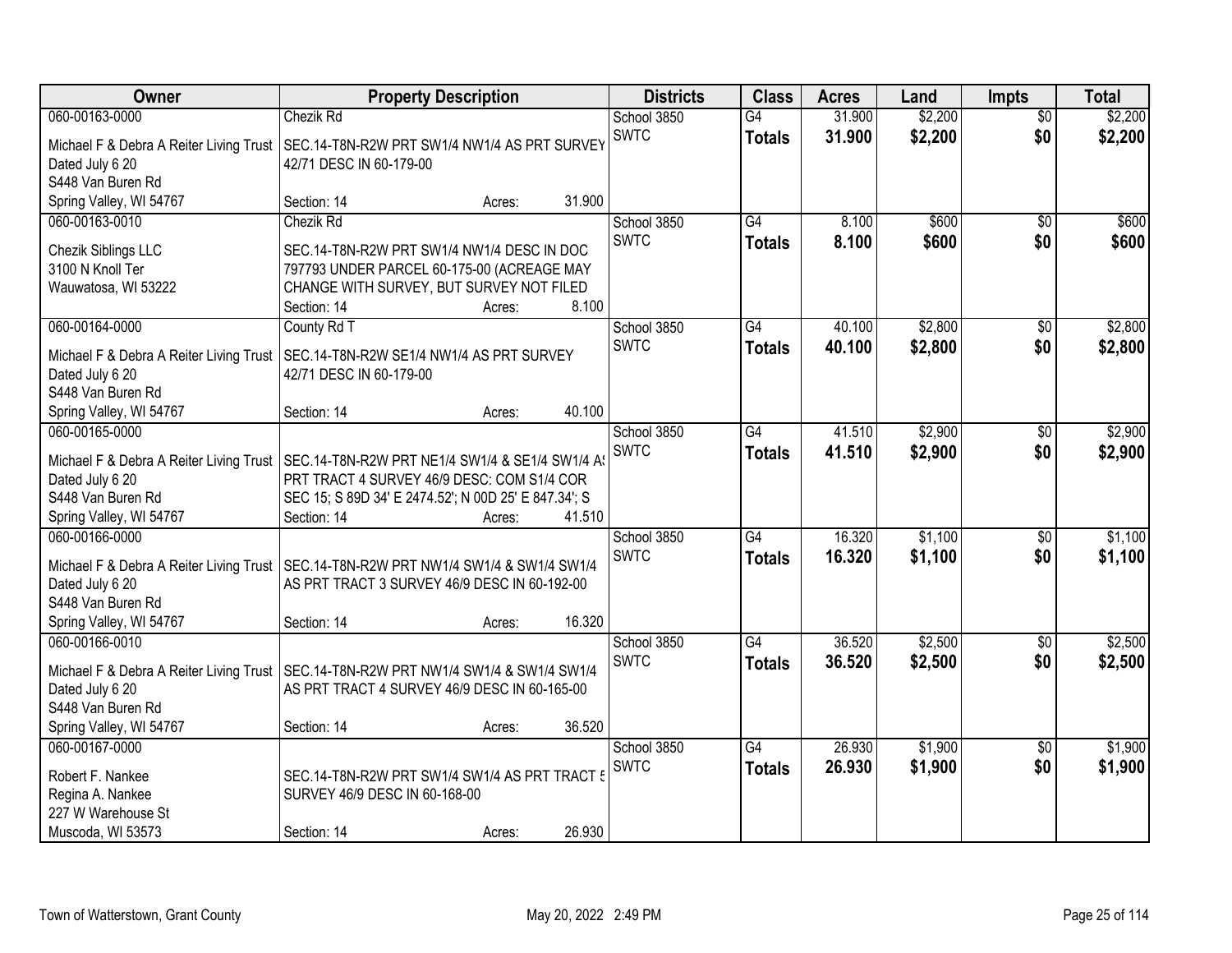| Owner | Property Description | Districts | Class | Acres | Land | Impts | Total |
|---|---|---|---|---|---|---|---|
| 060-00163-0000<br>Michael F & Debra A Reiter Living Trust<br>Dated July 6 20<br>S448 Van Buren Rd<br>Spring Valley, WI 54767 | Chezik Rd<br>SEC.14-T8N-R2W PRT SW1/4 NW1/4 AS PRT SURVEY 42/71 DESC IN 60-179-00<br>Section: 14 Acres: 31.900 | School 3850<br>SWTC | G4<br>**Totals** | 31.900<br>**31.900** | $2,200<br>**$2,200** | $0<br>**$0** | $2,200<br>**$2,200** |
| 060-00163-0010<br>Chezik Siblings LLC<br>3100 N Knoll Ter<br>Wauwatosa, WI 53222 | Chezik Rd<br>SEC.14-T8N-R2W PRT SW1/4 NW1/4 DESC IN DOC 797793 UNDER PARCEL 60-175-00 (ACREAGE MAY CHANGE WITH SURVEY, BUT SURVEY NOT FILED<br>Section: 14 Acres: 8.100 | School 3850<br>SWTC | G4<br>**Totals** | 8.100<br>**8.100** | $600<br>**$600** | $0<br>**$0** | $600<br>**$600** |
| 060-00164-0000<br>Michael F & Debra A Reiter Living Trust<br>Dated July 6 20<br>S448 Van Buren Rd<br>Spring Valley, WI 54767 | County Rd T<br>SEC.14-T8N-R2W SE1/4 NW1/4 AS PRT SURVEY 42/71 DESC IN 60-179-00<br>Section: 14 Acres: 40.100 | School 3850<br>SWTC | G4<br>**Totals** | 40.100<br>**40.100** | $2,800<br>**$2,800** | $0<br>**$0** | $2,800<br>**$2,800** |
| 060-00165-0000<br>Michael F & Debra A Reiter Living Trust<br>Dated July 6 20<br>S448 Van Buren Rd<br>Spring Valley, WI 54767 | SEC.14-T8N-R2W PRT NE1/4 SW1/4 & SE1/4 SW1/4 AS PRT TRACT 4 SURVEY 46/9 DESC: COM S1/4 COR SEC 15; S 89D 34' E 2474.52'; N 00D 25' E 847.34'; S<br>Section: 14 Acres: 41.510 | School 3850<br>SWTC | G4<br>**Totals** | 41.510<br>**41.510** | $2,900<br>**$2,900** | $0<br>**$0** | $2,900<br>**$2,900** |
| 060-00166-0000<br>Michael F & Debra A Reiter Living Trust<br>Dated July 6 20<br>S448 Van Buren Rd<br>Spring Valley, WI 54767 | SEC.14-T8N-R2W PRT NW1/4 SW1/4 & SW1/4 SW1/4 AS PRT TRACT 3 SURVEY 46/9 DESC IN 60-192-00<br>Section: 14 Acres: 16.320 | School 3850<br>SWTC | G4<br>**Totals** | 16.320<br>**16.320** | $1,100<br>**$1,100** | $0<br>**$0** | $1,100<br>**$1,100** |
| 060-00166-0010<br>Michael F & Debra A Reiter Living Trust<br>Dated July 6 20<br>S448 Van Buren Rd<br>Spring Valley, WI 54767 | SEC.14-T8N-R2W PRT NW1/4 SW1/4 & SW1/4 SW1/4 AS PRT TRACT 4 SURVEY 46/9 DESC IN 60-165-00<br>Section: 14 Acres: 36.520 | School 3850<br>SWTC | G4<br>**Totals** | 36.520<br>**36.520** | $2,500<br>**$2,500** | $0<br>**$0** | $2,500<br>**$2,500** |
| 060-00167-0000<br>Robert F. Nankee<br>Regina A. Nankee<br>227 W Warehouse St<br>Muscoda, WI 53573 | SEC.14-T8N-R2W PRT SW1/4 SW1/4 AS PRT TRACT 5 SURVEY 46/9 DESC IN 60-168-00<br>Section: 14 Acres: 26.930 | School 3850<br>SWTC | G4<br>**Totals** | 26.930<br>**26.930** | $1,900<br>**$1,900** | $0<br>**$0** | $1,900<br>**$1,900** |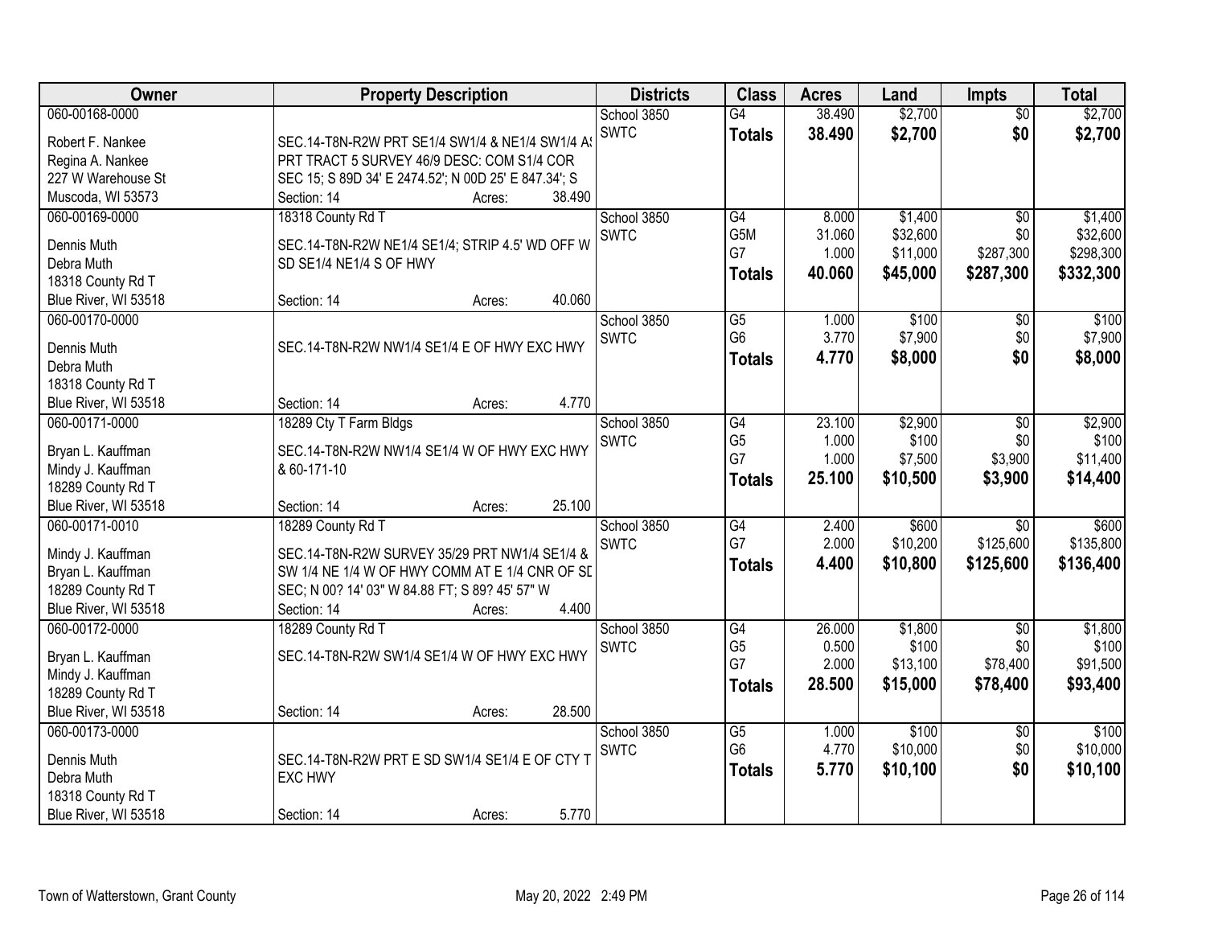| Owner | Property Description | Districts | Class | Acres | Land | Impts | Total |
|---|---|---|---|---|---|---|---|
| 060-00168-0000<br><br>Robert F. Nankee<br>Regina A. Nankee<br>227 W Warehouse St<br>Muscoda, WI 53573 | SEC.14-T8N-R2W PRT SE1/4 SW1/4 & NE1/4 SW1/4 AS PRT TRACT 5 SURVEY 46/9 DESC: COM S1/4 COR SEC 15; S 89D 34' E 2474.52'; N 00D 25' E 847.34'; S<br>Section: 14 Acres: 38.490 | School 3850<br>SWTC | G4<br>**Totals** | 38.490<br>**38.490** | $2,700<br>**$2,700** | $0<br>**$0** | $2,700<br>**$2,700** |
| 060-00169-0000<br><br>Dennis Muth<br>Debra Muth<br>18318 County Rd T<br>Blue River, WI 53518 | 18318 County Rd T<br>SEC.14-T8N-R2W NE1/4 SE1/4; STRIP 4.5' WD OFF W SD SE1/4 NE1/4 S OF HWY<br>Section: 14 Acres: 40.060 | School 3850<br>SWTC | G4<br>G5M<br>G7<br>**Totals** | 8.000<br>31.060<br>1.000<br>**40.060** | $1,400<br>$32,600<br>$11,000<br>**$45,000** | $0<br>$0<br>$287,300<br>**$287,300** | $1,400<br>$32,600<br>$298,300<br>**$332,300** |
| 060-00170-0000<br><br>Dennis Muth<br>Debra Muth<br>18318 County Rd T<br>Blue River, WI 53518 | SEC.14-T8N-R2W NW1/4 SE1/4 E OF HWY EXC HWY<br>Section: 14 Acres: 4.770 | School 3850<br>SWTC | G5<br>G6<br>**Totals** | 1.000<br>3.770<br>**4.770** | $100<br>$7,900<br>**$8,000** | $0<br>$0<br>**$0** | $100<br>$7,900<br>**$8,000** |
| 060-00171-0000<br><br>Bryan L. Kauffman<br>Mindy J. Kauffman<br>18289 County Rd T<br>Blue River, WI 53518 | 18289 Cty T Farm Bldgs<br>SEC.14-T8N-R2W NW1/4 SE1/4 W OF HWY EXC HWY & 60-171-10<br>Section: 14 Acres: 25.100 | School 3850<br>SWTC | G4<br>G5<br>G7<br>**Totals** | 23.100<br>1.000<br>1.000<br>**25.100** | $2,900<br>$100<br>$7,500<br>**$10,500** | $0<br>$0<br>$3,900<br>**$3,900** | $2,900<br>$100<br>$11,400<br>**$14,400** |
| 060-00171-0010<br><br>Mindy J. Kauffman<br>Bryan L. Kauffman<br>18289 County Rd T<br>Blue River, WI 53518 | 18289 County Rd T<br>SEC.14-T8N-R2W SURVEY 35/29 PRT NW1/4 SE1/4 & SW 1/4 NE 1/4 W OF HWY COMM AT E 1/4 CNR OF SD SEC; N 00? 14' 03" W 84.88 FT; S 89? 45' 57" W<br>Section: 14 Acres: 4.400 | School 3850<br>SWTC | G4<br>G7<br>**Totals** | 2.400<br>2.000<br>**4.400** | $600<br>$10,200<br>**$10,800** | $0<br>$125,600<br>**$125,600** | $600<br>$135,800<br>**$136,400** |
| 060-00172-0000<br><br>Bryan L. Kauffman<br>Mindy J. Kauffman<br>18289 County Rd T<br>Blue River, WI 53518 | 18289 County Rd T<br>SEC.14-T8N-R2W SW1/4 SE1/4 W OF HWY EXC HWY<br>Section: 14 Acres: 28.500 | School 3850<br>SWTC | G4<br>G5<br>G7<br>**Totals** | 26.000<br>0.500<br>2.000<br>**28.500** | $1,800<br>$100<br>$13,100<br>**$15,000** | $0<br>$0<br>$78,400<br>**$78,400** | $1,800<br>$100<br>$91,500<br>**$93,400** |
| 060-00173-0000<br><br>Dennis Muth<br>Debra Muth<br>18318 County Rd T<br>Blue River, WI 53518 | SEC.14-T8N-R2W PRT E SD SW1/4 SE1/4 E OF CTY T EXC HWY<br>Section: 14 Acres: 5.770 | School 3850<br>SWTC | G5<br>G6<br>**Totals** | 1.000<br>4.770<br>**5.770** | $100<br>$10,000<br>**$10,100** | $0<br>$0<br>**$0** | $100<br>$10,000<br>**$10,100** |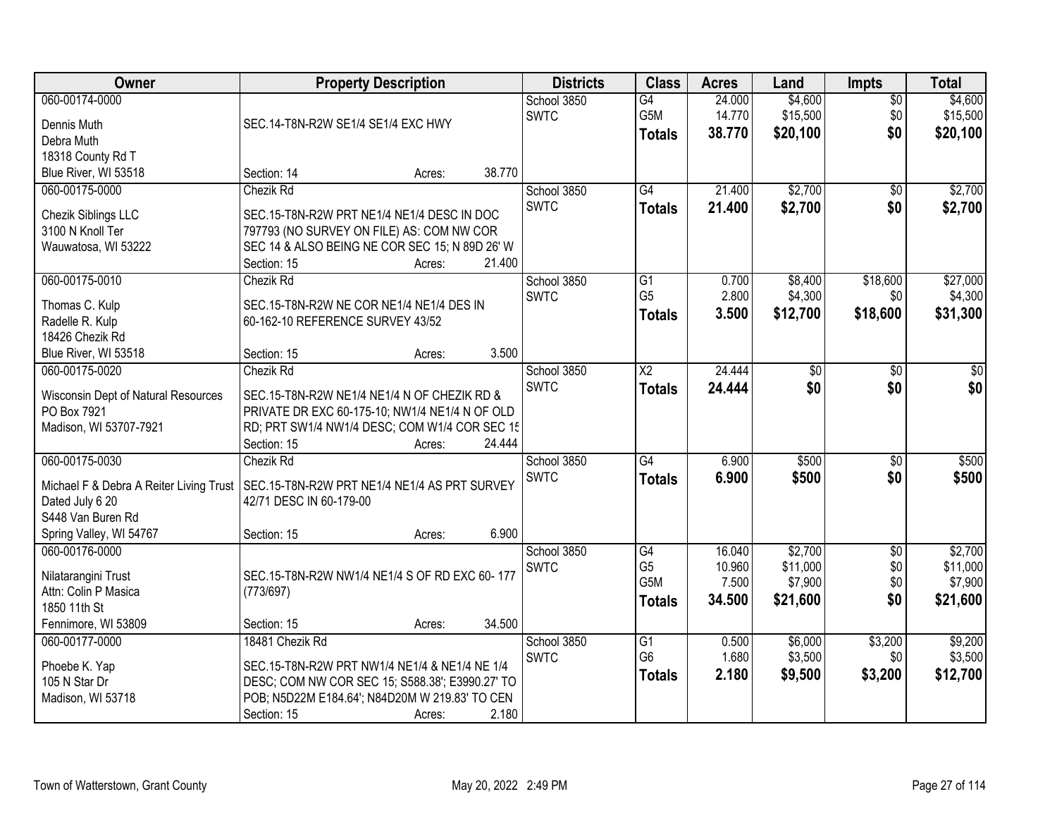| Owner | Property Description | Districts | Class | Acres | Land | Impts | Total |
|---|---|---|---|---|---|---|---|
| 060-00174-0000<br>Dennis Muth<br>Debra Muth<br>18318 County Rd T<br>Blue River, WI 53518 | SEC.14-T8N-R2W SE1/4 SE1/4 EXC HWY<br>Section: 14 Acres: 38.770 | School 3850<br>SWTC | G4<br>G5M<br>**Totals** | 24.000<br>14.770<br>**38.770** | $4,600<br>$15,500<br>**$20,100** | $0<br>$0<br>**$0** | $4,600<br>$15,500<br>**$20,100** |
| 060-00175-0000<br>Chezik Siblings LLC<br>3100 N Knoll Ter<br>Wauwatosa, WI 53222 | Chezik Rd<br>SEC.15-T8N-R2W PRT NE1/4 NE1/4 DESC IN DOC 797793 (NO SURVEY ON FILE) AS: COM NW COR SEC 14 & ALSO BEING NE COR SEC 15; N 89D 26' W<br>Section: 15 Acres: 21.400 | School 3850<br>SWTC | G4<br>**Totals** | 21.400<br>**21.400** | $2,700<br>**$2,700** | $0<br>**$0** | $2,700<br>**$2,700** |
| 060-00175-0010<br>Thomas C. Kulp<br>Radelle R. Kulp<br>18426 Chezik Rd<br>Blue River, WI 53518 | Chezik Rd<br>SEC.15-T8N-R2W NE COR NE1/4 NE1/4 DES IN 60-162-10 REFERENCE SURVEY 43/52<br>Section: 15 Acres: 3.500 | School 3850<br>SWTC | G1<br>G5<br>**Totals** | 0.700<br>2.800<br>**3.500** | $8,400<br>$4,300<br>**$12,700** | $18,600<br>$0<br>**$18,600** | $27,000<br>$4,300<br>**$31,300** |
| 060-00175-0020<br>Wisconsin Dept of Natural Resources<br>PO Box 7921<br>Madison, WI 53707-7921 | Chezik Rd<br>SEC.15-T8N-R2W NE1/4 NE1/4 N OF CHEZIK RD & PRIVATE DR EXC 60-175-10; NW1/4 NE1/4 N OF OLD RD; PRT SW1/4 NW1/4 DESC; COM W1/4 COR SEC 15<br>Section: 15 Acres: 24.444 | School 3850<br>SWTC | X2<br>**Totals** | 24.444<br>**24.444** | $0<br>**$0** | $0<br>**$0** | $0<br>**$0** |
| 060-00175-0030<br>Michael F & Debra A Reiter Living Trust Dated July 6 20<br>S448 Van Buren Rd<br>Spring Valley, WI 54767 | Chezik Rd<br>SEC.15-T8N-R2W PRT NE1/4 NE1/4 AS PRT SURVEY 42/71 DESC IN 60-179-00<br>Section: 15 Acres: 6.900 | School 3850<br>SWTC | G4<br>**Totals** | 6.900<br>**6.900** | $500<br>**$500** | $0<br>**$0** | $500<br>**$500** |
| 060-00176-0000<br>Nilatarangini Trust<br>Attn: Colin P Masica<br>1850 11th St<br>Fennimore, WI 53809 | SEC.15-T8N-R2W NW1/4 NE1/4 S OF RD EXC 60- 177 (773/697)<br>Section: 15 Acres: 34.500 | School 3850<br>SWTC | G4<br>G5<br>G5M<br>**Totals** | 16.040<br>10.960<br>7.500<br>**34.500** | $2,700<br>$11,000<br>$7,900<br>**$21,600** | $0<br>$0<br>$0<br>**$0** | $2,700<br>$11,000<br>$7,900<br>**$21,600** |
| 060-00177-0000<br>Phoebe K. Yap<br>105 N Star Dr<br>Madison, WI 53718 | 18481 Chezik Rd<br>SEC.15-T8N-R2W PRT NW1/4 NE1/4 & NE1/4 NE 1/4 DESC; COM NW COR SEC 15; S588.38'; E3990.27' TO POB; N5D22M E184.64'; N84D20M W 219.83' TO CEN<br>Section: 15 Acres: 2.180 | School 3850<br>SWTC | G1<br>G6<br>**Totals** | 0.500<br>1.680<br>**2.180** | $6,000<br>$3,500<br>**$9,500** | $3,200<br>$0<br>**$3,200** | $9,200<br>$3,500<br>**$12,700** |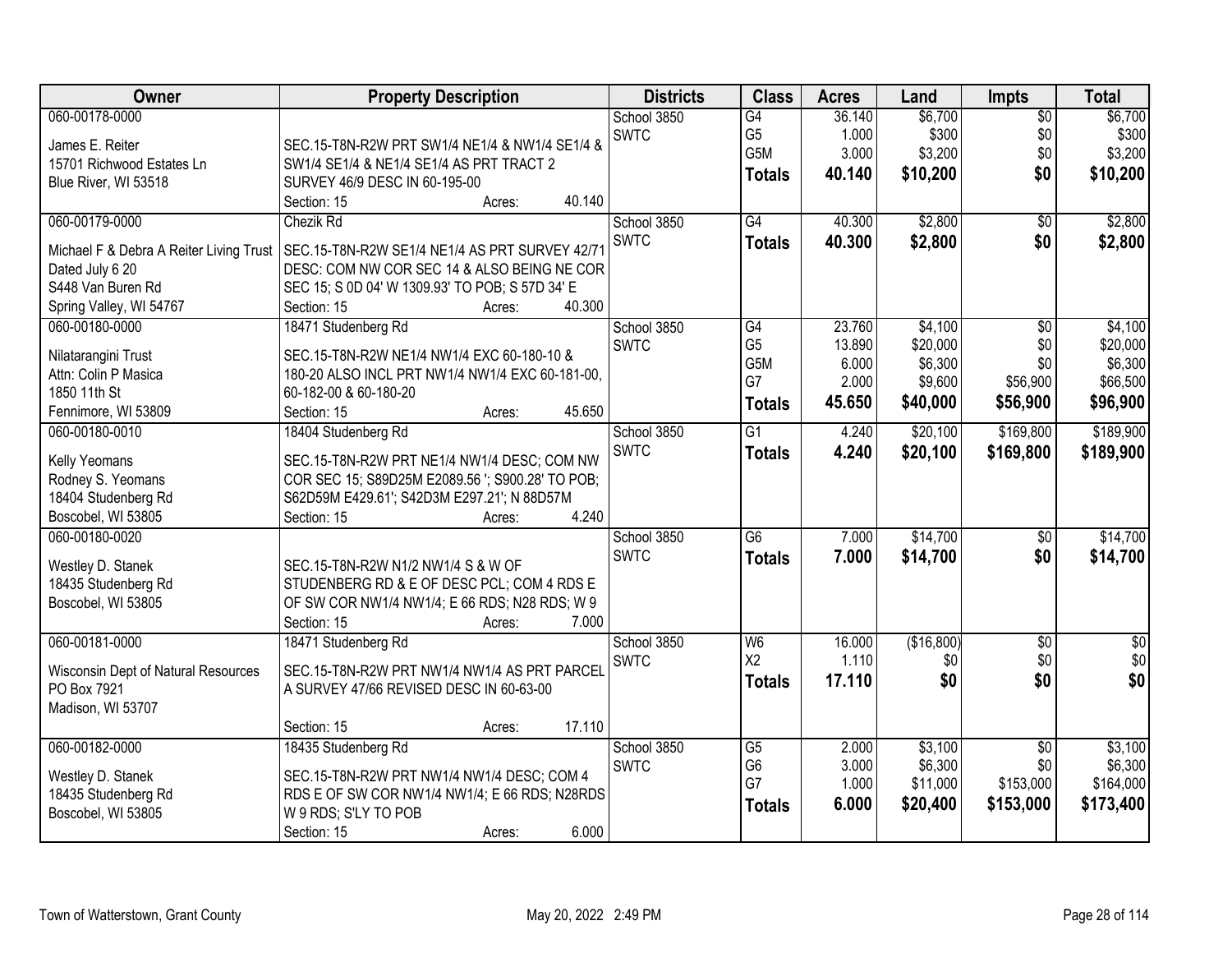| Owner | Property Description | Districts | Class | Acres | Land | Impts | Total |
|---|---|---|---|---|---|---|---|
| 060-00178-0000<br>James E. Reiter<br>15701 Richwood Estates Ln<br>Blue River, WI 53518 | SEC.15-T8N-R2W PRT SW1/4 NE1/4 & NW1/4 SE1/4 & SW1/4 SE1/4 & NE1/4 SE1/4 AS PRT TRACT 2 SURVEY 46/9 DESC IN 60-195-00<br>Section: 15 Acres: 40.140 | School 3850<br>SWTC | G4<br>G5<br>G5M<br>**Totals** | 36.140<br>1.000<br>3.000<br>**40.140** | $6,700<br>$300<br>$3,200<br>**$10,200** | $0<br>$0<br>$0<br>**$0** | $6,700<br>$300<br>$3,200<br>**$10,200** |
| 060-00179-0000<br>Michael F & Debra A Reiter Living Trust Dated July 6 20<br>S448 Van Buren Rd<br>Spring Valley, WI 54767 | Chezik Rd<br>SEC.15-T8N-R2W SE1/4 NE1/4 AS PRT SURVEY 42/71 DESC: COM NW COR SEC 14 & ALSO BEING NE COR SEC 15; S 0D 04' W 1309.93' TO POB; S 57D 34' E<br>Section: 15 Acres: 40.300 | School 3850<br>SWTC | G4<br>**Totals** | 40.300<br>**40.300** | $2,800<br>**$2,800** | $0<br>**$0** | $2,800<br>**$2,800** |
| 060-00180-0000<br>Nilatarangini Trust<br>Attn: Colin P Masica<br>1850 11th St<br>Fennimore, WI 53809 | 18471 Studenberg Rd<br>SEC.15-T8N-R2W NE1/4 NW1/4 EXC 60-180-10 & 180-20 ALSO INCL PRT NW1/4 NW1/4 EXC 60-181-00, 60-182-00 & 60-180-20<br>Section: 15 Acres: 45.650 | School 3850<br>SWTC | G4<br>G5<br>G5M<br>G7<br>**Totals** | 23.760<br>13.890<br>6.000<br>2.000<br>**45.650** | $4,100<br>$20,000<br>$6,300<br>$9,600<br>**$40,000** | $0<br>$0<br>$0<br>$56,900<br>**$56,900** | $4,100<br>$20,000<br>$6,300<br>$66,500<br>**$96,900** |
| 060-00180-0010<br>Kelly Yeomans<br>Rodney S. Yeomans<br>18404 Studenberg Rd<br>Boscobel, WI 53805 | 18404 Studenberg Rd<br>SEC.15-T8N-R2W PRT NE1/4 NW1/4 DESC; COM NW COR SEC 15; S89D25M E2089.56 '; S900.28' TO POB; S62D59M E429.61'; S42D3M E297.21'; N 88D57M<br>Section: 15 Acres: 4.240 | School 3850<br>SWTC | G1<br>**Totals** | 4.240<br>**4.240** | $20,100<br>**$20,100** | $169,800<br>**$169,800** | $189,900<br>**$189,900** |
| 060-00180-0020<br>Westley D. Stanek<br>18435 Studenberg Rd<br>Boscobel, WI 53805 | SEC.15-T8N-R2W N1/2 NW1/4 S & W OF STUDENBERG RD & E OF DESC PCL; COM 4 RDS E OF SW COR NW1/4 NW1/4; E 66 RDS; N28 RDS; W 9<br>Section: 15 Acres: 7.000 | School 3850<br>SWTC | G6<br>**Totals** | 7.000<br>**7.000** | $14,700<br>**$14,700** | $0<br>**$0** | $14,700<br>**$14,700** |
| 060-00181-0000<br>Wisconsin Dept of Natural Resources<br>PO Box 7921<br>Madison, WI 53707 | 18471 Studenberg Rd<br>SEC.15-T8N-R2W PRT NW1/4 NW1/4 AS PRT PARCEL A SURVEY 47/66 REVISED DESC IN 60-63-00<br>Section: 15 Acres: 17.110 | School 3850<br>SWTC | W6<br>X2<br>**Totals** | 16.000<br>1.110<br>**17.110** | ($16,800)<br>$0<br>**$0** | $0<br>$0<br>**$0** | $0<br>$0<br>**$0** |
| 060-00182-0000<br>Westley D. Stanek<br>18435 Studenberg Rd<br>Boscobel, WI 53805 | 18435 Studenberg Rd<br>SEC.15-T8N-R2W PRT NW1/4 NW1/4 DESC; COM 4 RDS E OF SW COR NW1/4 NW1/4; E 66 RDS; N28RDS W 9 RDS; S'LY TO POB<br>Section: 15 Acres: 6.000 | School 3850<br>SWTC | G5<br>G6<br>G7<br>**Totals** | 2.000<br>3.000<br>1.000<br>**6.000** | $3,100<br>$6,300<br>$11,000<br>**$20,400** | $0<br>$0<br>$153,000<br>**$153,000** | $3,100<br>$6,300<br>$164,000<br>**$173,400** |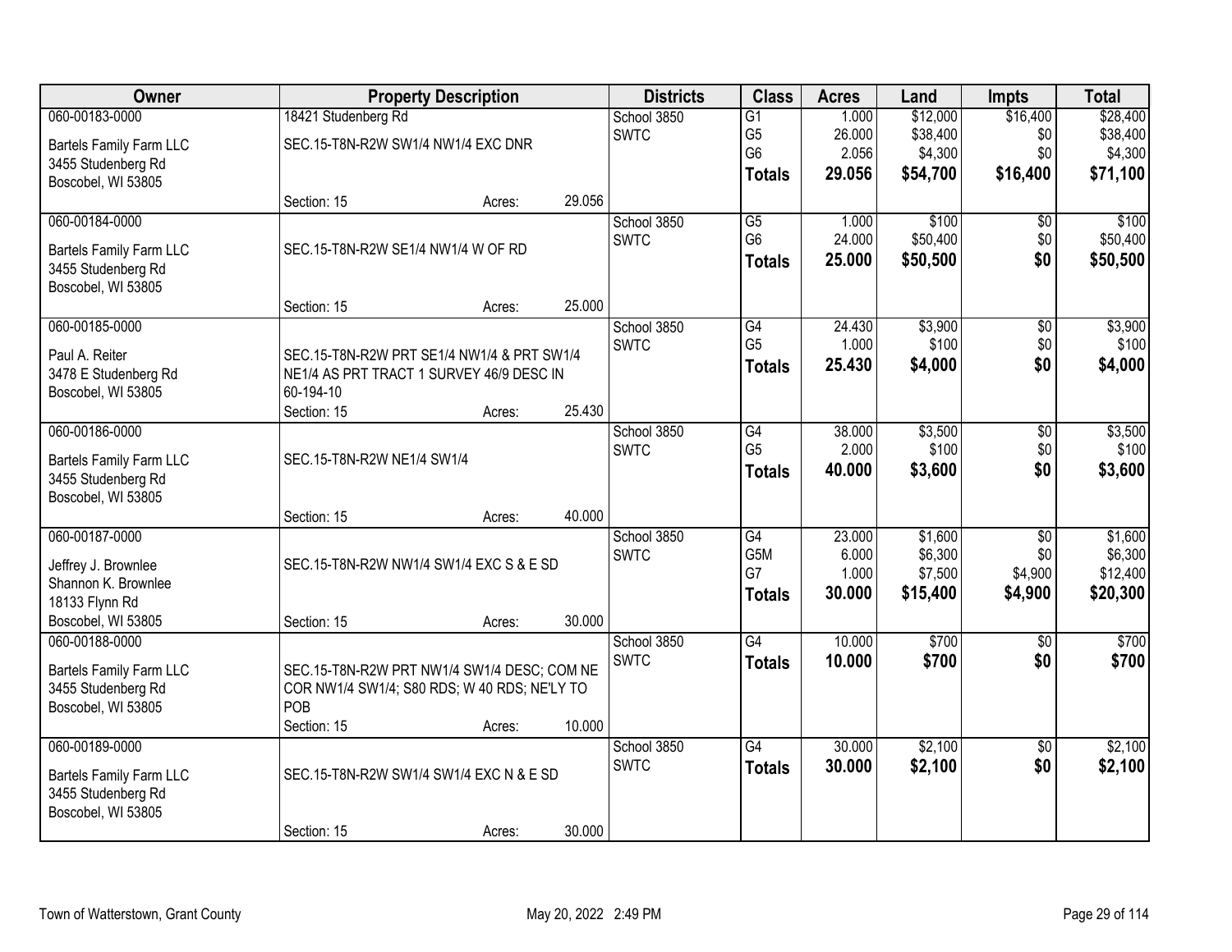| Owner | Property Description | | | Districts | Class | Acres | Land | Impts | Total |
|---|---|---|---|---|---|---|---|---|---|
| 060-00183-0000<br>Bartels Family Farm LLC<br>3455 Studenberg Rd<br>Boscobel, WI 53805 | 18421 Studenberg Rd<br>SEC.15-T8N-R2W SW1/4 NW1/4 EXC DNR<br>Section: 15 | Acres: | 29.056 | School 3850<br>SWTC | G1<br>G5<br>G6<br>**Totals** | 1.000<br>26.000<br>2.056<br>**29.056** | $12,000<br>$38,400<br>$4,300<br>**$54,700** | $16,400<br>$0<br>$0<br>**$16,400** | $28,400<br>$38,400<br>$4,300<br>**$71,100** |
| 060-00184-0000<br>Bartels Family Farm LLC<br>3455 Studenberg Rd<br>Boscobel, WI 53805 | SEC.15-T8N-R2W SE1/4 NW1/4 W OF RD<br>Section: 15 | Acres: | 25.000 | School 3850<br>SWTC | G5<br>G6<br>**Totals** | 1.000<br>24.000<br>**25.000** | $100<br>$50,400<br>**$50,500** | $0<br>$0<br>**$0** | $100<br>$50,400<br>**$50,500** |
| 060-00185-0000<br>Paul A. Reiter<br>3478 E Studenberg Rd<br>Boscobel, WI 53805 | SEC.15-T8N-R2W PRT SE1/4 NW1/4 & PRT SW1/4 NE1/4 AS PRT TRACT 1 SURVEY 46/9 DESC IN 60-194-10<br>Section: 15 | Acres: | 25.430 | School 3850<br>SWTC | G4<br>G5<br>**Totals** | 24.430<br>1.000<br>**25.430** | $3,900<br>$100<br>**$4,000** | $0<br>$0<br>**$0** | $3,900<br>$100<br>**$4,000** |
| 060-00186-0000<br>Bartels Family Farm LLC<br>3455 Studenberg Rd<br>Boscobel, WI 53805 | SEC.15-T8N-R2W NE1/4 SW1/4<br>Section: 15 | Acres: | 40.000 | School 3850<br>SWTC | G4<br>G5<br>**Totals** | 38.000<br>2.000<br>**40.000** | $3,500<br>$100<br>**$3,600** | $0<br>$0<br>**$0** | $3,500<br>$100<br>**$3,600** |
| 060-00187-0000<br>Jeffrey J. Brownlee<br>Shannon K. Brownlee<br>18133 Flynn Rd<br>Boscobel, WI 53805 | SEC.15-T8N-R2W NW1/4 SW1/4 EXC S & E SD<br>Section: 15 | Acres: | 30.000 | School 3850<br>SWTC | G4<br>G5M<br>G7<br>**Totals** | 23.000<br>6.000<br>1.000<br>**30.000** | $1,600<br>$6,300<br>$7,500<br>**$15,400** | $0<br>$0<br>$4,900<br>**$4,900** | $1,600<br>$6,300<br>$12,400<br>**$20,300** |
| 060-00188-0000<br>Bartels Family Farm LLC<br>3455 Studenberg Rd<br>Boscobel, WI 53805 | SEC.15-T8N-R2W PRT NW1/4 SW1/4 DESC; COM NE COR NW1/4 SW1/4; S80 RDS; W 40 RDS; NE'LY TO POB<br>Section: 15 | Acres: | 10.000 | School 3850<br>SWTC | G4<br>**Totals** | 10.000<br>**10.000** | $700<br>**$700** | $0<br>**$0** | $700<br>**$700** |
| 060-00189-0000<br>Bartels Family Farm LLC<br>3455 Studenberg Rd<br>Boscobel, WI 53805 | SEC.15-T8N-R2W SW1/4 SW1/4 EXC N & E SD<br>Section: 15 | Acres: | 30.000 | School 3850<br>SWTC | G4<br>**Totals** | 30.000<br>**30.000** | $2,100<br>**$2,100** | $0<br>**$0** | $2,100<br>**$2,100** |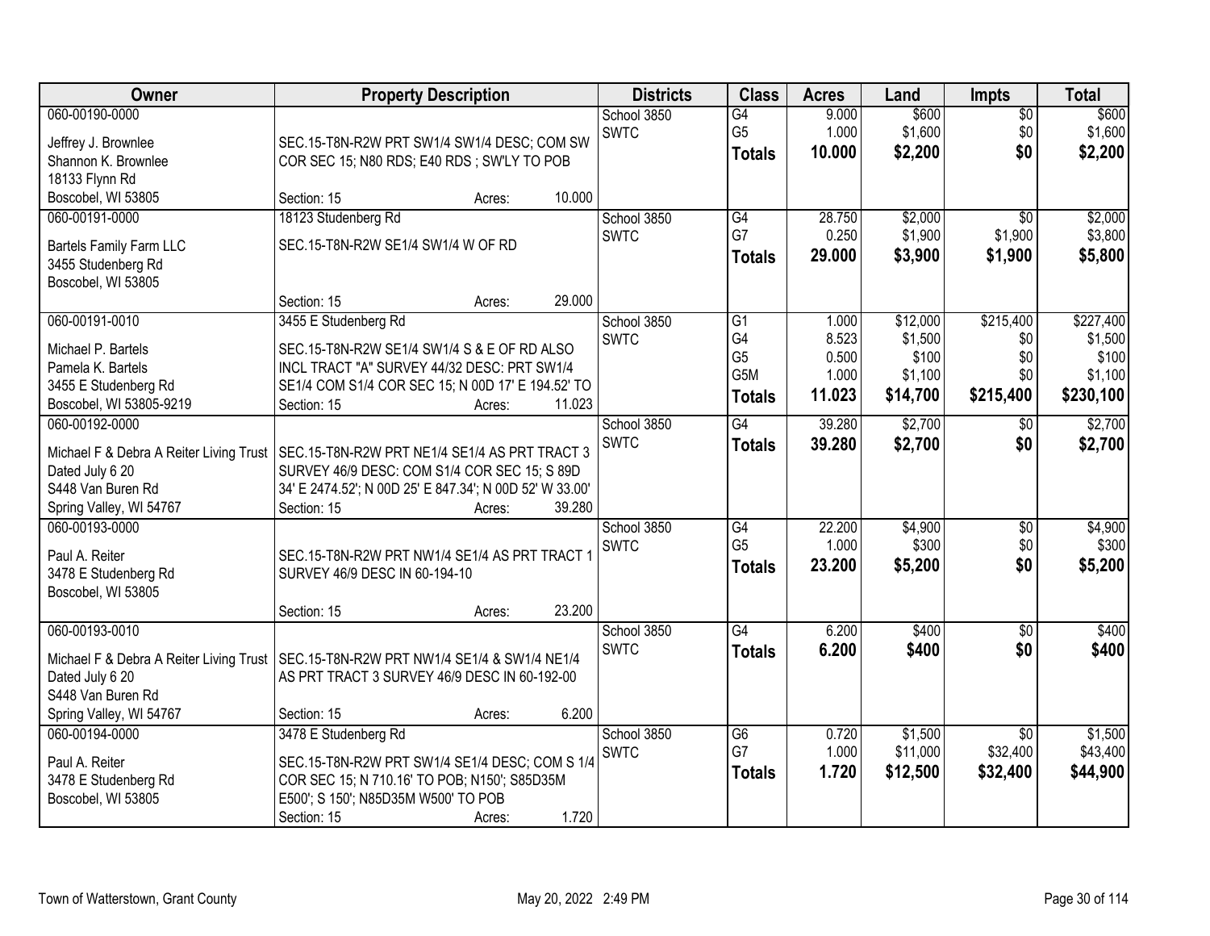| Owner | Property Description | Districts | Class | Acres | Land | Impts | Total |
|---|---|---|---|---|---|---|---|
| 060-00190-0000<br>Jeffrey J. Brownlee<br>Shannon K. Brownlee<br>18133 Flynn Rd<br>Boscobel, WI 53805 | SEC.15-T8N-R2W PRT SW1/4 SW1/4 DESC; COM SW COR SEC 15; N80 RDS; E40 RDS ; SW'LY TO POB<br>Section: 15 Acres: 10.000 | School 3850<br>SWTC | G4<br>G5<br>**Totals** | 9.000<br>1.000<br>**10.000** | $600<br>$1,600<br>**$2,200** | $0<br>$0<br>**$0** | $600<br>$1,600<br>**$2,200** |
| 060-00191-0000<br>Bartels Family Farm LLC<br>3455 Studenberg Rd<br>Boscobel, WI 53805 | 18123 Studenberg Rd<br>SEC.15-T8N-R2W SE1/4 SW1/4 W OF RD<br>Section: 15 Acres: 29.000 | School 3850<br>SWTC | G4<br>G7<br>**Totals** | 28.750<br>0.250<br>**29.000** | $2,000<br>$1,900<br>**$3,900** | $0<br>$1,900<br>**$1,900** | $2,000<br>$3,800<br>**$5,800** |
| 060-00191-0010<br>Michael P. Bartels<br>Pamela K. Bartels<br>3455 E Studenberg Rd<br>Boscobel, WI 53805-9219 | 3455 E Studenberg Rd<br>SEC.15-T8N-R2W SE1/4 SW1/4 S & E OF RD ALSO INCL TRACT "A" SURVEY 44/32 DESC: PRT SW1/4 SE1/4 COM S1/4 COR SEC 15; N 00D 17' E 194.52' TO<br>Section: 15 Acres: 11.023 | School 3850<br>SWTC | G1<br>G4<br>G5<br>G5M<br>**Totals** | 1.000<br>8.523<br>0.500<br>1.000<br>**11.023** | $12,000<br>$1,500<br>$100<br>$1,100<br>**$14,700** | $215,400<br>$0<br>$0<br>$0<br>**$215,400** | $227,400<br>$1,500<br>$100<br>$1,100<br>**$230,100** |
| 060-00192-0000<br>Michael F & Debra A Reiter Living Trust<br>Dated July 6 20<br>S448 Van Buren Rd<br>Spring Valley, WI 54767 | SEC.15-T8N-R2W PRT NE1/4 SE1/4 AS PRT TRACT 3 SURVEY 46/9 DESC: COM S1/4 COR SEC 15; S 89D 34' E 2474.52'; N 00D 25' E 847.34'; N 00D 52' W 33.00'<br>Section: 15 Acres: 39.280 | School 3850<br>SWTC | G4<br>**Totals** | 39.280<br>**39.280** | $2,700<br>**$2,700** | $0<br>**$0** | $2,700<br>**$2,700** |
| 060-00193-0000<br>Paul A. Reiter<br>3478 E Studenberg Rd<br>Boscobel, WI 53805 | SEC.15-T8N-R2W PRT NW1/4 SE1/4 AS PRT TRACT 1 SURVEY 46/9 DESC IN 60-194-10<br>Section: 15 Acres: 23.200 | School 3850<br>SWTC | G4<br>G5<br>**Totals** | 22.200<br>1.000<br>**23.200** | $4,900<br>$300<br>**$5,200** | $0<br>$0<br>**$0** | $4,900<br>$300<br>**$5,200** |
| 060-00193-0010<br>Michael F & Debra A Reiter Living Trust<br>Dated July 6 20<br>S448 Van Buren Rd<br>Spring Valley, WI 54767 | SEC.15-T8N-R2W PRT NW1/4 SE1/4 & SW1/4 NE1/4 AS PRT TRACT 3 SURVEY 46/9 DESC IN 60-192-00<br>Section: 15 Acres: 6.200 | School 3850<br>SWTC | G4<br>**Totals** | 6.200<br>**6.200** | $400<br>**$400** | $0<br>**$0** | $400<br>**$400** |
| 060-00194-0000<br>Paul A. Reiter<br>3478 E Studenberg Rd<br>Boscobel, WI 53805 | 3478 E Studenberg Rd<br>SEC.15-T8N-R2W PRT SW1/4 SE1/4 DESC; COM S 1/4 COR SEC 15; N 710.16' TO POB; N150'; S85D35M E500'; S 150'; N85D35M W500' TO POB<br>Section: 15 Acres: 1.720 | School 3850<br>SWTC | G6<br>G7<br>**Totals** | 0.720<br>1.000<br>**1.720** | $1,500<br>$11,000<br>**$12,500** | $0<br>$32,400<br>**$32,400** | $1,500<br>$43,400<br>**$44,900** |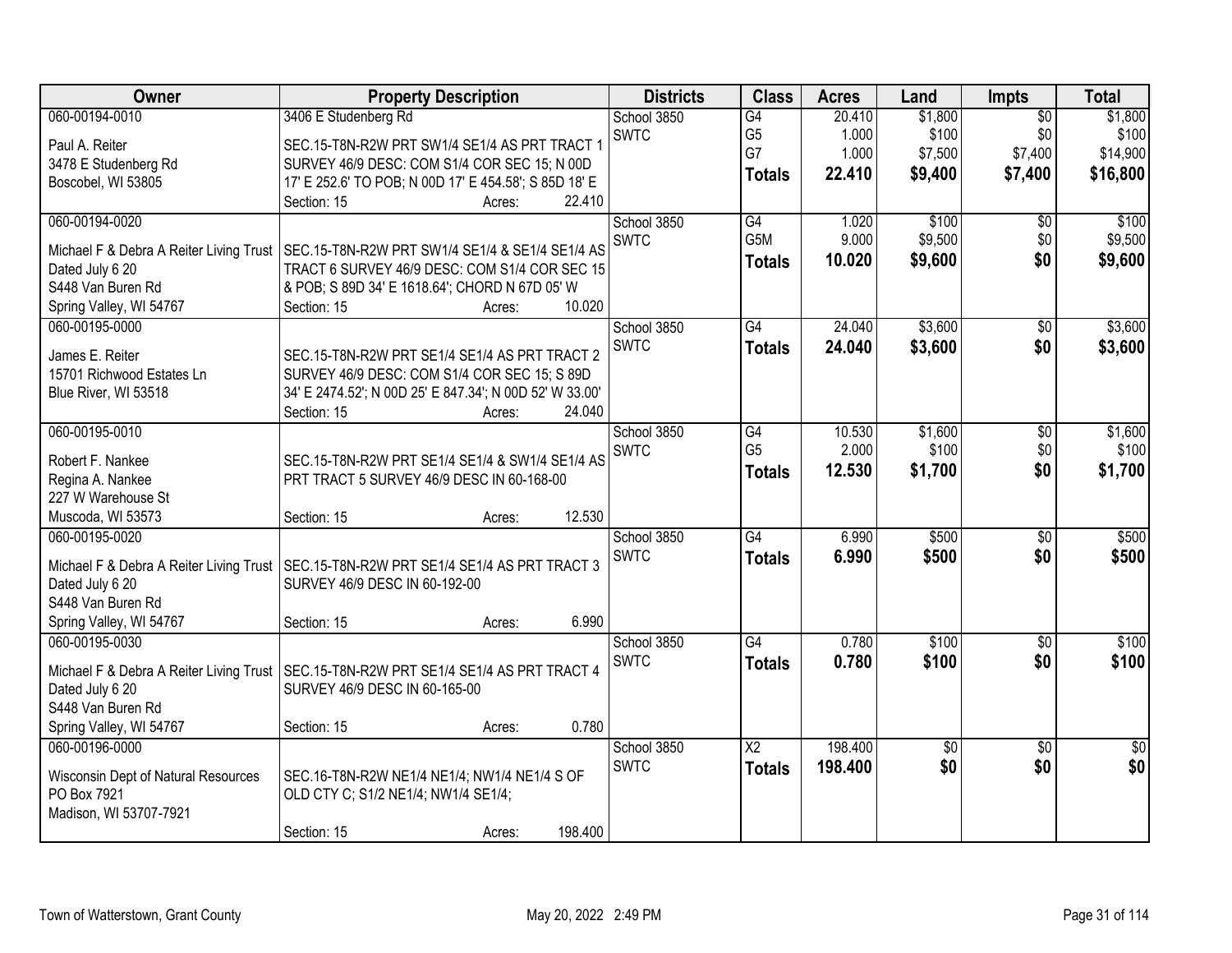| Owner | Property Description | Districts | Class | Acres | Land | Impts | Total |
|---|---|---|---|---|---|---|---|
| 060-00194-0010<br>Paul A. Reiter<br>3478 E Studenberg Rd<br>Boscobel, WI 53805 | 3406 E Studenberg Rd<br>SEC.15-T8N-R2W PRT SW1/4 SE1/4 AS PRT TRACT 1 SURVEY 46/9 DESC: COM S1/4 COR SEC 15; N 00D 17' E 252.6' TO POB; N 00D 17' E 454.58'; S 85D 18' E<br>Section: 15 Acres: 22.410 | School 3850<br>SWTC | G4<br>G5<br>G7<br>**Totals** | 20.410<br>1.000<br>1.000<br>**22.410** | $1,800<br>$100<br>$7,500<br>**$9,400** | $0<br>$0<br>$7,400<br>**$7,400** | $1,800<br>$100<br>$14,900<br>**$16,800** |
| 060-00194-0020<br>Michael F & Debra A Reiter Living Trust<br>Dated July 6 20<br>S448 Van Buren Rd<br>Spring Valley, WI 54767 | SEC.15-T8N-R2W PRT SW1/4 SE1/4 & SE1/4 SE1/4 AS TRACT 6 SURVEY 46/9 DESC: COM S1/4 COR SEC 15 & POB; S 89D 34' E 1618.64'; CHORD N 67D 05' W<br>Section: 15 Acres: 10.020 | School 3850<br>SWTC | G4<br>G5M<br>**Totals** | 1.020<br>9.000<br>**10.020** | $100<br>$9,500<br>**$9,600** | $0<br>$0<br>**$0** | $100<br>$9,500<br>**$9,600** |
| 060-00195-0000<br>James E. Reiter<br>15701 Richwood Estates Ln<br>Blue River, WI 53518 | SEC.15-T8N-R2W PRT SE1/4 SE1/4 AS PRT TRACT 2 SURVEY 46/9 DESC: COM S1/4 COR SEC 15; S 89D 34' E 2474.52'; N 00D 25' E 847.34'; N 00D 52' W 33.00'<br>Section: 15 Acres: 24.040 | School 3850<br>SWTC | G4<br>**Totals** | 24.040<br>**24.040** | $3,600<br>**$3,600** | $0<br>**$0** | $3,600<br>**$3,600** |
| 060-00195-0010<br>Robert F. Nankee<br>Regina A. Nankee<br>227 W Warehouse St<br>Muscoda, WI 53573 | SEC.15-T8N-R2W PRT SE1/4 SE1/4 & SW1/4 SE1/4 AS PRT TRACT 5 SURVEY 46/9 DESC IN 60-168-00<br>Section: 15 Acres: 12.530 | School 3850<br>SWTC | G4<br>G5<br>**Totals** | 10.530<br>2.000<br>**12.530** | $1,600<br>$100<br>**$1,700** | $0<br>$0<br>**$0** | $1,600<br>$100<br>**$1,700** |
| 060-00195-0020<br>Michael F & Debra A Reiter Living Trust<br>Dated July 6 20<br>S448 Van Buren Rd<br>Spring Valley, WI 54767 | SEC.15-T8N-R2W PRT SE1/4 SE1/4 AS PRT TRACT 3 SURVEY 46/9 DESC IN 60-192-00<br>Section: 15 Acres: 6.990 | School 3850<br>SWTC | G4<br>**Totals** | 6.990<br>**6.990** | $500<br>**$500** | $0<br>**$0** | $500<br>**$500** |
| 060-00195-0030<br>Michael F & Debra A Reiter Living Trust<br>Dated July 6 20<br>S448 Van Buren Rd<br>Spring Valley, WI 54767 | SEC.15-T8N-R2W PRT SE1/4 SE1/4 AS PRT TRACT 4 SURVEY 46/9 DESC IN 60-165-00<br>Section: 15 Acres: 0.780 | School 3850<br>SWTC | G4<br>**Totals** | 0.780<br>**0.780** | $100<br>**$100** | $0<br>**$0** | $100<br>**$100** |
| 060-00196-0000<br>Wisconsin Dept of Natural Resources<br>PO Box 7921<br>Madison, WI 53707-7921 | SEC.16-T8N-R2W NE1/4 NE1/4; NW1/4 NE1/4 S OF OLD CTY C; S1/2 NE1/4; NW1/4 SE1/4;<br>Section: 15 Acres: 198.400 | School 3850<br>SWTC | X2<br>**Totals** | 198.400<br>**198.400** | $0<br>**$0** | $0<br>**$0** | $0<br>**$0** |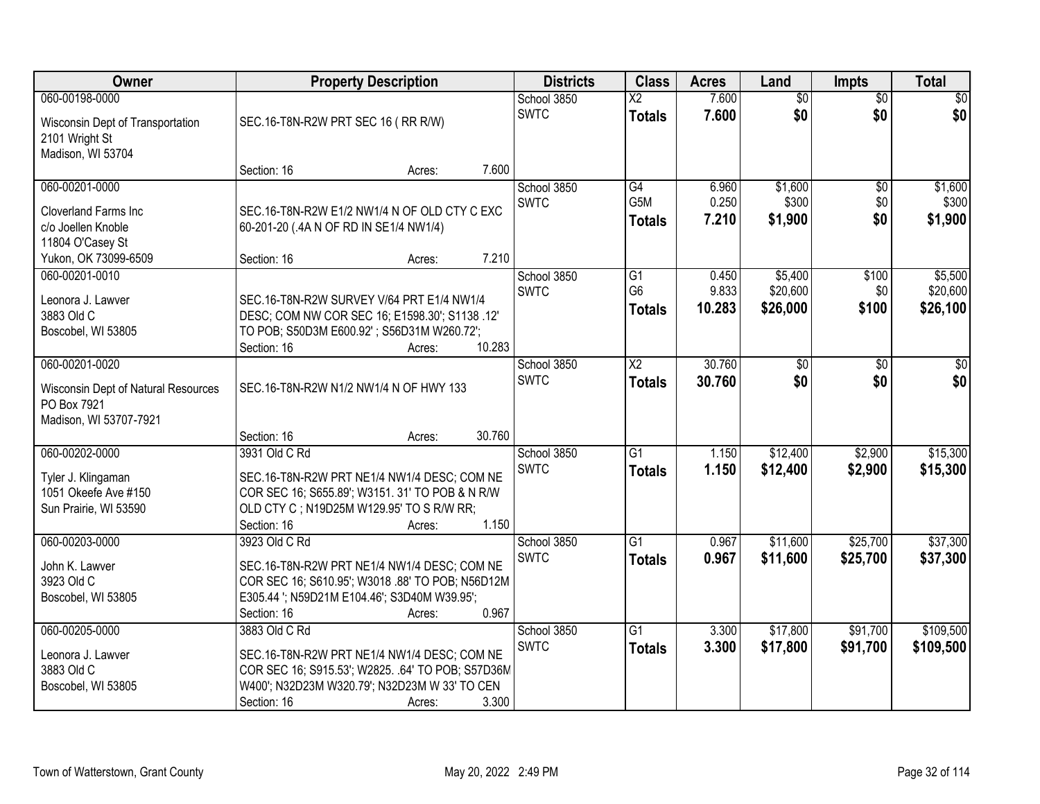| Owner | Property Description | Districts | Class | Acres | Land | Impts | Total |
|---|---|---|---|---|---|---|---|
| 060-00198-0000<br>Wisconsin Dept of Transportation<br>2101 Wright St<br>Madison, WI 53704 | SEC.16-T8N-R2W PRT SEC 16 ( RR R/W)<br>Section: 16 Acres: 7.600 | School 3850<br>SWTC | X2<br>**Totals** | 7.600<br>**7.600** | $0<br>**$0** | $0<br>**$0** | $0<br>**$0** |
| 060-00201-0000<br>Cloverland Farms Inc<br>c/o Joellen Knoble<br>11804 O'Casey St<br>Yukon, OK 73099-6509 | SEC.16-T8N-R2W E1/2 NW1/4 N OF OLD CTY C EXC 60-201-20 (.4A N OF RD IN SE1/4 NW1/4)<br>Section: 16 Acres: 7.210 | School 3850<br>SWTC | G4<br>G5M<br>**Totals** | 6.960<br>0.250<br>**7.210** | $1,600<br>$300<br>**$1,900** | $0<br>$0<br>**$0** | $1,600<br>$300<br>**$1,900** |
| 060-00201-0010<br>Leonora J. Lawver<br>3883 Old C<br>Boscobel, WI 53805 | SEC.16-T8N-R2W SURVEY V/64 PRT E1/4 NW1/4 DESC; COM NW COR SEC 16; E1598.30'; S1138 .12' TO POB; S50D3M E600.92' ; S56D31M W260.72';<br>Section: 16 Acres: 10.283 | School 3850<br>SWTC | G1<br>G6<br>**Totals** | 0.450<br>9.833<br>**10.283** | $5,400<br>$20,600<br>**$26,000** | $100<br>$0<br>**$100** | $5,500<br>$20,600<br>**$26,100** |
| 060-00201-0020<br>Wisconsin Dept of Natural Resources<br>PO Box 7921<br>Madison, WI 53707-7921 | SEC.16-T8N-R2W N1/2 NW1/4 N OF HWY 133<br>Section: 16 Acres: 30.760 | School 3850<br>SWTC | X2<br>**Totals** | 30.760<br>**30.760** | $0<br>**$0** | $0<br>**$0** | $0<br>**$0** |
| 060-00202-0000<br>Tyler J. Klingaman<br>1051 Okeefe Ave #150<br>Sun Prairie, WI 53590 | 3931 Old C Rd<br>SEC.16-T8N-R2W PRT NE1/4 NW1/4 DESC; COM NE COR SEC 16; S655.89'; W3151. 31' TO POB & N R/W OLD CTY C ; N19D25M W129.95' TO S R/W RR;<br>Section: 16 Acres: 1.150 | School 3850<br>SWTC | G1<br>**Totals** | 1.150<br>**1.150** | $12,400<br>**$12,400** | $2,900<br>**$2,900** | $15,300<br>**$15,300** |
| 060-00203-0000<br>John K. Lawver<br>3923 Old C<br>Boscobel, WI 53805 | 3923 Old C Rd<br>SEC.16-T8N-R2W PRT NE1/4 NW1/4 DESC; COM NE COR SEC 16; S610.95'; W3018 .88' TO POB; N56D12M E305.44 '; N59D21M E104.46'; S3D40M W39.95';<br>Section: 16 Acres: 0.967 | School 3850<br>SWTC | G1<br>**Totals** | 0.967<br>**0.967** | $11,600<br>**$11,600** | $25,700<br>**$25,700** | $37,300<br>**$37,300** |
| 060-00205-0000<br>Leonora J. Lawver<br>3883 Old C<br>Boscobel, WI 53805 | 3883 Old C Rd<br>SEC.16-T8N-R2W PRT NE1/4 NW1/4 DESC; COM NE COR SEC 16; S915.53'; W2825. .64' TO POB; S57D36M W400'; N32D23M W320.79'; N32D23M W 33' TO CEN<br>Section: 16 Acres: 3.300 | School 3850<br>SWTC | G1<br>**Totals** | 3.300<br>**3.300** | $17,800<br>**$17,800** | $91,700<br>**$91,700** | $109,500<br>**$109,500** |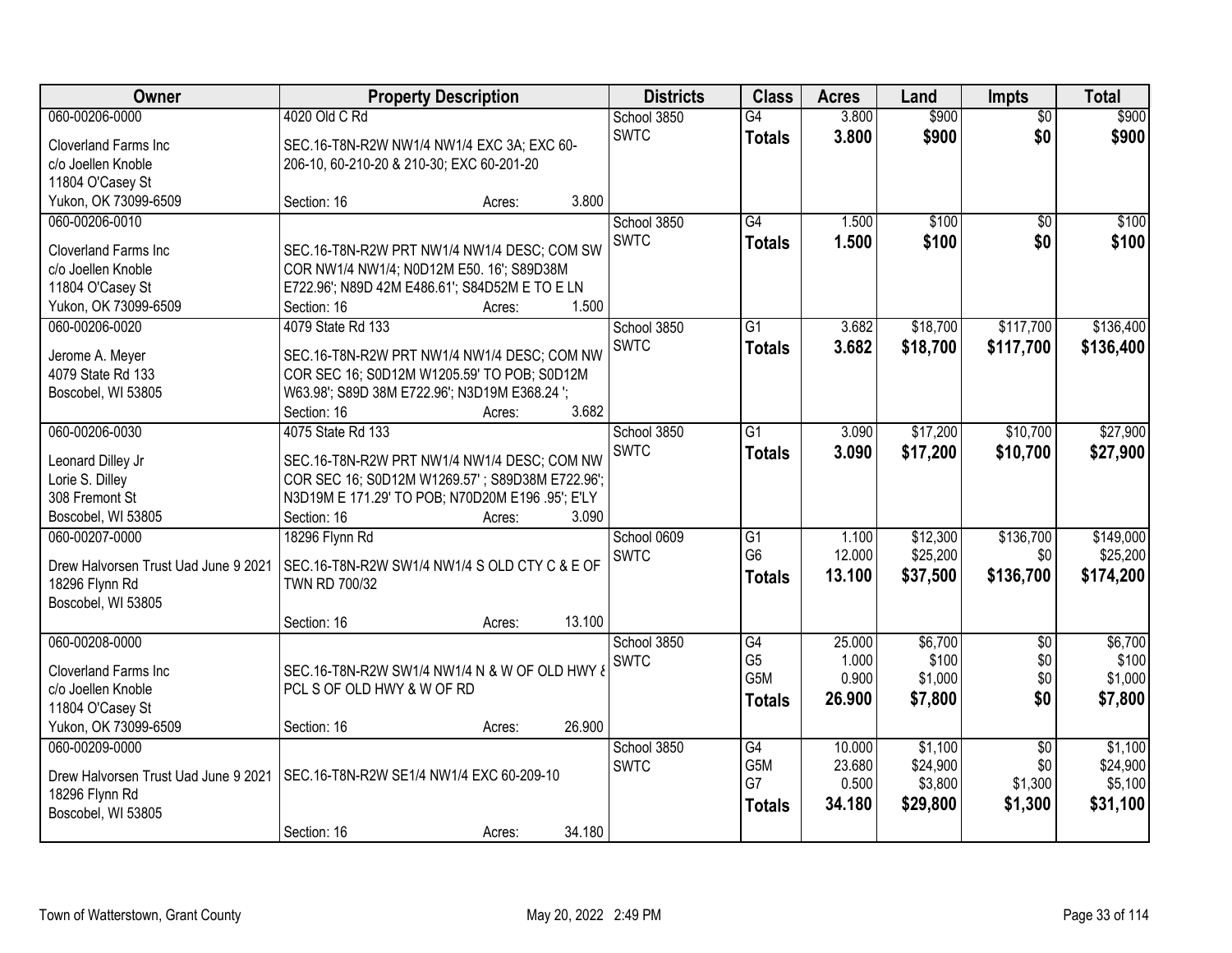| Owner | Property Description | Districts | Class | Acres | Land | Impts | Total |
|---|---|---|---|---|---|---|---|
| 060-00206-0000<br>Cloverland Farms Inc<br>c/o Joellen Knoble<br>11804 O'Casey St<br>Yukon, OK 73099-6509 | 4020 Old C Rd<br>SEC.16-T8N-R2W NW1/4 NW1/4 EXC 3A; EXC 60-206-10, 60-210-20 & 210-30; EXC 60-201-20<br>Section: 16 Acres: 3.800 | School 3850<br>SWTC | G4<br>**Totals** | 3.800<br>**3.800** | $900<br>**$900** | $0<br>**$0** | $900<br>**$900** |
| 060-00206-0010<br>Cloverland Farms Inc<br>c/o Joellen Knoble<br>11804 O'Casey St<br>Yukon, OK 73099-6509 | SEC.16-T8N-R2W PRT NW1/4 NW1/4 DESC; COM SW COR NW1/4 NW1/4; N0D12M E50. 16'; S89D38M E722.96'; N89D 42M E486.61'; S84D52M E TO E LN<br>Section: 16 Acres: 1.500 | School 3850<br>SWTC | G4<br>**Totals** | 1.500<br>**1.500** | $100<br>**$100** | $0<br>**$0** | $100<br>**$100** |
| 060-00206-0020<br>Jerome A. Meyer<br>4079 State Rd 133<br>Boscobel, WI 53805 | 4079 State Rd 133<br>SEC.16-T8N-R2W PRT NW1/4 NW1/4 DESC; COM NW COR SEC 16; S0D12M W1205.59' TO POB; S0D12M W63.98'; S89D 38M E722.96'; N3D19M E368.24 ';<br>Section: 16 Acres: 3.682 | School 3850<br>SWTC | G1<br>**Totals** | 3.682<br>**3.682** | $18,700<br>**$18,700** | $117,700<br>**$117,700** | $136,400<br>**$136,400** |
| 060-00206-0030<br>Leonard Dilley Jr<br>Lorie S. Dilley<br>308 Fremont St<br>Boscobel, WI 53805 | 4075 State Rd 133<br>SEC.16-T8N-R2W PRT NW1/4 NW1/4 DESC; COM NW COR SEC 16; S0D12M W1269.57' ; S89D38M E722.96'; N3D19M E 171.29' TO POB; N70D20M E196 .95'; E'LY<br>Section: 16 Acres: 3.090 | School 3850<br>SWTC | G1<br>**Totals** | 3.090<br>**3.090** | $17,200<br>**$17,200** | $10,700<br>**$10,700** | $27,900<br>**$27,900** |
| 060-00207-0000<br>Drew Halvorsen Trust Uad June 9 2021<br>18296 Flynn Rd<br>Boscobel, WI 53805 | 18296 Flynn Rd<br>SEC.16-T8N-R2W SW1/4 NW1/4 S OLD CTY C & E OF TWN RD 700/32<br>Section: 16 Acres: 13.100 | School 0609<br>SWTC | G1<br>G6<br>**Totals** | 1.100<br>12.000<br>**13.100** | $12,300<br>$25,200<br>**$37,500** | $136,700<br>$0<br>**$136,700** | $149,000<br>$25,200<br>**$174,200** |
| 060-00208-0000<br>Cloverland Farms Inc<br>c/o Joellen Knoble<br>11804 O'Casey St<br>Yukon, OK 73099-6509 | SEC.16-T8N-R2W SW1/4 NW1/4 N & W OF OLD HWY & PCL S OF OLD HWY & W OF RD<br>Section: 16 Acres: 26.900 | School 3850<br>SWTC | G4<br>G5<br>G5M<br>**Totals** | 25.000<br>1.000<br>0.900<br>**26.900** | $6,700<br>$100<br>$1,000<br>**$7,800** | $0<br>$0<br>$0<br>**$0** | $6,700<br>$100<br>$1,000<br>**$7,800** |
| 060-00209-0000<br>Drew Halvorsen Trust Uad June 9 2021<br>18296 Flynn Rd<br>Boscobel, WI 53805 | SEC.16-T8N-R2W SE1/4 NW1/4 EXC 60-209-10<br>Section: 16 Acres: 34.180 | School 3850<br>SWTC | G4<br>G5M<br>G7<br>**Totals** | 10.000<br>23.680<br>0.500<br>**34.180** | $1,100<br>$24,900<br>$3,800<br>**$29,800** | $0<br>$0<br>$1,300<br>**$1,300** | $1,100<br>$24,900<br>$5,100<br>**$31,100** |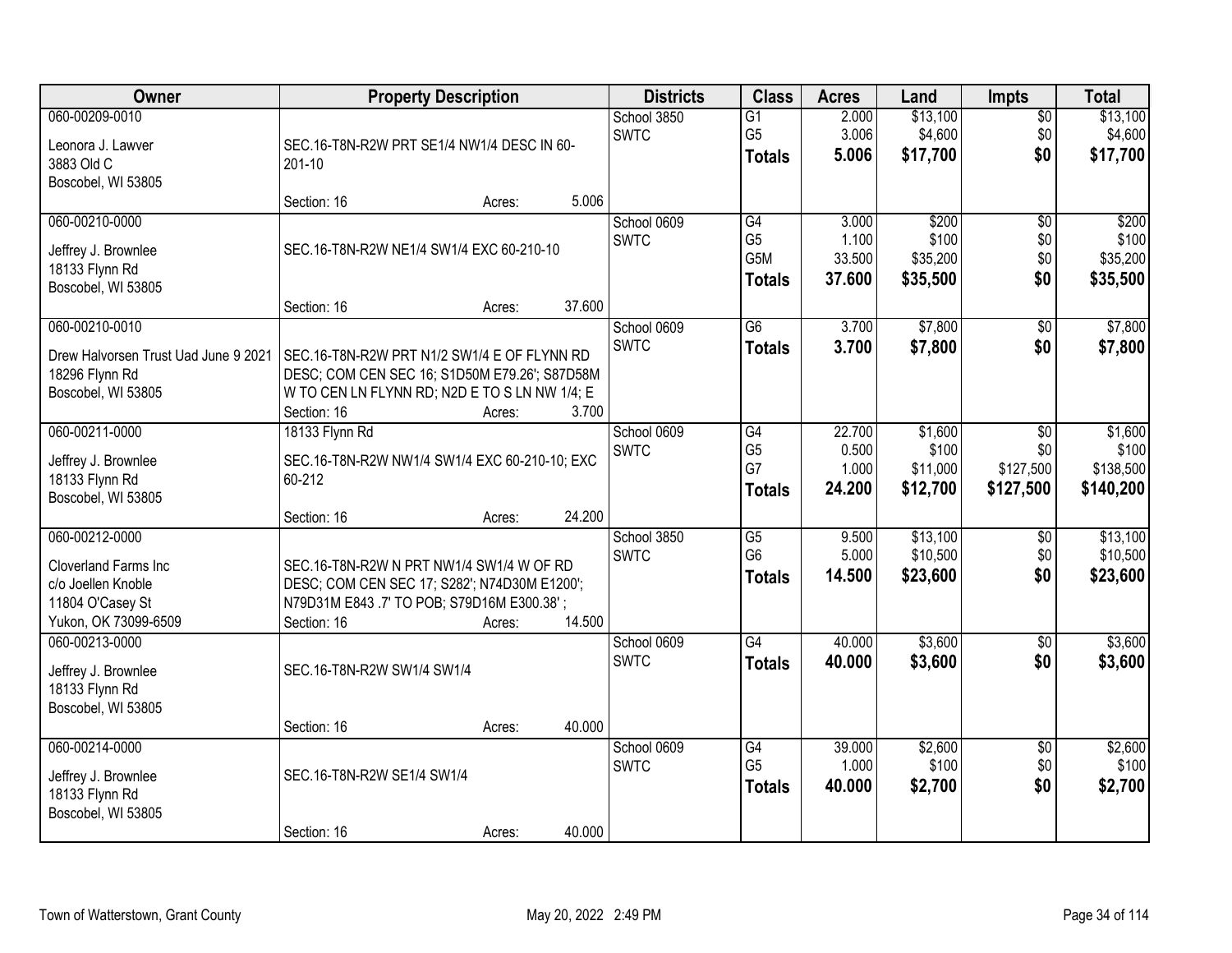| Owner | Property Description | Districts | Class | Acres | Land | Impts | Total |
|---|---|---|---|---|---|---|---|
| 060-00209-0010<br>Leonora J. Lawver<br>3883 Old C<br>Boscobel, WI 53805 | SEC.16-T8N-R2W PRT SE1/4 NW1/4 DESC IN 60-201-10<br>Section: 16 Acres: 5.006 | School 3850<br>SWTC | G1<br>G5<br>**Totals** | 2.000<br>3.006<br>**5.006** | $13,100<br>$4,600<br>**$17,700** | $0<br>$0<br>**$0** | $13,100<br>$4,600<br>**$17,700** |
| 060-00210-0000<br>Jeffrey J. Brownlee<br>18133 Flynn Rd<br>Boscobel, WI 53805 | SEC.16-T8N-R2W NE1/4 SW1/4 EXC 60-210-10<br>Section: 16 Acres: 37.600 | School 0609<br>SWTC | G4<br>G5<br>G5M<br>**Totals** | 3.000<br>1.100<br>33.500<br>**37.600** | $200<br>$100<br>$35,200<br>**$35,500** | $0<br>$0<br>$0<br>**$0** | $200<br>$100<br>$35,200<br>**$35,500** |
| 060-00210-0010<br>Drew Halvorsen Trust Uad June 9 2021<br>18296 Flynn Rd<br>Boscobel, WI 53805 | SEC.16-T8N-R2W PRT N1/2 SW1/4 E OF FLYNN RD DESC; COM CEN SEC 16; S1D50M E79.26'; S87D58M W TO CEN LN FLYNN RD; N2D E TO S LN NW 1/4; E<br>Section: 16 Acres: 3.700 | School 0609<br>SWTC | G6<br>**Totals** | 3.700<br>**3.700** | $7,800<br>**$7,800** | $0<br>**$0** | $7,800<br>**$7,800** |
| 060-00211-0000<br>Jeffrey J. Brownlee<br>18133 Flynn Rd<br>Boscobel, WI 53805 | 18133 Flynn Rd<br>SEC.16-T8N-R2W NW1/4 SW1/4 EXC 60-210-10; EXC 60-212<br>Section: 16 Acres: 24.200 | School 0609<br>SWTC | G4<br>G5<br>G7<br>**Totals** | 22.700<br>0.500<br>1.000<br>**24.200** | $1,600<br>$100<br>$11,000<br>**$12,700** | $0<br>$0<br>$127,500<br>**$127,500** | $1,600<br>$100<br>$138,500<br>**$140,200** |
| 060-00212-0000<br>Cloverland Farms Inc<br>c/o Joellen Knoble<br>11804 O'Casey St<br>Yukon, OK 73099-6509 | SEC.16-T8N-R2W N PRT NW1/4 SW1/4 W OF RD DESC; COM CEN SEC 17; S282'; N74D30M E1200'; N79D31M E843 .7' TO POB; S79D16M E300.38' ;<br>Section: 16 Acres: 14.500 | School 3850<br>SWTC | G5<br>G6<br>**Totals** | 9.500<br>5.000<br>**14.500** | $13,100<br>$10,500<br>**$23,600** | $0<br>$0<br>**$0** | $13,100<br>$10,500<br>**$23,600** |
| 060-00213-0000<br>Jeffrey J. Brownlee<br>18133 Flynn Rd<br>Boscobel, WI 53805 | SEC.16-T8N-R2W SW1/4 SW1/4<br>Section: 16 Acres: 40.000 | School 0609<br>SWTC | G4<br>**Totals** | 40.000<br>**40.000** | $3,600<br>**$3,600** | $0<br>**$0** | $3,600<br>**$3,600** |
| 060-00214-0000<br>Jeffrey J. Brownlee<br>18133 Flynn Rd<br>Boscobel, WI 53805 | SEC.16-T8N-R2W SE1/4 SW1/4<br>Section: 16 Acres: 40.000 | School 0609<br>SWTC | G4<br>G5<br>**Totals** | 39.000<br>1.000<br>**40.000** | $2,600<br>$100<br>**$2,700** | $0<br>$0<br>**$0** | $2,600<br>$100<br>**$2,700** |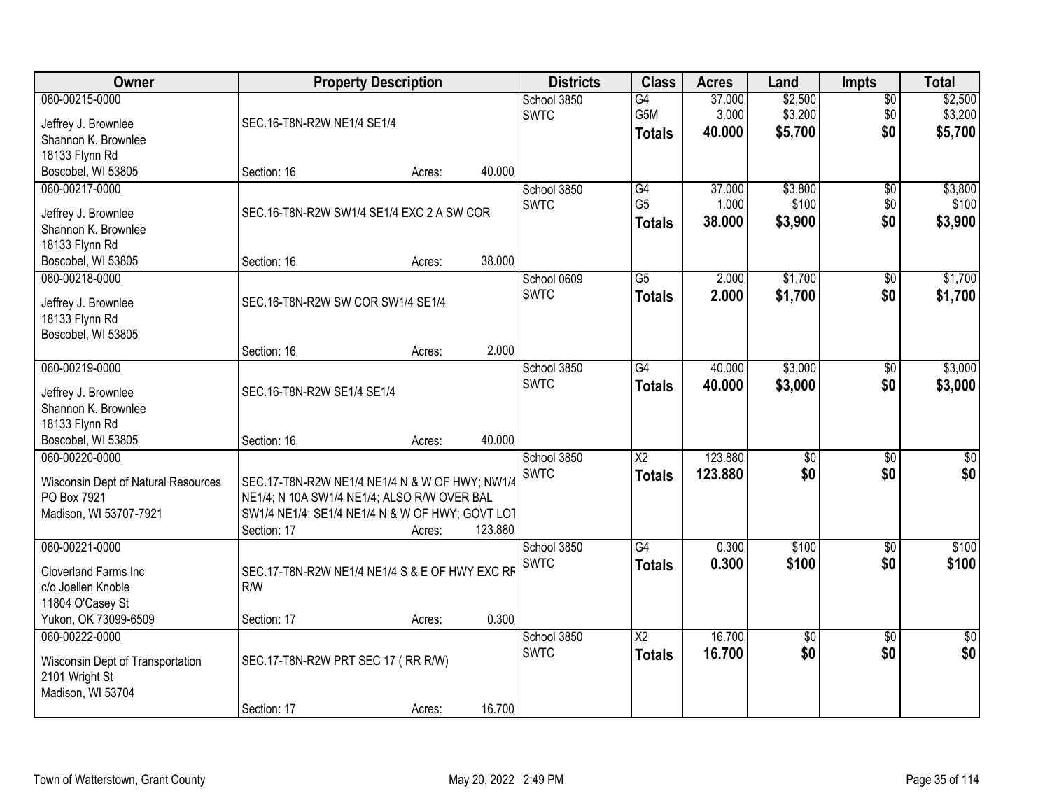| Owner | Property Description | Districts | Class | Acres | Land | Impts | Total |
|---|---|---|---|---|---|---|---|
| 060-00215-0000<br>Jeffrey J. Brownlee<br>Shannon K. Brownlee<br>18133 Flynn Rd<br>Boscobel, WI 53805 | SEC.16-T8N-R2W NE1/4 SE1/4<br>Section: 16 Acres: 40.000 | School 3850<br>SWTC | G4<br>G5M<br>**Totals** | 37.000<br>3.000<br>**40.000** | $2,500<br>$3,200<br>**$5,700** | $0<br>$0<br>**$0** | $2,500<br>$3,200<br>**$5,700** |
| 060-00217-0000<br>Jeffrey J. Brownlee<br>Shannon K. Brownlee<br>18133 Flynn Rd<br>Boscobel, WI 53805 | SEC.16-T8N-R2W SW1/4 SE1/4 EXC 2 A SW COR<br>Section: 16 Acres: 38.000 | School 3850<br>SWTC | G4<br>G5<br>**Totals** | 37.000<br>1.000<br>**38.000** | $3,800<br>$100<br>**$3,900** | $0<br>$0<br>**$0** | $3,800<br>$100<br>**$3,900** |
| 060-00218-0000<br>Jeffrey J. Brownlee<br>18133 Flynn Rd<br>Boscobel, WI 53805 | SEC.16-T8N-R2W SW COR SW1/4 SE1/4<br>Section: 16 Acres: 2.000 | School 0609<br>SWTC | G5<br>**Totals** | 2.000<br>**2.000** | $1,700<br>**$1,700** | $0<br>**$0** | $1,700<br>**$1,700** |
| 060-00219-0000<br>Jeffrey J. Brownlee<br>Shannon K. Brownlee<br>18133 Flynn Rd<br>Boscobel, WI 53805 | SEC.16-T8N-R2W SE1/4 SE1/4<br>Section: 16 Acres: 40.000 | School 3850<br>SWTC | G4<br>**Totals** | 40.000<br>**40.000** | $3,000<br>**$3,000** | $0<br>**$0** | $3,000<br>**$3,000** |
| 060-00220-0000<br>Wisconsin Dept of Natural Resources<br>PO Box 7921<br>Madison, WI 53707-7921 | SEC.17-T8N-R2W NE1/4 NE1/4 N & W OF HWY; NW1/4 NE1/4; N 10A SW1/4 NE1/4; ALSO R/W OVER BAL SW1/4 NE1/4; SE1/4 NE1/4 N & W OF HWY; GOVT LOT<br>Section: 17 Acres: 123.880 | School 3850<br>SWTC | X2<br>**Totals** | 123.880<br>**123.880** | $0<br>**$0** | $0<br>**$0** | $0<br>**$0** |
| 060-00221-0000<br>Cloverland Farms Inc<br>c/o Joellen Knoble<br>11804 O'Casey St<br>Yukon, OK 73099-6509 | SEC.17-T8N-R2W NE1/4 NE1/4 S & E OF HWY EXC RR R/W<br>Section: 17 Acres: 0.300 | School 3850<br>SWTC | G4<br>**Totals** | 0.300<br>**0.300** | $100<br>**$100** | $0<br>**$0** | $100<br>**$100** |
| 060-00222-0000<br>Wisconsin Dept of Transportation<br>2101 Wright St<br>Madison, WI 53704 | SEC.17-T8N-R2W PRT SEC 17 ( RR R/W)<br>Section: 17 Acres: 16.700 | School 3850<br>SWTC | X2<br>**Totals** | 16.700<br>**16.700** | $0<br>**$0** | $0<br>**$0** | $0<br>**$0** |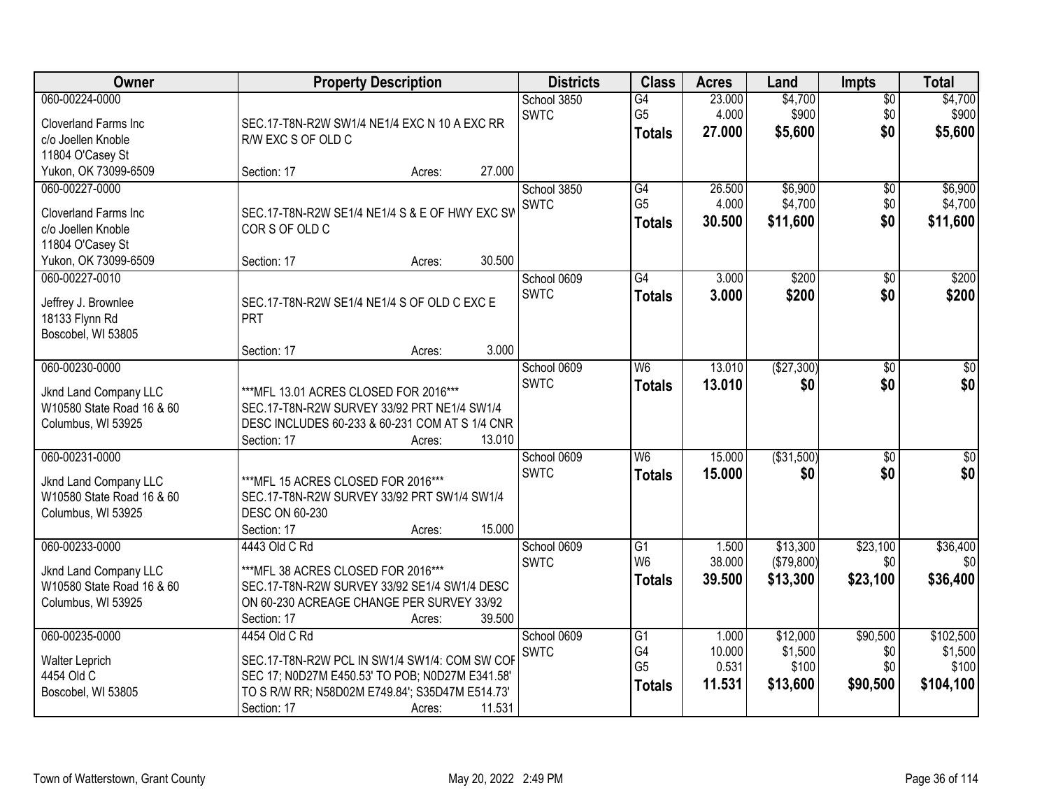| Owner | Property Description | Districts | Class | Acres | Land | Impts | Total |
|---|---|---|---|---|---|---|---|
| 060-00224-0000<br>Cloverland Farms Inc<br>c/o Joellen Knoble<br>11804 O'Casey St<br>Yukon, OK 73099-6509 | SEC.17-T8N-R2W SW1/4 NE1/4 EXC N 10 A EXC RR R/W EXC S OF OLD C<br>Section: 17 Acres: 27.000 | School 3850<br>SWTC | G4<br>G5<br>**Totals** | 23.000<br>4.000<br>**27.000** | $4,700<br>$900<br>**$5,600** | $0<br>$0<br>**$0** | $4,700<br>$900<br>**$5,600** |
| 060-00227-0000<br>Cloverland Farms Inc<br>c/o Joellen Knoble<br>11804 O'Casey St<br>Yukon, OK 73099-6509 | SEC.17-T8N-R2W SE1/4 NE1/4 S & E OF HWY EXC SW COR S OF OLD C<br>Section: 17 Acres: 30.500 | School 3850<br>SWTC | G4<br>G5<br>**Totals** | 26.500<br>4.000<br>**30.500** | $6,900<br>$4,700<br>**$11,600** | $0<br>$0<br>**$0** | $6,900<br>$4,700<br>**$11,600** |
| 060-00227-0010<br>Jeffrey J. Brownlee<br>18133 Flynn Rd<br>Boscobel, WI 53805 | SEC.17-T8N-R2W SE1/4 NE1/4 S OF OLD C EXC E PRT<br>Section: 17 Acres: 3.000 | School 0609<br>SWTC | G4<br>**Totals** | 3.000<br>**3.000** | $200<br>**$200** | $0<br>**$0** | $200<br>**$200** |
| 060-00230-0000<br>Jknd Land Company LLC<br>W10580 State Road 16 & 60<br>Columbus, WI 53925 | ***MFL 13.01 ACRES CLOSED FOR 2016***<br>SEC.17-T8N-R2W SURVEY 33/92 PRT NE1/4 SW1/4 DESC INCLUDES 60-233 & 60-231 COM AT S 1/4 CNR<br>Section: 17 Acres: 13.010 | School 0609<br>SWTC | W6<br>**Totals** | 13.010<br>**13.010** | ($27,300)<br>**$0** | $0<br>**$0** | $0<br>**$0** |
| 060-00231-0000<br>Jknd Land Company LLC<br>W10580 State Road 16 & 60<br>Columbus, WI 53925 | ***MFL 15 ACRES CLOSED FOR 2016***<br>SEC.17-T8N-R2W SURVEY 33/92 PRT SW1/4 SW1/4 DESC ON 60-230<br>Section: 17 Acres: 15.000 | School 0609<br>SWTC | W6<br>**Totals** | 15.000<br>**15.000** | ($31,500)<br>**$0** | $0<br>**$0** | $0<br>**$0** |
| 060-00233-0000<br>Jknd Land Company LLC<br>W10580 State Road 16 & 60<br>Columbus, WI 53925 | 4443 Old C Rd<br>***MFL 38 ACRES CLOSED FOR 2016***<br>SEC.17-T8N-R2W SURVEY 33/92 SE1/4 SW1/4 DESC ON 60-230 ACREAGE CHANGE PER SURVEY 33/92<br>Section: 17 Acres: 39.500 | School 0609<br>SWTC | G1<br>W6<br>**Totals** | 1.500<br>38.000<br>**39.500** | $13,300<br>($79,800)<br>**$13,300** | $23,100<br>$0<br>**$23,100** | $36,400<br>$0<br>**$36,400** |
| 060-00235-0000<br>Walter Leprich<br>4454 Old C<br>Boscobel, WI 53805 | 4454 Old C Rd<br>SEC.17-T8N-R2W PCL IN SW1/4 SW1/4: COM SW COR SEC 17; N0D27M E450.53' TO POB; N0D27M E341.58' TO S R/W RR; N58D02M E749.84'; S35D47M E514.73'<br>Section: 17 Acres: 11.531 | School 0609<br>SWTC | G1<br>G4<br>G5<br>**Totals** | 1.000<br>10.000<br>0.531<br>**11.531** | $12,000<br>$1,500<br>$100<br>**$13,600** | $90,500<br>$0<br>$0<br>**$90,500** | $102,500<br>$1,500<br>$100<br>**$104,100** |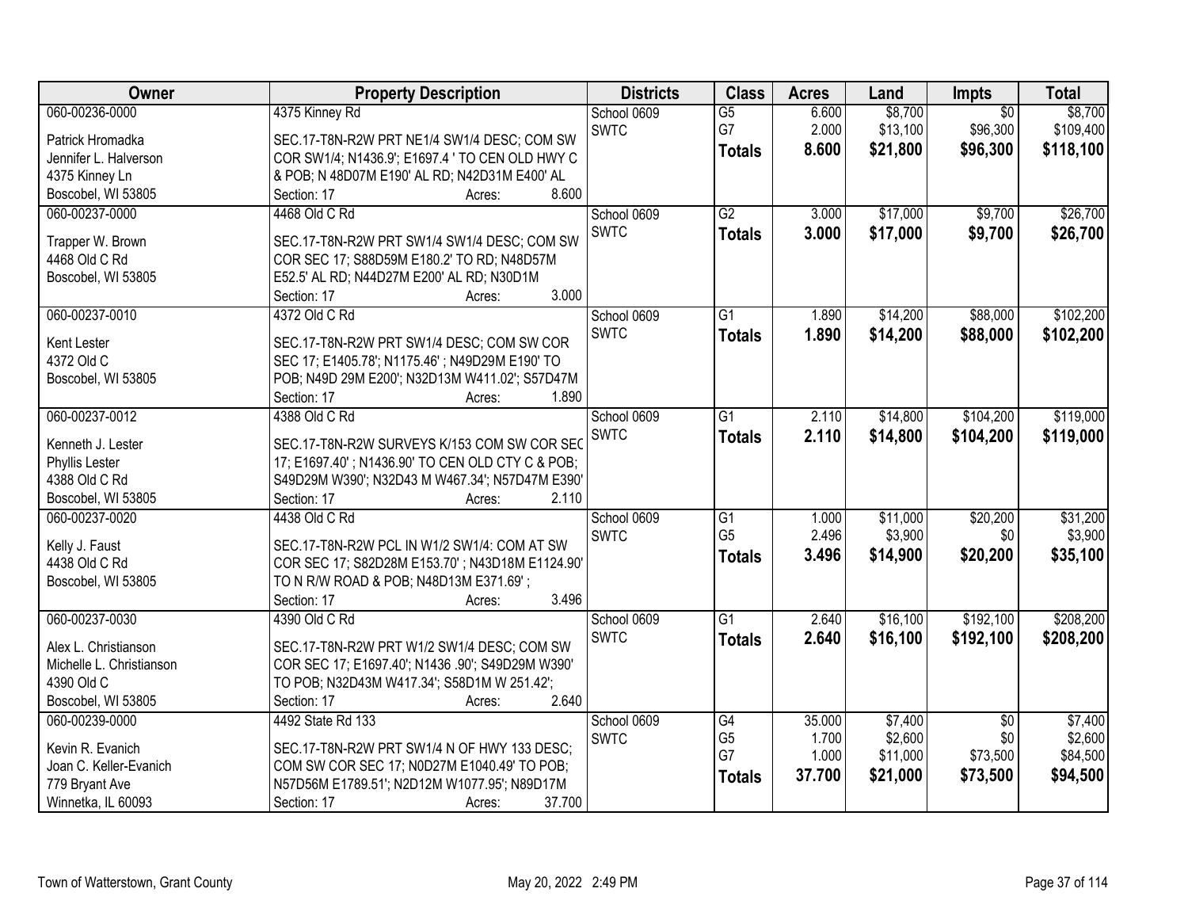| Owner | Property Description | Districts | Class | Acres | Land | Impts | Total |
|---|---|---|---|---|---|---|---|
| 060-00236-0000<br><br>Patrick Hromadka<br>Jennifer L. Halverson<br>4375 Kinney Ln<br>Boscobel, WI 53805 | 4375 Kinney Rd<br><br>SEC.17-T8N-R2W PRT NE1/4 SW1/4 DESC; COM SW COR SW1/4; N1436.9'; E1697.4 ' TO CEN OLD HWY C & POB; N 48D07M E190' AL RD; N42D31M E400' AL<br>Section: 17 Acres: 8.600 | School 0609<br>SWTC | G5<br>G7<br>**Totals** | 6.600<br>2.000<br>**8.600** | $8,700<br>$13,100<br>**$21,800** | $0<br>$96,300<br>**$96,300** | $8,700<br>$109,400<br>**$118,100** |
| 060-00237-0000<br><br>Trapper W. Brown<br>4468 Old C Rd<br>Boscobel, WI 53805 | 4468 Old C Rd<br><br>SEC.17-T8N-R2W PRT SW1/4 SW1/4 DESC; COM SW COR SEC 17; S88D59M E180.2' TO RD; N48D57M E52.5' AL RD; N44D27M E200' AL RD; N30D1M<br>Section: 17 Acres: 3.000 | School 0609<br>SWTC | G2<br>**Totals** | 3.000<br>**3.000** | $17,000<br>**$17,000** | $9,700<br>**$9,700** | $26,700<br>**$26,700** |
| 060-00237-0010<br><br>Kent Lester<br>4372 Old C<br>Boscobel, WI 53805 | 4372 Old C Rd<br><br>SEC.17-T8N-R2W PRT SW1/4 DESC; COM SW COR SEC 17; E1405.78'; N1175.46' ; N49D29M E190' TO POB; N49D 29M E200'; N32D13M W411.02'; S57D47M<br>Section: 17 Acres: 1.890 | School 0609<br>SWTC | G1<br>**Totals** | 1.890<br>**1.890** | $14,200<br>**$14,200** | $88,000<br>**$88,000** | $102,200<br>**$102,200** |
| 060-00237-0012<br><br>Kenneth J. Lester<br>Phyllis Lester<br>4388 Old C Rd<br>Boscobel, WI 53805 | 4388 Old C Rd<br><br>SEC.17-T8N-R2W SURVEYS K/153 COM SW COR SEC 17; E1697.40' ; N1436.90' TO CEN OLD CTY C & POB; S49D29M W390'; N32D43 M W467.34'; N57D47M E390'<br>Section: 17 Acres: 2.110 | School 0609<br>SWTC | G1<br>**Totals** | 2.110<br>**2.110** | $14,800<br>**$14,800** | $104,200<br>**$104,200** | $119,000<br>**$119,000** |
| 060-00237-0020<br><br>Kelly J. Faust<br>4438 Old C Rd<br>Boscobel, WI 53805 | 4438 Old C Rd<br><br>SEC.17-T8N-R2W PCL IN W1/2 SW1/4: COM AT SW COR SEC 17; S82D28M E153.70' ; N43D18M E1124.90' TO N R/W ROAD & POB; N48D13M E371.69' ;<br>Section: 17 Acres: 3.496 | School 0609<br>SWTC | G1<br>G5<br>**Totals** | 1.000<br>2.496<br>**3.496** | $11,000<br>$3,900<br>**$14,900** | $20,200<br>$0<br>**$20,200** | $31,200<br>$3,900<br>**$35,100** |
| 060-00237-0030<br><br>Alex L. Christianson<br>Michelle L. Christianson<br>4390 Old C<br>Boscobel, WI 53805 | 4390 Old C Rd<br><br>SEC.17-T8N-R2W PRT W1/2 SW1/4 DESC; COM SW COR SEC 17; E1697.40'; N1436 .90'; S49D29M W390' TO POB; N32D43M W417.34'; S58D1M W 251.42';<br>Section: 17 Acres: 2.640 | School 0609<br>SWTC | G1<br>**Totals** | 2.640<br>**2.640** | $16,100<br>**$16,100** | $192,100<br>**$192,100** | $208,200<br>**$208,200** |
| 060-00239-0000<br><br>Kevin R. Evanich<br>Joan C. Keller-Evanich<br>779 Bryant Ave<br>Winnetka, IL 60093 | 4492 State Rd 133<br><br>SEC.17-T8N-R2W PRT SW1/4 N OF HWY 133 DESC; COM SW COR SEC 17; N0D27M E1040.49' TO POB; N57D56M E1789.51'; N2D12M W1077.95'; N89D17M<br>Section: 17 Acres: 37.700 | School 0609<br>SWTC | G4<br>G5<br>G7<br>**Totals** | 35.000<br>1.700<br>1.000<br>**37.700** | $7,400<br>$2,600<br>$11,000<br>**$21,000** | $0<br>$0<br>$73,500<br>**$73,500** | $7,400<br>$2,600<br>$84,500<br>**$94,500** |

Town of Watterstown, Grant County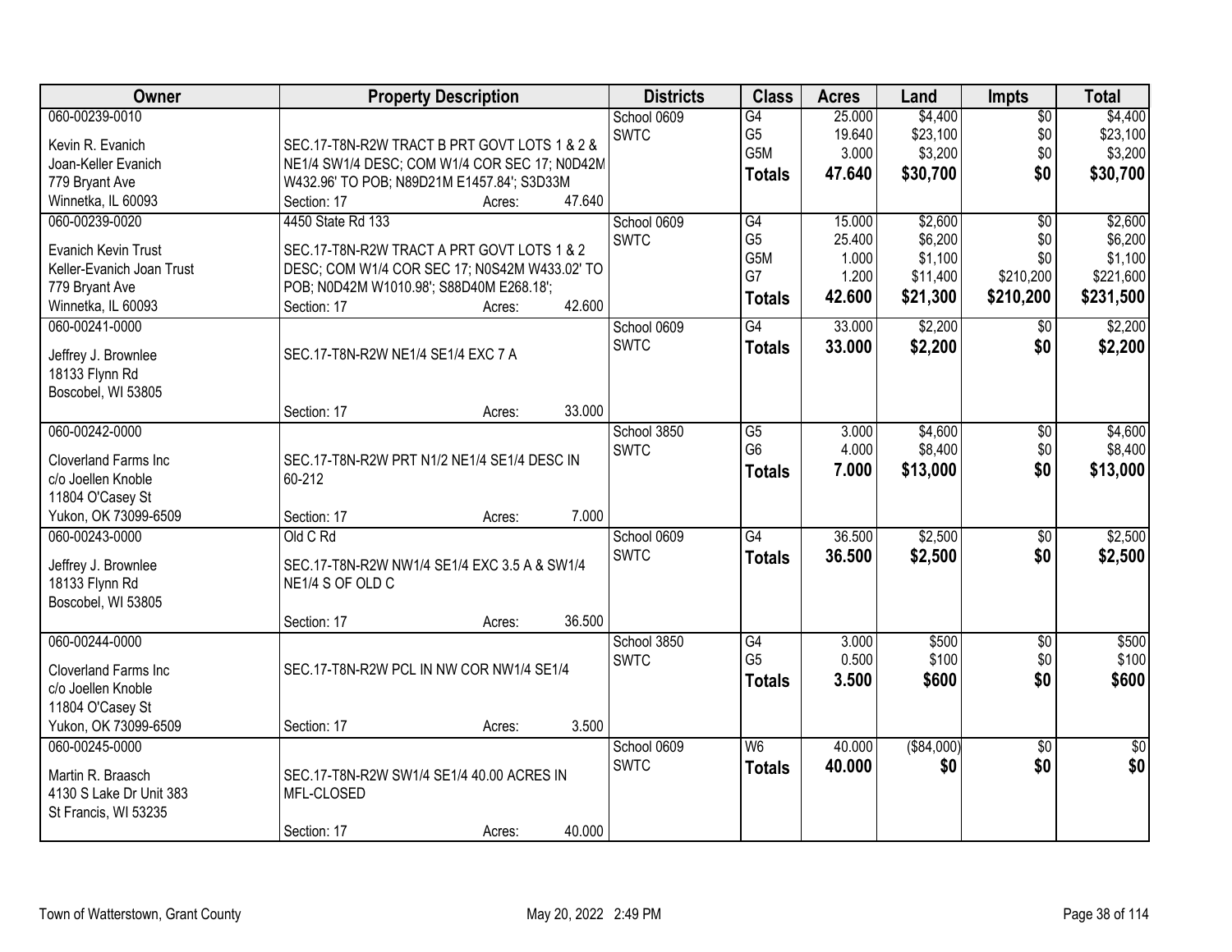| Owner | Property Description | Districts | Class | Acres | Land | Impts | Total |
|---|---|---|---|---|---|---|---|
| 060-00239-0010<br>Kevin R. Evanich<br>Joan-Keller Evanich<br>779 Bryant Ave<br>Winnetka, IL 60093 | SEC.17-T8N-R2W TRACT B PRT GOVT LOTS 1 & 2 & NE1/4 SW1/4 DESC; COM W1/4 COR SEC 17; N0D42M W432.96' TO POB; N89D21M E1457.84'; S3D33M<br>Section: 17 Acres: 47.640 | School 0609<br>SWTC | G4<br>G5<br>G5M<br>**Totals** | 25.000<br>19.640<br>3.000<br>**47.640** | $4,400<br>$23,100<br>$3,200<br>**$30,700** | $0<br>$0<br>$0<br>**$0** | $4,400<br>$23,100<br>$3,200<br>**$30,700** |
| 060-00239-0020<br>Evanich Kevin Trust<br>Keller-Evanich Joan Trust<br>779 Bryant Ave<br>Winnetka, IL 60093 | 4450 State Rd 133<br>SEC.17-T8N-R2W TRACT A PRT GOVT LOTS 1 & 2 DESC; COM W1/4 COR SEC 17; N0S42M W433.02' TO POB; N0D42M W1010.98'; S88D40M E268.18';<br>Section: 17 Acres: 42.600 | School 0609<br>SWTC | G4<br>G5<br>G5M<br>G7<br>**Totals** | 15.000<br>25.400<br>1.000<br>1.200<br>**42.600** | $2,600<br>$6,200<br>$1,100<br>$11,400<br>**$21,300** | $0<br>$0<br>$0<br>$210,200<br>**$210,200** | $2,600<br>$6,200<br>$1,100<br>$221,600<br>**$231,500** |
| 060-00241-0000<br>Jeffrey J. Brownlee<br>18133 Flynn Rd<br>Boscobel, WI 53805 | SEC.17-T8N-R2W NE1/4 SE1/4 EXC 7 A<br>Section: 17 Acres: 33.000 | School 0609<br>SWTC | G4<br>**Totals** | 33.000<br>**33.000** | $2,200<br>**$2,200** | $0<br>**$0** | $2,200<br>**$2,200** |
| 060-00242-0000<br>Cloverland Farms Inc<br>c/o Joellen Knoble<br>11804 O'Casey St<br>Yukon, OK 73099-6509 | SEC.17-T8N-R2W PRT N1/2 NE1/4 SE1/4 DESC IN 60-212<br>Section: 17 Acres: 7.000 | School 3850<br>SWTC | G5<br>G6<br>**Totals** | 3.000<br>4.000<br>**7.000** | $4,600<br>$8,400<br>**$13,000** | $0<br>$0<br>**$0** | $4,600<br>$8,400<br>**$13,000** |
| 060-00243-0000<br>Jeffrey J. Brownlee<br>18133 Flynn Rd<br>Boscobel, WI 53805 | Old C Rd<br>SEC.17-T8N-R2W NW1/4 SE1/4 EXC 3.5 A & SW1/4 NE1/4 S OF OLD C<br>Section: 17 Acres: 36.500 | School 0609<br>SWTC | G4<br>**Totals** | 36.500<br>**36.500** | $2,500<br>**$2,500** | $0<br>**$0** | $2,500<br>**$2,500** |
| 060-00244-0000<br>Cloverland Farms Inc<br>c/o Joellen Knoble<br>11804 O'Casey St<br>Yukon, OK 73099-6509 | SEC.17-T8N-R2W PCL IN NW COR NW1/4 SE1/4<br>Section: 17 Acres: 3.500 | School 3850<br>SWTC | G4<br>G5<br>**Totals** | 3.000<br>0.500<br>**3.500** | $500<br>$100<br>**$600** | $0<br>$0<br>**$0** | $500<br>$100<br>**$600** |
| 060-00245-0000<br>Martin R. Braasch<br>4130 S Lake Dr Unit 383<br>St Francis, WI 53235 | SEC.17-T8N-R2W SW1/4 SE1/4 40.00 ACRES IN MFL-CLOSED<br>Section: 17 Acres: 40.000 | School 0609<br>SWTC | W6<br>**Totals** | 40.000<br>**40.000** | ($84,000)<br>**$0** | $0<br>**$0** | $0<br>**$0** |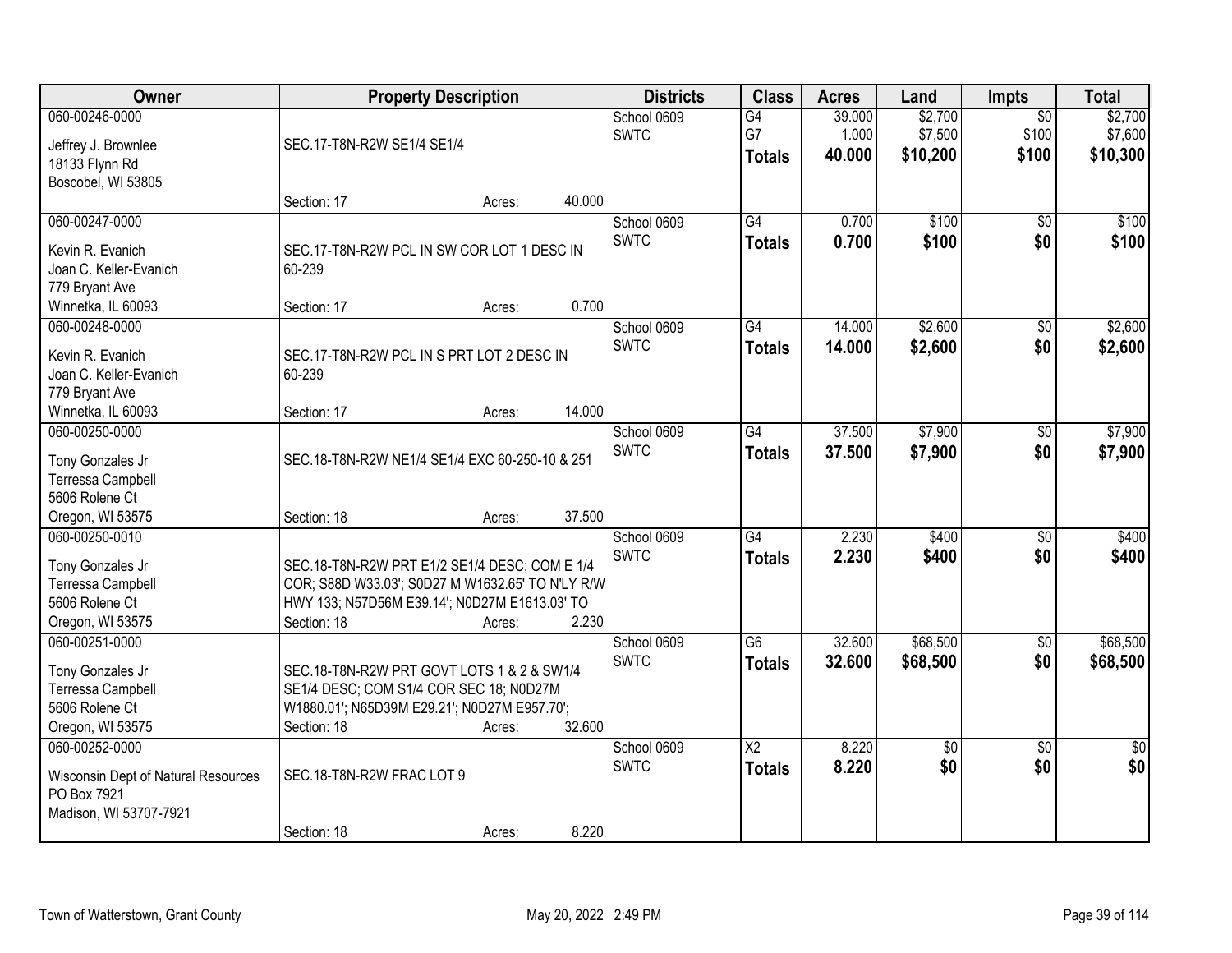| Owner | Property Description | Districts | Class | Acres | Land | Impts | Total |
|---|---|---|---|---|---|---|---|
| 060-00246-0000<br>Jeffrey J. Brownlee<br>18133 Flynn Rd<br>Boscobel, WI 53805 | SEC.17-T8N-R2W SE1/4 SE1/4<br>Section: 17 Acres: 40.000 | School 0609<br>SWTC | G4<br>G7<br>**Totals** | 39.000<br>1.000<br>**40.000** | $2,700<br>$7,500<br>**$10,200** | $0<br>$100<br>**$100** | $2,700<br>$7,600<br>**$10,300** |
| 060-00247-0000<br>Kevin R. Evanich<br>Joan C. Keller-Evanich<br>779 Bryant Ave<br>Winnetka, IL 60093 | SEC.17-T8N-R2W PCL IN SW COR LOT 1 DESC IN 60-239<br>Section: 17 Acres: 0.700 | School 0609<br>SWTC | G4<br>**Totals** | 0.700<br>**0.700** | $100<br>**$100** | $0<br>**$0** | $100<br>**$100** |
| 060-00248-0000<br>Kevin R. Evanich<br>Joan C. Keller-Evanich<br>779 Bryant Ave<br>Winnetka, IL 60093 | SEC.17-T8N-R2W PCL IN S PRT LOT 2 DESC IN 60-239<br>Section: 17 Acres: 14.000 | School 0609<br>SWTC | G4<br>**Totals** | 14.000<br>**14.000** | $2,600<br>**$2,600** | $0<br>**$0** | $2,600<br>**$2,600** |
| 060-00250-0000<br>Tony Gonzales Jr<br>Terressa Campbell<br>5606 Rolene Ct<br>Oregon, WI 53575 | SEC.18-T8N-R2W NE1/4 SE1/4 EXC 60-250-10 & 251<br>Section: 18 Acres: 37.500 | School 0609<br>SWTC | G4<br>**Totals** | 37.500<br>**37.500** | $7,900<br>**$7,900** | $0<br>**$0** | $7,900<br>**$7,900** |
| 060-00250-0010<br>Tony Gonzales Jr<br>Terressa Campbell<br>5606 Rolene Ct<br>Oregon, WI 53575 | SEC.18-T8N-R2W PRT E1/2 SE1/4 DESC; COM E 1/4 COR; S88D W33.03'; S0D27 M W1632.65' TO N'LY R/W HWY 133; N57D56M E39.14'; N0D27M E1613.03' TO<br>Section: 18 Acres: 2.230 | School 0609<br>SWTC | G4<br>**Totals** | 2.230<br>**2.230** | $400<br>**$400** | $0<br>**$0** | $400<br>**$400** |
| 060-00251-0000<br>Tony Gonzales Jr<br>Terressa Campbell<br>5606 Rolene Ct<br>Oregon, WI 53575 | SEC.18-T8N-R2W PRT GOVT LOTS 1 & 2 & SW1/4 SE1/4 DESC; COM S1/4 COR SEC 18; N0D27M W1880.01'; N65D39M E29.21'; N0D27M E957.70';<br>Section: 18 Acres: 32.600 | School 0609<br>SWTC | G6<br>**Totals** | 32.600<br>**32.600** | $68,500<br>**$68,500** | $0<br>**$0** | $68,500<br>**$68,500** |
| 060-00252-0000<br>Wisconsin Dept of Natural Resources<br>PO Box 7921<br>Madison, WI 53707-7921 | SEC.18-T8N-R2W FRAC LOT 9<br>Section: 18 Acres: 8.220 | School 0609<br>SWTC | X2<br>**Totals** | 8.220<br>**8.220** | $0<br>**$0** | $0<br>**$0** | $0<br>**$0** |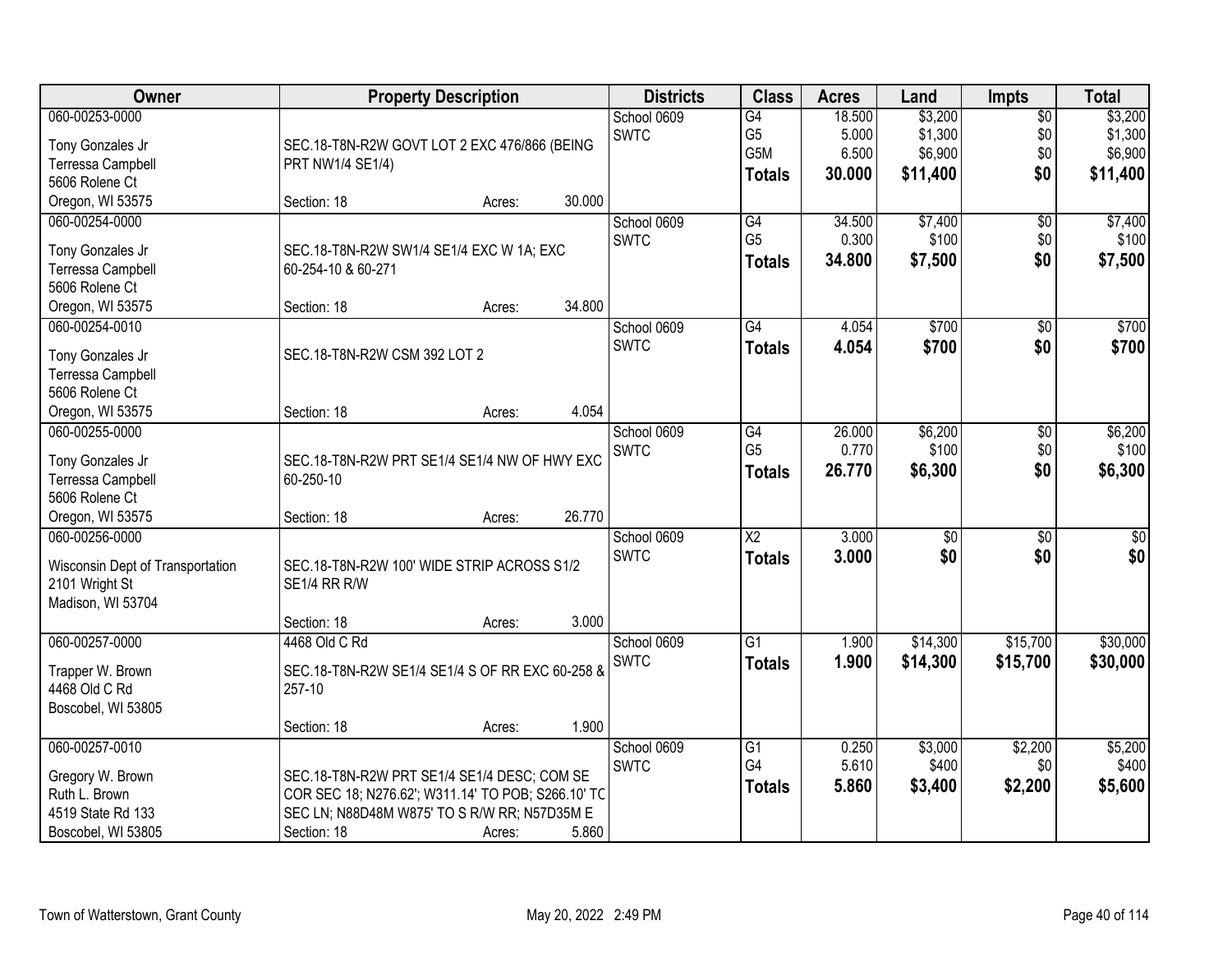| Owner | Property Description | Districts | Class | Acres | Land | Impts | Total |
|---|---|---|---|---|---|---|---|
| 060-00253-0000<br>Tony Gonzales Jr<br>Terressa Campbell<br>5606 Rolene Ct<br>Oregon, WI 53575 | SEC.18-T8N-R2W GOVT LOT 2 EXC 476/866 (BEING PRT NW1/4 SE1/4)<br>Section: 18 Acres: 30.000 | School 0609<br>SWTC | G4<br>G5<br>G5M<br>**Totals** | 18.500<br>5.000<br>6.500<br>**30.000** | $3,200<br>$1,300<br>$6,900<br>**$11,400** | $0<br>$0<br>$0<br>**$0** | $3,200<br>$1,300<br>$6,900<br>**$11,400** |
| 060-00254-0000<br>Tony Gonzales Jr<br>Terressa Campbell<br>5606 Rolene Ct<br>Oregon, WI 53575 | SEC.18-T8N-R2W SW1/4 SE1/4 EXC W 1A; EXC 60-254-10 & 60-271<br>Section: 18 Acres: 34.800 | School 0609<br>SWTC | G4<br>G5<br>**Totals** | 34.500<br>0.300<br>**34.800** | $7,400<br>$100<br>**$7,500** | $0<br>$0<br>**$0** | $7,400<br>$100<br>**$7,500** |
| 060-00254-0010<br>Tony Gonzales Jr<br>Terressa Campbell<br>5606 Rolene Ct<br>Oregon, WI 53575 | SEC.18-T8N-R2W CSM 392 LOT 2<br>Section: 18 Acres: 4.054 | School 0609<br>SWTC | G4<br>**Totals** | 4.054<br>**4.054** | $700<br>**$700** | $0<br>**$0** | $700<br>**$700** |
| 060-00255-0000<br>Tony Gonzales Jr<br>Terressa Campbell<br>5606 Rolene Ct<br>Oregon, WI 53575 | SEC.18-T8N-R2W PRT SE1/4 SE1/4 NW OF HWY EXC 60-250-10<br>Section: 18 Acres: 26.770 | School 0609<br>SWTC | G4<br>G5<br>**Totals** | 26.000<br>0.770<br>**26.770** | $6,200<br>$100<br>**$6,300** | $0<br>$0<br>**$0** | $6,200<br>$100<br>**$6,300** |
| 060-00256-0000<br>Wisconsin Dept of Transportation<br>2101 Wright St<br>Madison, WI 53704 | SEC.18-T8N-R2W 100' WIDE STRIP ACROSS S1/2 SE1/4 RR R/W<br>Section: 18 Acres: 3.000 | School 0609<br>SWTC | X2<br>**Totals** | 3.000<br>**3.000** | $0<br>**$0** | $0<br>**$0** | $0<br>**$0** |
| 060-00257-0000<br>Trapper W. Brown<br>4468 Old C Rd<br>Boscobel, WI 53805 | 4468 Old C Rd<br>SEC.18-T8N-R2W SE1/4 SE1/4 S OF RR EXC 60-258 & 257-10<br>Section: 18 Acres: 1.900 | School 0609<br>SWTC | G1<br>**Totals** | 1.900<br>**1.900** | $14,300<br>**$14,300** | $15,700<br>**$15,700** | $30,000<br>**$30,000** |
| 060-00257-0010<br>Gregory W. Brown<br>Ruth L. Brown<br>4519 State Rd 133<br>Boscobel, WI 53805 | SEC.18-T8N-R2W PRT SE1/4 SE1/4 DESC; COM SE COR SEC 18; N276.62'; W311.14' TO POB; S266.10' TC SEC LN; N88D48M W875' TO S R/W RR; N57D35M E<br>Section: 18 Acres: 5.860 | School 0609<br>SWTC | G1<br>G4<br>**Totals** | 0.250<br>5.610<br>**5.860** | $3,000<br>$400<br>**$3,400** | $2,200<br>$0<br>**$2,200** | $5,200<br>$400<br>**$5,600** |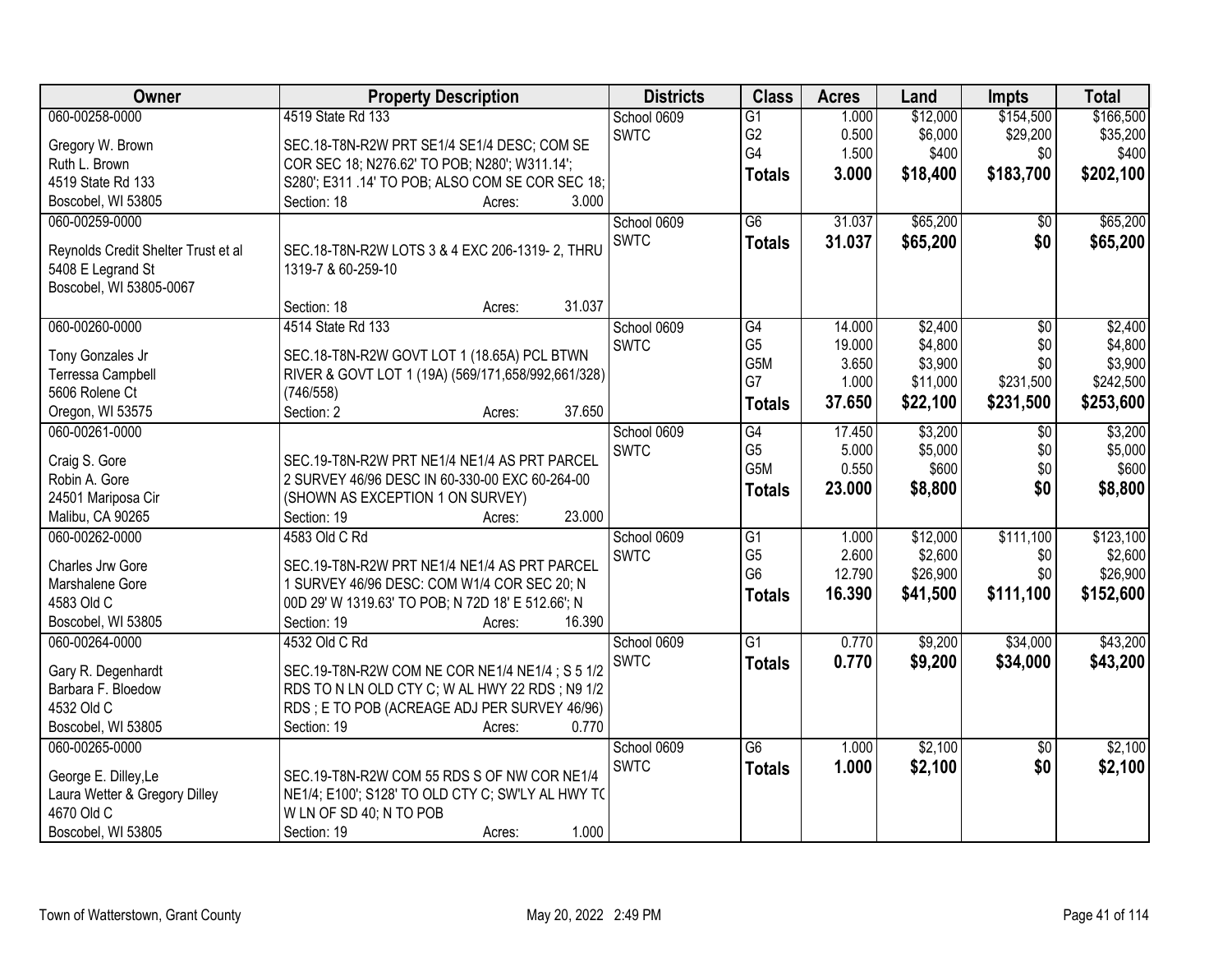| Owner | Property Description | Districts | Class | Acres | Land | Impts | Total |
|---|---|---|---|---|---|---|---|
| 060-00258-0000<br>Gregory W. Brown<br>Ruth L. Brown<br>4519 State Rd 133<br>Boscobel, WI 53805 | 4519 State Rd 133<br>SEC.18-T8N-R2W PRT SE1/4 SE1/4 DESC; COM SE COR SEC 18; N276.62' TO POB; N280'; W311.14'; S280'; E311 .14' TO POB; ALSO COM SE COR SEC 18;<br>Section: 18 Acres: 3.000 | School 0609<br>SWTC | G1<br>G2<br>G4<br>**Totals** | 1.000<br>0.500<br>1.500<br>**3.000** | $12,000<br>$6,000<br>$400<br>**$18,400** | $154,500<br>$29,200<br>$0<br>**$183,700** | $166,500<br>$35,200<br>$400<br>**$202,100** |
| 060-00259-0000<br>Reynolds Credit Shelter Trust et al<br>5408 E Legrand St<br>Boscobel, WI 53805-0067 | SEC.18-T8N-R2W LOTS 3 & 4 EXC 206-1319- 2, THRU 1319-7 & 60-259-10<br>Section: 18 Acres: 31.037 | School 0609<br>SWTC | G6<br>**Totals** | 31.037<br>**31.037** | $65,200<br>**$65,200** | $0<br>**$0** | $65,200<br>**$65,200** |
| 060-00260-0000<br>Tony Gonzales Jr<br>Terressa Campbell<br>5606 Rolene Ct<br>Oregon, WI 53575 | 4514 State Rd 133<br>SEC.18-T8N-R2W GOVT LOT 1 (18.65A) PCL BTWN RIVER & GOVT LOT 1 (19A) (569/171,658/992,661/328) (746/558)<br>Section: 2 Acres: 37.650 | School 0609<br>SWTC | G4<br>G5<br>G5M<br>G7<br>**Totals** | 14.000<br>19.000<br>3.650<br>1.000<br>**37.650** | $2,400<br>$4,800<br>$3,900<br>$11,000<br>**$22,100** | $0<br>$0<br>$0<br>$231,500<br>**$231,500** | $2,400<br>$4,800<br>$3,900<br>$242,500<br>**$253,600** |
| 060-00261-0000<br>Craig S. Gore<br>Robin A. Gore<br>24501 Mariposa Cir<br>Malibu, CA 90265 | SEC.19-T8N-R2W PRT NE1/4 NE1/4 AS PRT PARCEL 2 SURVEY 46/96 DESC IN 60-330-00 EXC 60-264-00 (SHOWN AS EXCEPTION 1 ON SURVEY)<br>Section: 19 Acres: 23.000 | School 0609<br>SWTC | G4<br>G5<br>G5M<br>**Totals** | 17.450<br>5.000<br>0.550<br>**23.000** | $3,200<br>$5,000<br>$600<br>**$8,800** | $0<br>$0<br>$0<br>**$0** | $3,200<br>$5,000<br>$600<br>**$8,800** |
| 060-00262-0000<br>Charles Jrw Gore<br>Marshalene Gore<br>4583 Old C<br>Boscobel, WI 53805 | 4583 Old C Rd<br>SEC.19-T8N-R2W PRT NE1/4 NE1/4 AS PRT PARCEL 1 SURVEY 46/96 DESC: COM W1/4 COR SEC 20; N 00D 29' W 1319.63' TO POB; N 72D 18' E 512.66'; N<br>Section: 19 Acres: 16.390 | School 0609<br>SWTC | G1<br>G5<br>G6<br>**Totals** | 1.000<br>2.600<br>12.790<br>**16.390** | $12,000<br>$2,600<br>$26,900<br>**$41,500** | $111,100<br>$0<br>$0<br>**$111,100** | $123,100<br>$2,600<br>$26,900<br>**$152,600** |
| 060-00264-0000<br>Gary R. Degenhardt<br>Barbara F. Bloedow<br>4532 Old C<br>Boscobel, WI 53805 | 4532 Old C Rd<br>SEC.19-T8N-R2W COM NE COR NE1/4 NE1/4 ; S 5 1/2 RDS TO N LN OLD CTY C; W AL HWY 22 RDS ; N9 1/2 RDS ; E TO POB (ACREAGE ADJ PER SURVEY 46/96)<br>Section: 19 Acres: 0.770 | School 0609<br>SWTC | G1<br>**Totals** | 0.770<br>**0.770** | $9,200<br>**$9,200** | $34,000<br>**$34,000** | $43,200<br>**$43,200** |
| 060-00265-0000<br>George E. Dilley,Le<br>Laura Wetter & Gregory Dilley<br>4670 Old C<br>Boscobel, WI 53805 | SEC.19-T8N-R2W COM 55 RDS S OF NW COR NE1/4 NE1/4; E100'; S128' TO OLD CTY C; SW'LY AL HWY TO W LN OF SD 40; N TO POB<br>Section: 19 Acres: 1.000 | School 0609<br>SWTC | G6<br>**Totals** | 1.000<br>**1.000** | $2,100<br>**$2,100** | $0<br>**$0** | $2,100<br>**$2,100** |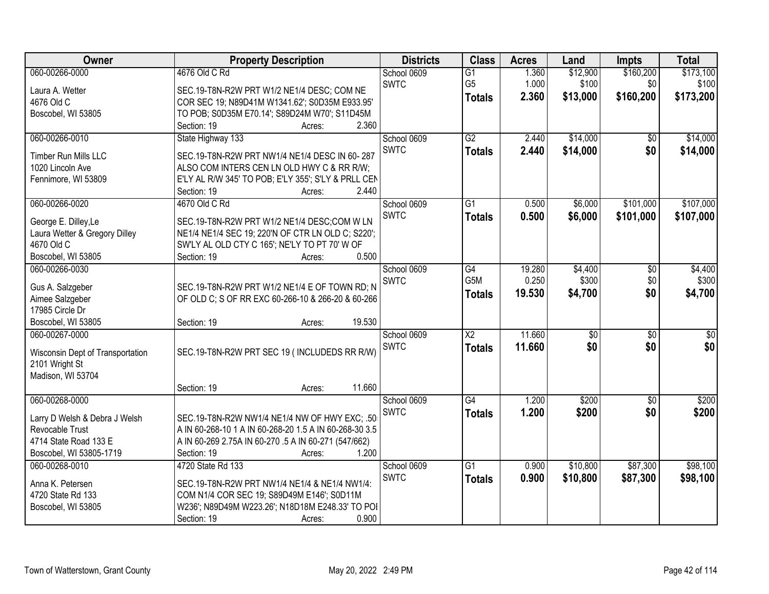| Owner | Property Description | Districts | Class | Acres | Land | Impts | Total |
|---|---|---|---|---|---|---|---|
| 060-00266-0000<br>Laura A. Wetter<br>4676 Old C<br>Boscobel, WI 53805 | 4676 Old C Rd<br>SEC.19-T8N-R2W PRT W1/2 NE1/4 DESC; COM NE COR SEC 19; N89D41M W1341.62'; S0D35M E933.95' TO POB; S0D35M E70.14'; S89D24M W70'; S11D45M<br>Section: 19 Acres: 2.360 | School 0609<br>SWTC | G1<br>G5<br>**Totals** | 1.360<br>1.000<br>**2.360** | $12,900<br>$100<br>**$13,000** | $160,200<br>$0<br>**$160,200** | $173,100<br>$100<br>**$173,200** |
| 060-00266-0010<br>Timber Run Mills LLC<br>1020 Lincoln Ave<br>Fennimore, WI 53809 | State Highway 133<br>SEC.19-T8N-R2W PRT NW1/4 NE1/4 DESC IN 60- 287 ALSO COM INTERS CEN LN OLD HWY C & RR R/W; E'LY AL R/W 345' TO POB; E'LY 355'; S'LY & PRLL CEN<br>Section: 19 Acres: 2.440 | School 0609<br>SWTC | G2<br>**Totals** | 2.440<br>**2.440** | $14,000<br>**$14,000** | $0<br>**$0** | $14,000<br>**$14,000** |
| 060-00266-0020<br>George E. Dilley,Le<br>Laura Wetter & Gregory Dilley<br>4670 Old C<br>Boscobel, WI 53805 | 4670 Old C Rd<br>SEC.19-T8N-R2W PRT W1/2 NE1/4 DESC;COM W LN NE1/4 NE1/4 SEC 19; 220'N OF CTR LN OLD C; S220'; SW'LY AL OLD CTY C 165'; NE'LY TO PT 70' W OF<br>Section: 19 Acres: 0.500 | School 0609<br>SWTC | G1<br>**Totals** | 0.500<br>**0.500** | $6,000<br>**$6,000** | $101,000<br>**$101,000** | $107,000<br>**$107,000** |
| 060-00266-0030<br>Gus A. Salzgeber<br>Aimee Salzgeber<br>17985 Circle Dr<br>Boscobel, WI 53805 | SEC.19-T8N-R2W PRT W1/2 NE1/4 E OF TOWN RD; N OF OLD C; S OF RR EXC 60-266-10 & 266-20 & 60-266<br>Section: 19 Acres: 19.530 | School 0609<br>SWTC | G4<br>G5M<br>**Totals** | 19.280<br>0.250<br>**19.530** | $4,400<br>$300<br>**$4,700** | $0<br>$0<br>**$0** | $4,400<br>$300<br>**$4,700** |
| 060-00267-0000<br>Wisconsin Dept of Transportation<br>2101 Wright St<br>Madison, WI 53704 | SEC.19-T8N-R2W PRT SEC 19 ( INCLUDEDS RR R/W)<br>Section: 19 Acres: 11.660 | School 0609<br>SWTC | X2<br>**Totals** | 11.660<br>**11.660** | $0<br>**$0** | $0<br>**$0** | $0<br>**$0** |
| 060-00268-0000<br>Larry D Welsh & Debra J Welsh Revocable Trust<br>4714 State Road 133 E<br>Boscobel, WI 53805-1719 | SEC.19-T8N-R2W NW1/4 NE1/4 NW OF HWY EXC; .50 A IN 60-268-10 1 A IN 60-268-20 1.5 A IN 60-268-30 3.5 A IN 60-269 2.75A IN 60-270 .5 A IN 60-271 (547/662)<br>Section: 19 Acres: 1.200 | School 0609<br>SWTC | G4<br>**Totals** | 1.200<br>**1.200** | $200<br>**$200** | $0<br>**$0** | $200<br>**$200** |
| 060-00268-0010<br>Anna K. Petersen<br>4720 State Rd 133<br>Boscobel, WI 53805 | 4720 State Rd 133<br>SEC.19-T8N-R2W PRT NW1/4 NE1/4 & NE1/4 NW1/4: COM N1/4 COR SEC 19; S89D49M E146'; S0D11M W236'; N89D49M W223.26'; N18D18M E248.33' TO POI<br>Section: 19 Acres: 0.900 | School 0609<br>SWTC | G1<br>**Totals** | 0.900<br>**0.900** | $10,800<br>**$10,800** | $87,300<br>**$87,300** | $98,100<br>**$98,100** |

Town of Watterstown, Grant County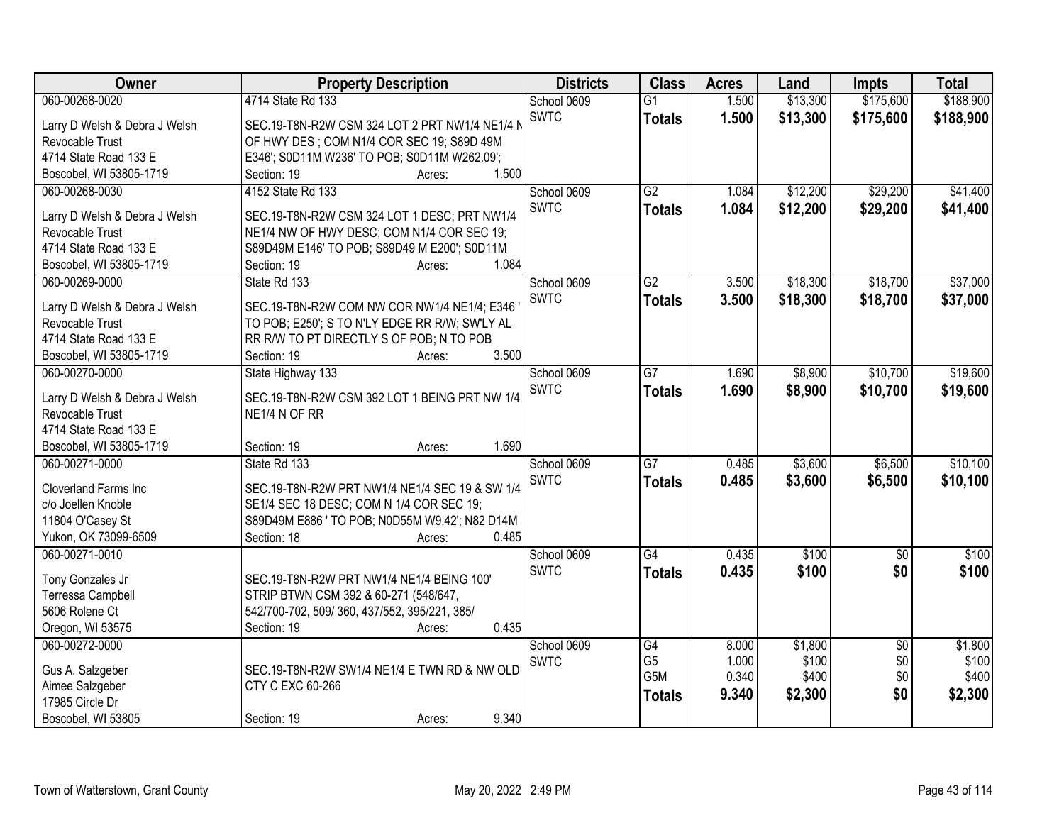| Owner | Property Description | Districts | Class | Acres | Land | Impts | Total |
|---|---|---|---|---|---|---|---|
| 060-00268-0020<br>Larry D Welsh & Debra J Welsh<br>Revocable Trust<br>4714 State Road 133 E<br>Boscobel, WI 53805-1719 | 4714 State Rd 133<br>SEC.19-T8N-R2W CSM 324 LOT 2 PRT NW1/4 NE1/4 N OF HWY DES ; COM N1/4 COR SEC 19; S89D 49M E346'; S0D11M W236' TO POB; S0D11M W262.09';<br>Section: 19 Acres: 1.500 | School 0609<br>SWTC | G1<br>**Totals** | 1.500<br>**1.500** | $13,300<br>**$13,300** | $175,600<br>**$175,600** | $188,900<br>**$188,900** |
| 060-00268-0030<br>Larry D Welsh & Debra J Welsh<br>Revocable Trust<br>4714 State Road 133 E<br>Boscobel, WI 53805-1719 | 4152 State Rd 133<br>SEC.19-T8N-R2W CSM 324 LOT 1 DESC; PRT NW1/4 NE1/4 NW OF HWY DESC; COM N1/4 COR SEC 19; S89D49M E146' TO POB; S89D49 M E200'; S0D11M<br>Section: 19 Acres: 1.084 | School 0609<br>SWTC | G2<br>**Totals** | 1.084<br>**1.084** | $12,200<br>**$12,200** | $29,200<br>**$29,200** | $41,400<br>**$41,400** |
| 060-00269-0000<br>Larry D Welsh & Debra J Welsh<br>Revocable Trust<br>4714 State Road 133 E<br>Boscobel, WI 53805-1719 | State Rd 133<br>SEC.19-T8N-R2W COM NW COR NW1/4 NE1/4; E346 ' TO POB; E250'; S TO N'LY EDGE RR R/W; SW'LY AL RR R/W TO PT DIRECTLY S OF POB; N TO POB<br>Section: 19 Acres: 3.500 | School 0609<br>SWTC | G2<br>**Totals** | 3.500<br>**3.500** | $18,300<br>**$18,300** | $18,700<br>**$18,700** | $37,000<br>**$37,000** |
| 060-00270-0000<br>Larry D Welsh & Debra J Welsh<br>Revocable Trust<br>4714 State Road 133 E<br>Boscobel, WI 53805-1719 | State Highway 133<br>SEC.19-T8N-R2W CSM 392 LOT 1 BEING PRT NW 1/4 NE1/4 N OF RR<br>Section: 19 Acres: 1.690 | School 0609<br>SWTC | G7<br>**Totals** | 1.690<br>**1.690** | $8,900<br>**$8,900** | $10,700<br>**$10,700** | $19,600<br>**$19,600** |
| 060-00271-0000<br>Cloverland Farms Inc<br>c/o Joellen Knoble<br>11804 O'Casey St<br>Yukon, OK 73099-6509 | State Rd 133<br>SEC.19-T8N-R2W PRT NW1/4 NE1/4 SEC 19 & SW 1/4 SE1/4 SEC 18 DESC; COM N 1/4 COR SEC 19; S89D49M E886 ' TO POB; N0D55M W9.42'; N82 D14M<br>Section: 18 Acres: 0.485 | School 0609<br>SWTC | G7<br>**Totals** | 0.485<br>**0.485** | $3,600<br>**$3,600** | $6,500<br>**$6,500** | $10,100<br>**$10,100** |
| 060-00271-0010<br>Tony Gonzales Jr<br>Terressa Campbell<br>5606 Rolene Ct<br>Oregon, WI 53575 | SEC.19-T8N-R2W PRT NW1/4 NE1/4 BEING 100' STRIP BTWN CSM 392 & 60-271 (548/647, 542/700-702, 509/ 360, 437/552, 395/221, 385/<br>Section: 19 Acres: 0.435 | School 0609<br>SWTC | G4<br>**Totals** | 0.435<br>**0.435** | $100<br>**$100** | $0<br>**$0** | $100<br>**$100** |
| 060-00272-0000<br>Gus A. Salzgeber<br>Aimee Salzgeber<br>17985 Circle Dr<br>Boscobel, WI 53805 | SEC.19-T8N-R2W SW1/4 NE1/4 E TWN RD & NW OLD CTY C EXC 60-266<br>Section: 19 Acres: 9.340 | School 0609<br>SWTC | G4<br>G5<br>G5M<br>**Totals** | 8.000<br>1.000<br>0.340<br>**9.340** | $1,800<br>$100<br>$400<br>**$2,300** | $0<br>$0<br>$0<br>**$0** | $1,800<br>$100<br>$400<br>**$2,300** |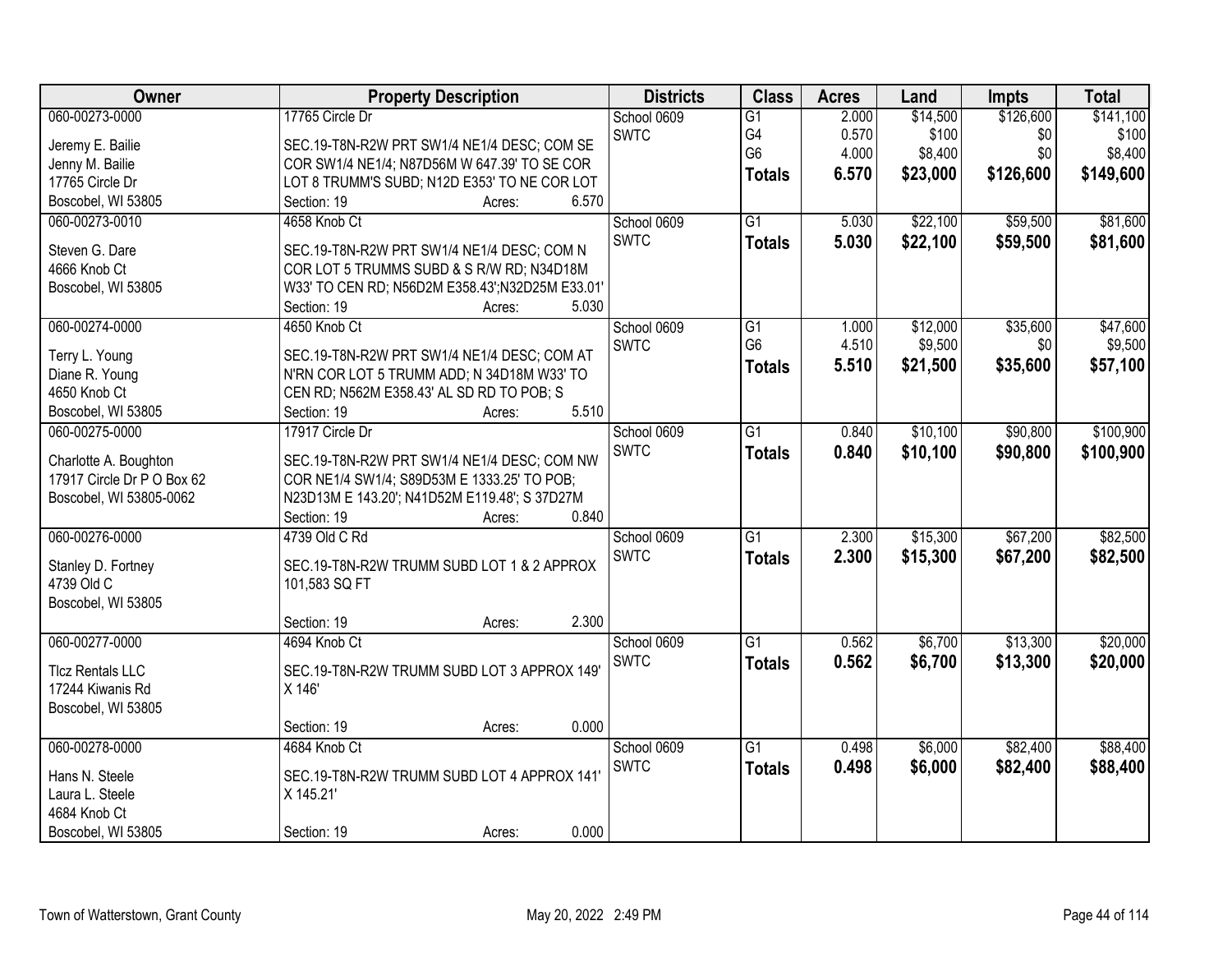| Owner | Property Description | Districts | Class | Acres | Land | Impts | Total |
|---|---|---|---|---|---|---|---|
| 060-00273-0000<br>Jeremy E. Bailie<br>Jenny M. Bailie<br>17765 Circle Dr<br>Boscobel, WI 53805 | 17765 Circle Dr<br>SEC.19-T8N-R2W PRT SW1/4 NE1/4 DESC; COM SE COR SW1/4 NE1/4; N87D56M W 647.39' TO SE COR LOT 8 TRUMM'S SUBD; N12D E353' TO NE COR LOT<br>Section: 19 Acres: 6.570 | School 0609<br>SWTC | G1<br>G4<br>G6<br>**Totals** | 2.000<br>0.570<br>4.000<br>**6.570** | $14,500<br>$100<br>$8,400<br>**$23,000** | $126,600<br>$0<br>$0<br>**$126,600** | $141,100<br>$100<br>$8,400<br>**$149,600** |
| 060-00273-0010<br>Steven G. Dare<br>4666 Knob Ct<br>Boscobel, WI 53805 | 4658 Knob Ct<br>SEC.19-T8N-R2W PRT SW1/4 NE1/4 DESC; COM N COR LOT 5 TRUMMS SUBD & S R/W RD; N34D18M W33' TO CEN RD; N56D2M E358.43';N32D25M E33.01'<br>Section: 19 Acres: 5.030 | School 0609<br>SWTC | G1<br>**Totals** | 5.030<br>**5.030** | $22,100<br>**$22,100** | $59,500<br>**$59,500** | $81,600<br>**$81,600** |
| 060-00274-0000<br>Terry L. Young<br>Diane R. Young<br>4650 Knob Ct<br>Boscobel, WI 53805 | 4650 Knob Ct<br>SEC.19-T8N-R2W PRT SW1/4 NE1/4 DESC; COM AT N'RN COR LOT 5 TRUMM ADD; N 34D18M W33' TO CEN RD; N562M E358.43' AL SD RD TO POB; S<br>Section: 19 Acres: 5.510 | School 0609<br>SWTC | G1<br>G6<br>**Totals** | 1.000<br>4.510<br>**5.510** | $12,000<br>$9,500<br>**$21,500** | $35,600<br>$0<br>**$35,600** | $47,600<br>$9,500<br>**$57,100** |
| 060-00275-0000<br>Charlotte A. Boughton<br>17917 Circle Dr P O Box 62<br>Boscobel, WI 53805-0062 | 17917 Circle Dr<br>SEC.19-T8N-R2W PRT SW1/4 NE1/4 DESC; COM NW COR NE1/4 SW1/4; S89D53M E 1333.25' TO POB; N23D13M E 143.20'; N41D52M E119.48'; S 37D27M<br>Section: 19 Acres: 0.840 | School 0609<br>SWTC | G1<br>**Totals** | 0.840<br>**0.840** | $10,100<br>**$10,100** | $90,800<br>**$90,800** | $100,900<br>**$100,900** |
| 060-00276-0000<br>Stanley D. Fortney<br>4739 Old C<br>Boscobel, WI 53805 | 4739 Old C Rd<br>SEC.19-T8N-R2W TRUMM SUBD LOT 1 & 2 APPROX 101,583 SQ FT<br>Section: 19 Acres: 2.300 | School 0609<br>SWTC | G1<br>**Totals** | 2.300<br>**2.300** | $15,300<br>**$15,300** | $67,200<br>**$67,200** | $82,500<br>**$82,500** |
| 060-00277-0000<br>Tlcz Rentals LLC<br>17244 Kiwanis Rd<br>Boscobel, WI 53805 | 4694 Knob Ct<br>SEC.19-T8N-R2W TRUMM SUBD LOT 3 APPROX 149' X 146'<br>Section: 19 Acres: 0.000 | School 0609<br>SWTC | G1<br>**Totals** | 0.562<br>**0.562** | $6,700<br>**$6,700** | $13,300<br>**$13,300** | $20,000<br>**$20,000** |
| 060-00278-0000<br>Hans N. Steele<br>Laura L. Steele<br>4684 Knob Ct<br>Boscobel, WI 53805 | 4684 Knob Ct<br>SEC.19-T8N-R2W TRUMM SUBD LOT 4 APPROX 141' X 145.21'<br>Section: 19 Acres: 0.000 | School 0609<br>SWTC | G1<br>**Totals** | 0.498<br>**0.498** | $6,000<br>**$6,000** | $82,400<br>**$82,400** | $88,400<br>**$88,400** |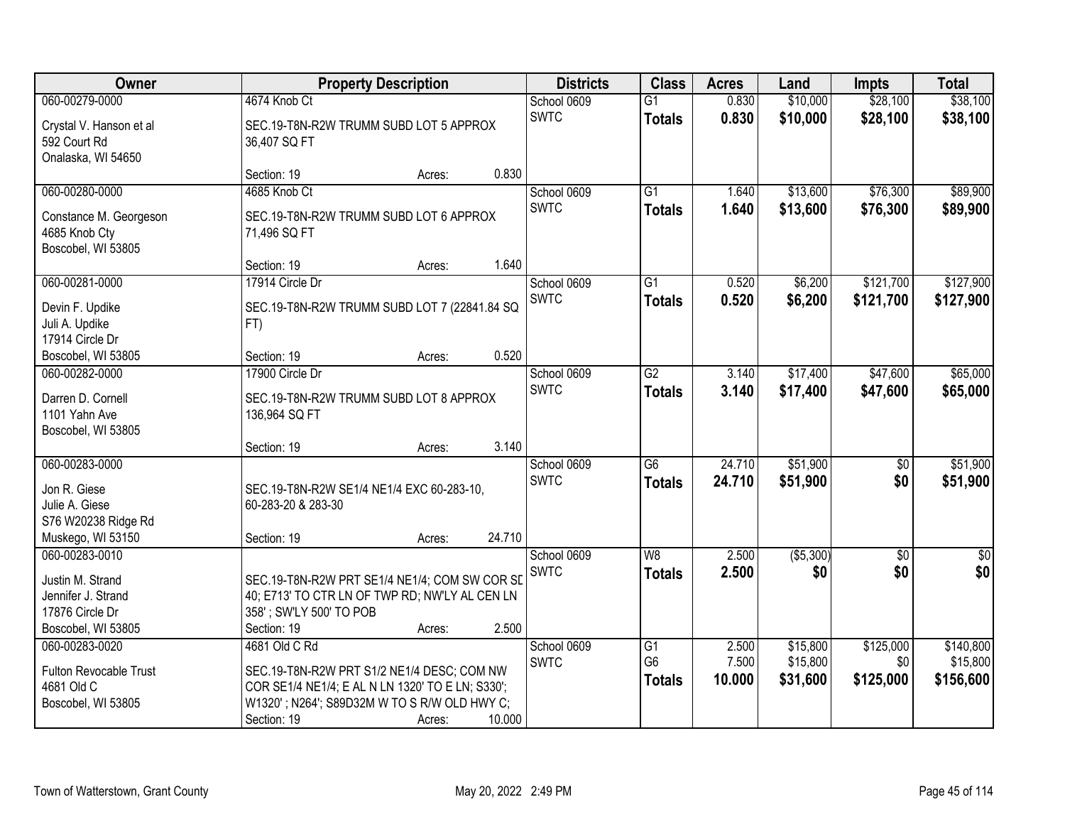| Owner | Property Description | Districts | Class | Acres | Land | Impts | Total |
|---|---|---|---|---|---|---|---|
| 060-00279-0000<br>Crystal V. Hanson et al<br>592 Court Rd<br>Onalaska, WI 54650 | 4674 Knob Ct<br>SEC.19-T8N-R2W TRUMM SUBD LOT 5 APPROX 36,407 SQ FT<br>Section: 19 Acres: 0.830 | School 0609<br>SWTC | G1<br>**Totals** | 0.830<br>**0.830** | $10,000<br>**$10,000** | $28,100<br>**$28,100** | $38,100<br>**$38,100** |
| 060-00280-0000<br>Constance M. Georgeson<br>4685 Knob Cty<br>Boscobel, WI 53805 | 4685 Knob Ct<br>SEC.19-T8N-R2W TRUMM SUBD LOT 6 APPROX 71,496 SQ FT<br>Section: 19 Acres: 1.640 | School 0609<br>SWTC | G1<br>**Totals** | 1.640<br>**1.640** | $13,600<br>**$13,600** | $76,300<br>**$76,300** | $89,900<br>**$89,900** |
| 060-00281-0000<br>Devin F. Updike<br>Juli A. Updike<br>17914 Circle Dr<br>Boscobel, WI 53805 | 17914 Circle Dr<br>SEC.19-T8N-R2W TRUMM SUBD LOT 7 (22841.84 SQ FT)<br>Section: 19 Acres: 0.520 | School 0609<br>SWTC | G1<br>**Totals** | 0.520<br>**0.520** | $6,200<br>**$6,200** | $121,700<br>**$121,700** | $127,900<br>**$127,900** |
| 060-00282-0000<br>Darren D. Cornell<br>1101 Yahn Ave<br>Boscobel, WI 53805 | 17900 Circle Dr<br>SEC.19-T8N-R2W TRUMM SUBD LOT 8 APPROX 136,964 SQ FT<br>Section: 19 Acres: 3.140 | School 0609<br>SWTC | G2<br>**Totals** | 3.140<br>**3.140** | $17,400<br>**$17,400** | $47,600<br>**$47,600** | $65,000<br>**$65,000** |
| 060-00283-0000<br>Jon R. Giese<br>Julie A. Giese<br>S76 W20238 Ridge Rd<br>Muskego, WI 53150 | SEC.19-T8N-R2W SE1/4 NE1/4 EXC 60-283-10, 60-283-20 & 283-30<br>Section: 19 Acres: 24.710 | School 0609<br>SWTC | G6<br>**Totals** | 24.710<br>**24.710** | $51,900<br>**$51,900** | $0<br>**$0** | $51,900<br>**$51,900** |
| 060-00283-0010<br>Justin M. Strand<br>Jennifer J. Strand<br>17876 Circle Dr<br>Boscobel, WI 53805 | SEC.19-T8N-R2W PRT SE1/4 NE1/4; COM SW COR SD 40; E713' TO CTR LN OF TWP RD; NW'LY AL CEN LN 358' ; SW'LY 500' TO POB<br>Section: 19 Acres: 2.500 | School 0609<br>SWTC | W8<br>**Totals** | 2.500<br>**2.500** | ($5,300)<br>**$0** | $0<br>**$0** | $0<br>**$0** |
| 060-00283-0020<br>Fulton Revocable Trust<br>4681 Old C<br>Boscobel, WI 53805 | 4681 Old C Rd<br>SEC.19-T8N-R2W PRT S1/2 NE1/4 DESC; COM NW COR SE1/4 NE1/4; E AL N LN 1320' TO E LN; S330'; W1320' ; N264'; S89D32M W TO S R/W OLD HWY C;<br>Section: 19 Acres: 10.000 | School 0609<br>SWTC | G1<br>G6<br>**Totals** | 2.500<br>7.500<br>**10.000** | $15,800<br>$15,800<br>**$31,600** | $125,000<br>$0<br>**$125,000** | $140,800<br>$15,800<br>**$156,600** |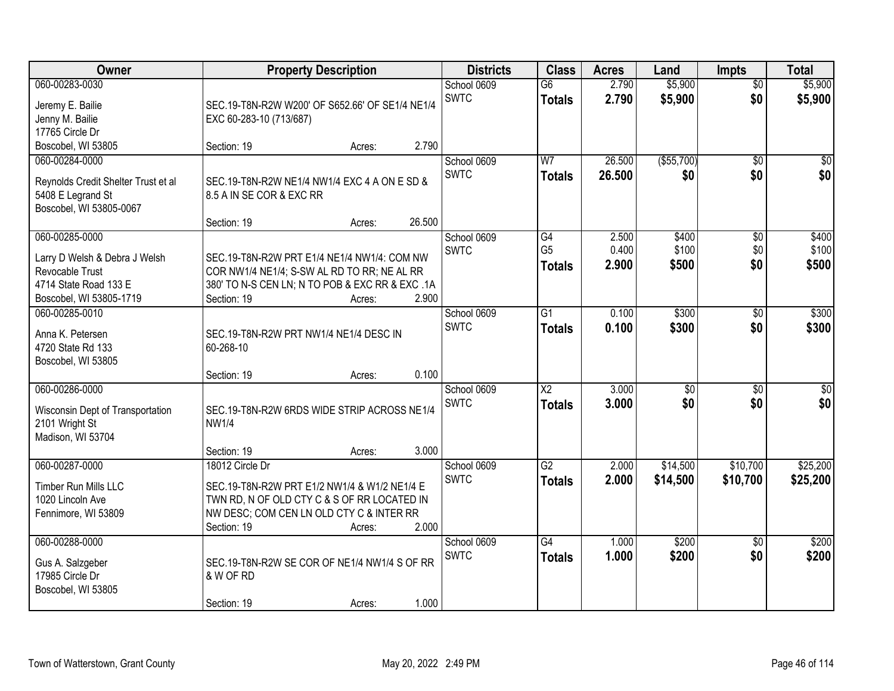| Owner | Property Description | Districts | Class | Acres | Land | Impts | Total |
|---|---|---|---|---|---|---|---|
| 060-00283-0030<br>Jeremy E. Bailie<br>Jenny M. Bailie<br>17765 Circle Dr<br>Boscobel, WI 53805 | SEC.19-T8N-R2W W200' OF S652.66' OF SE1/4 NE1/4 EXC 60-283-10 (713/687)<br>Section: 19 Acres: 2.790 | School 0609<br>SWTC | G6<br>**Totals** | 2.790<br>**2.790** | $5,900<br>**$5,900** | $0<br>**$0** | $5,900<br>**$5,900** |
| 060-00284-0000<br>Reynolds Credit Shelter Trust et al<br>5408 E Legrand St<br>Boscobel, WI 53805-0067 | SEC.19-T8N-R2W NE1/4 NW1/4 EXC 4 A ON E SD & 8.5 A IN SE COR & EXC RR<br>Section: 19 Acres: 26.500 | School 0609<br>SWTC | W7<br>**Totals** | 26.500<br>**26.500** | ($55,700)<br>**$0** | $0<br>**$0** | $0<br>**$0** |
| 060-00285-0000<br>Larry D Welsh & Debra J Welsh Revocable Trust<br>4714 State Road 133 E<br>Boscobel, WI 53805-1719 | SEC.19-T8N-R2W PRT E1/4 NE1/4 NW1/4: COM NW COR NW1/4 NE1/4; S-SW AL RD TO RR; NE AL RR 380' TO N-S CEN LN; N TO POB & EXC RR & EXC .1A<br>Section: 19 Acres: 2.900 | School 0609<br>SWTC | G4<br>G5<br>**Totals** | 2.500<br>0.400<br>**2.900** | $400<br>$100<br>**$500** | $0<br>$0<br>**$0** | $400<br>$100<br>**$500** |
| 060-00285-0010<br>Anna K. Petersen<br>4720 State Rd 133<br>Boscobel, WI 53805 | SEC.19-T8N-R2W PRT NW1/4 NE1/4 DESC IN 60-268-10<br>Section: 19 Acres: 0.100 | School 0609<br>SWTC | G1<br>**Totals** | 0.100<br>**0.100** | $300<br>**$300** | $0<br>**$0** | $300<br>**$300** |
| 060-00286-0000<br>Wisconsin Dept of Transportation<br>2101 Wright St<br>Madison, WI 53704 | SEC.19-T8N-R2W 6RDS WIDE STRIP ACROSS NE1/4 NW1/4<br>Section: 19 Acres: 3.000 | School 0609<br>SWTC | X2<br>**Totals** | 3.000<br>**3.000** | $0<br>**$0** | $0<br>**$0** | $0<br>**$0** |
| 060-00287-0000<br>Timber Run Mills LLC<br>1020 Lincoln Ave<br>Fennimore, WI 53809 | 18012 Circle Dr<br>SEC.19-T8N-R2W PRT E1/2 NW1/4 & W1/2 NE1/4 E TWN RD, N OF OLD CTY C & S OF RR LOCATED IN NW DESC; COM CEN LN OLD CTY C & INTER RR<br>Section: 19 Acres: 2.000 | School 0609<br>SWTC | G2<br>**Totals** | 2.000<br>**2.000** | $14,500<br>**$14,500** | $10,700<br>**$10,700** | $25,200<br>**$25,200** |
| 060-00288-0000<br>Gus A. Salzgeber<br>17985 Circle Dr<br>Boscobel, WI 53805 | SEC.19-T8N-R2W SE COR OF NE1/4 NW1/4 S OF RR & W OF RD<br>Section: 19 Acres: 1.000 | School 0609<br>SWTC | G4<br>**Totals** | 1.000<br>**1.000** | $200<br>**$200** | $0<br>**$0** | $200<br>**$200** |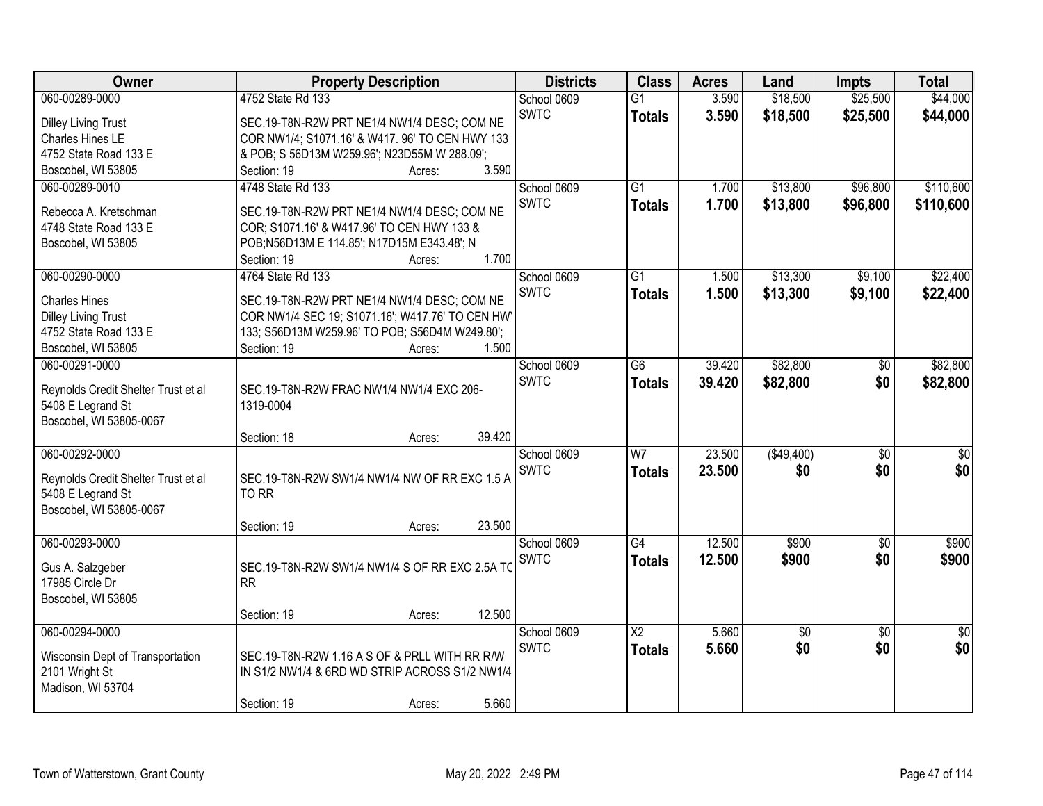| Owner | Property Description | Districts | Class | Acres | Land | Impts | Total |
|---|---|---|---|---|---|---|---|
| 060-00289-0000<br><br>Dilley Living Trust<br>Charles Hines LE<br>4752 State Road 133 E<br>Boscobel, WI 53805 | 4752 State Rd 133<br><br>SEC.19-T8N-R2W PRT NE1/4 NW1/4 DESC; COM NE COR NW1/4; S1071.16' & W417. 96' TO CEN HWY 133 & POB; S 56D13M W259.96'; N23D55M W 288.09';<br>Section: 19 Acres: 3.590 | School 0609<br>SWTC | G1<br>**Totals** | 3.590<br>**3.590** | $18,500<br>**$18,500** | $25,500<br>**$25,500** | $44,000<br>**$44,000** |
| 060-00289-0010<br><br>Rebecca A. Kretschman<br>4748 State Road 133 E<br>Boscobel, WI 53805 | 4748 State Rd 133<br><br>SEC.19-T8N-R2W PRT NE1/4 NW1/4 DESC; COM NE COR; S1071.16' & W417.96' TO CEN HWY 133 & POB;N56D13M E 114.85'; N17D15M E343.48'; N<br>Section: 19 Acres: 1.700 | School 0609<br>SWTC | G1<br>**Totals** | 1.700<br>**1.700** | $13,800<br>**$13,800** | $96,800<br>**$96,800** | $110,600<br>**$110,600** |
| 060-00290-0000<br><br>Charles Hines<br>Dilley Living Trust<br>4752 State Road 133 E<br>Boscobel, WI 53805 | 4764 State Rd 133<br><br>SEC.19-T8N-R2W PRT NE1/4 NW1/4 DESC; COM NE COR NW1/4 SEC 19; S1071.16'; W417.76' TO CEN HW' 133; S56D13M W259.96' TO POB; S56D4M W249.80';<br>Section: 19 Acres: 1.500 | School 0609<br>SWTC | G1<br>**Totals** | 1.500<br>**1.500** | $13,300<br>**$13,300** | $9,100<br>**$9,100** | $22,400<br>**$22,400** |
| 060-00291-0000<br><br>Reynolds Credit Shelter Trust et al<br>5408 E Legrand St<br>Boscobel, WI 53805-0067 | SEC.19-T8N-R2W FRAC NW1/4 NW1/4 EXC 206-1319-0004<br><br>Section: 18 Acres: 39.420 | School 0609<br>SWTC | G6<br>**Totals** | 39.420<br>**39.420** | $82,800<br>**$82,800** | $0<br>**$0** | $82,800<br>**$82,800** |
| 060-00292-0000<br><br>Reynolds Credit Shelter Trust et al<br>5408 E Legrand St<br>Boscobel, WI 53805-0067 | SEC.19-T8N-R2W SW1/4 NW1/4 NW OF RR EXC 1.5 A TO RR<br><br>Section: 19 Acres: 23.500 | School 0609<br>SWTC | W7<br>**Totals** | 23.500<br>**23.500** | ($49,400)<br>**$0** | $0<br>**$0** | $0<br>**$0** |
| 060-00293-0000<br><br>Gus A. Salzgeber<br>17985 Circle Dr<br>Boscobel, WI 53805 | SEC.19-T8N-R2W SW1/4 NW1/4 S OF RR EXC 2.5A TO RR<br><br>Section: 19 Acres: 12.500 | School 0609<br>SWTC | G4<br>**Totals** | 12.500<br>**12.500** | $900<br>**$900** | $0<br>**$0** | $900<br>**$900** |
| 060-00294-0000<br><br>Wisconsin Dept of Transportation<br>2101 Wright St<br>Madison, WI 53704 | SEC.19-T8N-R2W 1.16 A S OF & PRLL WITH RR R/W IN S1/2 NW1/4 & 6RD WD STRIP ACROSS S1/2 NW1/4<br><br>Section: 19 Acres: 5.660 | School 0609<br>SWTC | X2<br>**Totals** | 5.660<br>**5.660** | $0<br>**$0** | $0<br>**$0** | $0<br>**$0** |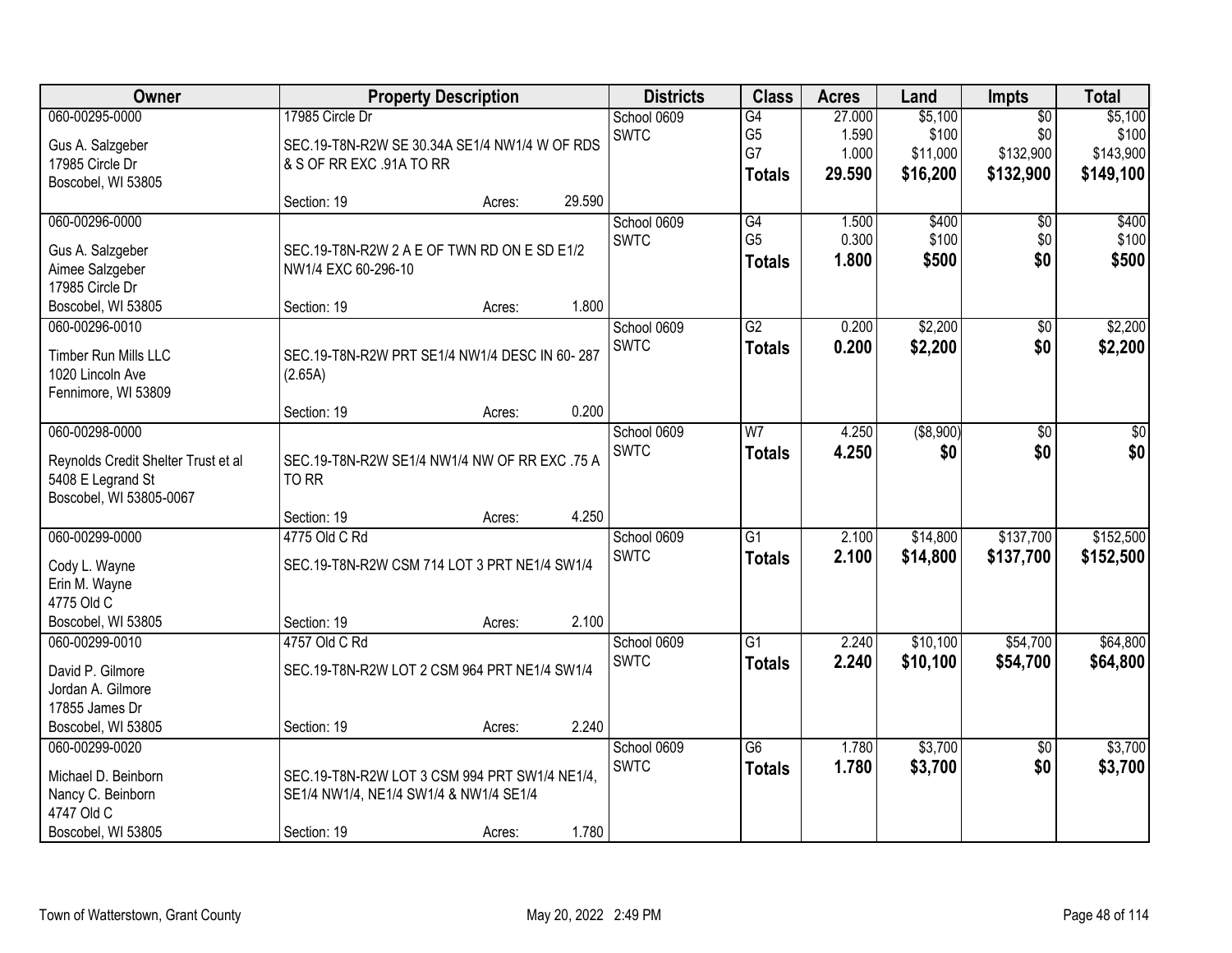| Owner | Property Description | Districts | Class | Acres | Land | Impts | Total |
|---|---|---|---|---|---|---|---|
| 060-00295-0000<br>Gus A. Salzgeber<br>17985 Circle Dr<br>Boscobel, WI 53805 | 17985 Circle Dr<br>SEC.19-T8N-R2W SE 30.34A SE1/4 NW1/4 W OF RDS & S OF RR EXC .91A TO RR<br>Section: 19 Acres: 29.590 | School 0609<br>SWTC | G4<br>G5<br>G7<br>**Totals** | 27.000<br>1.590<br>1.000<br>**29.590** | $5,100<br>$100<br>$11,000<br>**$16,200** | $0<br>$0<br>$132,900<br>**$132,900** | $5,100<br>$100<br>$143,900<br>**$149,100** |
| 060-00296-0000<br>Gus A. Salzgeber<br>Aimee Salzgeber<br>17985 Circle Dr<br>Boscobel, WI 53805 | SEC.19-T8N-R2W 2 A E OF TWN RD ON E SD E1/2 NW1/4 EXC 60-296-10<br>Section: 19 Acres: 1.800 | School 0609<br>SWTC | G4<br>G5<br>**Totals** | 1.500<br>0.300<br>**1.800** | $400<br>$100<br>**$500** | $0<br>$0<br>**$0** | $400<br>$100<br>**$500** |
| 060-00296-0010<br>Timber Run Mills LLC<br>1020 Lincoln Ave<br>Fennimore, WI 53809 | SEC.19-T8N-R2W PRT SE1/4 NW1/4 DESC IN 60- 287 (2.65A)<br>Section: 19 Acres: 0.200 | School 0609<br>SWTC | G2<br>**Totals** | 0.200<br>**0.200** | $2,200<br>**$2,200** | $0<br>**$0** | $2,200<br>**$2,200** |
| 060-00298-0000<br>Reynolds Credit Shelter Trust et al<br>5408 E Legrand St<br>Boscobel, WI 53805-0067 | SEC.19-T8N-R2W SE1/4 NW1/4 NW OF RR EXC .75 A TO RR<br>Section: 19 Acres: 4.250 | School 0609<br>SWTC | W7<br>**Totals** | 4.250<br>**4.250** | ($8,900)<br>**$0** | $0<br>**$0** | $0<br>**$0** |
| 060-00299-0000<br>Cody L. Wayne<br>Erin M. Wayne<br>4775 Old C<br>Boscobel, WI 53805 | 4775 Old C Rd<br>SEC.19-T8N-R2W CSM 714 LOT 3 PRT NE1/4 SW1/4<br>Section: 19 Acres: 2.100 | School 0609<br>SWTC | G1<br>**Totals** | 2.100<br>**2.100** | $14,800<br>**$14,800** | $137,700<br>**$137,700** | $152,500<br>**$152,500** |
| 060-00299-0010<br>David P. Gilmore<br>Jordan A. Gilmore<br>17855 James Dr<br>Boscobel, WI 53805 | 4757 Old C Rd<br>SEC.19-T8N-R2W LOT 2 CSM 964 PRT NE1/4 SW1/4<br>Section: 19 Acres: 2.240 | School 0609<br>SWTC | G1<br>**Totals** | 2.240<br>**2.240** | $10,100<br>**$10,100** | $54,700<br>**$54,700** | $64,800<br>**$64,800** |
| 060-00299-0020<br>Michael D. Beinborn<br>Nancy C. Beinborn<br>4747 Old C<br>Boscobel, WI 53805 | SEC.19-T8N-R2W LOT 3 CSM 994 PRT SW1/4 NE1/4, SE1/4 NW1/4, NE1/4 SW1/4 & NW1/4 SE1/4<br>Section: 19 Acres: 1.780 | School 0609<br>SWTC | G6<br>**Totals** | 1.780<br>**1.780** | $3,700<br>**$3,700** | $0<br>**$0** | $3,700<br>**$3,700** |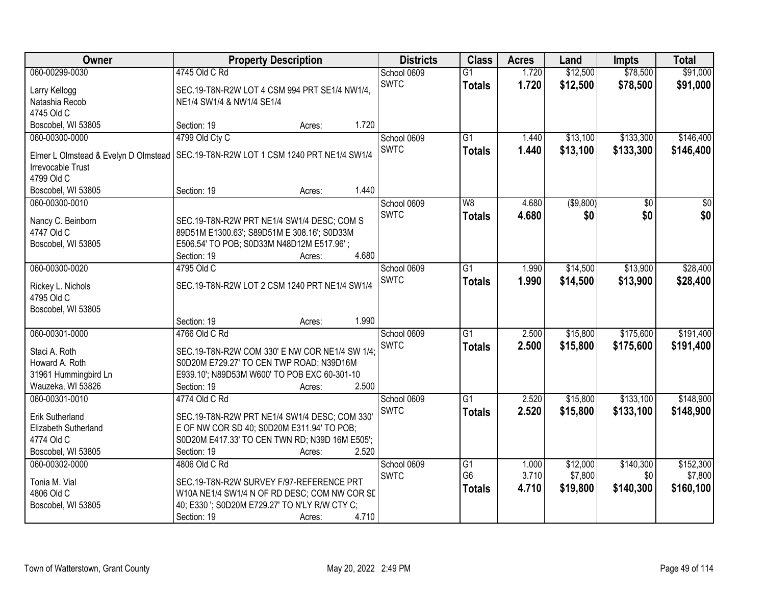| Owner | Property Description | Districts | Class | Acres | Land | Impts | Total |
|---|---|---|---|---|---|---|---|
| 060-00299-0030<br>Larry Kellogg<br>Natashia Recob<br>4745 Old C<br>Boscobel, WI 53805 | 4745 Old C Rd<br>SEC.19-T8N-R2W LOT 4 CSM 994 PRT SE1/4 NW1/4, NE1/4 SW1/4 & NW1/4 SE1/4<br>Section: 19 Acres: 1.720 | School 0609<br>SWTC | G1<br>**Totals** | 1.720<br>**1.720** | $12,500<br>**$12,500** | $78,500<br>**$78,500** | $91,000<br>**$91,000** |
| 060-00300-0000<br>Elmer L Olmstead & Evelyn D Olmstead Irrevocable Trust<br>4799 Old C<br>Boscobel, WI 53805 | 4799 Old Cty C<br>SEC.19-T8N-R2W LOT 1 CSM 1240 PRT NE1/4 SW1/4<br>Section: 19 Acres: 1.440 | School 0609<br>SWTC | G1<br>**Totals** | 1.440<br>**1.440** | $13,100<br>**$13,100** | $133,300<br>**$133,300** | $146,400<br>**$146,400** |
| 060-00300-0010<br>Nancy C. Beinborn<br>4747 Old C<br>Boscobel, WI 53805 | SEC.19-T8N-R2W PRT NE1/4 SW1/4 DESC; COM S 89D51M E1300.63'; S89D51M E 308.16'; S0D33M E506.54' TO POB; S0D33M N48D12M E517.96' ;<br>Section: 19 Acres: 4.680 | School 0609<br>SWTC | W8<br>**Totals** | 4.680<br>**4.680** | ($9,800)<br>**$0** | $0<br>**$0** | $0<br>**$0** |
| 060-00300-0020<br>Rickey L. Nichols<br>4795 Old C<br>Boscobel, WI 53805 | 4795 Old C<br>SEC.19-T8N-R2W LOT 2 CSM 1240 PRT NE1/4 SW1/4<br>Section: 19 Acres: 1.990 | School 0609<br>SWTC | G1<br>**Totals** | 1.990<br>**1.990** | $14,500<br>**$14,500** | $13,900<br>**$13,900** | $28,400<br>**$28,400** |
| 060-00301-0000<br>Staci A. Roth<br>Howard A. Roth<br>31961 Hummingbird Ln<br>Wauzeka, WI 53826 | 4766 Old C Rd<br>SEC.19-T8N-R2W COM 330' E NW COR NE1/4 SW 1/4; S0D20M E729.27' TO CEN TWP ROAD; N39D16M E939.10'; N89D53M W600' TO POB EXC 60-301-10<br>Section: 19 Acres: 2.500 | School 0609<br>SWTC | G1<br>**Totals** | 2.500<br>**2.500** | $15,800<br>**$15,800** | $175,600<br>**$175,600** | $191,400<br>**$191,400** |
| 060-00301-0010<br>Erik Sutherland<br>Elizabeth Sutherland<br>4774 Old C<br>Boscobel, WI 53805 | 4774 Old C Rd<br>SEC.19-T8N-R2W PRT NE1/4 SW1/4 DESC; COM 330' E OF NW COR SD 40; S0D20M E311.94' TO POB; S0D20M E417.33' TO CEN TWN RD; N39D 16M E505';<br>Section: 19 Acres: 2.520 | School 0609<br>SWTC | G1<br>**Totals** | 2.520<br>**2.520** | $15,800<br>**$15,800** | $133,100<br>**$133,100** | $148,900<br>**$148,900** |
| 060-00302-0000<br>Tonia M. Vial<br>4806 Old C<br>Boscobel, WI 53805 | 4806 Old C Rd<br>SEC.19-T8N-R2W SURVEY F/97-REFERENCE PRT W10A NE1/4 SW1/4 N OF RD DESC; COM NW COR SD 40; E330 '; S0D20M E729.27' TO N'LY R/W CTY C;<br>Section: 19 Acres: 4.710 | School 0609<br>SWTC | G1<br>G6<br>**Totals** | 1.000<br>3.710<br>**4.710** | $12,000<br>$7,800<br>**$19,800** | $140,300<br>$0<br>**$140,300** | $152,300<br>$7,800<br>**$160,100** |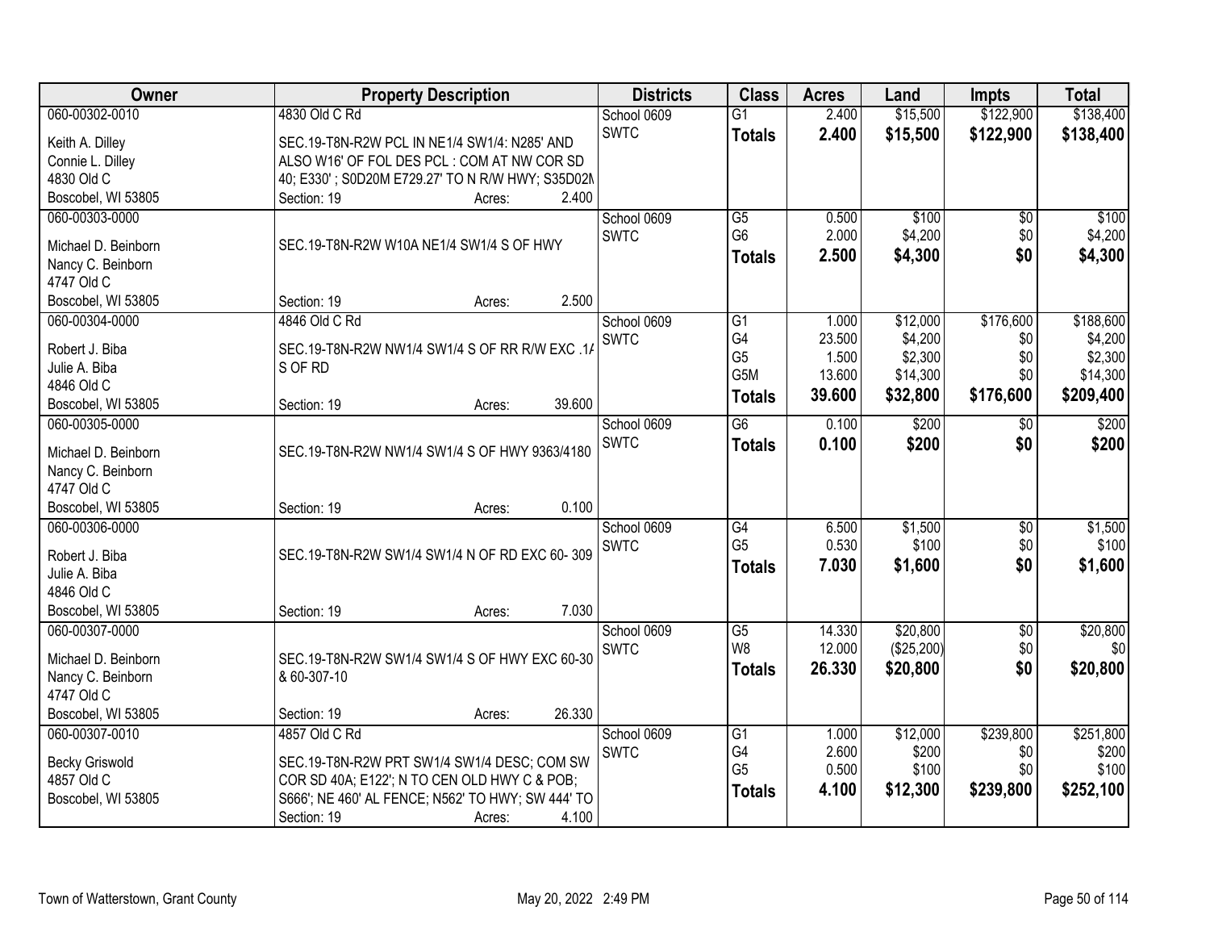| Owner | Property Description | Districts | Class | Acres | Land | Impts | Total |
|---|---|---|---|---|---|---|---|
| 060-00302-0010<br>Keith A. Dilley<br>Connie L. Dilley<br>4830 Old C<br>Boscobel, WI 53805 | 4830 Old C Rd<br>SEC.19-T8N-R2W PCL IN NE1/4 SW1/4: N285' AND ALSO W16' OF FOL DES PCL : COM AT NW COR SD 40; E330' ; S0D20M E729.27' TO N R/W HWY; S35D02M<br>Section: 19 Acres: 2.400 | School 0609<br>SWTC | G1<br>**Totals** | 2.400<br>**2.400** | $15,500<br>**$15,500** | $122,900<br>**$122,900** | $138,400<br>**$138,400** |
| 060-00303-0000<br>Michael D. Beinborn<br>Nancy C. Beinborn<br>4747 Old C<br>Boscobel, WI 53805 | SEC.19-T8N-R2W W10A NE1/4 SW1/4 S OF HWY<br>Section: 19 Acres: 2.500 | School 0609<br>SWTC | G5<br>G6<br>**Totals** | 0.500<br>2.000<br>**2.500** | $100<br>$4,200<br>**$4,300** | $0<br>$0<br>**$0** | $100<br>$4,200<br>**$4,300** |
| 060-00304-0000<br>Robert J. Biba<br>Julie A. Biba<br>4846 Old C<br>Boscobel, WI 53805 | 4846 Old C Rd<br>SEC.19-T8N-R2W NW1/4 SW1/4 S OF RR R/W EXC .1A S OF RD<br>Section: 19 Acres: 39.600 | School 0609<br>SWTC | G1<br>G4<br>G5<br>G5M<br>**Totals** | 1.000<br>23.500<br>1.500<br>13.600<br>**39.600** | $12,000<br>$4,200<br>$2,300<br>$14,300<br>**$32,800** | $176,600<br>$0<br>$0<br>$0<br>**$176,600** | $188,600<br>$4,200<br>$2,300<br>$14,300<br>**$209,400** |
| 060-00305-0000<br>Michael D. Beinborn<br>Nancy C. Beinborn<br>4747 Old C<br>Boscobel, WI 53805 | SEC.19-T8N-R2W NW1/4 SW1/4 S OF HWY 9363/4180<br>Section: 19 Acres: 0.100 | School 0609<br>SWTC | G6<br>**Totals** | 0.100<br>**0.100** | $200<br>**$200** | $0<br>**$0** | $200<br>**$200** |
| 060-00306-0000<br>Robert J. Biba<br>Julie A. Biba<br>4846 Old C<br>Boscobel, WI 53805 | SEC.19-T8N-R2W SW1/4 SW1/4 N OF RD EXC 60- 309<br>Section: 19 Acres: 7.030 | School 0609<br>SWTC | G4<br>G5<br>**Totals** | 6.500<br>0.530<br>**7.030** | $1,500<br>$100<br>**$1,600** | $0<br>$0<br>**$0** | $1,500<br>$100<br>**$1,600** |
| 060-00307-0000<br>Michael D. Beinborn<br>Nancy C. Beinborn<br>4747 Old C<br>Boscobel, WI 53805 | SEC.19-T8N-R2W SW1/4 SW1/4 S OF HWY EXC 60-30 & 60-307-10<br>Section: 19 Acres: 26.330 | School 0609<br>SWTC | G5<br>W8<br>**Totals** | 14.330<br>12.000<br>**26.330** | $20,800<br>($25,200)<br>**$20,800** | $0<br>$0<br>**$0** | $20,800<br>$0<br>**$20,800** |
| 060-00307-0010<br>Becky Griswold<br>4857 Old C<br>Boscobel, WI 53805 | 4857 Old C Rd<br>SEC.19-T8N-R2W PRT SW1/4 SW1/4 DESC; COM SW COR SD 40A; E122'; N TO CEN OLD HWY C & POB; S666'; NE 460' AL FENCE; N562' TO HWY; SW 444' TO<br>Section: 19 Acres: 4.100 | School 0609<br>SWTC | G1<br>G4<br>G5<br>**Totals** | 1.000<br>2.600<br>0.500<br>**4.100** | $12,000<br>$200<br>$100<br>**$12,300** | $239,800<br>$0<br>$0<br>**$239,800** | $251,800<br>$200<br>$100<br>**$252,100** |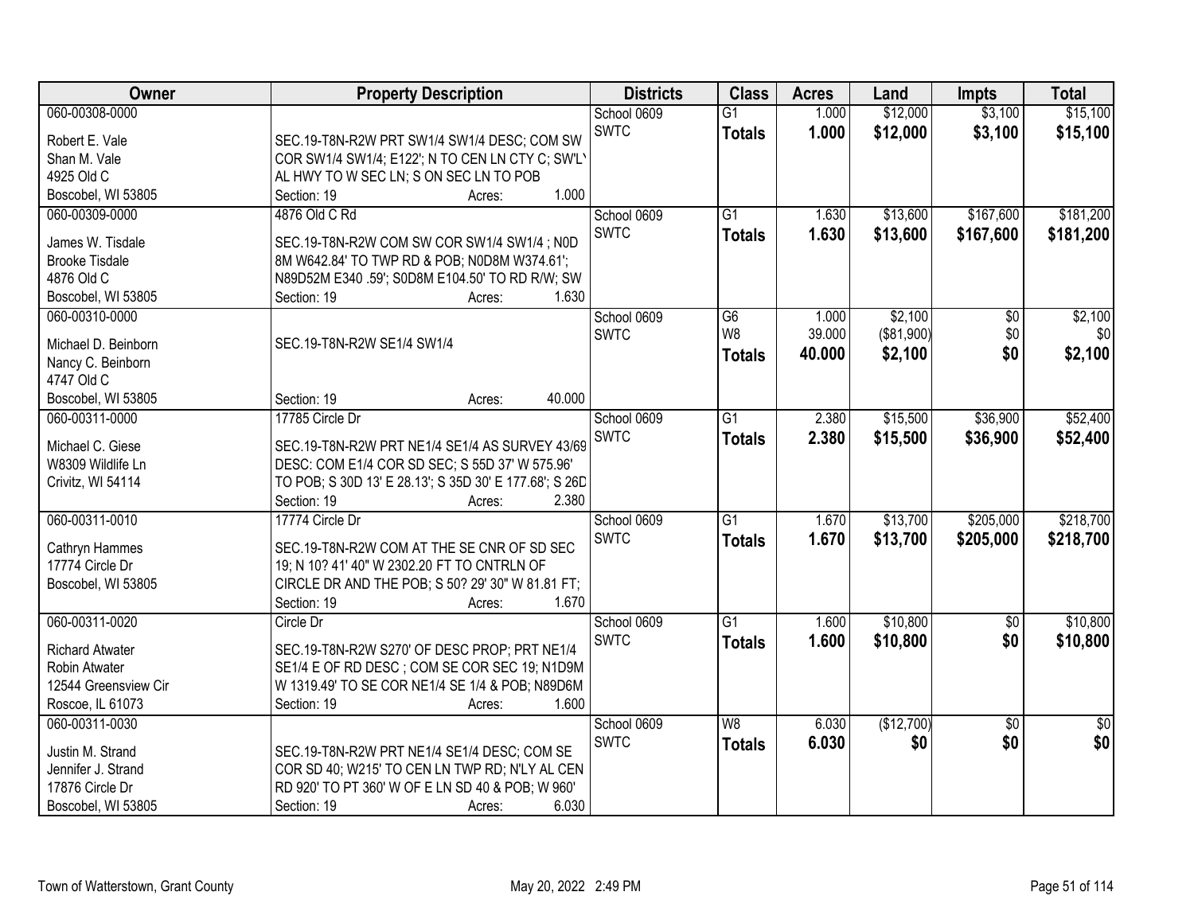| Owner | Property Description | Districts | Class | Acres | Land | Impts | Total |
|---|---|---|---|---|---|---|---|
| 060-00308-0000<br>Robert E. Vale<br>Shan M. Vale<br>4925 Old C<br>Boscobel, WI 53805 | SEC.19-T8N-R2W PRT SW1/4 SW1/4 DESC; COM SW COR SW1/4 SW1/4; E122'; N TO CEN LN CTY C; SW'LY AL HWY TO W SEC LN; S ON SEC LN TO POB<br>Section: 19 Acres: 1.000 | School 0609<br>SWTC | G1<br>**Totals** | 1.000<br>**1.000** | $12,000<br>**$12,000** | $3,100<br>**$3,100** | $15,100<br>**$15,100** |
| 060-00309-0000<br>James W. Tisdale<br>Brooke Tisdale<br>4876 Old C<br>Boscobel, WI 53805 | 4876 Old C Rd<br>SEC.19-T8N-R2W COM SW COR SW1/4 SW1/4 ; N0D 8M W642.84' TO TWP RD & POB; N0D8M W374.61'; N89D52M E340 .59'; S0D8M E104.50' TO RD R/W; SW<br>Section: 19 Acres: 1.630 | School 0609<br>SWTC | G1<br>**Totals** | 1.630<br>**1.630** | $13,600<br>**$13,600** | $167,600<br>**$167,600** | $181,200<br>**$181,200** |
| 060-00310-0000<br>Michael D. Beinborn<br>Nancy C. Beinborn<br>4747 Old C<br>Boscobel, WI 53805 | SEC.19-T8N-R2W SE1/4 SW1/4<br>Section: 19 Acres: 40.000 | School 0609<br>SWTC | G6<br>W8<br>**Totals** | 1.000<br>39.000<br>**40.000** | $2,100<br>($81,900)<br>**$2,100** | $0<br>$0<br>**$0** | $2,100<br>$0<br>**$2,100** |
| 060-00311-0000<br>Michael C. Giese<br>W8309 Wildlife Ln<br>Crivitz, WI 54114 | 17785 Circle Dr<br>SEC.19-T8N-R2W PRT NE1/4 SE1/4 AS SURVEY 43/69 DESC: COM E1/4 COR SD SEC; S 55D 37' W 575.96' TO POB; S 30D 13' E 28.13'; S 35D 30' E 177.68'; S 26D<br>Section: 19 Acres: 2.380 | School 0609<br>SWTC | G1<br>**Totals** | 2.380<br>**2.380** | $15,500<br>**$15,500** | $36,900<br>**$36,900** | $52,400<br>**$52,400** |
| 060-00311-0010<br>Cathryn Hammes<br>17774 Circle Dr<br>Boscobel, WI 53805 | 17774 Circle Dr<br>SEC.19-T8N-R2W COM AT THE SE CNR OF SD SEC 19; N 10? 41' 40" W 2302.20 FT TO CNTRLN OF CIRCLE DR AND THE POB; S 50? 29' 30" W 81.81 FT;<br>Section: 19 Acres: 1.670 | School 0609<br>SWTC | G1<br>**Totals** | 1.670<br>**1.670** | $13,700<br>**$13,700** | $205,000<br>**$205,000** | $218,700<br>**$218,700** |
| 060-00311-0020<br>Richard Atwater<br>Robin Atwater<br>12544 Greensview Cir<br>Roscoe, IL 61073 | Circle Dr<br>SEC.19-T8N-R2W S270' OF DESC PROP; PRT NE1/4 SE1/4 E OF RD DESC ; COM SE COR SEC 19; N1D9M W 1319.49' TO SE COR NE1/4 SE 1/4 & POB; N89D6M<br>Section: 19 Acres: 1.600 | School 0609<br>SWTC | G1<br>**Totals** | 1.600<br>**1.600** | $10,800<br>**$10,800** | $0<br>**$0** | $10,800<br>**$10,800** |
| 060-00311-0030<br>Justin M. Strand<br>Jennifer J. Strand<br>17876 Circle Dr<br>Boscobel, WI 53805 | SEC.19-T8N-R2W PRT NE1/4 SE1/4 DESC; COM SE COR SD 40; W215' TO CEN LN TWP RD; N'LY AL CEN RD 920' TO PT 360' W OF E LN SD 40 & POB; W 960'<br>Section: 19 Acres: 6.030 | School 0609<br>SWTC | W8<br>**Totals** | 6.030<br>**6.030** | ($12,700)<br>**$0** | $0<br>**$0** | $0<br>**$0** |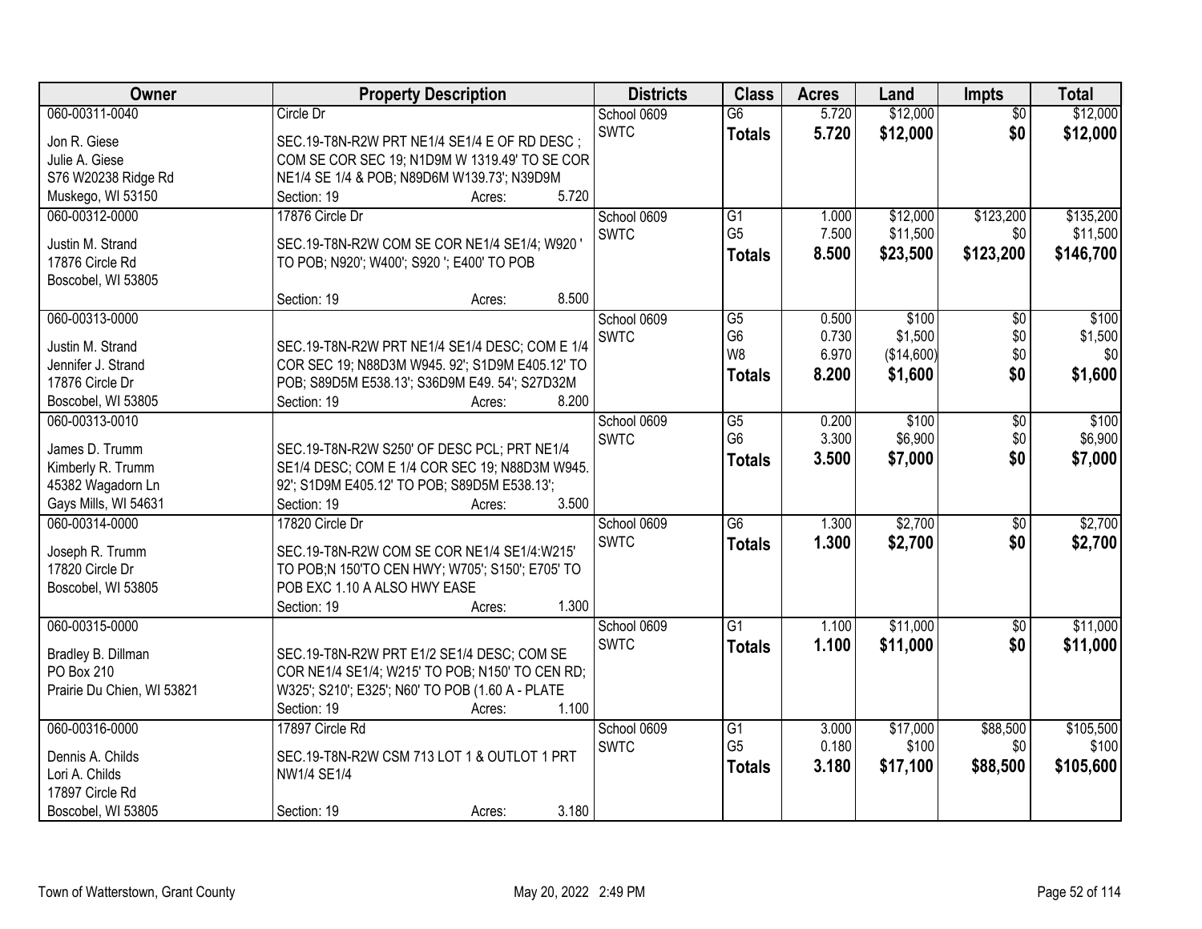| Owner | Property Description | Districts | Class | Acres | Land | Impts | Total |
|---|---|---|---|---|---|---|---|
| 060-00311-0040<br>Jon R. Giese<br>Julie A. Giese<br>S76 W20238 Ridge Rd<br>Muskego, WI 53150 | Circle Dr<br>SEC.19-T8N-R2W PRT NE1/4 SE1/4 E OF RD DESC ; COM SE COR SEC 19; N1D9M W 1319.49' TO SE COR NE1/4 SE 1/4 & POB; N89D6M W139.73'; N39D9M<br>Section: 19 Acres: 5.720 | School 0609<br>SWTC | G6<br>**Totals** | 5.720<br>**5.720** | $12,000<br>**$12,000** | $0<br>**$0** | $12,000<br>**$12,000** |
| 060-00312-0000<br>Justin M. Strand<br>17876 Circle Rd<br>Boscobel, WI 53805 | 17876 Circle Dr<br>SEC.19-T8N-R2W COM SE COR NE1/4 SE1/4; W920 ' TO POB; N920'; W400'; S920 '; E400' TO POB<br>Section: 19 Acres: 8.500 | School 0609<br>SWTC | G1<br>G5<br>**Totals** | 1.000<br>7.500<br>**8.500** | $12,000<br>$11,500<br>**$23,500** | $123,200<br>$0<br>**$123,200** | $135,200<br>$11,500<br>**$146,700** |
| 060-00313-0000<br>Justin M. Strand<br>Jennifer J. Strand<br>17876 Circle Dr<br>Boscobel, WI 53805 | SEC.19-T8N-R2W PRT NE1/4 SE1/4 DESC; COM E 1/4 COR SEC 19; N88D3M W945. 92'; S1D9M E405.12' TO POB; S89D5M E538.13'; S36D9M E49. 54'; S27D32M<br>Section: 19 Acres: 8.200 | School 0609<br>SWTC | G5<br>G6<br>W8<br>**Totals** | 0.500<br>0.730<br>6.970<br>**8.200** | $100<br>$1,500<br>($14,600)<br>**$1,600** | $0<br>$0<br>$0<br>**$0** | $100<br>$1,500<br>$0<br>**$1,600** |
| 060-00313-0010<br>James D. Trumm<br>Kimberly R. Trumm<br>45382 Wagadorn Ln<br>Gays Mills, WI 54631 | SEC.19-T8N-R2W S250' OF DESC PCL; PRT NE1/4 SE1/4 DESC; COM E 1/4 COR SEC 19; N88D3M W945. 92'; S1D9M E405.12' TO POB; S89D5M E538.13';<br>Section: 19 Acres: 3.500 | School 0609<br>SWTC | G5<br>G6<br>**Totals** | 0.200<br>3.300<br>**3.500** | $100<br>$6,900<br>**$7,000** | $0<br>$0<br>**$0** | $100<br>$6,900<br>**$7,000** |
| 060-00314-0000<br>Joseph R. Trumm<br>17820 Circle Dr<br>Boscobel, WI 53805 | 17820 Circle Dr<br>SEC.19-T8N-R2W COM SE COR NE1/4 SE1/4:W215' TO POB;N 150'TO CEN HWY; W705'; S150'; E705' TO POB EXC 1.10 A ALSO HWY EASE<br>Section: 19 Acres: 1.300 | School 0609<br>SWTC | G6<br>**Totals** | 1.300<br>**1.300** | $2,700<br>**$2,700** | $0<br>**$0** | $2,700<br>**$2,700** |
| 060-00315-0000<br>Bradley B. Dillman<br>PO Box 210<br>Prairie Du Chien, WI 53821 | SEC.19-T8N-R2W PRT E1/2 SE1/4 DESC; COM SE COR NE1/4 SE1/4; W215' TO POB; N150' TO CEN RD; W325'; S210'; E325'; N60' TO POB (1.60 A - PLATE<br>Section: 19 Acres: 1.100 | School 0609<br>SWTC | G1<br>**Totals** | 1.100<br>**1.100** | $11,000<br>**$11,000** | $0<br>**$0** | $11,000<br>**$11,000** |
| 060-00316-0000<br>Dennis A. Childs<br>Lori A. Childs<br>17897 Circle Rd<br>Boscobel, WI 53805 | 17897 Circle Rd<br>SEC.19-T8N-R2W CSM 713 LOT 1 & OUTLOT 1 PRT NW1/4 SE1/4<br>Section: 19 Acres: 3.180 | School 0609<br>SWTC | G1<br>G5<br>**Totals** | 3.000<br>0.180<br>**3.180** | $17,000<br>$100<br>**$17,100** | $88,500<br>$0<br>**$88,500** | $105,500<br>$100<br>**$105,600** |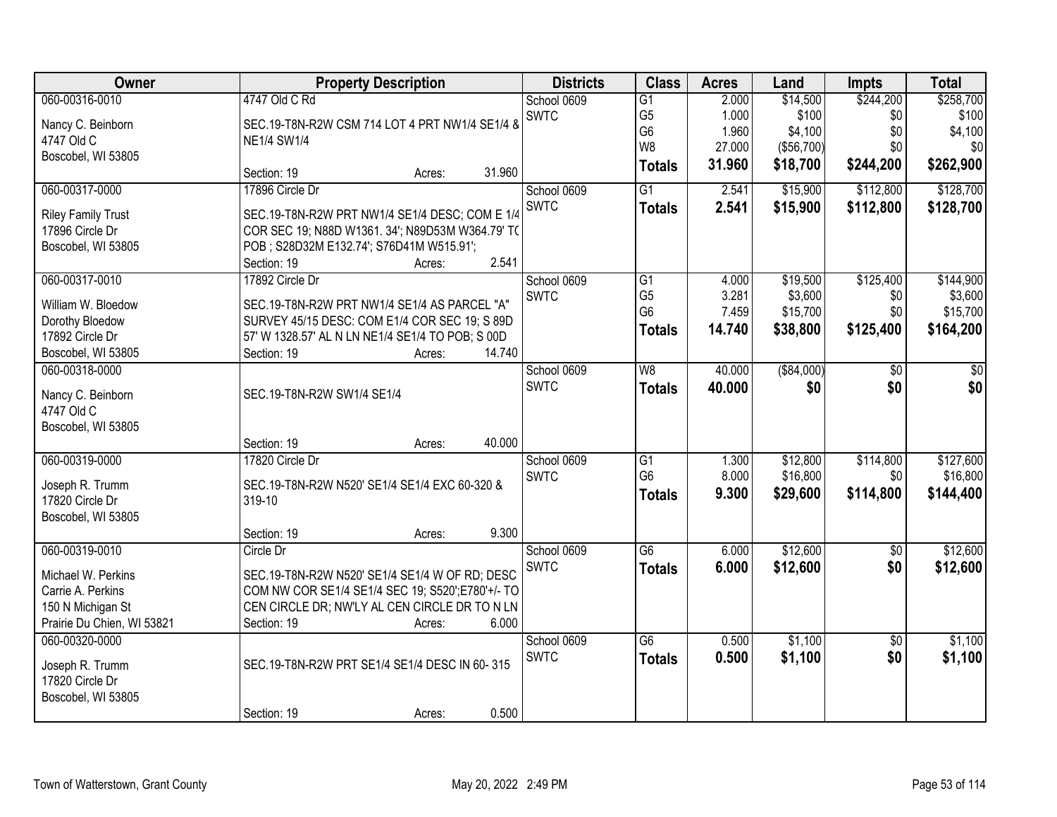| Owner | Property Description | Districts | Class | Acres | Land | Impts | Total |
|---|---|---|---|---|---|---|---|
| 060-00316-0010<br>Nancy C. Beinborn<br>4747 Old C<br>Boscobel, WI 53805 | 4747 Old C Rd<br>SEC.19-T8N-R2W CSM 714 LOT 4 PRT NW1/4 SE1/4 & NE1/4 SW1/4<br>Section: 19 Acres: 31.960 | School 0609<br>SWTC | G1<br>G5<br>G6<br>W8<br>**Totals** | 2.000<br>1.000<br>1.960<br>27.000<br>**31.960** | $14,500<br>$100<br>$4,100<br>($56,700)<br>**$18,700** | $244,200<br>$0<br>$0<br>$0<br>**$244,200** | $258,700<br>$100<br>$4,100<br>$0<br>**$262,900** |
| 060-00317-0000<br>Riley Family Trust<br>17896 Circle Dr<br>Boscobel, WI 53805 | 17896 Circle Dr<br>SEC.19-T8N-R2W PRT NW1/4 SE1/4 DESC; COM E 1/4 COR SEC 19; N88D W1361. 34'; N89D53M W364.79' TO POB ; S28D32M E132.74'; S76D41M W515.91';<br>Section: 19 Acres: 2.541 | School 0609<br>SWTC | G1<br>**Totals** | 2.541<br>**2.541** | $15,900<br>**$15,900** | $112,800<br>**$112,800** | $128,700<br>**$128,700** |
| 060-00317-0010<br>William W. Bloedow<br>Dorothy Bloedow<br>17892 Circle Dr<br>Boscobel, WI 53805 | 17892 Circle Dr<br>SEC.19-T8N-R2W PRT NW1/4 SE1/4 AS PARCEL "A" SURVEY 45/15 DESC: COM E1/4 COR SEC 19; S 89D 57' W 1328.57' AL N LN NE1/4 SE1/4 TO POB; S 00D<br>Section: 19 Acres: 14.740 | School 0609<br>SWTC | G1<br>G5<br>G6<br>**Totals** | 4.000<br>3.281<br>7.459<br>**14.740** | $19,500<br>$3,600<br>$15,700<br>**$38,800** | $125,400<br>$0<br>$0<br>**$125,400** | $144,900<br>$3,600<br>$15,700<br>**$164,200** |
| 060-00318-0000<br>Nancy C. Beinborn<br>4747 Old C<br>Boscobel, WI 53805 | SEC.19-T8N-R2W SW1/4 SE1/4<br>Section: 19 Acres: 40.000 | School 0609<br>SWTC | W8<br>**Totals** | 40.000<br>**40.000** | ($84,000)<br>**$0** | $0<br>**$0** | $0<br>**$0** |
| 060-00319-0000<br>Joseph R. Trumm<br>17820 Circle Dr<br>Boscobel, WI 53805 | 17820 Circle Dr<br>SEC.19-T8N-R2W N520' SE1/4 SE1/4 EXC 60-320 & 319-10<br>Section: 19 Acres: 9.300 | School 0609<br>SWTC | G1<br>G6<br>**Totals** | 1.300<br>8.000<br>**9.300** | $12,800<br>$16,800<br>**$29,600** | $114,800<br>$0<br>**$114,800** | $127,600<br>$16,800<br>**$144,400** |
| 060-00319-0010<br>Michael W. Perkins<br>Carrie A. Perkins<br>150 N Michigan St<br>Prairie Du Chien, WI 53821 | Circle Dr<br>SEC.19-T8N-R2W N520' SE1/4 SE1/4 W OF RD; DESC COM NW COR SE1/4 SE1/4 SEC 19; S520';E780'+/- TO CEN CIRCLE DR; NW'LY AL CEN CIRCLE DR TO N LN<br>Section: 19 Acres: 6.000 | School 0609<br>SWTC | G6<br>**Totals** | 6.000<br>**6.000** | $12,600<br>**$12,600** | $0<br>**$0** | $12,600<br>**$12,600** |
| 060-00320-0000<br>Joseph R. Trumm<br>17820 Circle Dr<br>Boscobel, WI 53805 | SEC.19-T8N-R2W PRT SE1/4 SE1/4 DESC IN 60- 315<br>Section: 19 Acres: 0.500 | School 0609<br>SWTC | G6<br>**Totals** | 0.500<br>**0.500** | $1,100<br>**$1,100** | $0<br>**$0** | $1,100<br>**$1,100** |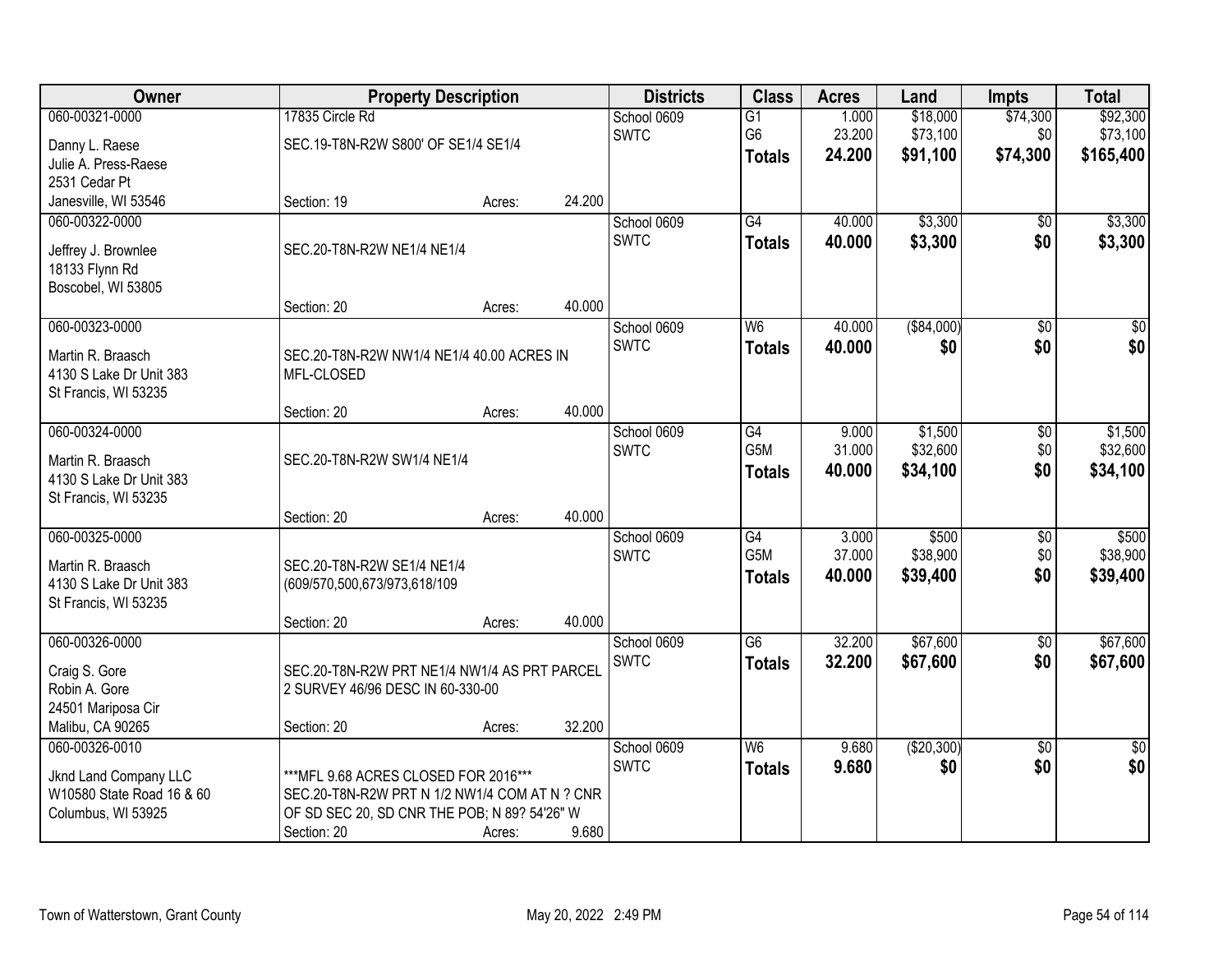| Owner | Property Description | | | Districts | Class | Acres | Land | Impts | Total |
|---|---|---|---|---|---|---|---|---|---|
| 060-00321-0000<br>Danny L. Raese<br>Julie A. Press-Raese<br>2531 Cedar Pt<br>Janesville, WI 53546 | 17835 Circle Rd<br>SEC.19-T8N-R2W S800' OF SE1/4 SE1/4<br>Section: 19 | Acres: | 24.200 | School 0609<br>SWTC | G1<br>G6<br>**Totals** | 1.000<br>23.200<br>**24.200** | $18,000<br>$73,100<br>**$91,100** | $74,300<br>$0<br>**$74,300** | $92,300<br>$73,100<br>**$165,400** |
| 060-00322-0000<br>Jeffrey J. Brownlee<br>18133 Flynn Rd<br>Boscobel, WI 53805 | SEC.20-T8N-R2W NE1/4 NE1/4<br>Section: 20 | Acres: | 40.000 | School 0609<br>SWTC | G4<br>**Totals** | 40.000<br>**40.000** | $3,300<br>**$3,300** | $0<br>**$0** | $3,300<br>**$3,300** |
| 060-00323-0000<br>Martin R. Braasch<br>4130 S Lake Dr Unit 383<br>St Francis, WI 53235 | SEC.20-T8N-R2W NW1/4 NE1/4 40.00 ACRES IN MFL-CLOSED<br>Section: 20 | Acres: | 40.000 | School 0609<br>SWTC | W6<br>**Totals** | 40.000<br>**40.000** | ($84,000)<br>**$0** | $0<br>**$0** | $0<br>**$0** |
| 060-00324-0000<br>Martin R. Braasch<br>4130 S Lake Dr Unit 383<br>St Francis, WI 53235 | SEC.20-T8N-R2W SW1/4 NE1/4<br>Section: 20 | Acres: | 40.000 | School 0609<br>SWTC | G4<br>G5M<br>**Totals** | 9.000<br>31.000<br>**40.000** | $1,500<br>$32,600<br>**$34,100** | $0<br>$0<br>**$0** | $1,500<br>$32,600<br>**$34,100** |
| 060-00325-0000<br>Martin R. Braasch<br>4130 S Lake Dr Unit 383<br>St Francis, WI 53235 | SEC.20-T8N-R2W SE1/4 NE1/4<br>(609/570,500,673/973,618/109<br>Section: 20 | Acres: | 40.000 | School 0609<br>SWTC | G4<br>G5M<br>**Totals** | 3.000<br>37.000<br>**40.000** | $500<br>$38,900<br>**$39,400** | $0<br>$0<br>**$0** | $500<br>$38,900<br>**$39,400** |
| 060-00326-0000<br>Craig S. Gore<br>Robin A. Gore<br>24501 Mariposa Cir<br>Malibu, CA 90265 | SEC.20-T8N-R2W PRT NE1/4 NW1/4 AS PRT PARCEL 2 SURVEY 46/96 DESC IN 60-330-00<br>Section: 20 | Acres: | 32.200 | School 0609<br>SWTC | G6<br>**Totals** | 32.200<br>**32.200** | $67,600<br>**$67,600** | $0<br>**$0** | $67,600<br>**$67,600** |
| 060-00326-0010<br>Jknd Land Company LLC<br>W10580 State Road 16 & 60<br>Columbus, WI 53925 | ***MFL 9.68 ACRES CLOSED FOR 2016***<br>SEC.20-T8N-R2W PRT N 1/2 NW1/4 COM AT N ? CNR OF SD SEC 20, SD CNR THE POB; N 89? 54'26" W<br>Section: 20 | Acres: | 9.680 | School 0609<br>SWTC | W6<br>**Totals** | 9.680<br>**9.680** | ($20,300)<br>**$0** | $0<br>**$0** | $0<br>**$0** |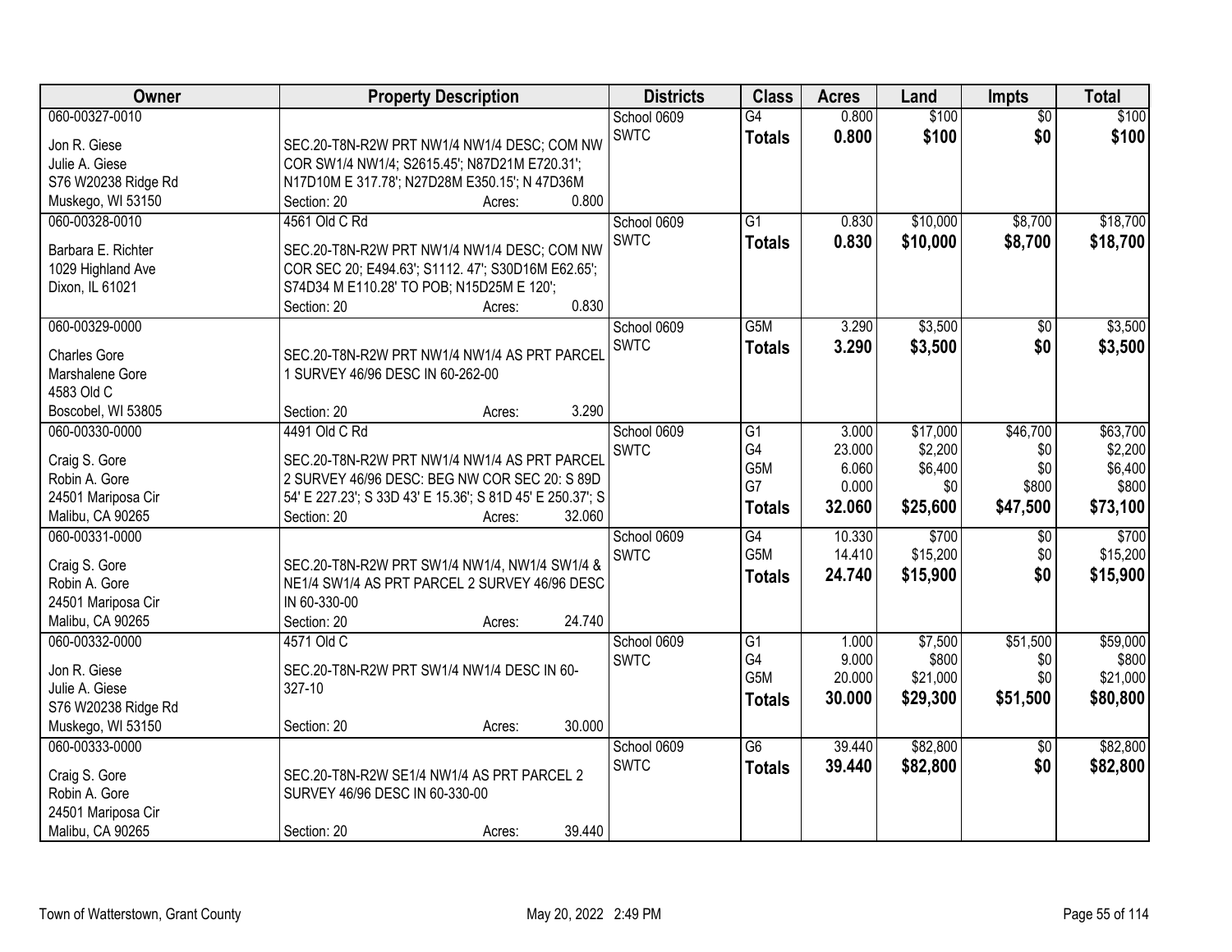| Owner | Property Description | Districts | Class | Acres | Land | Impts | Total |
|---|---|---|---|---|---|---|---|
| 060-00327-0010<br>Jon R. Giese<br>Julie A. Giese<br>S76 W20238 Ridge Rd<br>Muskego, WI 53150 | SEC.20-T8N-R2W PRT NW1/4 NW1/4 DESC; COM NW COR SW1/4 NW1/4; S2615.45'; N87D21M E720.31'; N17D10M E 317.78'; N27D28M E350.15'; N 47D36M<br>Section: 20 Acres: 0.800 | School 0609<br>SWTC | G4<br>**Totals** | 0.800<br>**0.800** | $100<br>**$100** | $0<br>**$0** | $100<br>**$100** |
| 060-00328-0010<br>Barbara E. Richter<br>1029 Highland Ave<br>Dixon, IL 61021 | 4561 Old C Rd<br>SEC.20-T8N-R2W PRT NW1/4 NW1/4 DESC; COM NW COR SEC 20; E494.63'; S1112. 47'; S30D16M E62.65'; S74D34 M E110.28' TO POB; N15D25M E 120';<br>Section: 20 Acres: 0.830 | School 0609<br>SWTC | G1<br>**Totals** | 0.830<br>**0.830** | $10,000<br>**$10,000** | $8,700<br>**$8,700** | $18,700<br>**$18,700** |
| 060-00329-0000<br>Charles Gore<br>Marshalene Gore<br>4583 Old C<br>Boscobel, WI 53805 | SEC.20-T8N-R2W PRT NW1/4 NW1/4 AS PRT PARCEL 1 SURVEY 46/96 DESC IN 60-262-00<br>Section: 20 Acres: 3.290 | School 0609<br>SWTC | G5M<br>**Totals** | 3.290<br>**3.290** | $3,500<br>**$3,500** | $0<br>**$0** | $3,500<br>**$3,500** |
| 060-00330-0000<br>Craig S. Gore<br>Robin A. Gore<br>24501 Mariposa Cir<br>Malibu, CA 90265 | 4491 Old C Rd<br>SEC.20-T8N-R2W PRT NW1/4 NW1/4 AS PRT PARCEL 2 SURVEY 46/96 DESC: BEG NW COR SEC 20: S 89D 54' E 227.23'; S 33D 43' E 15.36'; S 81D 45' E 250.37'; S<br>Section: 20 Acres: 32.060 | School 0609<br>SWTC | G1<br>G4<br>G5M<br>G7<br>**Totals** | 3.000<br>23.000<br>6.060<br>0.000<br>**32.060** | $17,000<br>$2,200<br>$6,400<br>$0<br>**$25,600** | $46,700<br>$0<br>$0<br>$800<br>**$47,500** | $63,700<br>$2,200<br>$6,400<br>$800<br>**$73,100** |
| 060-00331-0000<br>Craig S. Gore<br>Robin A. Gore<br>24501 Mariposa Cir<br>Malibu, CA 90265 | SEC.20-T8N-R2W PRT SW1/4 NW1/4, NW1/4 SW1/4 & NE1/4 SW1/4 AS PRT PARCEL 2 SURVEY 46/96 DESC IN 60-330-00<br>Section: 20 Acres: 24.740 | School 0609<br>SWTC | G4<br>G5M<br>**Totals** | 10.330<br>14.410<br>**24.740** | $700<br>$15,200<br>**$15,900** | $0<br>$0<br>**$0** | $700<br>$15,200<br>**$15,900** |
| 060-00332-0000<br>Jon R. Giese<br>Julie A. Giese<br>S76 W20238 Ridge Rd<br>Muskego, WI 53150 | 4571 Old C<br>SEC.20-T8N-R2W PRT SW1/4 NW1/4 DESC IN 60-327-10<br>Section: 20 Acres: 30.000 | School 0609<br>SWTC | G1<br>G4<br>G5M<br>**Totals** | 1.000<br>9.000<br>20.000<br>**30.000** | $7,500<br>$800<br>$21,000<br>**$29,300** | $51,500<br>$0<br>$0<br>**$51,500** | $59,000<br>$800<br>$21,000<br>**$80,800** |
| 060-00333-0000<br>Craig S. Gore<br>Robin A. Gore<br>24501 Mariposa Cir<br>Malibu, CA 90265 | SEC.20-T8N-R2W SE1/4 NW1/4 AS PRT PARCEL 2 SURVEY 46/96 DESC IN 60-330-00<br>Section: 20 Acres: 39.440 | School 0609<br>SWTC | G6<br>**Totals** | 39.440<br>**39.440** | $82,800<br>**$82,800** | $0<br>**$0** | $82,800<br>**$82,800** |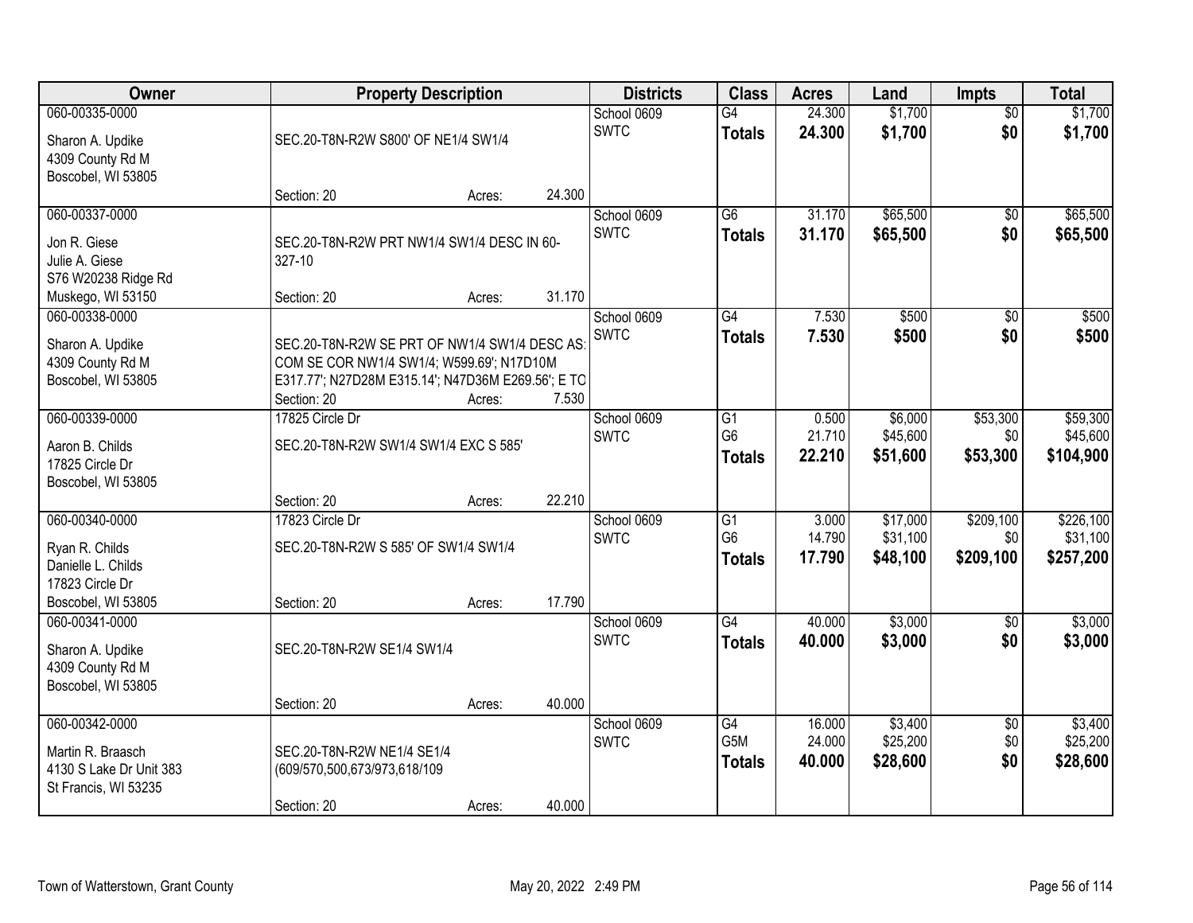| Owner | Property Description | | | Districts | Class | Acres | Land | Impts | Total |
|---|---|---|---|---|---|---|---|---|---|
| 060-00335-0000<br>Sharon A. Updike<br>4309 County Rd M<br>Boscobel, WI 53805 | SEC.20-T8N-R2W S800' OF NE1/4 SW1/4 | | | School 0609<br>SWTC | G4<br>**Totals** | 24.300<br>**24.300** | $1,700<br>**$1,700** | $0<br>**$0** | $1,700<br>**$1,700** |
| | Section: 20 | Acres: | 24.300 | | | | | | |
| 060-00337-0000<br>Jon R. Giese<br>Julie A. Giese<br>S76 W20238 Ridge Rd<br>Muskego, WI 53150 | SEC.20-T8N-R2W PRT NW1/4 SW1/4 DESC IN 60-327-10 | | | School 0609<br>SWTC | G6<br>**Totals** | 31.170<br>**31.170** | $65,500<br>**$65,500** | $0<br>**$0** | $65,500<br>**$65,500** |
| | Section: 20 | Acres: | 31.170 | | | | | | |
| 060-00338-0000<br>Sharon A. Updike<br>4309 County Rd M<br>Boscobel, WI 53805 | SEC.20-T8N-R2W SE PRT OF NW1/4 SW1/4 DESC AS: COM SE COR NW1/4 SW1/4; W599.69'; N17D10M E317.77'; N27D28M E315.14'; N47D36M E269.56'; E TO | | | School 0609<br>SWTC | G4<br>**Totals** | 7.530<br>**7.530** | $500<br>**$500** | $0<br>**$0** | $500<br>**$500** |
| | Section: 20 | Acres: | 7.530 | | | | | | |
| 060-00339-0000<br>Aaron B. Childs<br>17825 Circle Dr<br>Boscobel, WI 53805 | 17825 Circle Dr<br>SEC.20-T8N-R2W SW1/4 SW1/4 EXC S 585' | | | School 0609<br>SWTC | G1<br>G6<br>**Totals** | 0.500<br>21.710<br>**22.210** | $6,000<br>$45,600<br>**$51,600** | $53,300<br>$0<br>**$53,300** | $59,300<br>$45,600<br>**$104,900** |
| | Section: 20 | Acres: | 22.210 | | | | | | |
| 060-00340-0000<br>Ryan R. Childs<br>Danielle L. Childs<br>17823 Circle Dr<br>Boscobel, WI 53805 | 17823 Circle Dr<br>SEC.20-T8N-R2W S 585' OF SW1/4 SW1/4 | | | School 0609<br>SWTC | G1<br>G6<br>**Totals** | 3.000<br>14.790<br>**17.790** | $17,000<br>$31,100<br>**$48,100** | $209,100<br>$0<br>**$209,100** | $226,100<br>$31,100<br>**$257,200** |
| | Section: 20 | Acres: | 17.790 | | | | | | |
| 060-00341-0000<br>Sharon A. Updike<br>4309 County Rd M<br>Boscobel, WI 53805 | SEC.20-T8N-R2W SE1/4 SW1/4 | | | School 0609<br>SWTC | G4<br>**Totals** | 40.000<br>**40.000** | $3,000<br>**$3,000** | $0<br>**$0** | $3,000<br>**$3,000** |
| | Section: 20 | Acres: | 40.000 | | | | | | |
| 060-00342-0000<br>Martin R. Braasch<br>4130 S Lake Dr Unit 383<br>St Francis, WI 53235 | SEC.20-T8N-R2W NE1/4 SE1/4 (609/570,500,673/973,618/109 | | | School 0609<br>SWTC | G4<br>G5M<br>**Totals** | 16.000<br>24.000<br>**40.000** | $3,400<br>$25,200<br>**$28,600** | $0<br>$0<br>**$0** | $3,400<br>$25,200<br>**$28,600** |
| | Section: 20 | Acres: | 40.000 | | | | | | |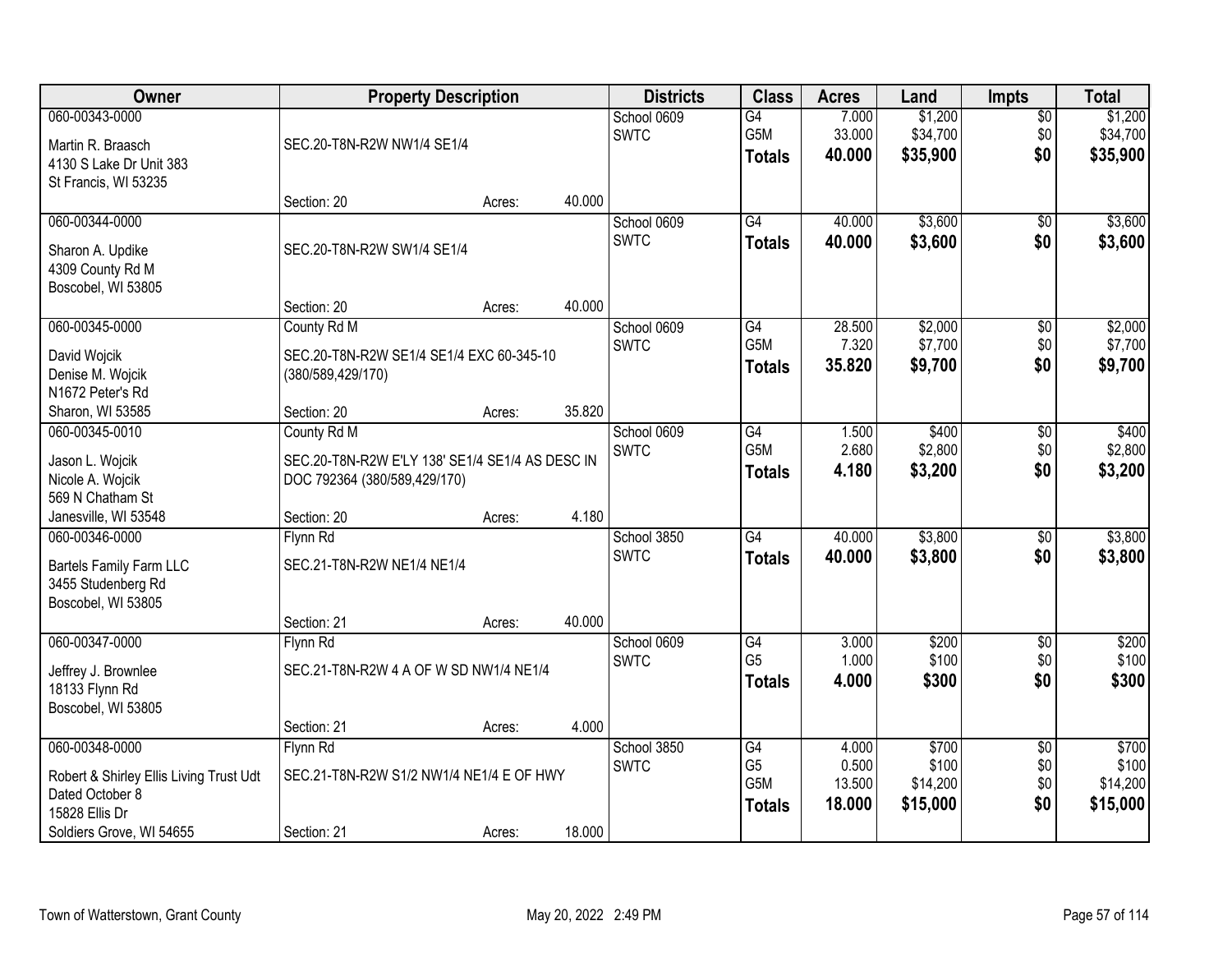| Owner | Property Description | | | Districts | Class | Acres | Land | Impts | Total |
|---|---|---|---|---|---|---|---|---|---|
| 060-00343-0000<br>Martin R. Braasch<br>4130 S Lake Dr Unit 383<br>St Francis, WI 53235 | SEC.20-T8N-R2W NW1/4 SE1/4<br>Section: 20 | Acres: | 40.000 | School 0609<br>SWTC | G4<br>G5M<br>**Totals** | 7.000<br>33.000<br>**40.000** | $1,200<br>$34,700<br>**$35,900** | $0<br>$0<br>**$0** | $1,200<br>$34,700<br>**$35,900** |
| 060-00344-0000<br>Sharon A. Updike<br>4309 County Rd M<br>Boscobel, WI 53805 | SEC.20-T8N-R2W SW1/4 SE1/4<br>Section: 20 | Acres: | 40.000 | School 0609<br>SWTC | G4<br>**Totals** | 40.000<br>**40.000** | $3,600<br>**$3,600** | $0<br>**$0** | $3,600<br>**$3,600** |
| 060-00345-0000<br>David Wojcik<br>Denise M. Wojcik<br>N1672 Peter's Rd<br>Sharon, WI 53585 | County Rd M<br>SEC.20-T8N-R2W SE1/4 SE1/4 EXC 60-345-10 (380/589,429/170)<br>Section: 20 | Acres: | 35.820 | School 0609<br>SWTC | G4<br>G5M<br>**Totals** | 28.500<br>7.320<br>**35.820** | $2,000<br>$7,700<br>**$9,700** | $0<br>$0<br>**$0** | $2,000<br>$7,700<br>**$9,700** |
| 060-00345-0010<br>Jason L. Wojcik<br>Nicole A. Wojcik<br>569 N Chatham St<br>Janesville, WI 53548 | County Rd M<br>SEC.20-T8N-R2W E'LY 138' SE1/4 SE1/4 AS DESC IN DOC 792364 (380/589,429/170)<br>Section: 20 | Acres: | 4.180 | School 0609<br>SWTC | G4<br>G5M<br>**Totals** | 1.500<br>2.680<br>**4.180** | $400<br>$2,800<br>**$3,200** | $0<br>$0<br>**$0** | $400<br>$2,800<br>**$3,200** |
| 060-00346-0000<br>Bartels Family Farm LLC<br>3455 Studenberg Rd<br>Boscobel, WI 53805 | Flynn Rd<br>SEC.21-T8N-R2W NE1/4 NE1/4<br>Section: 21 | Acres: | 40.000 | School 3850<br>SWTC | G4<br>**Totals** | 40.000<br>**40.000** | $3,800<br>**$3,800** | $0<br>**$0** | $3,800<br>**$3,800** |
| 060-00347-0000<br>Jeffrey J. Brownlee<br>18133 Flynn Rd<br>Boscobel, WI 53805 | Flynn Rd<br>SEC.21-T8N-R2W 4 A OF W SD NW1/4 NE1/4<br>Section: 21 | Acres: | 4.000 | School 0609<br>SWTC | G4<br>G5<br>**Totals** | 3.000<br>1.000<br>**4.000** | $200<br>$100<br>**$300** | $0<br>$0<br>**$0** | $200<br>$100<br>**$300** |
| 060-00348-0000<br>Robert & Shirley Ellis Living Trust Udt Dated October 8<br>15828 Ellis Dr<br>Soldiers Grove, WI 54655 | Flynn Rd<br>SEC.21-T8N-R2W S1/2 NW1/4 NE1/4 E OF HWY<br>Section: 21 | Acres: | 18.000 | School 3850<br>SWTC | G4<br>G5<br>G5M<br>**Totals** | 4.000<br>0.500<br>13.500<br>**18.000** | $700<br>$100<br>$14,200<br>**$15,000** | $0<br>$0<br>$0<br>**$0** | $700<br>$100<br>$14,200<br>**$15,000** |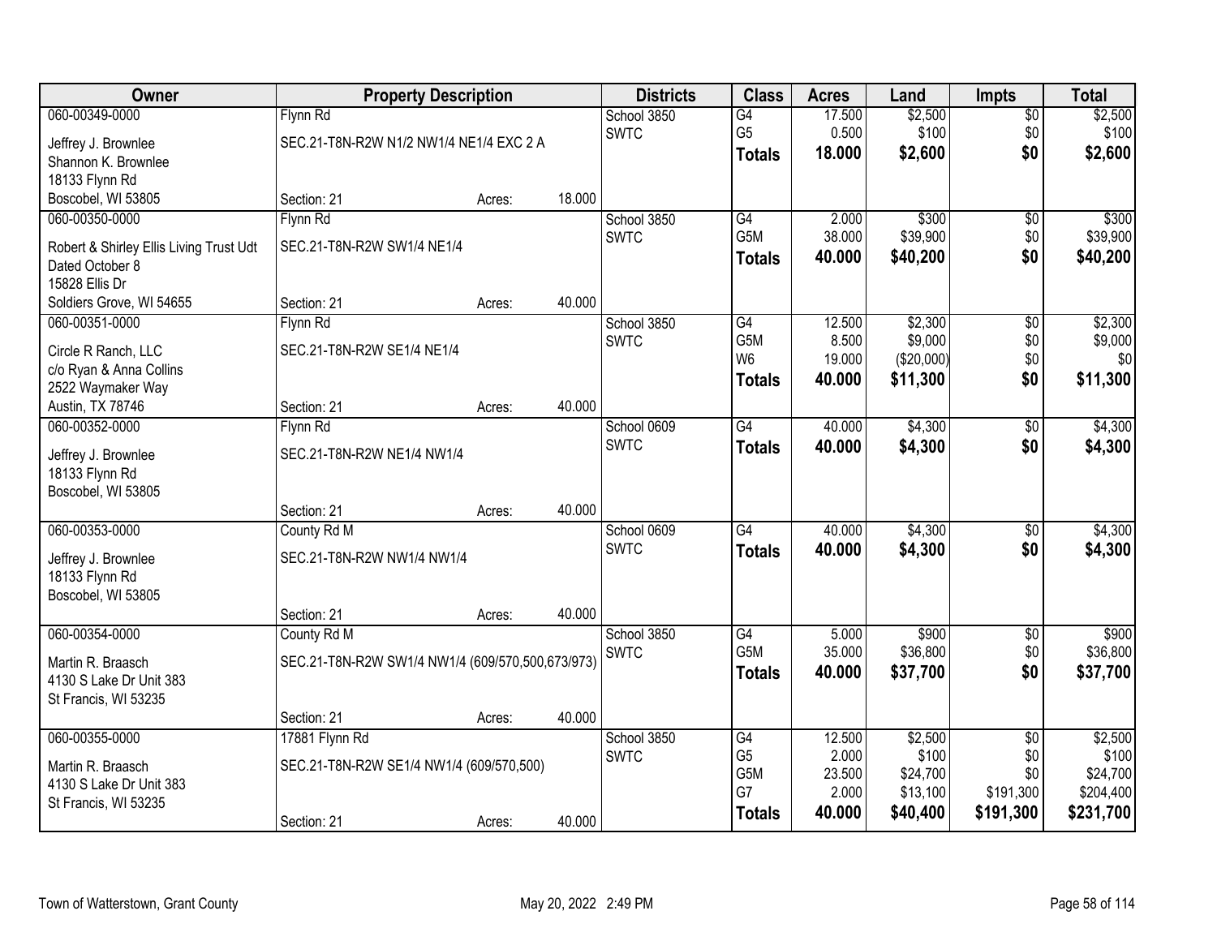| Owner | Property Description | | | Districts | Class | Acres | Land | Impts | Total |
|---|---|---|---|---|---|---|---|---|---|
| 060-00349-0000 | Flynn Rd | | | School 3850 | G4 | 17.500 | $2,500 | $0 | $2,500 |
| Jeffrey J. Brownlee | SEC.21-T8N-R2W N1/2 NW1/4 NE1/4 EXC 2 A | | | SWTC | G5 | 0.500 | $100 | $0 | $100 |
| Shannon K. Brownlee | | | | | **Totals** | **18.000** | **$2,600** | **$0** | **$2,600** |
| 18133 Flynn Rd | | | | | | | | | |
| Boscobel, WI 53805 | Section: 21 | Acres: | 18.000 | | | | | | |
| 060-00350-0000 | Flynn Rd | | | School 3850 | G4 | 2.000 | $300 | $0 | $300 |
| Robert & Shirley Ellis Living Trust Udt | SEC.21-T8N-R2W SW1/4 NE1/4 | | | SWTC | G5M | 38.000 | $39,900 | $0 | $39,900 |
| Dated October 8 | | | | | **Totals** | **40.000** | **$40,200** | **$0** | **$40,200** |
| 15828 Ellis Dr | | | | | | | | | |
| Soldiers Grove, WI 54655 | Section: 21 | Acres: | 40.000 | | | | | | |
| 060-00351-0000 | Flynn Rd | | | School 3850 | G4 | 12.500 | $2,300 | $0 | $2,300 |
| Circle R Ranch, LLC | SEC.21-T8N-R2W SE1/4 NE1/4 | | | SWTC | G5M | 8.500 | $9,000 | $0 | $9,000 |
| c/o Ryan & Anna Collins | | | | | W6 | 19.000 | ($20,000) | $0 | $0 |
| 2522 Waymaker Way | | | | | **Totals** | **40.000** | **$11,300** | **$0** | **$11,300** |
| Austin, TX 78746 | Section: 21 | Acres: | 40.000 | | | | | | |
| 060-00352-0000 | Flynn Rd | | | School 0609 | G4 | 40.000 | $4,300 | $0 | $4,300 |
| Jeffrey J. Brownlee | SEC.21-T8N-R2W NE1/4 NW1/4 | | | SWTC | **Totals** | **40.000** | **$4,300** | **$0** | **$4,300** |
| 18133 Flynn Rd | | | | | | | | | |
| Boscobel, WI 53805 | | | | | | | | | |
| | Section: 21 | Acres: | 40.000 | | | | | | |
| 060-00353-0000 | County Rd M | | | School 0609 | G4 | 40.000 | $4,300 | $0 | $4,300 |
| Jeffrey J. Brownlee | SEC.21-T8N-R2W NW1/4 NW1/4 | | | SWTC | **Totals** | **40.000** | **$4,300** | **$0** | **$4,300** |
| 18133 Flynn Rd | | | | | | | | | |
| Boscobel, WI 53805 | | | | | | | | | |
| | Section: 21 | Acres: | 40.000 | | | | | | |
| 060-00354-0000 | County Rd M | | | School 3850 | G4 | 5.000 | $900 | $0 | $900 |
| Martin R. Braasch | SEC.21-T8N-R2W SW1/4 NW1/4 (609/570,500,673/973) | | | SWTC | G5M | 35.000 | $36,800 | $0 | $36,800 |
| 4130 S Lake Dr Unit 383 | | | | | **Totals** | **40.000** | **$37,700** | **$0** | **$37,700** |
| St Francis, WI 53235 | | | | | | | | | |
| | Section: 21 | Acres: | 40.000 | | | | | | |
| 060-00355-0000 | 17881 Flynn Rd | | | School 3850 | G4 | 12.500 | $2,500 | $0 | $2,500 |
| Martin R. Braasch | SEC.21-T8N-R2W SE1/4 NW1/4 (609/570,500) | | | SWTC | G5 | 2.000 | $100 | $0 | $100 |
| 4130 S Lake Dr Unit 383 | | | | | G5M | 23.500 | $24,700 | $0 | $24,700 |
| St Francis, WI 53235 | | | | | G7 | 2.000 | $13,100 | $191,300 | $204,400 |
| | Section: 21 | Acres: | 40.000 | | **Totals** | **40.000** | **$40,400** | **$191,300** | **$231,700** |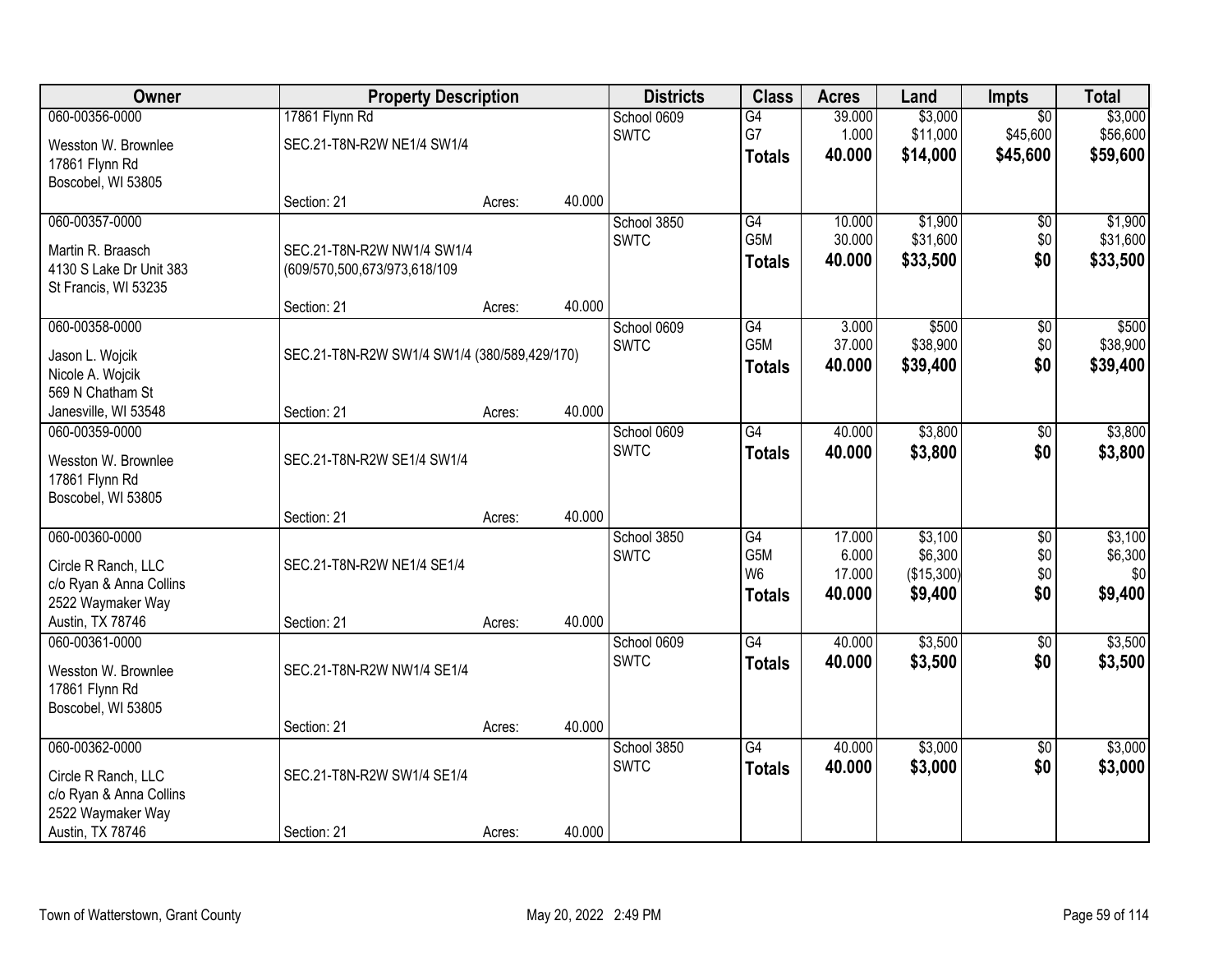| Owner | Property Description | | | Districts | Class | Acres | Land | Impts | Total |
|---|---|---|---|---|---|---|---|---|---|
| 060-00356-0000 | 17861 Flynn Rd | | | School 0609 | G4 | 39.000 | $3,000 | $0 | $3,000 |
| Wesston W. Brownlee<br>17861 Flynn Rd<br>Boscobel, WI 53805 | SEC.21-T8N-R2W NE1/4 SW1/4 | | | SWTC | G7 | 1.000 | $11,000 | $45,600 | $56,600 |
| | | | | | **Totals** | **40.000** | **$14,000** | **$45,600** | **$59,600** |
| | Section: 21 | Acres: | 40.000 | | | | | | |
| 060-00357-0000 | | | | School 3850 | G4 | 10.000 | $1,900 | $0 | $1,900 |
| Martin R. Braasch<br>4130 S Lake Dr Unit 383<br>St Francis, WI 53235 | SEC.21-T8N-R2W NW1/4 SW1/4<br>(609/570,500,673/973,618/109 | | | SWTC | G5M | 30.000 | $31,600 | $0 | $31,600 |
| | | | | | **Totals** | **40.000** | **$33,500** | **$0** | **$33,500** |
| | Section: 21 | Acres: | 40.000 | | | | | | |
| 060-00358-0000 | | | | School 0609 | G4 | 3.000 | $500 | $0 | $500 |
| Jason L. Wojcik<br>Nicole A. Wojcik<br>569 N Chatham St<br>Janesville, WI 53548 | SEC.21-T8N-R2W SW1/4 SW1/4 (380/589,429/170) | | | SWTC | G5M | 37.000 | $38,900 | $0 | $38,900 |
| | | | | | **Totals** | **40.000** | **$39,400** | **$0** | **$39,400** |
| | Section: 21 | Acres: | 40.000 | | | | | | |
| 060-00359-0000 | | | | School 0609 | G4 | 40.000 | $3,800 | $0 | $3,800 |
| Wesston W. Brownlee<br>17861 Flynn Rd<br>Boscobel, WI 53805 | SEC.21-T8N-R2W SE1/4 SW1/4 | | | SWTC | **Totals** | **40.000** | **$3,800** | **$0** | **$3,800** |
| | Section: 21 | Acres: | 40.000 | | | | | | |
| 060-00360-0000 | | | | School 3850 | G4 | 17.000 | $3,100 | $0 | $3,100 |
| Circle R Ranch, LLC<br>c/o Ryan & Anna Collins<br>2522 Waymaker Way<br>Austin, TX 78746 | SEC.21-T8N-R2W NE1/4 SE1/4 | | | SWTC | G5M | 6.000 | $6,300 | $0 | $6,300 |
| | | | | | W6 | 17.000 | ($15,300) | $0 | $0 |
| | | | | | **Totals** | **40.000** | **$9,400** | **$0** | **$9,400** |
| | Section: 21 | Acres: | 40.000 | | | | | | |
| 060-00361-0000 | | | | School 0609 | G4 | 40.000 | $3,500 | $0 | $3,500 |
| Wesston W. Brownlee<br>17861 Flynn Rd<br>Boscobel, WI 53805 | SEC.21-T8N-R2W NW1/4 SE1/4 | | | SWTC | **Totals** | **40.000** | **$3,500** | **$0** | **$3,500** |
| | Section: 21 | Acres: | 40.000 | | | | | | |
| 060-00362-0000 | | | | School 3850 | G4 | 40.000 | $3,000 | $0 | $3,000 |
| Circle R Ranch, LLC<br>c/o Ryan & Anna Collins<br>2522 Waymaker Way<br>Austin, TX 78746 | SEC.21-T8N-R2W SW1/4 SE1/4 | | | SWTC | **Totals** | **40.000** | **$3,000** | **$0** | **$3,000** |
| | Section: 21 | Acres: | 40.000 | | | | | | |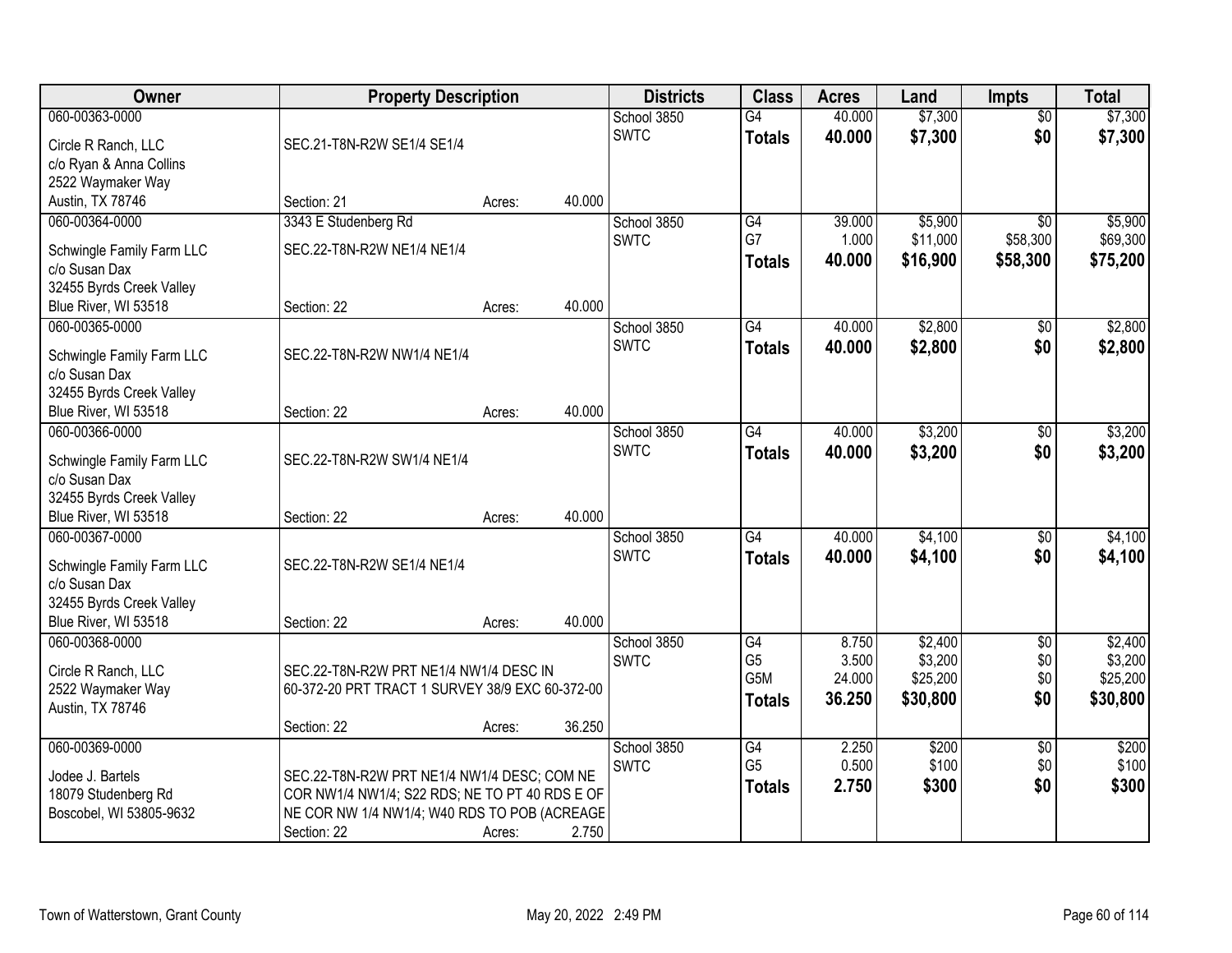| Owner | Property Description | | | Districts | Class | Acres | Land | Impts | Total |
|---|---|---|---|---|---|---|---|---|---|
| 060-00363-0000<br>Circle R Ranch, LLC<br>c/o Ryan & Anna Collins<br>2522 Waymaker Way<br>Austin, TX 78746 | SEC.21-T8N-R2W SE1/4 SE1/4<br>Section: 21 | Acres: | 40.000 | School 3850<br>SWTC | G4<br>**Totals** | 40.000<br>**40.000** | $7,300<br>**$7,300** | $0<br>**$0** | $7,300<br>**$7,300** |
| 060-00364-0000<br>Schwingle Family Farm LLC<br>c/o Susan Dax<br>32455 Byrds Creek Valley<br>Blue River, WI 53518 | 3343 E Studenberg Rd<br>SEC.22-T8N-R2W NE1/4 NE1/4<br>Section: 22 | Acres: | 40.000 | School 3850<br>SWTC | G4<br>G7<br>**Totals** | 39.000<br>1.000<br>**40.000** | $5,900<br>$11,000<br>**$16,900** | $0<br>$58,300<br>**$58,300** | $5,900<br>$69,300<br>**$75,200** |
| 060-00365-0000<br>Schwingle Family Farm LLC<br>c/o Susan Dax<br>32455 Byrds Creek Valley<br>Blue River, WI 53518 | SEC.22-T8N-R2W NW1/4 NE1/4<br>Section: 22 | Acres: | 40.000 | School 3850<br>SWTC | G4<br>**Totals** | 40.000<br>**40.000** | $2,800<br>**$2,800** | $0<br>**$0** | $2,800<br>**$2,800** |
| 060-00366-0000<br>Schwingle Family Farm LLC<br>c/o Susan Dax<br>32455 Byrds Creek Valley<br>Blue River, WI 53518 | SEC.22-T8N-R2W SW1/4 NE1/4<br>Section: 22 | Acres: | 40.000 | School 3850<br>SWTC | G4<br>**Totals** | 40.000<br>**40.000** | $3,200<br>**$3,200** | $0<br>**$0** | $3,200<br>**$3,200** |
| 060-00367-0000<br>Schwingle Family Farm LLC<br>c/o Susan Dax<br>32455 Byrds Creek Valley<br>Blue River, WI 53518 | SEC.22-T8N-R2W SE1/4 NE1/4<br>Section: 22 | Acres: | 40.000 | School 3850<br>SWTC | G4<br>**Totals** | 40.000<br>**40.000** | $4,100<br>**$4,100** | $0<br>**$0** | $4,100<br>**$4,100** |
| 060-00368-0000<br>Circle R Ranch, LLC<br>2522 Waymaker Way<br>Austin, TX 78746 | SEC.22-T8N-R2W PRT NE1/4 NW1/4 DESC IN 60-372-20 PRT TRACT 1 SURVEY 38/9 EXC 60-372-00<br>Section: 22 | Acres: | 36.250 | School 3850<br>SWTC | G4<br>G5<br>G5M<br>**Totals** | 8.750<br>3.500<br>24.000<br>**36.250** | $2,400<br>$3,200<br>$25,200<br>**$30,800** | $0<br>$0<br>$0<br>**$0** | $2,400<br>$3,200<br>$25,200<br>**$30,800** |
| 060-00369-0000<br>Jodee J. Bartels<br>18079 Studenberg Rd<br>Boscobel, WI 53805-9632 | SEC.22-T8N-R2W PRT NE1/4 NW1/4 DESC; COM NE COR NW1/4 NW1/4; S22 RDS; NE TO PT 40 RDS E OF NE COR NW 1/4 NW1/4; W40 RDS TO POB (ACREAGE<br>Section: 22 | Acres: | 2.750 | School 3850<br>SWTC | G4<br>G5<br>**Totals** | 2.250<br>0.500<br>**2.750** | $200<br>$100<br>**$300** | $0<br>$0<br>**$0** | $200<br>$100<br>**$300** |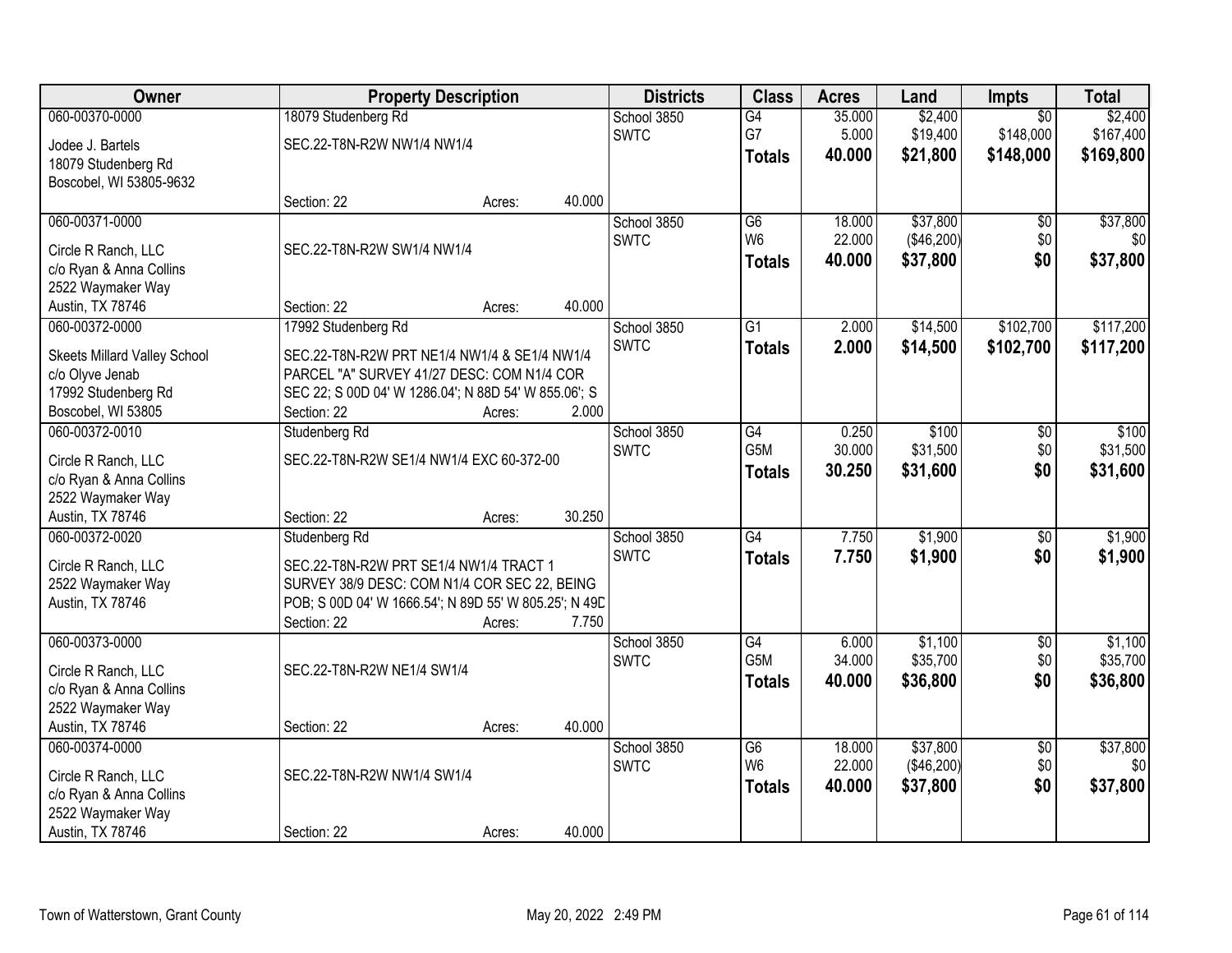| Owner | Property Description | | | Districts | Class | Acres | Land | Impts | Total |
|---|---|---|---|---|---|---|---|---|---|
| 060-00370-0000 | 18079 Studenberg Rd | | | School 3850 | G4 | 35.000 | $2,400 | $0 | $2,400 |
| Jodee J. Bartels | SEC.22-T8N-R2W NW1/4 NW1/4 | | | SWTC | G7 | 5.000 | $19,400 | $148,000 | $167,400 |
| 18079 Studenberg Rd | | | | | **Totals** | **40.000** | **$21,800** | **$148,000** | **$169,800** |
| Boscobel, WI 53805-9632 | | | | | | | | | |
| | Section: 22 | Acres: | 40.000 | | | | | | |
| 060-00371-0000 | | | | School 3850 | G6 | 18.000 | $37,800 | $0 | $37,800 |
| Circle R Ranch, LLC | SEC.22-T8N-R2W SW1/4 NW1/4 | | | SWTC | W6 | 22.000 | ($46,200) | $0 | $0 |
| c/o Ryan & Anna Collins | | | | | **Totals** | **40.000** | **$37,800** | **$0** | **$37,800** |
| 2522 Waymaker Way | | | | | | | | | |
| Austin, TX 78746 | Section: 22 | Acres: | 40.000 | | | | | | |
| 060-00372-0000 | 17992 Studenberg Rd | | | School 3850 | G1 | 2.000 | $14,500 | $102,700 | $117,200 |
| Skeets Millard Valley School | SEC.22-T8N-R2W PRT NE1/4 NW1/4 & SE1/4 NW1/4 | | | SWTC | **Totals** | **2.000** | **$14,500** | **$102,700** | **$117,200** |
| c/o Olyve Jenab | PARCEL "A" SURVEY 41/27 DESC: COM N1/4 COR | | | | | | | | |
| 17992 Studenberg Rd | SEC 22; S 00D 04' W 1286.04'; N 88D 54' W 855.06'; S | | | | | | | | |
| Boscobel, WI 53805 | Section: 22 | Acres: | 2.000 | | | | | | |
| 060-00372-0010 | Studenberg Rd | | | School 3850 | G4 | 0.250 | $100 | $0 | $100 |
| Circle R Ranch, LLC | SEC.22-T8N-R2W SE1/4 NW1/4 EXC 60-372-00 | | | SWTC | G5M | 30.000 | $31,500 | $0 | $31,500 |
| c/o Ryan & Anna Collins | | | | | **Totals** | **30.250** | **$31,600** | **$0** | **$31,600** |
| 2522 Waymaker Way | | | | | | | | | |
| Austin, TX 78746 | Section: 22 | Acres: | 30.250 | | | | | | |
| 060-00372-0020 | Studenberg Rd | | | School 3850 | G4 | 7.750 | $1,900 | $0 | $1,900 |
| Circle R Ranch, LLC | SEC.22-T8N-R2W PRT SE1/4 NW1/4 TRACT 1 | | | SWTC | **Totals** | **7.750** | **$1,900** | **$0** | **$1,900** |
| 2522 Waymaker Way | SURVEY 38/9 DESC: COM N1/4 COR SEC 22, BEING | | | | | | | | |
| Austin, TX 78746 | POB; S 00D 04' W 1666.54'; N 89D 55' W 805.25'; N 49D | | | | | | | | |
| | Section: 22 | Acres: | 7.750 | | | | | | |
| 060-00373-0000 | | | | School 3850 | G4 | 6.000 | $1,100 | $0 | $1,100 |
| Circle R Ranch, LLC | SEC.22-T8N-R2W NE1/4 SW1/4 | | | SWTC | G5M | 34.000 | $35,700 | $0 | $35,700 |
| c/o Ryan & Anna Collins | | | | | **Totals** | **40.000** | **$36,800** | **$0** | **$36,800** |
| 2522 Waymaker Way | | | | | | | | | |
| Austin, TX 78746 | Section: 22 | Acres: | 40.000 | | | | | | |
| 060-00374-0000 | | | | School 3850 | G6 | 18.000 | $37,800 | $0 | $37,800 |
| Circle R Ranch, LLC | SEC.22-T8N-R2W NW1/4 SW1/4 | | | SWTC | W6 | 22.000 | ($46,200) | $0 | $0 |
| c/o Ryan & Anna Collins | | | | | **Totals** | **40.000** | **$37,800** | **$0** | **$37,800** |
| 2522 Waymaker Way | | | | | | | | | |
| Austin, TX 78746 | Section: 22 | Acres: | 40.000 | | | | | | |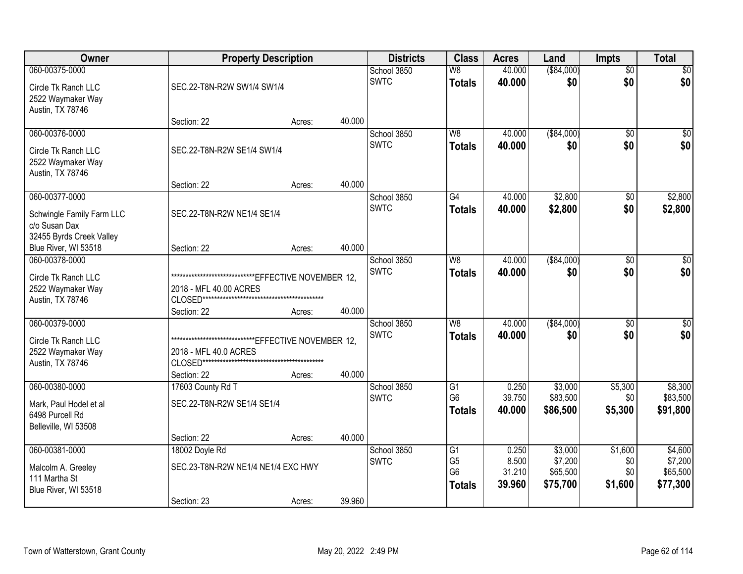| Owner | Property Description | | | Districts | Class | Acres | Land | Impts | Total |
|---|---|---|---|---|---|---|---|---|---|
| 060-00375-0000 | | | | School 3850 | W8 | 40.000 | ($84,000) | $0 | $0 |
| Circle Tk Ranch LLC<br>2522 Waymaker Way<br>Austin, TX 78746 | SEC.22-T8N-R2W SW1/4 SW1/4 | | | SWTC | **Totals** | **40.000** | **$0** | **$0** | **$0** |
| | Section: 22 | Acres: | 40.000 | | | | | | |
| 060-00376-0000 | | | | School 3850 | W8 | 40.000 | ($84,000) | $0 | $0 |
| Circle Tk Ranch LLC<br>2522 Waymaker Way<br>Austin, TX 78746 | SEC.22-T8N-R2W SE1/4 SW1/4 | | | SWTC | **Totals** | **40.000** | **$0** | **$0** | **$0** |
| | Section: 22 | Acres: | 40.000 | | | | | | |
| 060-00377-0000 | | | | School 3850 | G4 | 40.000 | $2,800 | $0 | $2,800 |
| Schwingle Family Farm LLC<br>c/o Susan Dax<br>32455 Byrds Creek Valley<br>Blue River, WI 53518 | SEC.22-T8N-R2W NE1/4 SE1/4 | | | SWTC | **Totals** | **40.000** | **$2,800** | **$0** | **$2,800** |
| | Section: 22 | Acres: | 40.000 | | | | | | |
| 060-00378-0000 | | | | School 3850 | W8 | 40.000 | ($84,000) | $0 | $0 |
| Circle Tk Ranch LLC<br>2522 Waymaker Way<br>Austin, TX 78746 | ******************************EFFECTIVE NOVEMBER 12, 2018 - MFL 40.00 ACRES CLOSED********************************************** | | | SWTC | **Totals** | **40.000** | **$0** | **$0** | **$0** |
| | Section: 22 | Acres: | 40.000 | | | | | | |
| 060-00379-0000 | | | | School 3850 | W8 | 40.000 | ($84,000) | $0 | $0 |
| Circle Tk Ranch LLC<br>2522 Waymaker Way<br>Austin, TX 78746 | ******************************EFFECTIVE NOVEMBER 12, 2018 - MFL 40.0 ACRES CLOSED********************************************** | | | SWTC | **Totals** | **40.000** | **$0** | **$0** | **$0** |
| | Section: 22 | Acres: | 40.000 | | | | | | |
| 060-00380-0000 | 17603 County Rd T | | | School 3850 | G1 | 0.250 | $3,000 | $5,300 | $8,300 |
| Mark, Paul Hodel et al<br>6498 Purcell Rd<br>Belleville, WI 53508 | SEC.22-T8N-R2W SE1/4 SE1/4 | | | SWTC | G6 | 39.750 | $83,500 | $0 | $83,500 |
| | | | | | **Totals** | **40.000** | **$86,500** | **$5,300** | **$91,800** |
| | Section: 22 | Acres: | 40.000 | | | | | | |
| 060-00381-0000 | 18002 Doyle Rd | | | School 3850 | G1 | 0.250 | $3,000 | $1,600 | $4,600 |
| Malcolm A. Greeley<br>111 Martha St<br>Blue River, WI 53518 | SEC.23-T8N-R2W NE1/4 NE1/4 EXC HWY | | | SWTC | G5 | 8.500 | $7,200 | $0 | $7,200 |
| | | | | | G6 | 31.210 | $65,500 | $0 | $65,500 |
| | | | | | **Totals** | **39.960** | **$75,700** | **$1,600** | **$77,300** |
| | Section: 23 | Acres: | 39.960 | | | | | | |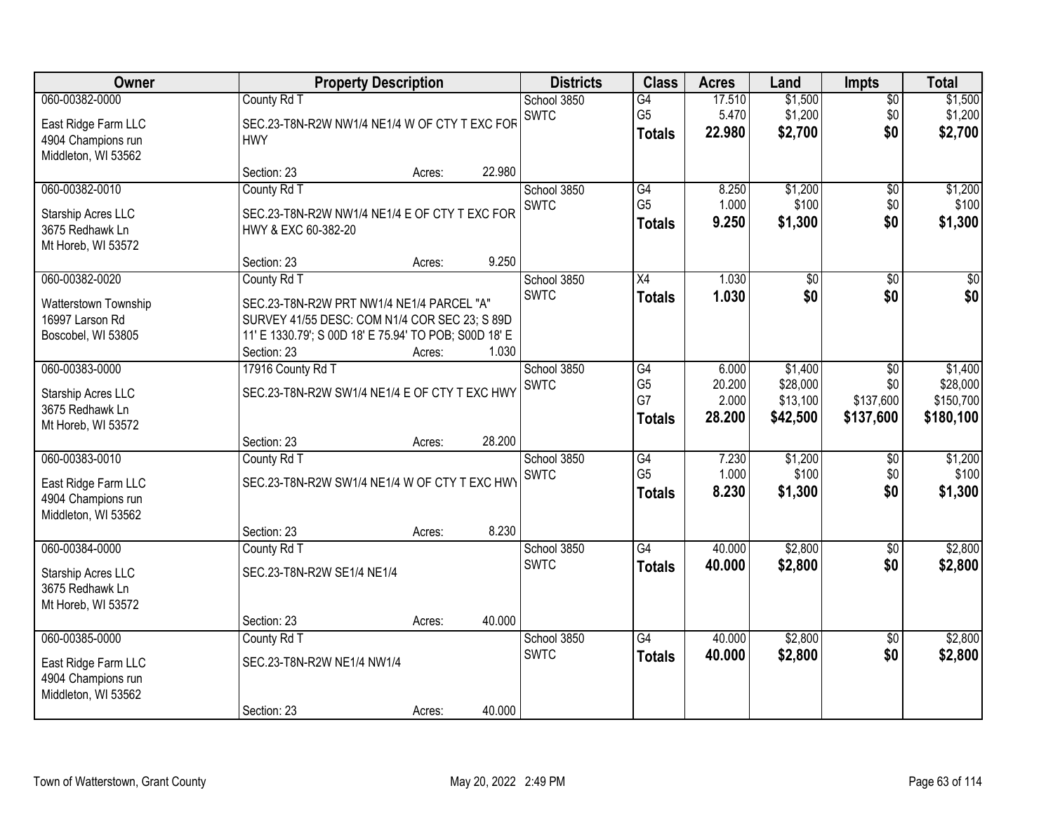| Owner | Property Description | Districts | Class | Acres | Land | Impts | Total |
|---|---|---|---|---|---|---|---|
| 060-00382-0000<br>East Ridge Farm LLC<br>4904 Champions run<br>Middleton, WI 53562 | County Rd T<br>SEC.23-T8N-R2W NW1/4 NE1/4 W OF CTY T EXC FOR HWY<br>Section: 23 Acres: 22.980 | School 3850<br>SWTC | G4<br>G5<br>**Totals** | 17.510<br>5.470<br>**22.980** | $1,500<br>$1,200<br>**$2,700** | $0<br>$0<br>**$0** | $1,500<br>$1,200<br>**$2,700** |
| 060-00382-0010<br>Starship Acres LLC<br>3675 Redhawk Ln<br>Mt Horeb, WI 53572 | County Rd T<br>SEC.23-T8N-R2W NW1/4 NE1/4 E OF CTY T EXC FOR HWY & EXC 60-382-20<br>Section: 23 Acres: 9.250 | School 3850<br>SWTC | G4<br>G5<br>**Totals** | 8.250<br>1.000<br>**9.250** | $1,200<br>$100<br>**$1,300** | $0<br>$0<br>**$0** | $1,200<br>$100<br>**$1,300** |
| 060-00382-0020<br>Watterstown Township<br>16997 Larson Rd<br>Boscobel, WI 53805 | County Rd T<br>SEC.23-T8N-R2W PRT NW1/4 NE1/4 PARCEL "A" SURVEY 41/55 DESC: COM N1/4 COR SEC 23; S 89D 11' E 1330.79'; S 00D 18' E 75.94' TO POB; S00D 18' E<br>Section: 23 Acres: 1.030 | School 3850<br>SWTC | X4<br>**Totals** | 1.030<br>**1.030** | $0<br>**$0** | $0<br>**$0** | $0<br>**$0** |
| 060-00383-0000<br>Starship Acres LLC<br>3675 Redhawk Ln<br>Mt Horeb, WI 53572 | 17916 County Rd T<br>SEC.23-T8N-R2W SW1/4 NE1/4 E OF CTY T EXC HWY<br>Section: 23 Acres: 28.200 | School 3850<br>SWTC | G4<br>G5<br>G7<br>**Totals** | 6.000<br>20.200<br>2.000<br>**28.200** | $1,400<br>$28,000<br>$13,100<br>**$42,500** | $0<br>$0<br>$137,600<br>**$137,600** | $1,400<br>$28,000<br>$150,700<br>**$180,100** |
| 060-00383-0010<br>East Ridge Farm LLC<br>4904 Champions run<br>Middleton, WI 53562 | County Rd T<br>SEC.23-T8N-R2W SW1/4 NE1/4 W OF CTY T EXC HWY<br>Section: 23 Acres: 8.230 | School 3850<br>SWTC | G4<br>G5<br>**Totals** | 7.230<br>1.000<br>**8.230** | $1,200<br>$100<br>**$1,300** | $0<br>$0<br>**$0** | $1,200<br>$100<br>**$1,300** |
| 060-00384-0000<br>Starship Acres LLC<br>3675 Redhawk Ln<br>Mt Horeb, WI 53572 | County Rd T<br>SEC.23-T8N-R2W SE1/4 NE1/4<br>Section: 23 Acres: 40.000 | School 3850<br>SWTC | G4<br>**Totals** | 40.000<br>**40.000** | $2,800<br>**$2,800** | $0<br>**$0** | $2,800<br>**$2,800** |
| 060-00385-0000<br>East Ridge Farm LLC<br>4904 Champions run<br>Middleton, WI 53562 | County Rd T<br>SEC.23-T8N-R2W NE1/4 NW1/4<br>Section: 23 Acres: 40.000 | School 3850<br>SWTC | G4<br>**Totals** | 40.000<br>**40.000** | $2,800<br>**$2,800** | $0<br>**$0** | $2,800<br>**$2,800** |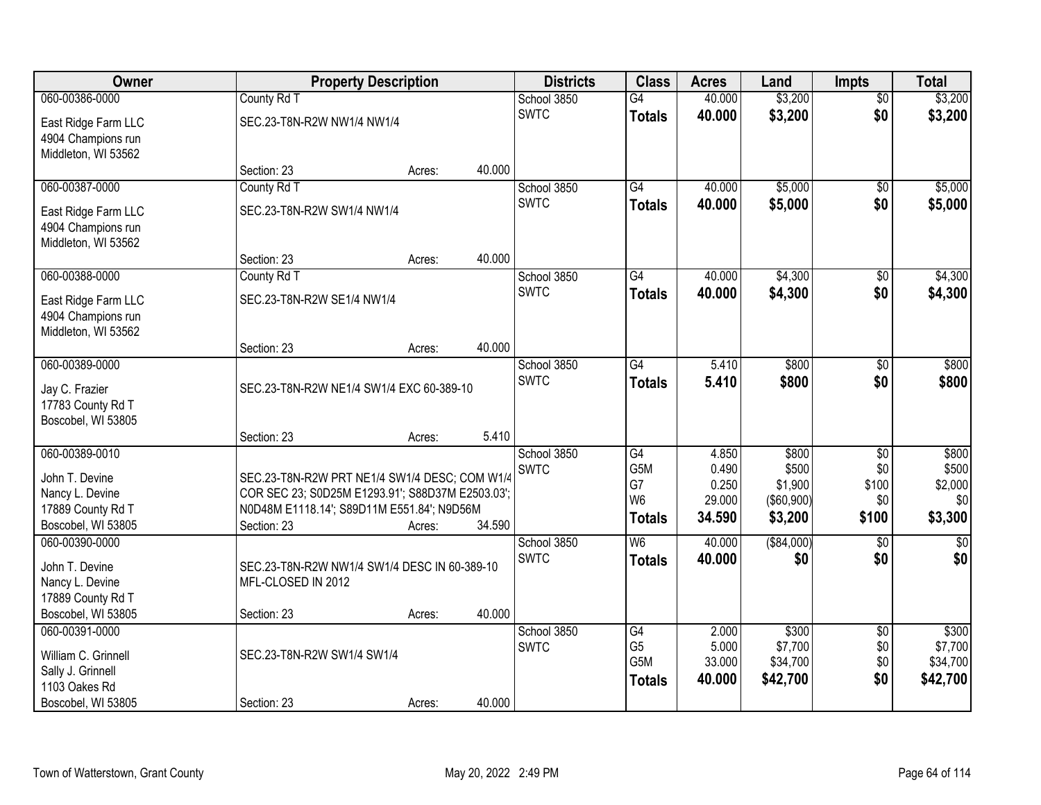| Owner | Property Description | | | Districts | Class | Acres | Land | Impts | Total |
|---|---|---|---|---|---|---|---|---|---|
| 060-00386-0000 | County Rd T | | | School 3850 | G4 | 40.000 | $3,200 | $0 | $3,200 |
| East Ridge Farm LLC<br>4904 Champions run<br>Middleton, WI 53562 | SEC.23-T8N-R2W NW1/4 NW1/4 | | | SWTC | **Totals** | **40.000** | **$3,200** | **$0** | **$3,200** |
| | Section: 23 | Acres: | 40.000 | | | | | | |
| 060-00387-0000 | County Rd T | | | School 3850 | G4 | 40.000 | $5,000 | $0 | $5,000 |
| East Ridge Farm LLC<br>4904 Champions run<br>Middleton, WI 53562 | SEC.23-T8N-R2W SW1/4 NW1/4 | | | SWTC | **Totals** | **40.000** | **$5,000** | **$0** | **$5,000** |
| | Section: 23 | Acres: | 40.000 | | | | | | |
| 060-00388-0000 | County Rd T | | | School 3850 | G4 | 40.000 | $4,300 | $0 | $4,300 |
| East Ridge Farm LLC<br>4904 Champions run<br>Middleton, WI 53562 | SEC.23-T8N-R2W SE1/4 NW1/4 | | | SWTC | **Totals** | **40.000** | **$4,300** | **$0** | **$4,300** |
| | Section: 23 | Acres: | 40.000 | | | | | | |
| 060-00389-0000 | | | | School 3850 | G4 | 5.410 | $800 | $0 | $800 |
| Jay C. Frazier<br>17783 County Rd T<br>Boscobel, WI 53805 | SEC.23-T8N-R2W NE1/4 SW1/4 EXC 60-389-10 | | | SWTC | **Totals** | **5.410** | **$800** | **$0** | **$800** |
| | Section: 23 | Acres: | 5.410 | | | | | | |
| 060-00389-0010 | | | | School 3850 | G4 | 4.850 | $800 | $0 | $800 |
| John T. Devine | SEC.23-T8N-R2W PRT NE1/4 SW1/4 DESC; COM W1/4 | | | SWTC | G5M | 0.490 | $500 | $0 | $500 |
| Nancy L. Devine | COR SEC 23; S0D25M E1293.91'; S88D37M E2503.03'; | | | | G7 | 0.250 | $1,900 | $100 | $2,000 |
| 17889 County Rd T | N0D48M E1118.14'; S89D11M E551.84'; N9D56M | | | | W6 | 29.000 | ($60,900) | $0 | $0 |
| Boscobel, WI 53805 | Section: 23 | Acres: | 34.590 | | **Totals** | **34.590** | **$3,200** | **$100** | **$3,300** |
| 060-00390-0000 | | | | School 3850 | W6 | 40.000 | ($84,000) | $0 | $0 |
| John T. Devine<br>Nancy L. Devine<br>17889 County Rd T | SEC.23-T8N-R2W NW1/4 SW1/4 DESC IN 60-389-10<br>MFL-CLOSED IN 2012 | | | SWTC | **Totals** | **40.000** | **$0** | **$0** | **$0** |
| Boscobel, WI 53805 | Section: 23 | Acres: | 40.000 | | | | | | |
| 060-00391-0000 | | | | School 3850 | G4 | 2.000 | $300 | $0 | $300 |
| William C. Grinnell | SEC.23-T8N-R2W SW1/4 SW1/4 | | | SWTC | G5 | 5.000 | $7,700 | $0 | $7,700 |
| Sally J. Grinnell | | | | | G5M | 33.000 | $34,700 | $0 | $34,700 |
| 1103 Oakes Rd | | | | | **Totals** | **40.000** | **$42,700** | **$0** | **$42,700** |
| Boscobel, WI 53805 | Section: 23 | Acres: | 40.000 | | | | | | |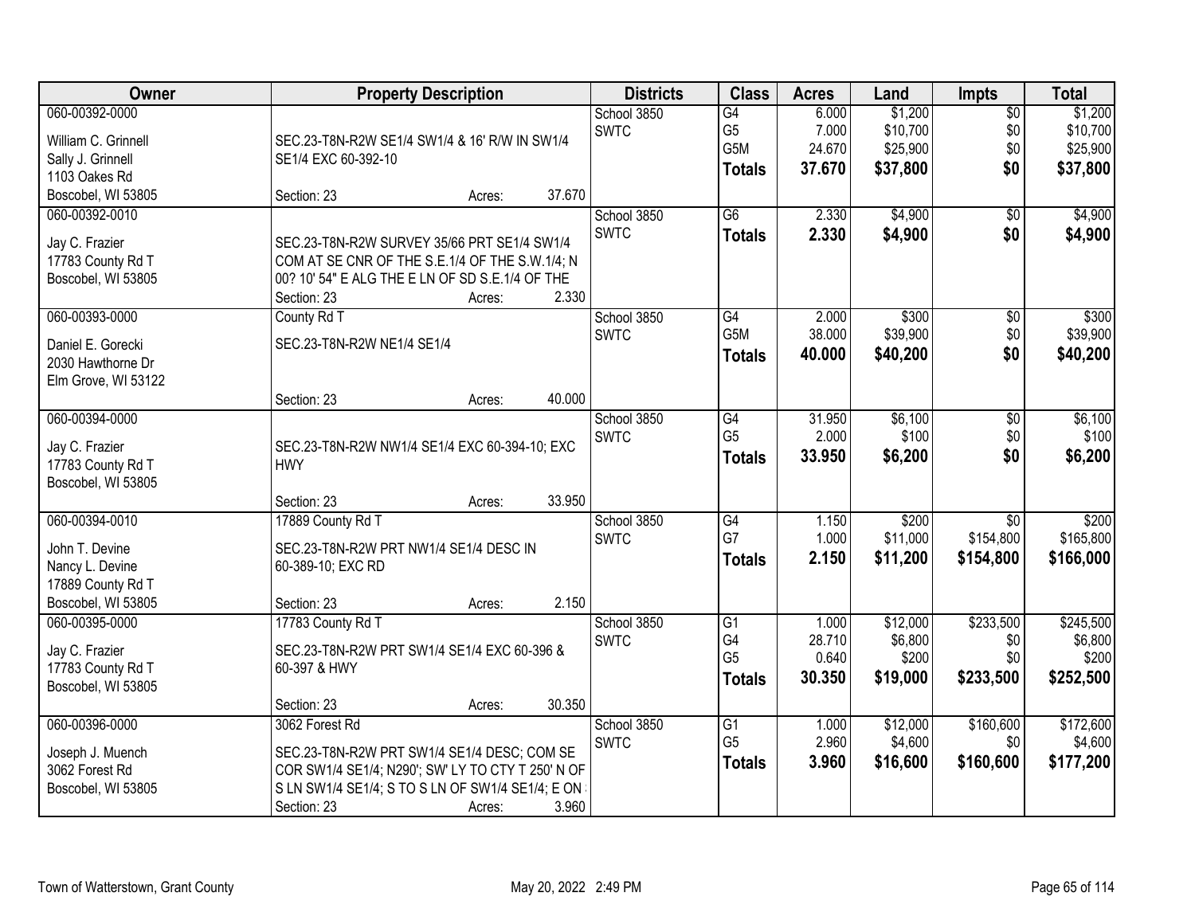| Owner | Property Description | Districts | Class | Acres | Land | Impts | Total |
|---|---|---|---|---|---|---|---|
| 060-00392-0000<br>William C. Grinnell<br>Sally J. Grinnell<br>1103 Oakes Rd<br>Boscobel, WI 53805 | SEC.23-T8N-R2W SE1/4 SW1/4 & 16' R/W IN SW1/4 SE1/4 EXC 60-392-10<br>Section: 23 Acres: 37.670 | School 3850<br>SWTC | G4<br>G5<br>G5M<br>**Totals** | 6.000<br>7.000<br>24.670<br>**37.670** | $1,200<br>$10,700<br>$25,900<br>**$37,800** | $0<br>$0<br>$0<br>**$0** | $1,200<br>$10,700<br>$25,900<br>**$37,800** |
| 060-00392-0010<br>Jay C. Frazier<br>17783 County Rd T<br>Boscobel, WI 53805 | SEC.23-T8N-R2W SURVEY 35/66 PRT SE1/4 SW1/4 COM AT SE CNR OF THE S.E.1/4 OF THE S.W.1/4; N 00? 10' 54" E ALG THE E LN OF SD S.E.1/4 OF THE<br>Section: 23 Acres: 2.330 | School 3850<br>SWTC | G6<br>**Totals** | 2.330<br>**2.330** | $4,900<br>**$4,900** | $0<br>**$0** | $4,900<br>**$4,900** |
| 060-00393-0000<br>Daniel E. Gorecki<br>2030 Hawthorne Dr<br>Elm Grove, WI 53122 | County Rd T<br>SEC.23-T8N-R2W NE1/4 SE1/4<br>Section: 23 Acres: 40.000 | School 3850<br>SWTC | G4<br>G5M<br>**Totals** | 2.000<br>38.000<br>**40.000** | $300<br>$39,900<br>**$40,200** | $0<br>$0<br>**$0** | $300<br>$39,900<br>**$40,200** |
| 060-00394-0000<br>Jay C. Frazier<br>17783 County Rd T<br>Boscobel, WI 53805 | SEC.23-T8N-R2W NW1/4 SE1/4 EXC 60-394-10; EXC HWY<br>Section: 23 Acres: 33.950 | School 3850<br>SWTC | G4<br>G5<br>**Totals** | 31.950<br>2.000<br>**33.950** | $6,100<br>$100<br>**$6,200** | $0<br>$0<br>**$0** | $6,100<br>$100<br>**$6,200** |
| 060-00394-0010<br>John T. Devine<br>Nancy L. Devine<br>17889 County Rd T<br>Boscobel, WI 53805 | 17889 County Rd T<br>SEC.23-T8N-R2W PRT NW1/4 SE1/4 DESC IN 60-389-10; EXC RD<br>Section: 23 Acres: 2.150 | School 3850<br>SWTC | G4<br>G7<br>**Totals** | 1.150<br>1.000<br>**2.150** | $200<br>$11,000<br>**$11,200** | $0<br>$154,800<br>**$154,800** | $200<br>$165,800<br>**$166,000** |
| 060-00395-0000<br>Jay C. Frazier<br>17783 County Rd T<br>Boscobel, WI 53805 | 17783 County Rd T<br>SEC.23-T8N-R2W PRT SW1/4 SE1/4 EXC 60-396 & 60-397 & HWY<br>Section: 23 Acres: 30.350 | School 3850<br>SWTC | G1<br>G4<br>G5<br>**Totals** | 1.000<br>28.710<br>0.640<br>**30.350** | $12,000<br>$6,800<br>$200<br>**$19,000** | $233,500<br>$0<br>$0<br>**$233,500** | $245,500<br>$6,800<br>$200<br>**$252,500** |
| 060-00396-0000<br>Joseph J. Muench<br>3062 Forest Rd<br>Boscobel, WI 53805 | 3062 Forest Rd<br>SEC.23-T8N-R2W PRT SW1/4 SE1/4 DESC; COM SE COR SW1/4 SE1/4; N290'; SW' LY TO CTY T 250' N OF S LN SW1/4 SE1/4; S TO S LN OF SW1/4 SE1/4; E ON<br>Section: 23 Acres: 3.960 | School 3850<br>SWTC | G1<br>G5<br>**Totals** | 1.000<br>2.960<br>**3.960** | $12,000<br>$4,600<br>**$16,600** | $160,600<br>$0<br>**$160,600** | $172,600<br>$4,600<br>**$177,200** |

Town of Watterstown, Grant County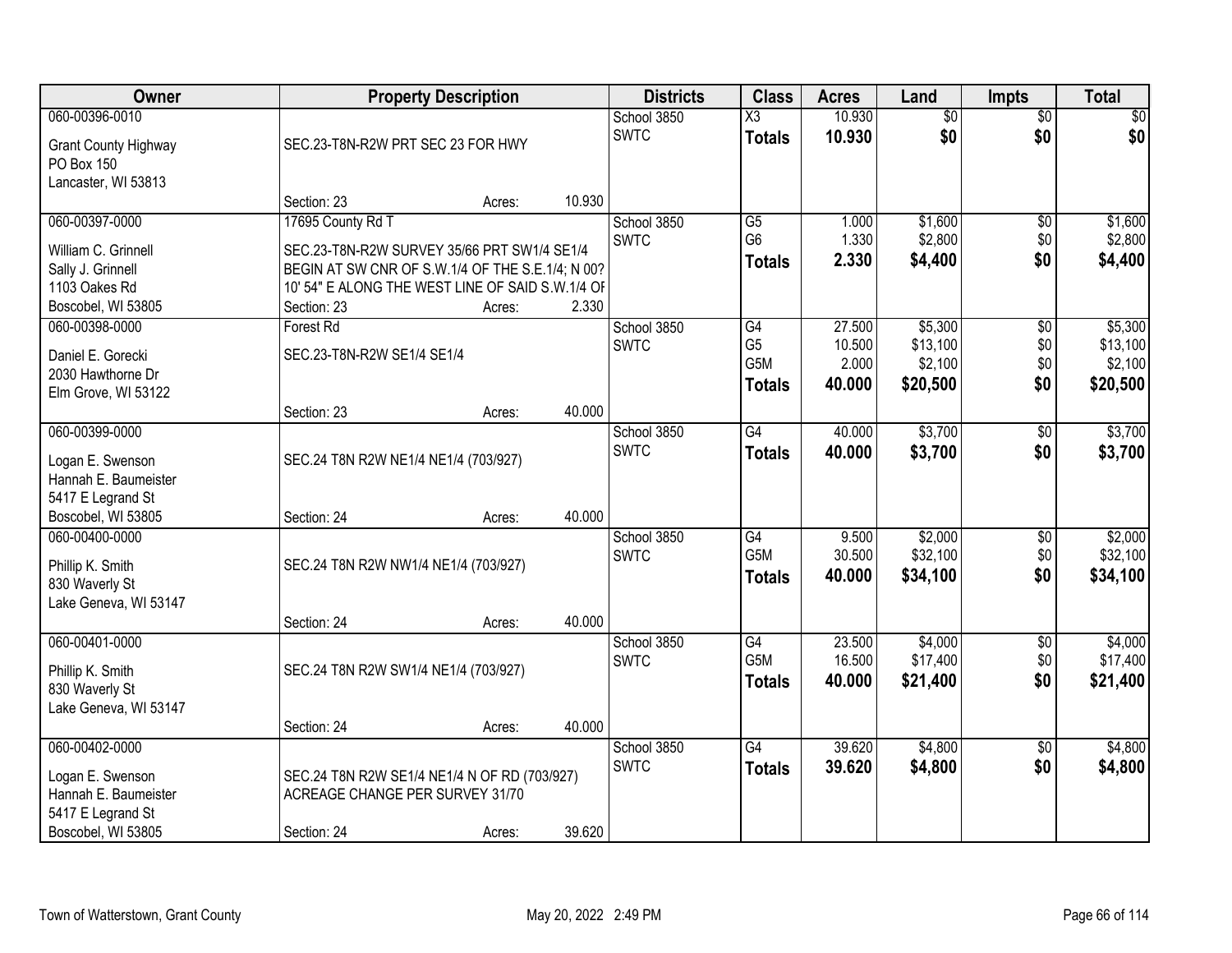| Owner | Property Description | Districts | Class | Acres | Land | Impts | Total |
|---|---|---|---|---|---|---|---|
| 060-00396-0010<br>Grant County Highway<br>PO Box 150<br>Lancaster, WI 53813 | SEC.23-T8N-R2W PRT SEC 23 FOR HWY<br>Section: 23 Acres: 10.930 | School 3850<br>SWTC | X3<br>**Totals** | 10.930<br>**10.930** | $0<br>**$0** | $0<br>**$0** | $0<br>**$0** |
| 060-00397-0000<br>William C. Grinnell<br>Sally J. Grinnell<br>1103 Oakes Rd<br>Boscobel, WI 53805 | 17695 County Rd T<br>SEC.23-T8N-R2W SURVEY 35/66 PRT SW1/4 SE1/4 BEGIN AT SW CNR OF S.W.1/4 OF THE S.E.1/4; N 00? 10' 54" E ALONG THE WEST LINE OF SAID S.W.1/4 OF<br>Section: 23 Acres: 2.330 | School 3850<br>SWTC | G5<br>G6<br>**Totals** | 1.000<br>1.330<br>**2.330** | $1,600<br>$2,800<br>**$4,400** | $0<br>$0<br>**$0** | $1,600<br>$2,800<br>**$4,400** |
| 060-00398-0000<br>Daniel E. Gorecki<br>2030 Hawthorne Dr<br>Elm Grove, WI 53122 | Forest Rd<br>SEC.23-T8N-R2W SE1/4 SE1/4<br>Section: 23 Acres: 40.000 | School 3850<br>SWTC | G4<br>G5<br>G5M<br>**Totals** | 27.500<br>10.500<br>2.000<br>**40.000** | $5,300<br>$13,100<br>$2,100<br>**$20,500** | $0<br>$0<br>$0<br>**$0** | $5,300<br>$13,100<br>$2,100<br>**$20,500** |
| 060-00399-0000<br>Logan E. Swenson<br>Hannah E. Baumeister<br>5417 E Legrand St<br>Boscobel, WI 53805 | SEC.24 T8N R2W NE1/4 NE1/4 (703/927)<br>Section: 24 Acres: 40.000 | School 3850<br>SWTC | G4<br>**Totals** | 40.000<br>**40.000** | $3,700<br>**$3,700** | $0<br>**$0** | $3,700<br>**$3,700** |
| 060-00400-0000<br>Phillip K. Smith<br>830 Waverly St<br>Lake Geneva, WI 53147 | SEC.24 T8N R2W NW1/4 NE1/4 (703/927)<br>Section: 24 Acres: 40.000 | School 3850<br>SWTC | G4<br>G5M<br>**Totals** | 9.500<br>30.500<br>**40.000** | $2,000<br>$32,100<br>**$34,100** | $0<br>$0<br>**$0** | $2,000<br>$32,100<br>**$34,100** |
| 060-00401-0000<br>Phillip K. Smith<br>830 Waverly St<br>Lake Geneva, WI 53147 | SEC.24 T8N R2W SW1/4 NE1/4 (703/927)<br>Section: 24 Acres: 40.000 | School 3850<br>SWTC | G4<br>G5M<br>**Totals** | 23.500<br>16.500<br>**40.000** | $4,000<br>$17,400<br>**$21,400** | $0<br>$0<br>**$0** | $4,000<br>$17,400<br>**$21,400** |
| 060-00402-0000<br>Logan E. Swenson<br>Hannah E. Baumeister<br>5417 E Legrand St<br>Boscobel, WI 53805 | SEC.24 T8N R2W SE1/4 NE1/4 N OF RD (703/927) ACREAGE CHANGE PER SURVEY 31/70<br>Section: 24 Acres: 39.620 | School 3850<br>SWTC | G4<br>**Totals** | 39.620<br>**39.620** | $4,800<br>**$4,800** | $0<br>**$0** | $4,800<br>**$4,800** |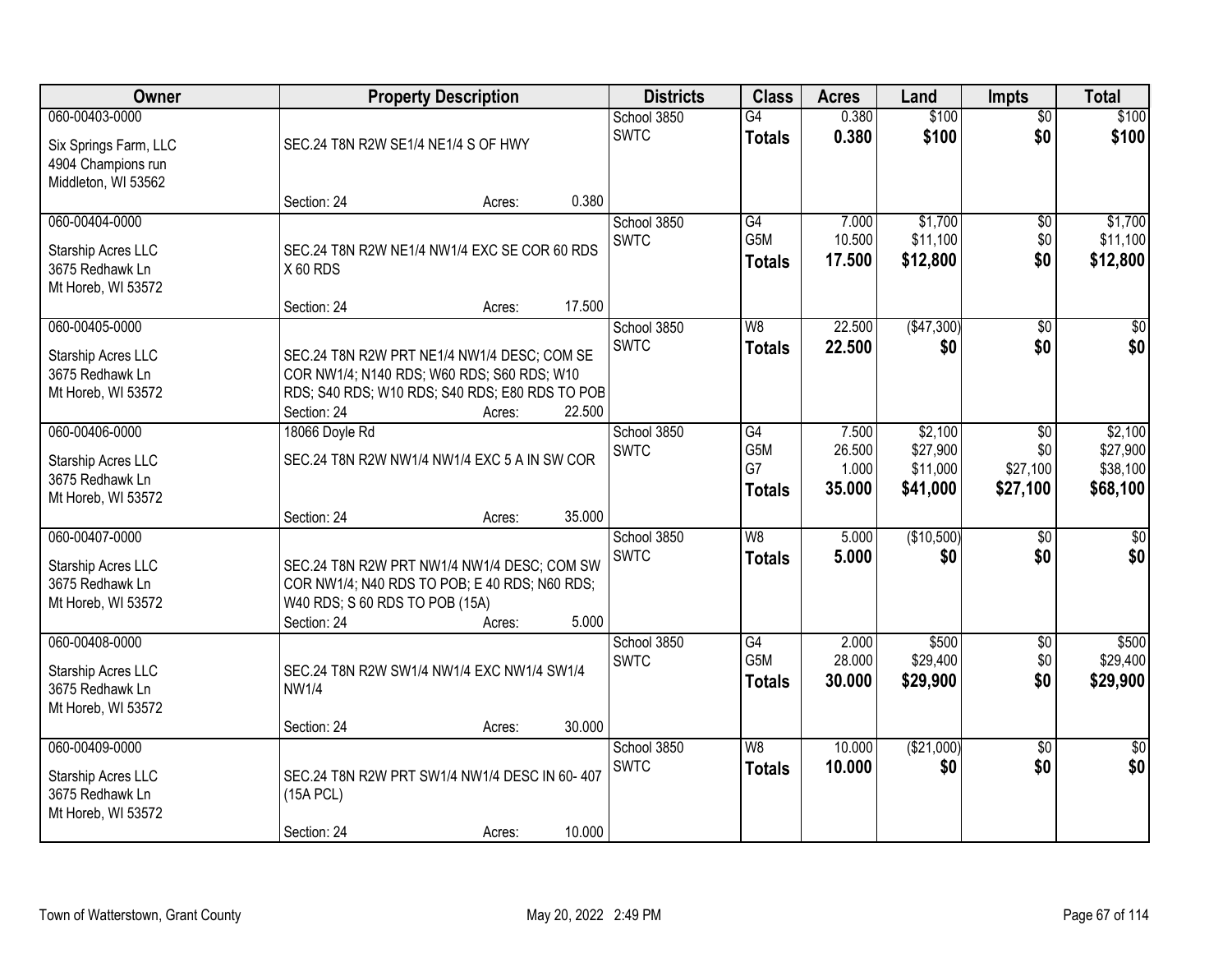| Owner | Property Description | Districts | Class | Acres | Land | Impts | Total |
|---|---|---|---|---|---|---|---|
| 060-00403-0000<br>Six Springs Farm, LLC<br>4904 Champions run<br>Middleton, WI 53562 | SEC.24 T8N R2W SE1/4 NE1/4 S OF HWY<br>Section: 24 Acres: 0.380 | School 3850<br>SWTC | G4<br>**Totals** | 0.380<br>**0.380** | $100<br>**$100** | $0<br>**$0** | $100<br>**$100** |
| 060-00404-0000<br>Starship Acres LLC<br>3675 Redhawk Ln<br>Mt Horeb, WI 53572 | SEC.24 T8N R2W NE1/4 NW1/4 EXC SE COR 60 RDS X 60 RDS<br>Section: 24 Acres: 17.500 | School 3850<br>SWTC | G4<br>G5M<br>**Totals** | 7.000<br>10.500<br>**17.500** | $1,700<br>$11,100<br>**$12,800** | $0<br>$0<br>**$0** | $1,700<br>$11,100<br>**$12,800** |
| 060-00405-0000<br>Starship Acres LLC<br>3675 Redhawk Ln<br>Mt Horeb, WI 53572 | SEC.24 T8N R2W PRT NE1/4 NW1/4 DESC; COM SE COR NW1/4; N140 RDS; W60 RDS; S60 RDS; W10 RDS; S40 RDS; W10 RDS; S40 RDS; E80 RDS TO POB<br>Section: 24 Acres: 22.500 | School 3850<br>SWTC | W8<br>**Totals** | 22.500<br>**22.500** | ($47,300)<br>**$0** | $0<br>**$0** | $0<br>**$0** |
| 060-00406-0000<br>Starship Acres LLC<br>3675 Redhawk Ln<br>Mt Horeb, WI 53572 | 18066 Doyle Rd<br>SEC.24 T8N R2W NW1/4 NW1/4 EXC 5 A IN SW COR<br>Section: 24 Acres: 35.000 | School 3850<br>SWTC | G4<br>G5M<br>G7<br>**Totals** | 7.500<br>26.500<br>1.000<br>**35.000** | $2,100<br>$27,900<br>$11,000<br>**$41,000** | $0<br>$0<br>$27,100<br>**$27,100** | $2,100<br>$27,900<br>$38,100<br>**$68,100** |
| 060-00407-0000<br>Starship Acres LLC<br>3675 Redhawk Ln<br>Mt Horeb, WI 53572 | SEC.24 T8N R2W PRT NW1/4 NW1/4 DESC; COM SW COR NW1/4; N40 RDS TO POB; E 40 RDS; N60 RDS; W40 RDS; S 60 RDS TO POB (15A)<br>Section: 24 Acres: 5.000 | School 3850<br>SWTC | W8<br>**Totals** | 5.000<br>**5.000** | ($10,500)<br>**$0** | $0<br>**$0** | $0<br>**$0** |
| 060-00408-0000<br>Starship Acres LLC<br>3675 Redhawk Ln<br>Mt Horeb, WI 53572 | SEC.24 T8N R2W SW1/4 NW1/4 EXC NW1/4 SW1/4 NW1/4<br>Section: 24 Acres: 30.000 | School 3850<br>SWTC | G4<br>G5M<br>**Totals** | 2.000<br>28.000<br>**30.000** | $500<br>$29,400<br>**$29,900** | $0<br>$0<br>**$0** | $500<br>$29,400<br>**$29,900** |
| 060-00409-0000<br>Starship Acres LLC<br>3675 Redhawk Ln<br>Mt Horeb, WI 53572 | SEC.24 T8N R2W PRT SW1/4 NW1/4 DESC IN 60- 407 (15A PCL)<br>Section: 24 Acres: 10.000 | School 3850<br>SWTC | W8<br>**Totals** | 10.000<br>**10.000** | ($21,000)<br>**$0** | $0<br>**$0** | $0<br>**$0** |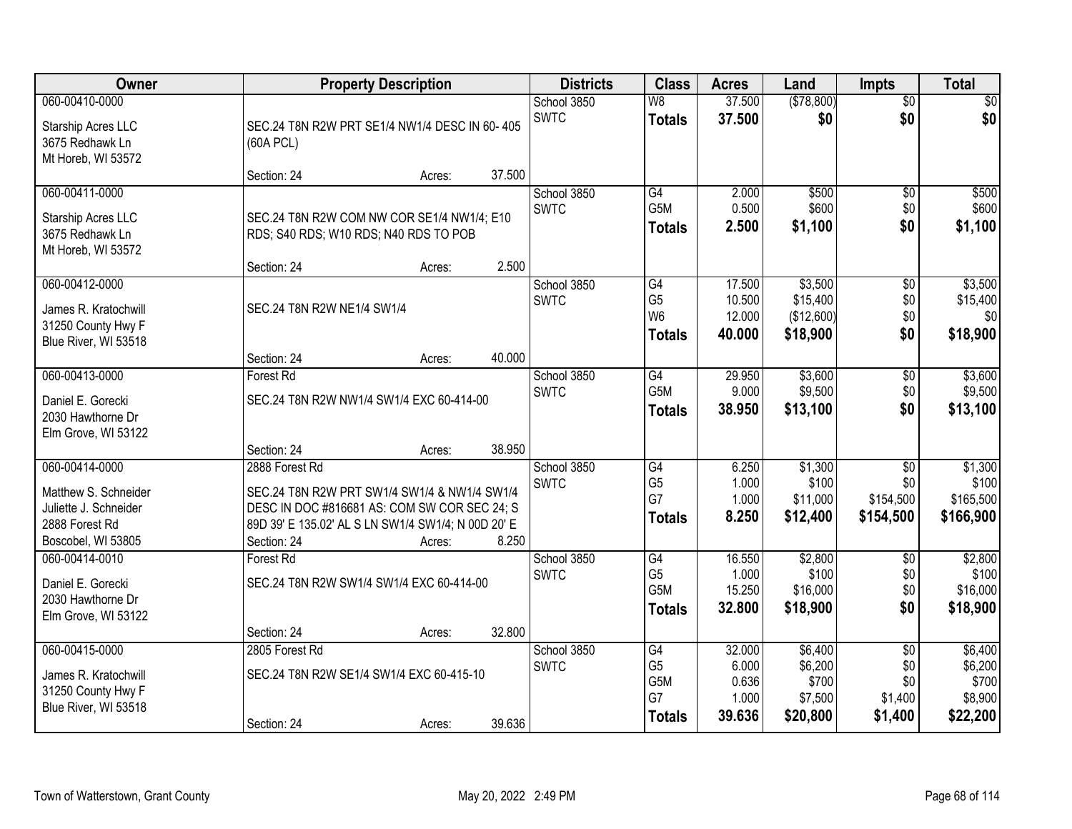| Owner | Property Description | Districts | Class | Acres | Land | Impts | Total |
|---|---|---|---|---|---|---|---|
| 060-00410-0000<br>Starship Acres LLC<br>3675 Redhawk Ln<br>Mt Horeb, WI 53572 | SEC.24 T8N R2W PRT SE1/4 NW1/4 DESC IN 60- 405 (60A PCL)<br>Section: 24 Acres: 37.500 | School 3850<br>SWTC | W8<br>**Totals** | 37.500<br>**37.500** | ($78,800)<br>**$0** | $0<br>**$0** | $0<br>**$0** |
| 060-00411-0000<br>Starship Acres LLC<br>3675 Redhawk Ln<br>Mt Horeb, WI 53572 | SEC.24 T8N R2W COM NW COR SE1/4 NW1/4; E10 RDS; S40 RDS; W10 RDS; N40 RDS TO POB<br>Section: 24 Acres: 2.500 | School 3850<br>SWTC | G4<br>G5M<br>**Totals** | 2.000<br>0.500<br>**2.500** | $500<br>$600<br>**$1,100** | $0<br>$0<br>**$0** | $500<br>$600<br>**$1,100** |
| 060-00412-0000<br>James R. Kratochwill<br>31250 County Hwy F<br>Blue River, WI 53518 | SEC.24 T8N R2W NE1/4 SW1/4<br>Section: 24 Acres: 40.000 | School 3850<br>SWTC | G4<br>G5<br>W6<br>**Totals** | 17.500<br>10.500<br>12.000<br>**40.000** | $3,500<br>$15,400<br>($12,600)<br>**$18,900** | $0<br>$0<br>$0<br>**$0** | $3,500<br>$15,400<br>$0<br>**$18,900** |
| 060-00413-0000<br>Daniel E. Gorecki<br>2030 Hawthorne Dr<br>Elm Grove, WI 53122 | Forest Rd<br>SEC.24 T8N R2W NW1/4 SW1/4 EXC 60-414-00<br>Section: 24 Acres: 38.950 | School 3850<br>SWTC | G4<br>G5M<br>**Totals** | 29.950<br>9.000<br>**38.950** | $3,600<br>$9,500<br>**$13,100** | $0<br>$0<br>**$0** | $3,600<br>$9,500<br>**$13,100** |
| 060-00414-0000<br>Matthew S. Schneider<br>Juliette J. Schneider<br>2888 Forest Rd<br>Boscobel, WI 53805 | 2888 Forest Rd<br>SEC.24 T8N R2W PRT SW1/4 SW1/4 & NW1/4 SW1/4 DESC IN DOC #816681 AS: COM SW COR SEC 24; S 89D 39' E 135.02' AL S LN SW1/4 SW1/4; N 00D 20' E<br>Section: 24 Acres: 8.250 | School 3850<br>SWTC | G4<br>G5<br>G7<br>**Totals** | 6.250<br>1.000<br>1.000<br>**8.250** | $1,300<br>$100<br>$11,000<br>**$12,400** | $0<br>$0<br>$154,500<br>**$154,500** | $1,300<br>$100<br>$165,500<br>**$166,900** |
| 060-00414-0010<br>Daniel E. Gorecki<br>2030 Hawthorne Dr<br>Elm Grove, WI 53122 | Forest Rd<br>SEC.24 T8N R2W SW1/4 SW1/4 EXC 60-414-00<br>Section: 24 Acres: 32.800 | School 3850<br>SWTC | G4<br>G5<br>G5M<br>**Totals** | 16.550<br>1.000<br>15.250<br>**32.800** | $2,800<br>$100<br>$16,000<br>**$18,900** | $0<br>$0<br>$0<br>**$0** | $2,800<br>$100<br>$16,000<br>**$18,900** |
| 060-00415-0000<br>James R. Kratochwill<br>31250 County Hwy F<br>Blue River, WI 53518 | 2805 Forest Rd<br>SEC.24 T8N R2W SE1/4 SW1/4 EXC 60-415-10<br>Section: 24 Acres: 39.636 | School 3850<br>SWTC | G4<br>G5<br>G5M<br>G7<br>**Totals** | 32.000<br>6.000<br>0.636<br>1.000<br>**39.636** | $6,400<br>$6,200<br>$700<br>$7,500<br>**$20,800** | $0<br>$0<br>$0<br>$1,400<br>**$1,400** | $6,400<br>$6,200<br>$700<br>$8,900<br>**$22,200** |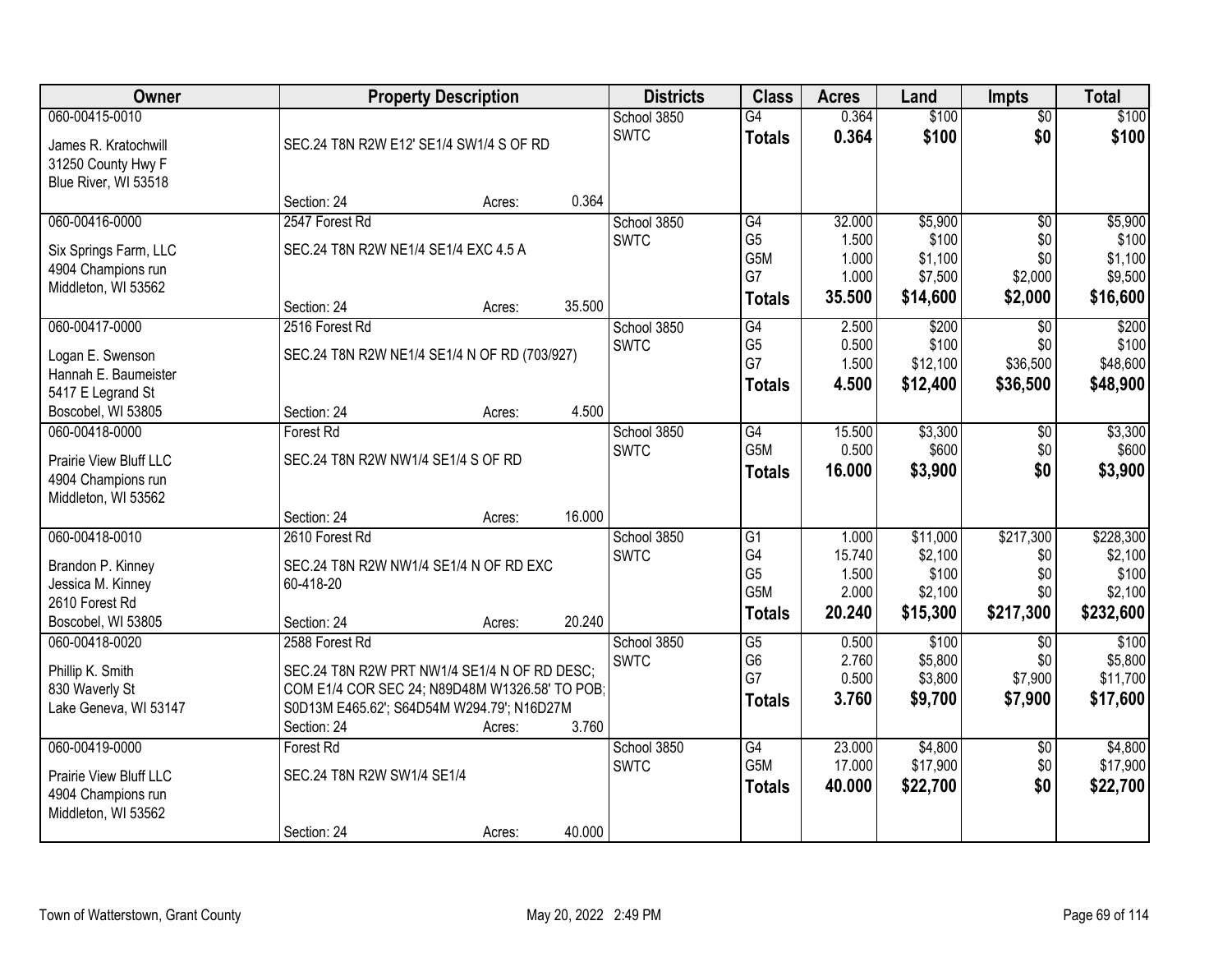| Owner | Property Description | Districts | Class | Acres | Land | Impts | Total |
|---|---|---|---|---|---|---|---|
| 060-00415-0010<br><br>James R. Kratochwill<br>31250 County Hwy F<br>Blue River, WI 53518 | SEC.24 T8N R2W E12' SE1/4 SW1/4 S OF RD<br><br>Section: 24 Acres: 0.364 | School 3850<br>SWTC | G4<br>**Totals** | 0.364<br>**0.364** | $100<br>**$100** | $0<br>**$0** | $100<br>**$100** |
| 060-00416-0000<br><br>Six Springs Farm, LLC<br>4904 Champions run<br>Middleton, WI 53562 | 2547 Forest Rd<br>SEC.24 T8N R2W NE1/4 SE1/4 EXC 4.5 A<br><br>Section: 24 Acres: 35.500 | School 3850<br>SWTC | G4<br>G5<br>G5M<br>G7<br>**Totals** | 32.000<br>1.500<br>1.000<br>1.000<br>**35.500** | $5,900<br>$100<br>$1,100<br>$7,500<br>**$14,600** | $0<br>$0<br>$0<br>$2,000<br>**$2,000** | $5,900<br>$100<br>$1,100<br>$9,500<br>**$16,600** |
| 060-00417-0000<br><br>Logan E. Swenson<br>Hannah E. Baumeister<br>5417 E Legrand St<br>Boscobel, WI 53805 | 2516 Forest Rd<br>SEC.24 T8N R2W NE1/4 SE1/4 N OF RD (703/927)<br><br>Section: 24 Acres: 4.500 | School 3850<br>SWTC | G4<br>G5<br>G7<br>**Totals** | 2.500<br>0.500<br>1.500<br>**4.500** | $200<br>$100<br>$12,100<br>**$12,400** | $0<br>$0<br>$36,500<br>**$36,500** | $200<br>$100<br>$48,600<br>**$48,900** |
| 060-00418-0000<br><br>Prairie View Bluff LLC<br>4904 Champions run<br>Middleton, WI 53562 | Forest Rd<br>SEC.24 T8N R2W NW1/4 SE1/4 S OF RD<br><br>Section: 24 Acres: 16.000 | School 3850<br>SWTC | G4<br>G5M<br>**Totals** | 15.500<br>0.500<br>**16.000** | $3,300<br>$600<br>**$3,900** | $0<br>$0<br>**$0** | $3,300<br>$600<br>**$3,900** |
| 060-00418-0010<br><br>Brandon P. Kinney<br>Jessica M. Kinney<br>2610 Forest Rd<br>Boscobel, WI 53805 | 2610 Forest Rd<br>SEC.24 T8N R2W NW1/4 SE1/4 N OF RD EXC 60-418-20<br><br>Section: 24 Acres: 20.240 | School 3850<br>SWTC | G1<br>G4<br>G5<br>G5M<br>**Totals** | 1.000<br>15.740<br>1.500<br>2.000<br>**20.240** | $11,000<br>$2,100<br>$100<br>$2,100<br>**$15,300** | $217,300<br>$0<br>$0<br>$0<br>**$217,300** | $228,300<br>$2,100<br>$100<br>$2,100<br>**$232,600** |
| 060-00418-0020<br><br>Phillip K. Smith<br>830 Waverly St<br>Lake Geneva, WI 53147 | 2588 Forest Rd<br>SEC.24 T8N R2W PRT NW1/4 SE1/4 N OF RD DESC; COM E1/4 COR SEC 24; N89D48M W1326.58' TO POB; S0D13M E465.62'; S64D54M W294.79'; N16D27M<br>Section: 24 Acres: 3.760 | School 3850<br>SWTC | G5<br>G6<br>G7<br>**Totals** | 0.500<br>2.760<br>0.500<br>**3.760** | $100<br>$5,800<br>$3,800<br>**$9,700** | $0<br>$0<br>$7,900<br>**$7,900** | $100<br>$5,800<br>$11,700<br>**$17,600** |
| 060-00419-0000<br><br>Prairie View Bluff LLC<br>4904 Champions run<br>Middleton, WI 53562 | Forest Rd<br>SEC.24 T8N R2W SW1/4 SE1/4<br><br>Section: 24 Acres: 40.000 | School 3850<br>SWTC | G4<br>G5M<br>**Totals** | 23.000<br>17.000<br>**40.000** | $4,800<br>$17,900<br>**$22,700** | $0<br>$0<br>**$0** | $4,800<br>$17,900<br>**$22,700** |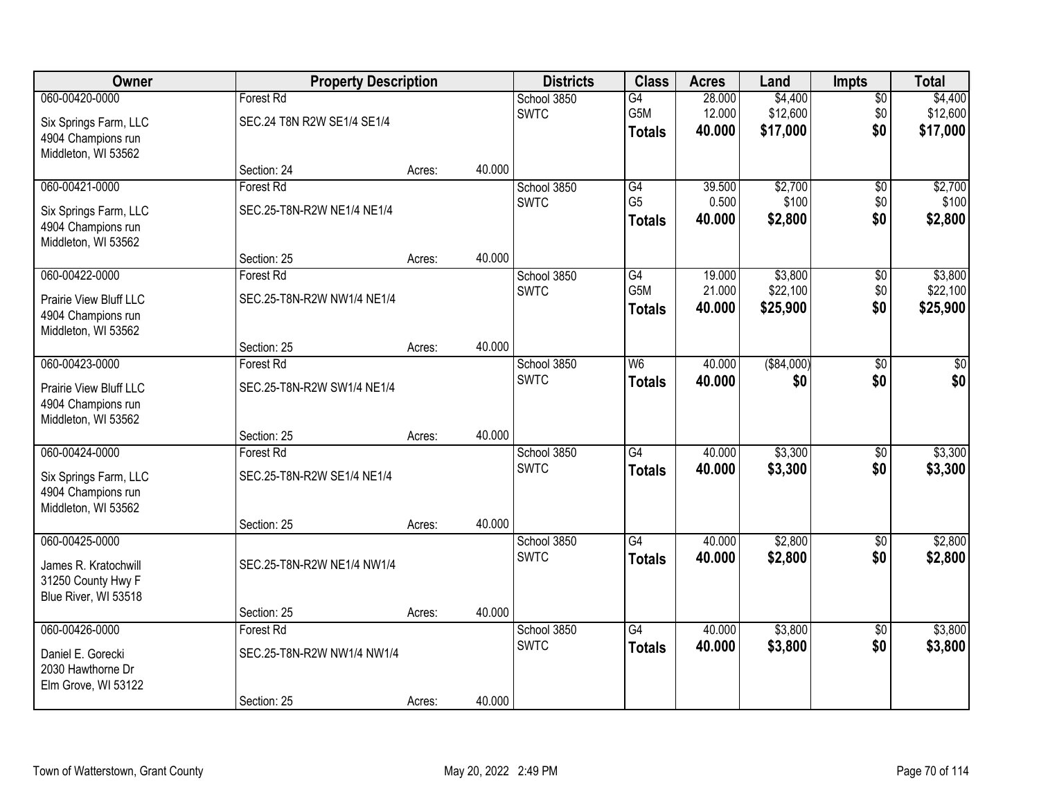| Owner | Property Description | | | Districts | Class | Acres | Land | Impts | Total |
|---|---|---|---|---|---|---|---|---|---|
| 060-00420-0000 | Forest Rd | | | School 3850 | G4 | 28.000 | $4,400 | $0 | $4,400 |
| Six Springs Farm, LLC | SEC.24 T8N R2W SE1/4 SE1/4 | | | SWTC | G5M | 12.000 | $12,600 | $0 | $12,600 |
| 4904 Champions run | | | | | **Totals** | **40.000** | **$17,000** | **$0** | **$17,000** |
| Middleton, WI 53562 | | | | | | | | | |
| | Section: 24 | Acres: | 40.000 | | | | | | |
| 060-00421-0000 | Forest Rd | | | School 3850 | G4 | 39.500 | $2,700 | $0 | $2,700 |
| Six Springs Farm, LLC | SEC.25-T8N-R2W NE1/4 NE1/4 | | | SWTC | G5 | 0.500 | $100 | $0 | $100 |
| 4904 Champions run | | | | | **Totals** | **40.000** | **$2,800** | **$0** | **$2,800** |
| Middleton, WI 53562 | | | | | | | | | |
| | Section: 25 | Acres: | 40.000 | | | | | | |
| 060-00422-0000 | Forest Rd | | | School 3850 | G4 | 19.000 | $3,800 | $0 | $3,800 |
| Prairie View Bluff LLC | SEC.25-T8N-R2W NW1/4 NE1/4 | | | SWTC | G5M | 21.000 | $22,100 | $0 | $22,100 |
| 4904 Champions run | | | | | **Totals** | **40.000** | **$25,900** | **$0** | **$25,900** |
| Middleton, WI 53562 | | | | | | | | | |
| | Section: 25 | Acres: | 40.000 | | | | | | |
| 060-00423-0000 | Forest Rd | | | School 3850 | W6 | 40.000 | ($84,000) | $0 | $0 |
| Prairie View Bluff LLC | SEC.25-T8N-R2W SW1/4 NE1/4 | | | SWTC | **Totals** | **40.000** | **$0** | **$0** | **$0** |
| 4904 Champions run | | | | | | | | | |
| Middleton, WI 53562 | | | | | | | | | |
| | Section: 25 | Acres: | 40.000 | | | | | | |
| 060-00424-0000 | Forest Rd | | | School 3850 | G4 | 40.000 | $3,300 | $0 | $3,300 |
| Six Springs Farm, LLC | SEC.25-T8N-R2W SE1/4 NE1/4 | | | SWTC | **Totals** | **40.000** | **$3,300** | **$0** | **$3,300** |
| 4904 Champions run | | | | | | | | | |
| Middleton, WI 53562 | | | | | | | | | |
| | Section: 25 | Acres: | 40.000 | | | | | | |
| 060-00425-0000 | | | | School 3850 | G4 | 40.000 | $2,800 | $0 | $2,800 |
| James R. Kratochwill | SEC.25-T8N-R2W NE1/4 NW1/4 | | | SWTC | **Totals** | **40.000** | **$2,800** | **$0** | **$2,800** |
| 31250 County Hwy F | | | | | | | | | |
| Blue River, WI 53518 | | | | | | | | | |
| | Section: 25 | Acres: | 40.000 | | | | | | |
| 060-00426-0000 | Forest Rd | | | School 3850 | G4 | 40.000 | $3,800 | $0 | $3,800 |
| Daniel E. Gorecki | SEC.25-T8N-R2W NW1/4 NW1/4 | | | SWTC | **Totals** | **40.000** | **$3,800** | **$0** | **$3,800** |
| 2030 Hawthorne Dr | | | | | | | | | |
| Elm Grove, WI 53122 | | | | | | | | | |
| | Section: 25 | Acres: | 40.000 | | | | | | |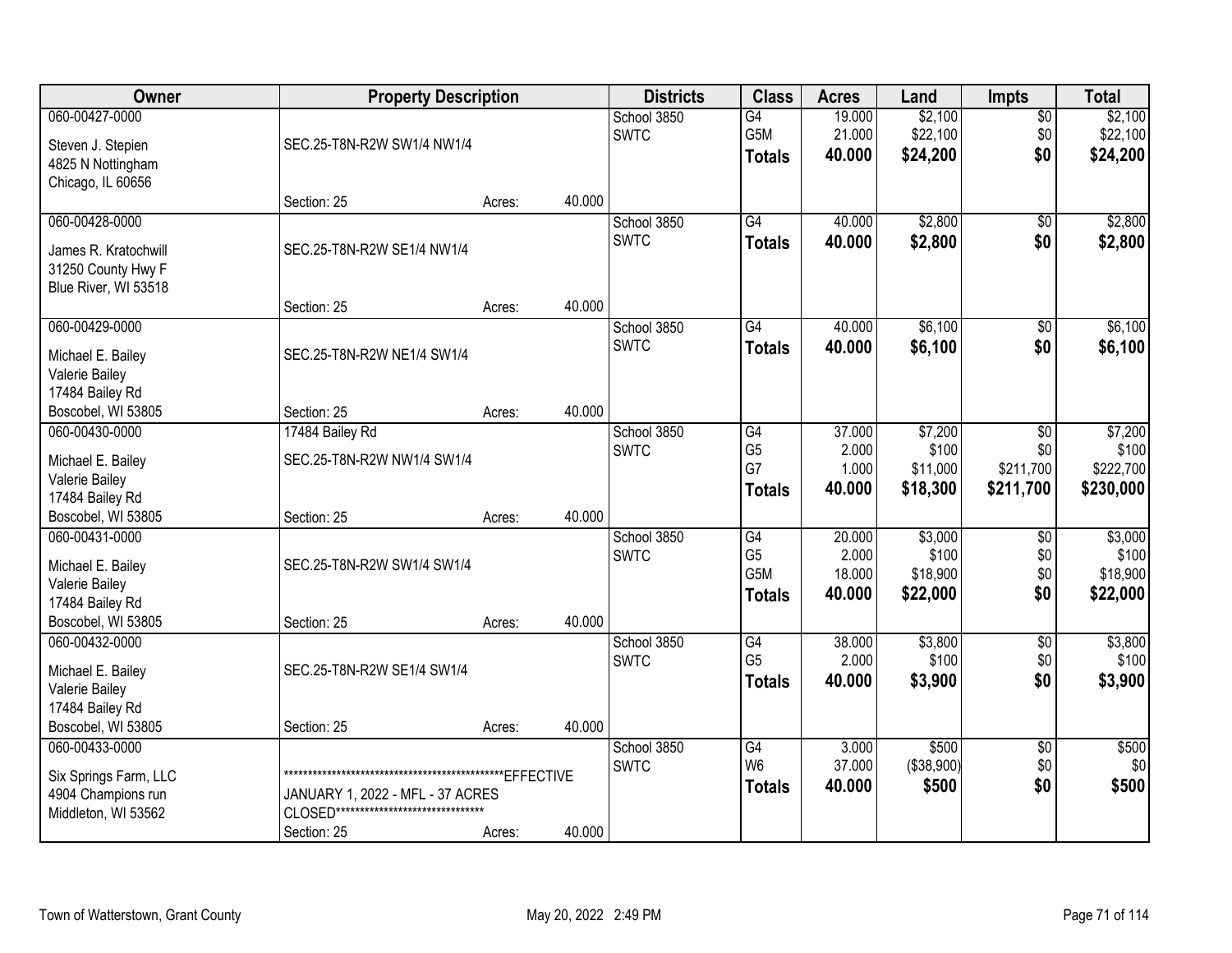| Owner | Property Description | | | Districts | Class | Acres | Land | Impts | Total |
|---|---|---|---|---|---|---|---|---|---|
| 060-00427-0000<br><br>Steven J. Stepien<br>4825 N Nottingham<br>Chicago, IL 60656 | SEC.25-T8N-R2W SW1/4 NW1/4<br><br>Section: 25 | Acres: | 40.000 | School 3850<br>SWTC | G4<br>G5M<br>**Totals** | 19.000<br>21.000<br>**40.000** | $2,100<br>$22,100<br>**$24,200** | $0<br>$0<br>**$0** | $2,100<br>$22,100<br>**$24,200** |
| 060-00428-0000<br><br>James R. Kratochwill<br>31250 County Hwy F<br>Blue River, WI 53518 | SEC.25-T8N-R2W SE1/4 NW1/4<br><br>Section: 25 | Acres: | 40.000 | School 3850<br>SWTC | G4<br>**Totals** | 40.000<br>**40.000** | $2,800<br>**$2,800** | $0<br>**$0** | $2,800<br>**$2,800** |
| 060-00429-0000<br><br>Michael E. Bailey<br>Valerie Bailey<br>17484 Bailey Rd<br>Boscobel, WI 53805 | SEC.25-T8N-R2W NE1/4 SW1/4<br><br>Section: 25 | Acres: | 40.000 | School 3850<br>SWTC | G4<br>**Totals** | 40.000<br>**40.000** | $6,100<br>**$6,100** | $0<br>**$0** | $6,100<br>**$6,100** |
| 060-00430-0000<br><br>Michael E. Bailey<br>Valerie Bailey<br>17484 Bailey Rd<br>Boscobel, WI 53805 | 17484 Bailey Rd<br>SEC.25-T8N-R2W NW1/4 SW1/4<br><br>Section: 25 | Acres: | 40.000 | School 3850<br>SWTC | G4<br>G5<br>G7<br>**Totals** | 37.000<br>2.000<br>1.000<br>**40.000** | $7,200<br>$100<br>$11,000<br>**$18,300** | $0<br>$0<br>$211,700<br>**$211,700** | $7,200<br>$100<br>$222,700<br>**$230,000** |
| 060-00431-0000<br><br>Michael E. Bailey<br>Valerie Bailey<br>17484 Bailey Rd<br>Boscobel, WI 53805 | SEC.25-T8N-R2W SW1/4 SW1/4<br><br>Section: 25 | Acres: | 40.000 | School 3850<br>SWTC | G4<br>G5<br>G5M<br>**Totals** | 20.000<br>2.000<br>18.000<br>**40.000** | $3,000<br>$100<br>$18,900<br>**$22,000** | $0<br>$0<br>$0<br>**$0** | $3,000<br>$100<br>$18,900<br>**$22,000** |
| 060-00432-0000<br><br>Michael E. Bailey<br>Valerie Bailey<br>17484 Bailey Rd<br>Boscobel, WI 53805 | SEC.25-T8N-R2W SE1/4 SW1/4<br><br>Section: 25 | Acres: | 40.000 | School 3850<br>SWTC | G4<br>G5<br>**Totals** | 38.000<br>2.000<br>**40.000** | $3,800<br>$100<br>**$3,900** | $0<br>$0<br>**$0** | $3,800<br>$100<br>**$3,900** |
| 060-00433-0000<br><br>Six Springs Farm, LLC<br>4904 Champions run<br>Middleton, WI 53562 | **************************************************EFFECTIVE JANUARY 1, 2022 - MFL - 37 ACRES CLOSED*********************************<br>Section: 25 | Acres: | 40.000 | School 3850<br>SWTC | G4<br>W6<br>**Totals** | 3.000<br>37.000<br>**40.000** | $500<br>($38,900)<br>**$500** | $0<br>$0<br>**$0** | $500<br>$0<br>**$500** |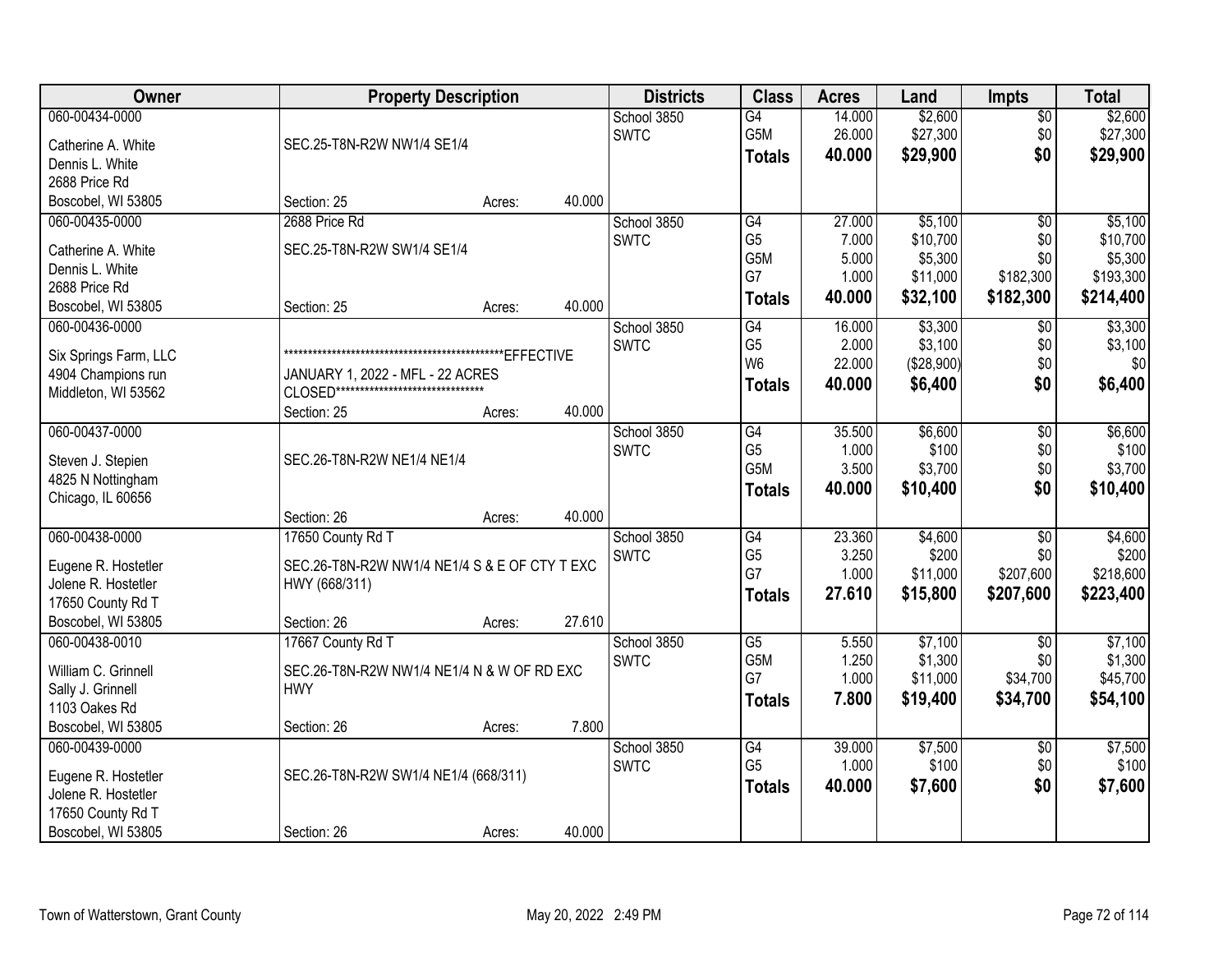| Owner | Property Description | Districts | Class | Acres | Land | Impts | Total |
|---|---|---|---|---|---|---|---|
| 060-00434-0000<br><br>Catherine A. White<br>Dennis L. White<br>2688 Price Rd<br>Boscobel, WI 53805 | SEC.25-T8N-R2W NW1/4 SE1/4<br><br>Section: 25 Acres: 40.000 | School 3850<br>SWTC | G4<br>G5M<br>**Totals** | 14.000<br>26.000<br>**40.000** | $2,600<br>$27,300<br>**$29,900** | $0<br>$0<br>**$0** | $2,600<br>$27,300<br>**$29,900** |
| 060-00435-0000<br><br>Catherine A. White<br>Dennis L. White<br>2688 Price Rd<br>Boscobel, WI 53805 | 2688 Price Rd<br>SEC.25-T8N-R2W SW1/4 SE1/4<br><br>Section: 25 Acres: 40.000 | School 3850<br>SWTC | G4<br>G5<br>G5M<br>G7<br>**Totals** | 27.000<br>7.000<br>5.000<br>1.000<br>**40.000** | $5,100<br>$10,700<br>$5,300<br>$11,000<br>**$32,100** | $0<br>$0<br>$0<br>$182,300<br>**$182,300** | $5,100<br>$10,700<br>$5,300<br>$193,300<br>**$214,400** |
| 060-00436-0000<br><br>Six Springs Farm, LLC<br>4904 Champions run<br>Middleton, WI 53562 | ************************************************EFFECTIVE JANUARY 1, 2022 - MFL - 22 ACRES CLOSED*********************************<br><br>Section: 25 Acres: 40.000 | School 3850<br>SWTC | G4<br>G5<br>W6<br>**Totals** | 16.000<br>2.000<br>22.000<br>**40.000** | $3,300<br>$3,100<br>($28,900)<br>**$6,400** | $0<br>$0<br>$0<br>**$0** | $3,300<br>$3,100<br>$0<br>**$6,400** |
| 060-00437-0000<br><br>Steven J. Stepien<br>4825 N Nottingham<br>Chicago, IL 60656 | SEC.26-T8N-R2W NE1/4 NE1/4<br><br>Section: 26 Acres: 40.000 | School 3850<br>SWTC | G4<br>G5<br>G5M<br>**Totals** | 35.500<br>1.000<br>3.500<br>**40.000** | $6,600<br>$100<br>$3,700<br>**$10,400** | $0<br>$0<br>$0<br>**$0** | $6,600<br>$100<br>$3,700<br>**$10,400** |
| 060-00438-0000<br><br>Eugene R. Hostetler<br>Jolene R. Hostetler<br>17650 County Rd T<br>Boscobel, WI 53805 | 17650 County Rd T<br>SEC.26-T8N-R2W NW1/4 NE1/4 S & E OF CTY T EXC HWY (668/311)<br><br>Section: 26 Acres: 27.610 | School 3850<br>SWTC | G4<br>G5<br>G7<br>**Totals** | 23.360<br>3.250<br>1.000<br>**27.610** | $4,600<br>$200<br>$11,000<br>**$15,800** | $0<br>$0<br>$207,600<br>**$207,600** | $4,600<br>$200<br>$218,600<br>**$223,400** |
| 060-00438-0010<br><br>William C. Grinnell<br>Sally J. Grinnell<br>1103 Oakes Rd<br>Boscobel, WI 53805 | 17667 County Rd T<br>SEC.26-T8N-R2W NW1/4 NE1/4 N & W OF RD EXC HWY<br><br>Section: 26 Acres: 7.800 | School 3850<br>SWTC | G5<br>G5M<br>G7<br>**Totals** | 5.550<br>1.250<br>1.000<br>**7.800** | $7,100<br>$1,300<br>$11,000<br>**$19,400** | $0<br>$0<br>$34,700<br>**$34,700** | $7,100<br>$1,300<br>$45,700<br>**$54,100** |
| 060-00439-0000<br><br>Eugene R. Hostetler<br>Jolene R. Hostetler<br>17650 County Rd T<br>Boscobel, WI 53805 | SEC.26-T8N-R2W SW1/4 NE1/4 (668/311)<br><br>Section: 26 Acres: 40.000 | School 3850<br>SWTC | G4<br>G5<br>**Totals** | 39.000<br>1.000<br>**40.000** | $7,500<br>$100<br>**$7,600** | $0<br>$0<br>**$0** | $7,500<br>$100<br>**$7,600** |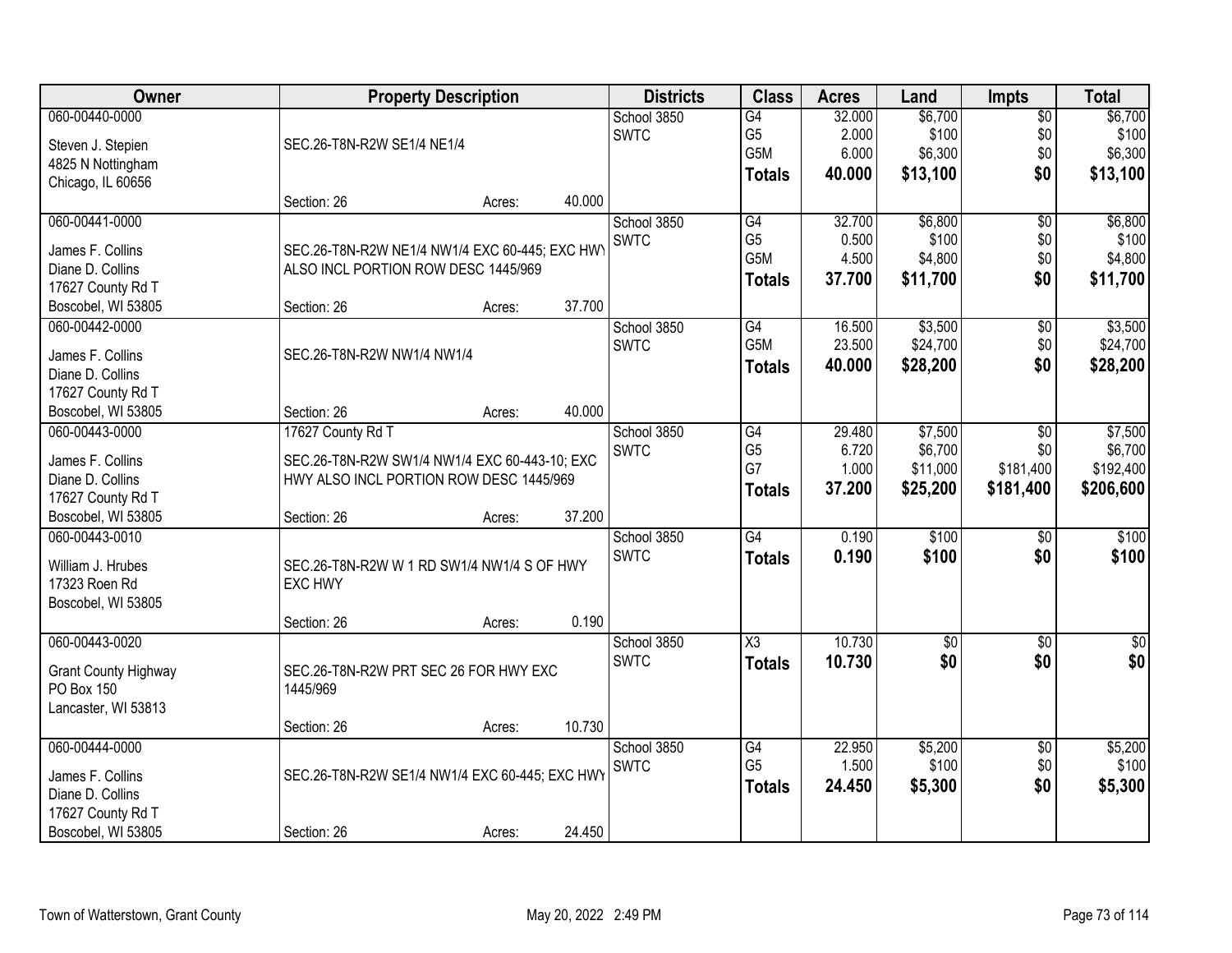| Owner | Property Description | Districts | Class | Acres | Land | Impts | Total |
|---|---|---|---|---|---|---|---|
| 060-00440-0000<br>Steven J. Stepien<br>4825 N Nottingham<br>Chicago, IL 60656 | SEC.26-T8N-R2W SE1/4 NE1/4<br>Section: 26 Acres: 40.000 | School 3850<br>SWTC | G4<br>G5<br>G5M<br>**Totals** | 32.000<br>2.000<br>6.000<br>**40.000** | $6,700<br>$100<br>$6,300<br>**$13,100** | $0<br>$0<br>$0<br>**$0** | $6,700<br>$100<br>$6,300<br>**$13,100** |
| 060-00441-0000<br>James F. Collins<br>Diane D. Collins<br>17627 County Rd T<br>Boscobel, WI 53805 | SEC.26-T8N-R2W NE1/4 NW1/4 EXC 60-445; EXC HWY ALSO INCL PORTION ROW DESC 1445/969<br>Section: 26 Acres: 37.700 | School 3850<br>SWTC | G4<br>G5<br>G5M<br>**Totals** | 32.700<br>0.500<br>4.500<br>**37.700** | $6,800<br>$100<br>$4,800<br>**$11,700** | $0<br>$0<br>$0<br>**$0** | $6,800<br>$100<br>$4,800<br>**$11,700** |
| 060-00442-0000<br>James F. Collins<br>Diane D. Collins<br>17627 County Rd T<br>Boscobel, WI 53805 | SEC.26-T8N-R2W NW1/4 NW1/4<br>Section: 26 Acres: 40.000 | School 3850<br>SWTC | G4<br>G5M<br>**Totals** | 16.500<br>23.500<br>**40.000** | $3,500<br>$24,700<br>**$28,200** | $0<br>$0<br>**$0** | $3,500<br>$24,700<br>**$28,200** |
| 060-00443-0000<br>James F. Collins<br>Diane D. Collins<br>17627 County Rd T<br>Boscobel, WI 53805 | 17627 County Rd T<br>SEC.26-T8N-R2W SW1/4 NW1/4 EXC 60-443-10; EXC HWY ALSO INCL PORTION ROW DESC 1445/969<br>Section: 26 Acres: 37.200 | School 3850<br>SWTC | G4<br>G5<br>G7<br>**Totals** | 29.480<br>6.720<br>1.000<br>**37.200** | $7,500<br>$6,700<br>$11,000<br>**$25,200** | $0<br>$0<br>$181,400<br>**$181,400** | $7,500<br>$6,700<br>$192,400<br>**$206,600** |
| 060-00443-0010<br>William J. Hrubes<br>17323 Roen Rd<br>Boscobel, WI 53805 | SEC.26-T8N-R2W W 1 RD SW1/4 NW1/4 S OF HWY EXC HWY<br>Section: 26 Acres: 0.190 | School 3850<br>SWTC | G4<br>**Totals** | 0.190<br>**0.190** | $100<br>**$100** | $0<br>**$0** | $100<br>**$100** |
| 060-00443-0020<br>Grant County Highway<br>PO Box 150<br>Lancaster, WI 53813 | SEC.26-T8N-R2W PRT SEC 26 FOR HWY EXC 1445/969<br>Section: 26 Acres: 10.730 | School 3850<br>SWTC | X3<br>**Totals** | 10.730<br>**10.730** | $0<br>**$0** | $0<br>**$0** | $0<br>**$0** |
| 060-00444-0000<br>James F. Collins<br>Diane D. Collins<br>17627 County Rd T<br>Boscobel, WI 53805 | SEC.26-T8N-R2W SE1/4 NW1/4 EXC 60-445; EXC HWY<br>Section: 26 Acres: 24.450 | School 3850<br>SWTC | G4<br>G5<br>**Totals** | 22.950<br>1.500<br>**24.450** | $5,200<br>$100<br>**$5,300** | $0<br>$0<br>**$0** | $5,200<br>$100<br>**$5,300** |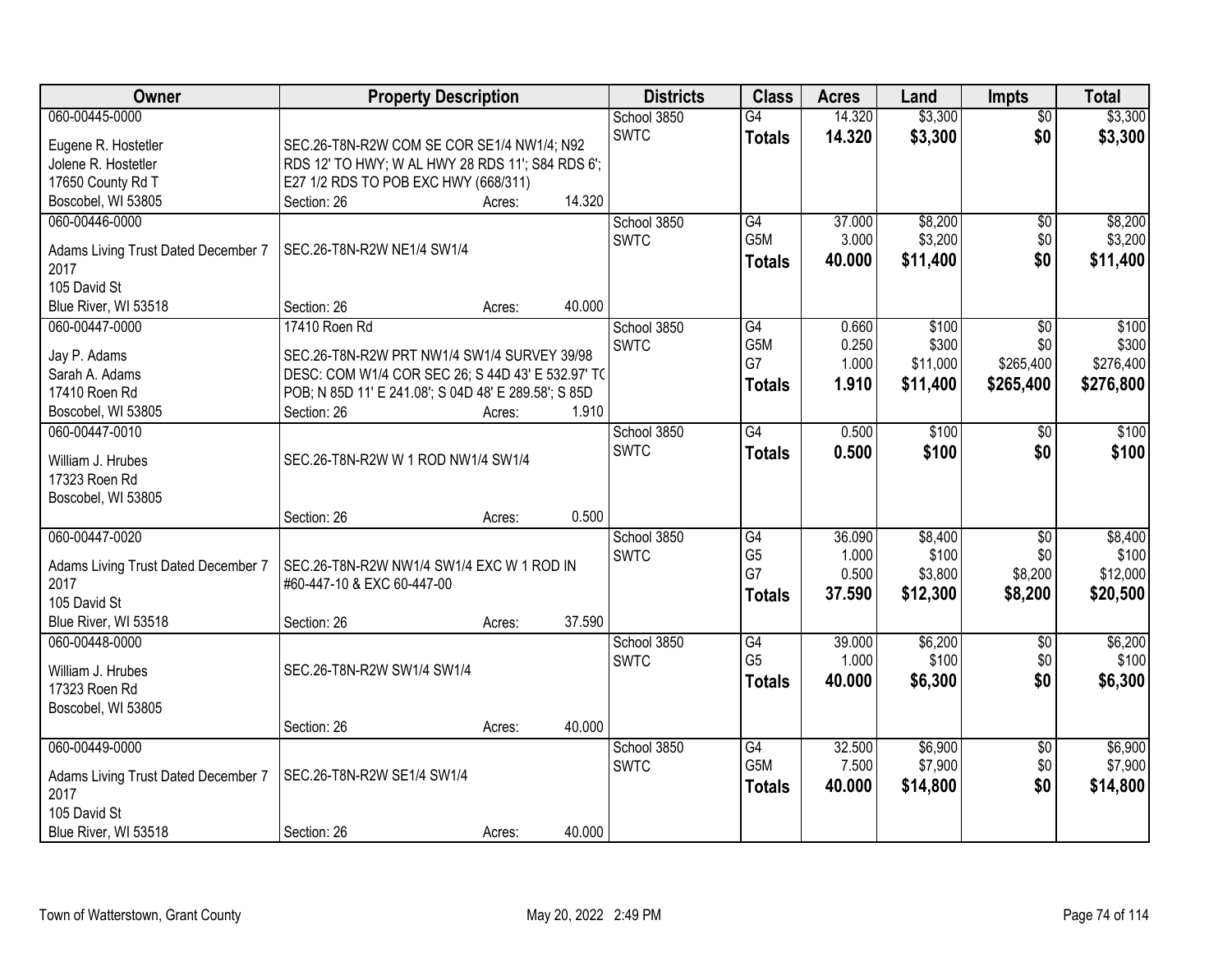| Owner | Property Description | | | Districts | Class | Acres | Land | Impts | Total |
|---|---|---|---|---|---|---|---|---|---|
| 060-00445-0000 | | | | School 3850 | G4 | 14.320 | $3,300 | $0 | $3,300 |
| Eugene R. Hostetler | SEC.26-T8N-R2W COM SE COR SE1/4 NW1/4; N92 | | | SWTC | **Totals** | **14.320** | **$3,300** | **$0** | **$3,300** |
| Jolene R. Hostetler | RDS 12' TO HWY; W AL HWY 28 RDS 11'; S84 RDS 6'; | | | | | | | | |
| 17650 County Rd T | E27 1/2 RDS TO POB EXC HWY (668/311) | | | | | | | | |
| Boscobel, WI 53805 | Section: 26 | Acres: | 14.320 | | | | | | |
| 060-00446-0000 | | | | School 3850 | G4 | 37.000 | $8,200 | $0 | $8,200 |
| Adams Living Trust Dated December 7 | SEC.26-T8N-R2W NE1/4 SW1/4 | | | SWTC | G5M | 3.000 | $3,200 | $0 | $3,200 |
| 2017 | | | | | **Totals** | **40.000** | **$11,400** | **$0** | **$11,400** |
| 105 David St | | | | | | | | | |
| Blue River, WI 53518 | Section: 26 | Acres: | 40.000 | | | | | | |
| 060-00447-0000 | 17410 Roen Rd | | | School 3850 | G4 | 0.660 | $100 | $0 | $100 |
| Jay P. Adams | SEC.26-T8N-R2W PRT NW1/4 SW1/4 SURVEY 39/98 | | | SWTC | G5M | 0.250 | $300 | $0 | $300 |
| Sarah A. Adams | DESC: COM W1/4 COR SEC 26; S 44D 43' E 532.97' TO | | | | G7 | 1.000 | $11,000 | $265,400 | $276,400 |
| 17410 Roen Rd | POB; N 85D 11' E 241.08'; S 04D 48' E 289.58'; S 85D | | | | **Totals** | **1.910** | **$11,400** | **$265,400** | **$276,800** |
| Boscobel, WI 53805 | Section: 26 | Acres: | 1.910 | | | | | | |
| 060-00447-0010 | | | | School 3850 | G4 | 0.500 | $100 | $0 | $100 |
| William J. Hrubes | SEC.26-T8N-R2W W 1 ROD NW1/4 SW1/4 | | | SWTC | **Totals** | **0.500** | **$100** | **$0** | **$100** |
| 17323 Roen Rd | | | | | | | | | |
| Boscobel, WI 53805 | | | | | | | | | |
| | Section: 26 | Acres: | 0.500 | | | | | | |
| 060-00447-0020 | | | | School 3850 | G4 | 36.090 | $8,400 | $0 | $8,400 |
| Adams Living Trust Dated December 7 | SEC.26-T8N-R2W NW1/4 SW1/4 EXC W 1 ROD IN | | | SWTC | G5 | 1.000 | $100 | $0 | $100 |
| 2017 | #60-447-10 & EXC 60-447-00 | | | | G7 | 0.500 | $3,800 | $8,200 | $12,000 |
| 105 David St | | | | | **Totals** | **37.590** | **$12,300** | **$8,200** | **$20,500** |
| Blue River, WI 53518 | Section: 26 | Acres: | 37.590 | | | | | | |
| 060-00448-0000 | | | | School 3850 | G4 | 39.000 | $6,200 | $0 | $6,200 |
| William J. Hrubes | SEC.26-T8N-R2W SW1/4 SW1/4 | | | SWTC | G5 | 1.000 | $100 | $0 | $100 |
| 17323 Roen Rd | | | | | **Totals** | **40.000** | **$6,300** | **$0** | **$6,300** |
| Boscobel, WI 53805 | | | | | | | | | |
| | Section: 26 | Acres: | 40.000 | | | | | | |
| 060-00449-0000 | | | | School 3850 | G4 | 32.500 | $6,900 | $0 | $6,900 |
| Adams Living Trust Dated December 7 | SEC.26-T8N-R2W SE1/4 SW1/4 | | | SWTC | G5M | 7.500 | $7,900 | $0 | $7,900 |
| 2017 | | | | | **Totals** | **40.000** | **$14,800** | **$0** | **$14,800** |
| 105 David St | | | | | | | | | |
| Blue River, WI 53518 | Section: 26 | Acres: | 40.000 | | | | | | |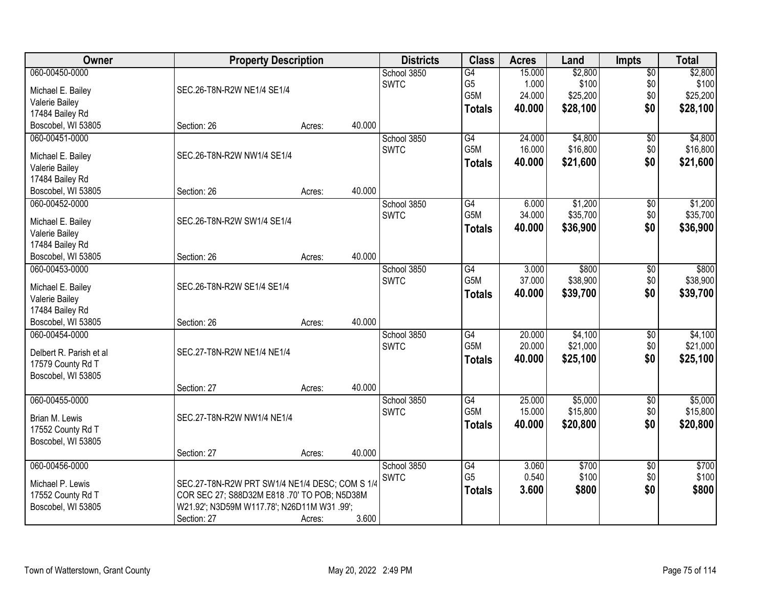| Owner | Property Description | | | Districts | Class | Acres | Land | Impts | Total |
|---|---|---|---|---|---|---|---|---|---|
| 060-00450-0000<br>Michael E. Bailey<br>Valerie Bailey<br>17484 Bailey Rd<br>Boscobel, WI 53805 | SEC.26-T8N-R2W NE1/4 SE1/4<br>Section: 26 | Acres: | 40.000 | School 3850<br>SWTC | G4<br>G5<br>G5M<br>**Totals** | 15.000<br>1.000<br>24.000<br>**40.000** | $2,800<br>$100<br>$25,200<br>**$28,100** | $0<br>$0<br>$0<br>**$0** | $2,800<br>$100<br>$25,200<br>**$28,100** |
| 060-00451-0000<br>Michael E. Bailey<br>Valerie Bailey<br>17484 Bailey Rd<br>Boscobel, WI 53805 | SEC.26-T8N-R2W NW1/4 SE1/4<br>Section: 26 | Acres: | 40.000 | School 3850<br>SWTC | G4<br>G5M<br>**Totals** | 24.000<br>16.000<br>**40.000** | $4,800<br>$16,800<br>**$21,600** | $0<br>$0<br>**$0** | $4,800<br>$16,800<br>**$21,600** |
| 060-00452-0000<br>Michael E. Bailey<br>Valerie Bailey<br>17484 Bailey Rd<br>Boscobel, WI 53805 | SEC.26-T8N-R2W SW1/4 SE1/4<br>Section: 26 | Acres: | 40.000 | School 3850<br>SWTC | G4<br>G5M<br>**Totals** | 6.000<br>34.000<br>**40.000** | $1,200<br>$35,700<br>**$36,900** | $0<br>$0<br>**$0** | $1,200<br>$35,700<br>**$36,900** |
| 060-00453-0000<br>Michael E. Bailey<br>Valerie Bailey<br>17484 Bailey Rd<br>Boscobel, WI 53805 | SEC.26-T8N-R2W SE1/4 SE1/4<br>Section: 26 | Acres: | 40.000 | School 3850<br>SWTC | G4<br>G5M<br>**Totals** | 3.000<br>37.000<br>**40.000** | $800<br>$38,900<br>**$39,700** | $0<br>$0<br>**$0** | $800<br>$38,900<br>**$39,700** |
| 060-00454-0000<br>Delbert R. Parish et al<br>17579 County Rd T<br>Boscobel, WI 53805 | SEC.27-T8N-R2W NE1/4 NE1/4<br>Section: 27 | Acres: | 40.000 | School 3850<br>SWTC | G4<br>G5M<br>**Totals** | 20.000<br>20.000<br>**40.000** | $4,100<br>$21,000<br>**$25,100** | $0<br>$0<br>**$0** | $4,100<br>$21,000<br>**$25,100** |
| 060-00455-0000<br>Brian M. Lewis<br>17552 County Rd T<br>Boscobel, WI 53805 | SEC.27-T8N-R2W NW1/4 NE1/4<br>Section: 27 | Acres: | 40.000 | School 3850<br>SWTC | G4<br>G5M<br>**Totals** | 25.000<br>15.000<br>**40.000** | $5,000<br>$15,800<br>**$20,800** | $0<br>$0<br>**$0** | $5,000<br>$15,800<br>**$20,800** |
| 060-00456-0000<br>Michael P. Lewis<br>17552 County Rd T<br>Boscobel, WI 53805 | SEC.27-T8N-R2W PRT SW1/4 NE1/4 DESC; COM S 1/4 COR SEC 27; S88D32M E818 .70' TO POB; N5D38M W21.92'; N3D59M W117.78'; N26D11M W31 .99';<br>Section: 27 | Acres: | 3.600 | School 3850<br>SWTC | G4<br>G5<br>**Totals** | 3.060<br>0.540<br>**3.600** | $700<br>$100<br>**$800** | $0<br>$0<br>**$0** | $700<br>$100<br>**$800** |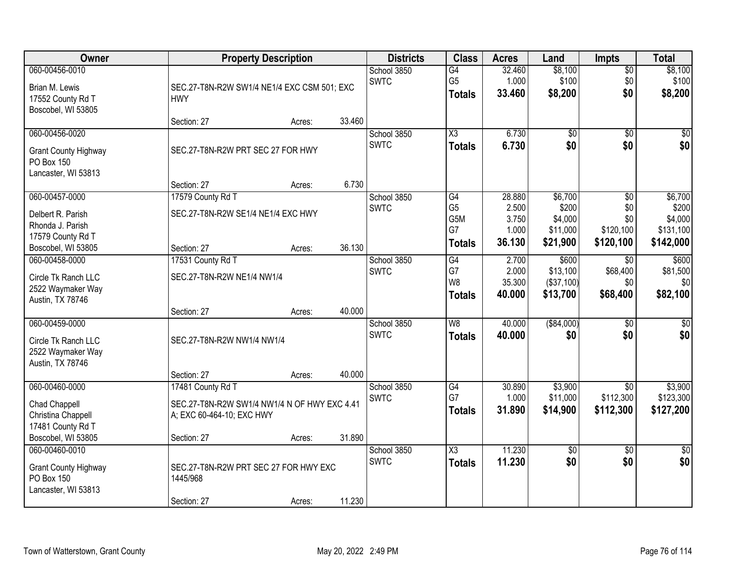| Owner | Property Description | Districts | Class | Acres | Land | Impts | Total |
|---|---|---|---|---|---|---|---|
| 060-00456-0010<br>Brian M. Lewis<br>17552 County Rd T<br>Boscobel, WI 53805 | SEC.27-T8N-R2W SW1/4 NE1/4 EXC CSM 501; EXC HWY<br>Section: 27 Acres: 33.460 | School 3850<br>SWTC | G4<br>G5<br>**Totals** | 32.460<br>1.000<br>**33.460** | $8,100<br>$100<br>**$8,200** | $0<br>$0<br>**$0** | $8,100<br>$100<br>**$8,200** |
| 060-00456-0020<br>Grant County Highway<br>PO Box 150<br>Lancaster, WI 53813 | SEC.27-T8N-R2W PRT SEC 27 FOR HWY<br>Section: 27 Acres: 6.730 | School 3850<br>SWTC | X3<br>**Totals** | 6.730<br>**6.730** | $0<br>**$0** | $0<br>**$0** | $0<br>**$0** |
| 060-00457-0000<br>Delbert R. Parish<br>Rhonda J. Parish<br>17579 County Rd T<br>Boscobel, WI 53805 | 17579 County Rd T<br>SEC.27-T8N-R2W SE1/4 NE1/4 EXC HWY<br>Section: 27 Acres: 36.130 | School 3850<br>SWTC | G4<br>G5<br>G5M<br>G7<br>**Totals** | 28.880<br>2.500<br>3.750<br>1.000<br>**36.130** | $6,700<br>$200<br>$4,000<br>$11,000<br>**$21,900** | $0<br>$0<br>$0<br>$120,100<br>**$120,100** | $6,700<br>$200<br>$4,000<br>$131,100<br>**$142,000** |
| 060-00458-0000<br>Circle Tk Ranch LLC<br>2522 Waymaker Way<br>Austin, TX 78746 | 17531 County Rd T<br>SEC.27-T8N-R2W NE1/4 NW1/4<br>Section: 27 Acres: 40.000 | School 3850<br>SWTC | G4<br>G7<br>W8<br>**Totals** | 2.700<br>2.000<br>35.300<br>**40.000** | $600<br>$13,100<br>($37,100)<br>**$13,700** | $0<br>$68,400<br>$0<br>**$68,400** | $600<br>$81,500<br>$0<br>**$82,100** |
| 060-00459-0000<br>Circle Tk Ranch LLC<br>2522 Waymaker Way<br>Austin, TX 78746 | SEC.27-T8N-R2W NW1/4 NW1/4<br>Section: 27 Acres: 40.000 | School 3850<br>SWTC | W8<br>**Totals** | 40.000<br>**40.000** | ($84,000)<br>**$0** | $0<br>**$0** | $0<br>**$0** |
| 060-00460-0000<br>Chad Chappell<br>Christina Chappell<br>17481 County Rd T<br>Boscobel, WI 53805 | 17481 County Rd T<br>SEC.27-T8N-R2W SW1/4 NW1/4 N OF HWY EXC 4.41 A; EXC 60-464-10; EXC HWY<br>Section: 27 Acres: 31.890 | School 3850<br>SWTC | G4<br>G7<br>**Totals** | 30.890<br>1.000<br>**31.890** | $3,900<br>$11,000<br>**$14,900** | $0<br>$112,300<br>**$112,300** | $3,900<br>$123,300<br>**$127,200** |
| 060-00460-0010<br>Grant County Highway<br>PO Box 150<br>Lancaster, WI 53813 | SEC.27-T8N-R2W PRT SEC 27 FOR HWY EXC 1445/968<br>Section: 27 Acres: 11.230 | School 3850<br>SWTC | X3<br>**Totals** | 11.230<br>**11.230** | $0<br>**$0** | $0<br>**$0** | $0<br>**$0** |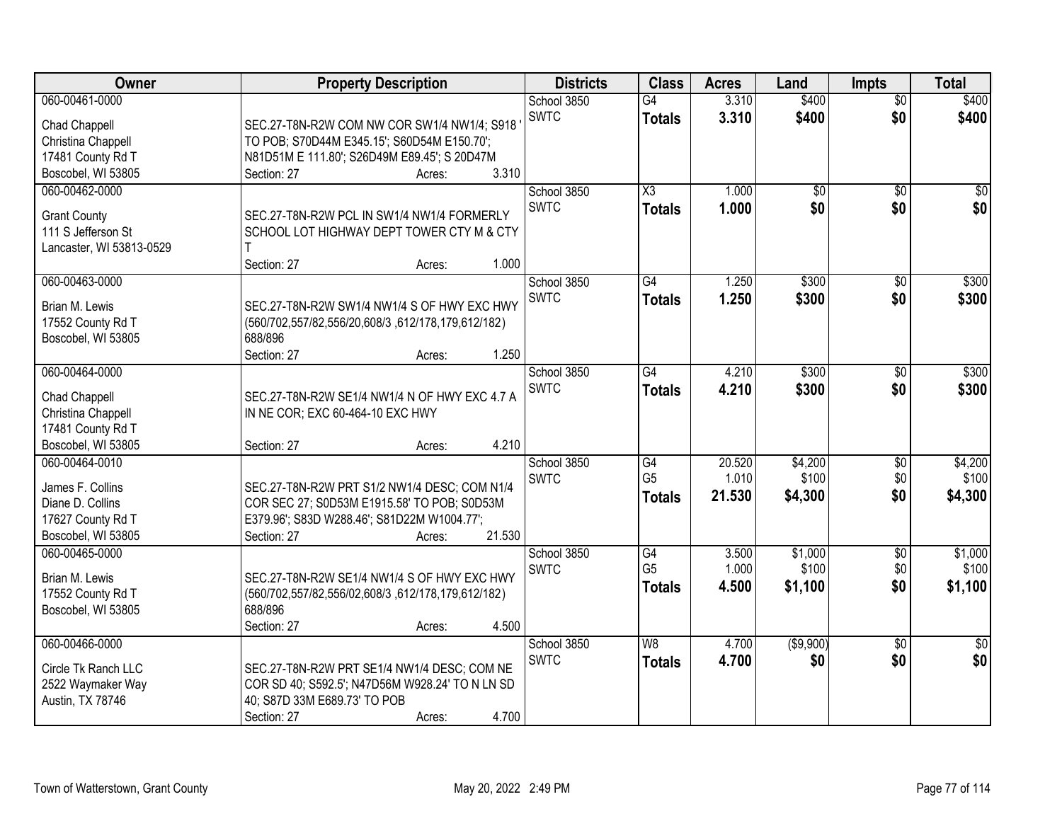| Owner | Property Description | Districts | Class | Acres | Land | Impts | Total |
|---|---|---|---|---|---|---|---|
| 060-00461-0000<br>Chad Chappell<br>Christina Chappell<br>17481 County Rd T<br>Boscobel, WI 53805 | SEC.27-T8N-R2W COM NW COR SW1/4 NW1/4; S918 ' TO POB; S70D44M E345.15'; S60D54M E150.70'; N81D51M E 111.80'; S26D49M E89.45'; S 20D47M<br>Section: 27 Acres: 3.310 | School 3850<br>SWTC | G4<br>**Totals** | 3.310<br>**3.310** | $400<br>**$400** | $0<br>**$0** | $400<br>**$400** |
| 060-00462-0000<br>Grant County<br>111 S Jefferson St<br>Lancaster, WI 53813-0529 | SEC.27-T8N-R2W PCL IN SW1/4 NW1/4 FORMERLY SCHOOL LOT HIGHWAY DEPT TOWER CTY M & CTY T<br>Section: 27 Acres: 1.000 | School 3850<br>SWTC | X3<br>**Totals** | 1.000<br>**1.000** | $0<br>**$0** | $0<br>**$0** | $0<br>**$0** |
| 060-00463-0000<br>Brian M. Lewis<br>17552 County Rd T<br>Boscobel, WI 53805 | SEC.27-T8N-R2W SW1/4 NW1/4 S OF HWY EXC HWY (560/702,557/82,556/20,608/3 ,612/178,179,612/182) 688/896<br>Section: 27 Acres: 1.250 | School 3850<br>SWTC | G4<br>**Totals** | 1.250<br>**1.250** | $300<br>**$300** | $0<br>**$0** | $300<br>**$300** |
| 060-00464-0000<br>Chad Chappell<br>Christina Chappell<br>17481 County Rd T<br>Boscobel, WI 53805 | SEC.27-T8N-R2W SE1/4 NW1/4 N OF HWY EXC 4.7 A IN NE COR; EXC 60-464-10 EXC HWY<br>Section: 27 Acres: 4.210 | School 3850<br>SWTC | G4<br>**Totals** | 4.210<br>**4.210** | $300<br>**$300** | $0<br>**$0** | $300<br>**$300** |
| 060-00464-0010<br>James F. Collins<br>Diane D. Collins<br>17627 County Rd T<br>Boscobel, WI 53805 | SEC.27-T8N-R2W PRT S1/2 NW1/4 DESC; COM N1/4 COR SEC 27; S0D53M E1915.58' TO POB; S0D53M E379.96'; S83D W288.46'; S81D22M W1004.77';<br>Section: 27 Acres: 21.530 | School 3850<br>SWTC | G4<br>G5<br>**Totals** | 20.520<br>1.010<br>**21.530** | $4,200<br>$100<br>**$4,300** | $0<br>$0<br>**$0** | $4,200<br>$100<br>**$4,300** |
| 060-00465-0000<br>Brian M. Lewis<br>17552 County Rd T<br>Boscobel, WI 53805 | SEC.27-T8N-R2W SE1/4 NW1/4 S OF HWY EXC HWY (560/702,557/82,556/02,608/3 ,612/178,179,612/182) 688/896<br>Section: 27 Acres: 4.500 | School 3850<br>SWTC | G4<br>G5<br>**Totals** | 3.500<br>1.000<br>**4.500** | $1,000<br>$100<br>**$1,100** | $0<br>$0<br>**$0** | $1,000<br>$100<br>**$1,100** |
| 060-00466-0000<br>Circle Tk Ranch LLC<br>2522 Waymaker Way<br>Austin, TX 78746 | SEC.27-T8N-R2W PRT SE1/4 NW1/4 DESC; COM NE COR SD 40; S592.5'; N47D56M W928.24' TO N LN SD 40; S87D 33M E689.73' TO POB<br>Section: 27 Acres: 4.700 | School 3850<br>SWTC | W8<br>**Totals** | 4.700<br>**4.700** | ($9,900)<br>**$0** | $0<br>**$0** | $0<br>**$0** |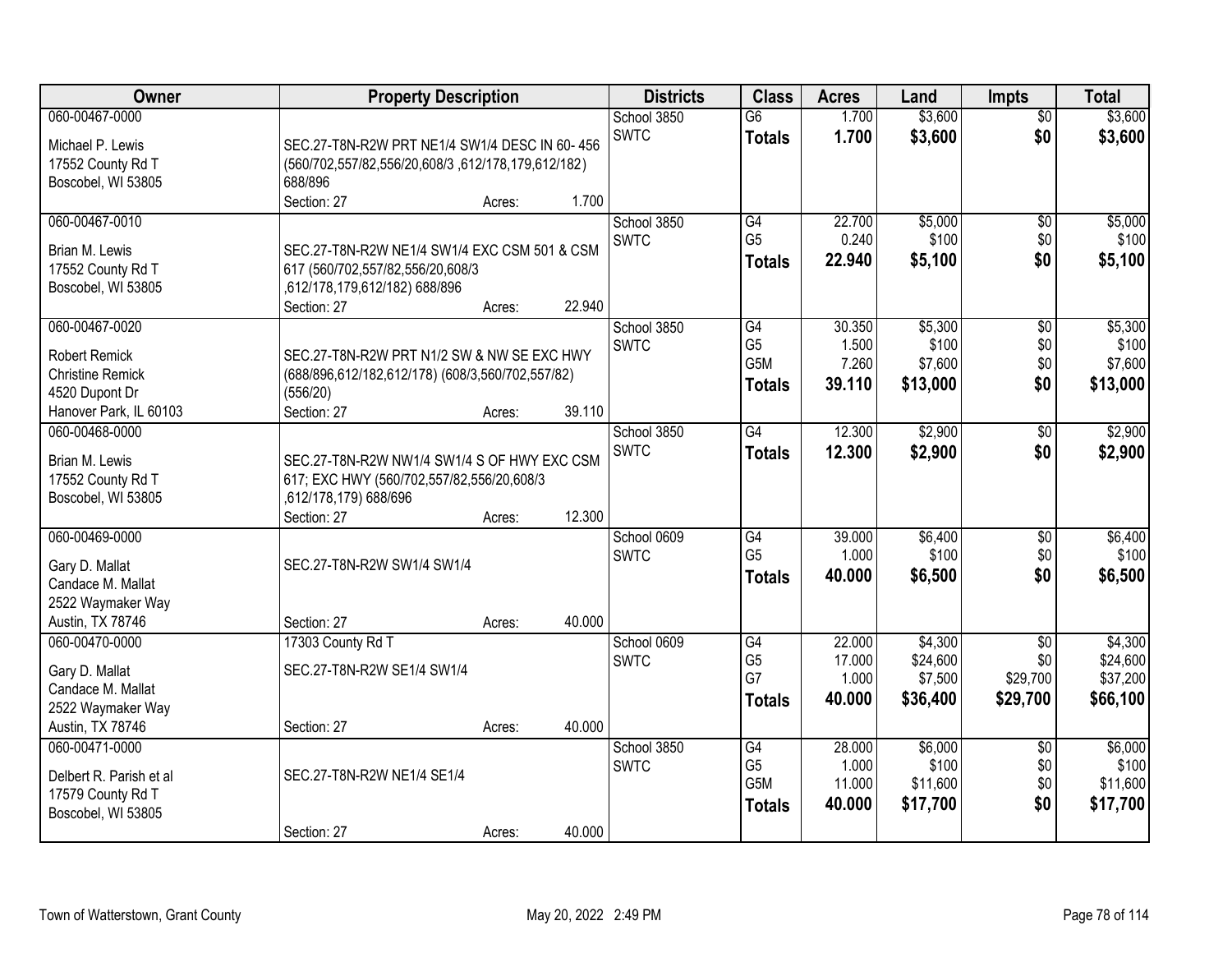| Owner | Property Description | Districts | Class | Acres | Land | Impts | Total |
|---|---|---|---|---|---|---|---|
| 060-00467-0000<br>Michael P. Lewis<br>17552 County Rd T<br>Boscobel, WI 53805 | SEC.27-T8N-R2W PRT NE1/4 SW1/4 DESC IN 60- 456 (560/702,557/82,556/20,608/3 ,612/178,179,612/182) 688/896<br>Section: 27 Acres: 1.700 | School 3850<br>SWTC | G6<br>**Totals** | 1.700<br>**1.700** | \$3,600<br>**\$3,600** | \$0<br>**\$0** | \$3,600<br>**\$3,600** |
| 060-00467-0010<br>Brian M. Lewis<br>17552 County Rd T<br>Boscobel, WI 53805 | SEC.27-T8N-R2W NE1/4 SW1/4 EXC CSM 501 & CSM 617 (560/702,557/82,556/20,608/3 ,612/178,179,612/182) 688/896<br>Section: 27 Acres: 22.940 | School 3850<br>SWTC | G4<br>G5<br>**Totals** | 22.700<br>0.240<br>**22.940** | \$5,000<br>\$100<br>**\$5,100** | \$0<br>\$0<br>**\$0** | \$5,000<br>\$100<br>**\$5,100** |
| 060-00467-0020<br>Robert Remick<br>Christine Remick<br>4520 Dupont Dr<br>Hanover Park, IL 60103 | SEC.27-T8N-R2W PRT N1/2 SW & NW SE EXC HWY (688/896,612/182,612/178) (608/3,560/702,557/82) (556/20)<br>Section: 27 Acres: 39.110 | School 3850<br>SWTC | G4<br>G5<br>G5M<br>**Totals** | 30.350<br>1.500<br>7.260<br>**39.110** | \$5,300<br>\$100<br>\$7,600<br>**\$13,000** | \$0<br>\$0<br>\$0<br>**\$0** | \$5,300<br>\$100<br>\$7,600<br>**\$13,000** |
| 060-00468-0000<br>Brian M. Lewis<br>17552 County Rd T<br>Boscobel, WI 53805 | SEC.27-T8N-R2W NW1/4 SW1/4 S OF HWY EXC CSM 617; EXC HWY (560/702,557/82,556/20,608/3 ,612/178,179) 688/696<br>Section: 27 Acres: 12.300 | School 3850<br>SWTC | G4<br>**Totals** | 12.300<br>**12.300** | \$2,900<br>**\$2,900** | \$0<br>**\$0** | \$2,900<br>**\$2,900** |
| 060-00469-0000<br>Gary D. Mallat<br>Candace M. Mallat<br>2522 Waymaker Way<br>Austin, TX 78746 | SEC.27-T8N-R2W SW1/4 SW1/4<br>Section: 27 Acres: 40.000 | School 0609<br>SWTC | G4<br>G5<br>**Totals** | 39.000<br>1.000<br>**40.000** | \$6,400<br>\$100<br>**\$6,500** | \$0<br>\$0<br>**\$0** | \$6,400<br>\$100<br>**\$6,500** |
| 060-00470-0000<br>Gary D. Mallat<br>Candace M. Mallat<br>2522 Waymaker Way<br>Austin, TX 78746 | 17303 County Rd T<br>SEC.27-T8N-R2W SE1/4 SW1/4<br>Section: 27 Acres: 40.000 | School 0609<br>SWTC | G4<br>G5<br>G7<br>**Totals** | 22.000<br>17.000<br>1.000<br>**40.000** | \$4,300<br>\$24,600<br>\$7,500<br>**\$36,400** | \$0<br>\$0<br>\$29,700<br>**\$29,700** | \$4,300<br>\$24,600<br>\$37,200<br>**\$66,100** |
| 060-00471-0000<br>Delbert R. Parish et al<br>17579 County Rd T<br>Boscobel, WI 53805 | SEC.27-T8N-R2W NE1/4 SE1/4<br>Section: 27 Acres: 40.000 | School 3850<br>SWTC | G4<br>G5<br>G5M<br>**Totals** | 28.000<br>1.000<br>11.000<br>**40.000** | \$6,000<br>\$100<br>\$11,600<br>**\$17,700** | \$0<br>\$0<br>\$0<br>**\$0** | \$6,000<br>\$100<br>\$11,600<br>**\$17,700** |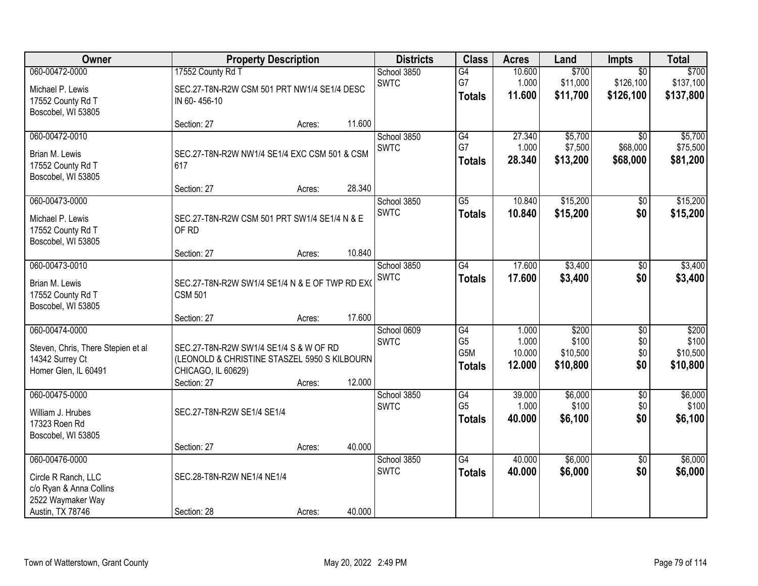| Owner | Property Description | Districts | Class | Acres | Land | Impts | Total |
|---|---|---|---|---|---|---|---|
| 060-00472-0000<br>Michael P. Lewis<br>17552 County Rd T<br>Boscobel, WI 53805 | 17552 County Rd T<br>SEC.27-T8N-R2W CSM 501 PRT NW1/4 SE1/4 DESC IN 60- 456-10<br>Section: 27 Acres: 11.600 | School 3850<br>SWTC | G4<br>G7<br>**Totals** | 10.600<br>1.000<br>**11.600** | $700<br>$11,000<br>**$11,700** | $0<br>$126,100<br>**$126,100** | $700<br>$137,100<br>**$137,800** |
| 060-00472-0010<br>Brian M. Lewis<br>17552 County Rd T<br>Boscobel, WI 53805 | SEC.27-T8N-R2W NW1/4 SE1/4 EXC CSM 501 & CSM 617<br>Section: 27 Acres: 28.340 | School 3850<br>SWTC | G4<br>G7<br>**Totals** | 27.340<br>1.000<br>**28.340** | $5,700<br>$7,500<br>**$13,200** | $0<br>$68,000<br>**$68,000** | $5,700<br>$75,500<br>**$81,200** |
| 060-00473-0000<br>Michael P. Lewis<br>17552 County Rd T<br>Boscobel, WI 53805 | SEC.27-T8N-R2W CSM 501 PRT SW1/4 SE1/4 N & E OF RD<br>Section: 27 Acres: 10.840 | School 3850<br>SWTC | G5<br>**Totals** | 10.840<br>**10.840** | $15,200<br>**$15,200** | $0<br>**$0** | $15,200<br>**$15,200** |
| 060-00473-0010<br>Brian M. Lewis<br>17552 County Rd T<br>Boscobel, WI 53805 | SEC.27-T8N-R2W SW1/4 SE1/4 N & E OF TWP RD EXC CSM 501<br>Section: 27 Acres: 17.600 | School 3850<br>SWTC | G4<br>**Totals** | 17.600<br>**17.600** | $3,400<br>**$3,400** | $0<br>**$0** | $3,400<br>**$3,400** |
| 060-00474-0000<br>Steven, Chris, There Stepien et al<br>14342 Surrey Ct<br>Homer Glen, IL 60491 | SEC.27-T8N-R2W SW1/4 SE1/4 S & W OF RD (LEONOLD & CHRISTINE STASZEL 5950 S KILBOURN CHICAGO, IL 60629)<br>Section: 27 Acres: 12.000 | School 0609<br>SWTC | G4<br>G5<br>G5M<br>**Totals** | 1.000<br>1.000<br>10.000<br>**12.000** | $200<br>$100<br>$10,500<br>**$10,800** | $0<br>$0<br>$0<br>**$0** | $200<br>$100<br>$10,500<br>**$10,800** |
| 060-00475-0000<br>William J. Hrubes<br>17323 Roen Rd<br>Boscobel, WI 53805 | SEC.27-T8N-R2W SE1/4 SE1/4<br>Section: 27 Acres: 40.000 | School 3850<br>SWTC | G4<br>G5<br>**Totals** | 39.000<br>1.000<br>**40.000** | $6,000<br>$100<br>**$6,100** | $0<br>$0<br>**$0** | $6,000<br>$100<br>**$6,100** |
| 060-00476-0000<br>Circle R Ranch, LLC<br>c/o Ryan & Anna Collins<br>2522 Waymaker Way<br>Austin, TX 78746 | SEC.28-T8N-R2W NE1/4 NE1/4<br>Section: 28 Acres: 40.000 | School 3850<br>SWTC | G4<br>**Totals** | 40.000<br>**40.000** | $6,000<br>**$6,000** | $0<br>**$0** | $6,000<br>**$6,000** |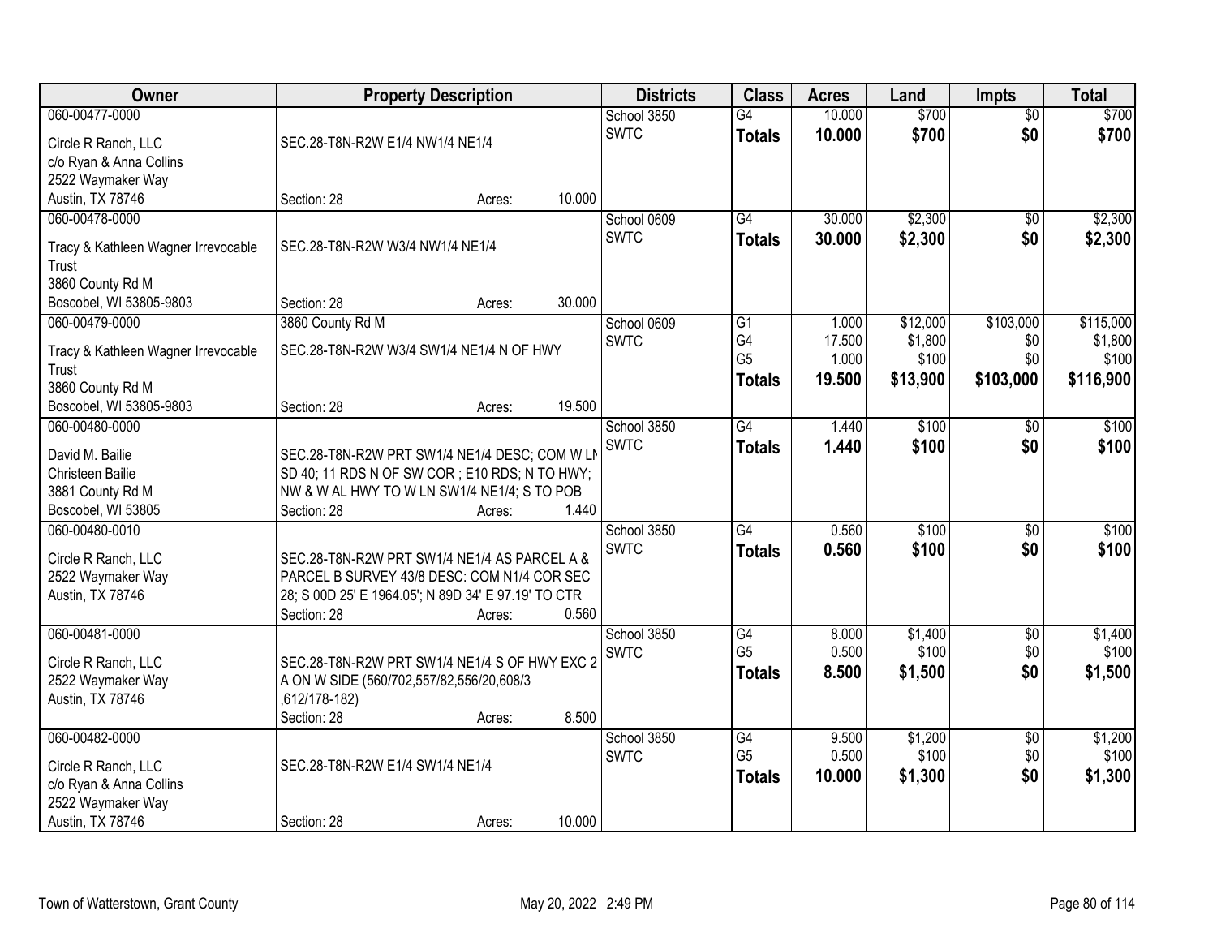| Owner | Property Description | Districts | Class | Acres | Land | Impts | Total |
|---|---|---|---|---|---|---|---|
| 060-00477-0000<br>Circle R Ranch, LLC<br>c/o Ryan & Anna Collins<br>2522 Waymaker Way<br>Austin, TX 78746 | SEC.28-T8N-R2W E1/4 NW1/4 NE1/4<br>Section: 28 Acres: 10.000 | School 3850<br>SWTC | G4<br>**Totals** | 10.000<br>**10.000** | $700<br>**$700** | $0<br>**$0** | $700<br>**$700** |
| 060-00478-0000<br>Tracy & Kathleen Wagner Irrevocable Trust<br>3860 County Rd M<br>Boscobel, WI 53805-9803 | SEC.28-T8N-R2W W3/4 NW1/4 NE1/4<br>Section: 28 Acres: 30.000 | School 0609<br>SWTC | G4<br>**Totals** | 30.000<br>**30.000** | $2,300<br>**$2,300** | $0<br>**$0** | $2,300<br>**$2,300** |
| 060-00479-0000<br>Tracy & Kathleen Wagner Irrevocable Trust<br>3860 County Rd M<br>Boscobel, WI 53805-9803 | 3860 County Rd M<br>SEC.28-T8N-R2W W3/4 SW1/4 NE1/4 N OF HWY<br>Section: 28 Acres: 19.500 | School 0609<br>SWTC | G1<br>G4<br>G5<br>**Totals** | 1.000<br>17.500<br>1.000<br>**19.500** | $12,000<br>$1,800<br>$100<br>**$13,900** | $103,000<br>$0<br>$0<br>**$103,000** | $115,000<br>$1,800<br>$100<br>**$116,900** |
| 060-00480-0000<br>David M. Bailie<br>Christeen Bailie<br>3881 County Rd M<br>Boscobel, WI 53805 | SEC.28-T8N-R2W PRT SW1/4 NE1/4 DESC; COM W LN SD 40; 11 RDS N OF SW COR ; E10 RDS; N TO HWY; NW & W AL HWY TO W LN SW1/4 NE1/4; S TO POB<br>Section: 28 Acres: 1.440 | School 3850<br>SWTC | G4<br>**Totals** | 1.440<br>**1.440** | $100<br>**$100** | $0<br>**$0** | $100<br>**$100** |
| 060-00480-0010<br>Circle R Ranch, LLC<br>2522 Waymaker Way<br>Austin, TX 78746 | SEC.28-T8N-R2W PRT SW1/4 NE1/4 AS PARCEL A & PARCEL B SURVEY 43/8 DESC: COM N1/4 COR SEC 28; S 00D 25' E 1964.05'; N 89D 34' E 97.19' TO CTR<br>Section: 28 Acres: 0.560 | School 3850<br>SWTC | G4<br>**Totals** | 0.560<br>**0.560** | $100<br>**$100** | $0<br>**$0** | $100<br>**$100** |
| 060-00481-0000<br>Circle R Ranch, LLC<br>2522 Waymaker Way<br>Austin, TX 78746 | SEC.28-T8N-R2W PRT SW1/4 NE1/4 S OF HWY EXC 2 A ON W SIDE (560/702,557/82,556/20,608/3 ,612/178-182)<br>Section: 28 Acres: 8.500 | School 3850<br>SWTC | G4<br>G5<br>**Totals** | 8.000<br>0.500<br>**8.500** | $1,400<br>$100<br>**$1,500** | $0<br>$0<br>**$0** | $1,400<br>$100<br>**$1,500** |
| 060-00482-0000<br>Circle R Ranch, LLC<br>c/o Ryan & Anna Collins<br>2522 Waymaker Way<br>Austin, TX 78746 | SEC.28-T8N-R2W E1/4 SW1/4 NE1/4<br>Section: 28 Acres: 10.000 | School 3850<br>SWTC | G4<br>G5<br>**Totals** | 9.500<br>0.500<br>**10.000** | $1,200<br>$100<br>**$1,300** | $0<br>$0<br>**$0** | $1,200<br>$100<br>**$1,300** |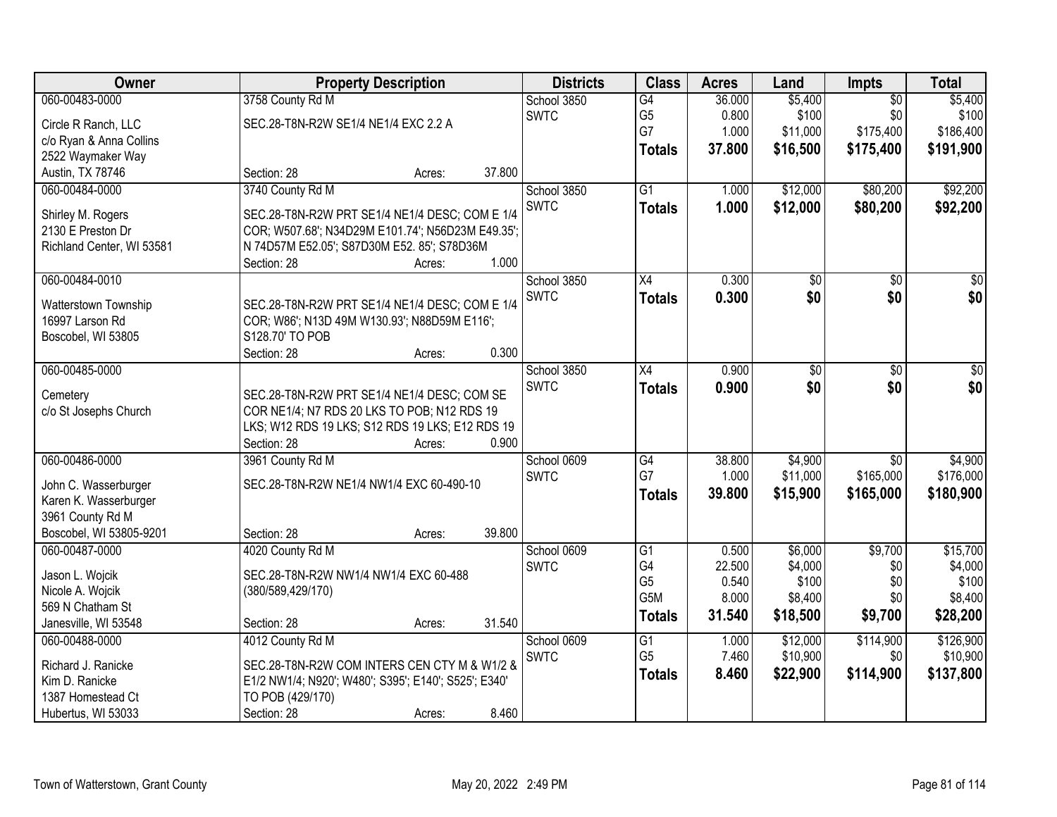| Owner | Property Description | Districts | Class | Acres | Land | Impts | Total |
|---|---|---|---|---|---|---|---|
| 060-00483-0000<br>Circle R Ranch, LLC<br>c/o Ryan & Anna Collins<br>2522 Waymaker Way<br>Austin, TX 78746 | 3758 County Rd M<br>SEC.28-T8N-R2W SE1/4 NE1/4 EXC 2.2 A<br>Section: 28 Acres: 37.800 | School 3850<br>SWTC | G4<br>G5<br>G7<br>**Totals** | 36.000<br>0.800<br>1.000<br>**37.800** | $5,400<br>$100<br>$11,000<br>**$16,500** | $0<br>$0<br>$175,400<br>**$175,400** | $5,400<br>$100<br>$186,400<br>**$191,900** |
| 060-00484-0000<br>Shirley M. Rogers<br>2130 E Preston Dr<br>Richland Center, WI 53581 | 3740 County Rd M<br>SEC.28-T8N-R2W PRT SE1/4 NE1/4 DESC; COM E 1/4 COR; W507.68'; N34D29M E101.74'; N56D23M E49.35'; N 74D57M E52.05'; S87D30M E52. 85'; S78D36M<br>Section: 28 Acres: 1.000 | School 3850<br>SWTC | G1<br>**Totals** | 1.000<br>**1.000** | $12,000<br>**$12,000** | $80,200<br>**$80,200** | $92,200<br>**$92,200** |
| 060-00484-0010<br>Watterstown Township<br>16997 Larson Rd<br>Boscobel, WI 53805 | SEC.28-T8N-R2W PRT SE1/4 NE1/4 DESC; COM E 1/4 COR; W86'; N13D 49M W130.93'; N88D59M E116'; S128.70' TO POB<br>Section: 28 Acres: 0.300 | School 3850<br>SWTC | X4<br>**Totals** | 0.300<br>**0.300** | $0<br>**$0** | $0<br>**$0** | $0<br>**$0** |
| 060-00485-0000<br>Cemetery<br>c/o St Josephs Church | SEC.28-T8N-R2W PRT SE1/4 NE1/4 DESC; COM SE COR NE1/4; N7 RDS 20 LKS TO POB; N12 RDS 19 LKS; W12 RDS 19 LKS; S12 RDS 19 LKS; E12 RDS 19<br>Section: 28 Acres: 0.900 | School 3850<br>SWTC | X4<br>**Totals** | 0.900<br>**0.900** | $0<br>**$0** | $0<br>**$0** | $0<br>**$0** |
| 060-00486-0000<br>John C. Wasserburger<br>Karen K. Wasserburger<br>3961 County Rd M<br>Boscobel, WI 53805-9201 | 3961 County Rd M<br>SEC.28-T8N-R2W NE1/4 NW1/4 EXC 60-490-10<br>Section: 28 Acres: 39.800 | School 0609<br>SWTC | G4<br>G7<br>**Totals** | 38.800<br>1.000<br>**39.800** | $4,900<br>$11,000<br>**$15,900** | $0<br>$165,000<br>**$165,000** | $4,900<br>$176,000<br>**$180,900** |
| 060-00487-0000<br>Jason L. Wojcik<br>Nicole A. Wojcik<br>569 N Chatham St<br>Janesville, WI 53548 | 4020 County Rd M<br>SEC.28-T8N-R2W NW1/4 NW1/4 EXC 60-488 (380/589,429/170)<br>Section: 28 Acres: 31.540 | School 0609<br>SWTC | G1<br>G4<br>G5<br>G5M<br>**Totals** | 0.500<br>22.500<br>0.540<br>8.000<br>**31.540** | $6,000<br>$4,000<br>$100<br>$8,400<br>**$18,500** | $9,700<br>$0<br>$0<br>$0<br>**$9,700** | $15,700<br>$4,000<br>$100<br>$8,400<br>**$28,200** |
| 060-00488-0000<br>Richard J. Ranicke<br>Kim D. Ranicke<br>1387 Homestead Ct<br>Hubertus, WI 53033 | 4012 County Rd M<br>SEC.28-T8N-R2W COM INTERS CEN CTY M & W1/2 & E1/2 NW1/4; N920'; W480'; S395'; E140'; S525'; E340' TO POB (429/170)<br>Section: 28 Acres: 8.460 | School 0609<br>SWTC | G1<br>G5<br>**Totals** | 1.000<br>7.460<br>**8.460** | $12,000<br>$10,900<br>**$22,900** | $114,900<br>$0<br>**$114,900** | $126,900<br>$10,900<br>**$137,800** |

Town of Watterstown, Grant County May 20, 2022 2:49 PM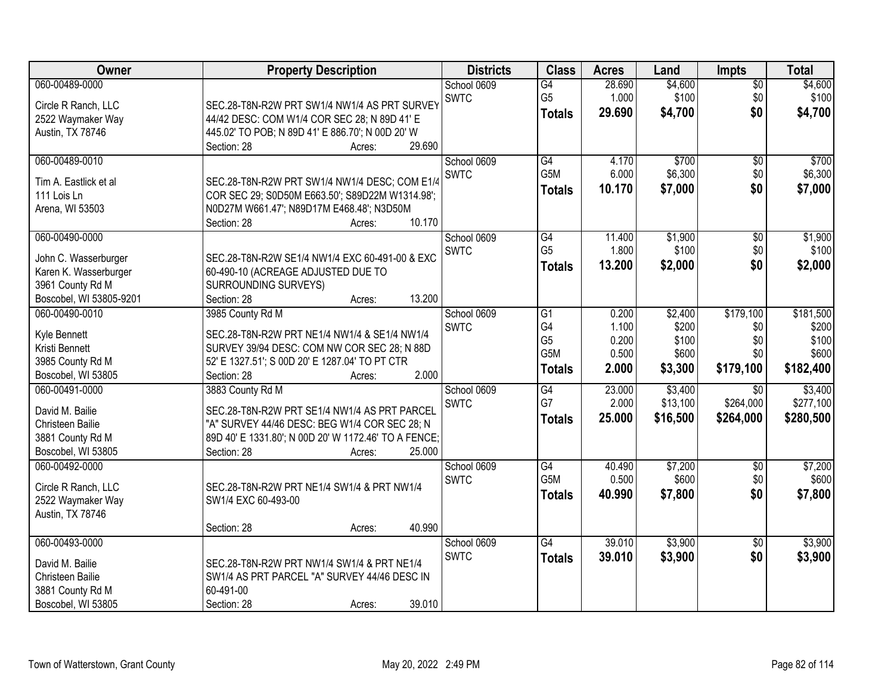| Owner | Property Description | Districts | Class | Acres | Land | Impts | Total |
|---|---|---|---|---|---|---|---|
| 060-00489-0000<br>Circle R Ranch, LLC<br>2522 Waymaker Way<br>Austin, TX 78746 | SEC.28-T8N-R2W PRT SW1/4 NW1/4 AS PRT SURVEY 44/42 DESC: COM W1/4 COR SEC 28; N 89D 41' E 445.02' TO POB; N 89D 41' E 886.70'; N 00D 20' W<br>Section: 28 Acres: 29.690 | School 0609<br>SWTC | G4<br>G5<br>**Totals** | 28.690<br>1.000<br>**29.690** | $4,600<br>$100<br>**$4,700** | $0<br>$0<br>**$0** | $4,600<br>$100<br>**$4,700** |
| 060-00489-0010<br>Tim A. Eastlick et al<br>111 Lois Ln<br>Arena, WI 53503 | SEC.28-T8N-R2W PRT SW1/4 NW1/4 DESC; COM E1/4 COR SEC 29; S0D50M E663.50'; S89D22M W1314.98'; N0D27M W661.47'; N89D17M E468.48'; N3D50M<br>Section: 28 Acres: 10.170 | School 0609<br>SWTC | G4<br>G5M<br>**Totals** | 4.170<br>6.000<br>**10.170** | $700<br>$6,300<br>**$7,000** | $0<br>$0<br>**$0** | $700<br>$6,300<br>**$7,000** |
| 060-00490-0000<br>John C. Wasserburger<br>Karen K. Wasserburger<br>3961 County Rd M<br>Boscobel, WI 53805-9201 | SEC.28-T8N-R2W SE1/4 NW1/4 EXC 60-491-00 & EXC 60-490-10 (ACREAGE ADJUSTED DUE TO SURROUNDING SURVEYS)<br>Section: 28 Acres: 13.200 | School 0609<br>SWTC | G4<br>G5<br>**Totals** | 11.400<br>1.800<br>**13.200** | $1,900<br>$100<br>**$2,000** | $0<br>$0<br>**$0** | $1,900<br>$100<br>**$2,000** |
| 060-00490-0010<br>Kyle Bennett<br>Kristi Bennett<br>3985 County Rd M<br>Boscobel, WI 53805 | 3985 County Rd M<br>SEC.28-T8N-R2W PRT NE1/4 NW1/4 & SE1/4 NW1/4 SURVEY 39/94 DESC: COM NW COR SEC 28; N 88D 52' E 1327.51'; S 00D 20' E 1287.04' TO PT CTR<br>Section: 28 Acres: 2.000 | School 0609<br>SWTC | G1<br>G4<br>G5<br>G5M<br>**Totals** | 0.200<br>1.100<br>0.200<br>0.500<br>**2.000** | $2,400<br>$200<br>$100<br>$600<br>**$3,300** | $179,100<br>$0<br>$0<br>$0<br>**$179,100** | $181,500<br>$200<br>$100<br>$600<br>**$182,400** |
| 060-00491-0000<br>David M. Bailie<br>Christeen Bailie<br>3881 County Rd M<br>Boscobel, WI 53805 | 3883 County Rd M<br>SEC.28-T8N-R2W PRT SE1/4 NW1/4 AS PRT PARCEL "A" SURVEY 44/46 DESC: BEG W1/4 COR SEC 28; N 89D 40' E 1331.80'; N 00D 20' W 1172.46' TO A FENCE;<br>Section: 28 Acres: 25.000 | School 0609<br>SWTC | G4<br>G7<br>**Totals** | 23.000<br>2.000<br>**25.000** | $3,400<br>$13,100<br>**$16,500** | $0<br>$264,000<br>**$264,000** | $3,400<br>$277,100<br>**$280,500** |
| 060-00492-0000<br>Circle R Ranch, LLC<br>2522 Waymaker Way<br>Austin, TX 78746 | SEC.28-T8N-R2W PRT NE1/4 SW1/4 & PRT NW1/4 SW1/4 EXC 60-493-00<br>Section: 28 Acres: 40.990 | School 0609<br>SWTC | G4<br>G5M<br>**Totals** | 40.490<br>0.500<br>**40.990** | $7,200<br>$600<br>**$7,800** | $0<br>$0<br>**$0** | $7,200<br>$600<br>**$7,800** |
| 060-00493-0000<br>David M. Bailie<br>Christeen Bailie<br>3881 County Rd M<br>Boscobel, WI 53805 | SEC.28-T8N-R2W PRT NW1/4 SW1/4 & PRT NE1/4 SW1/4 AS PRT PARCEL "A" SURVEY 44/46 DESC IN 60-491-00<br>Section: 28 Acres: 39.010 | School 0609<br>SWTC | G4<br>**Totals** | 39.010<br>**39.010** | $3,900<br>**$3,900** | $0<br>**$0** | $3,900<br>**$3,900** |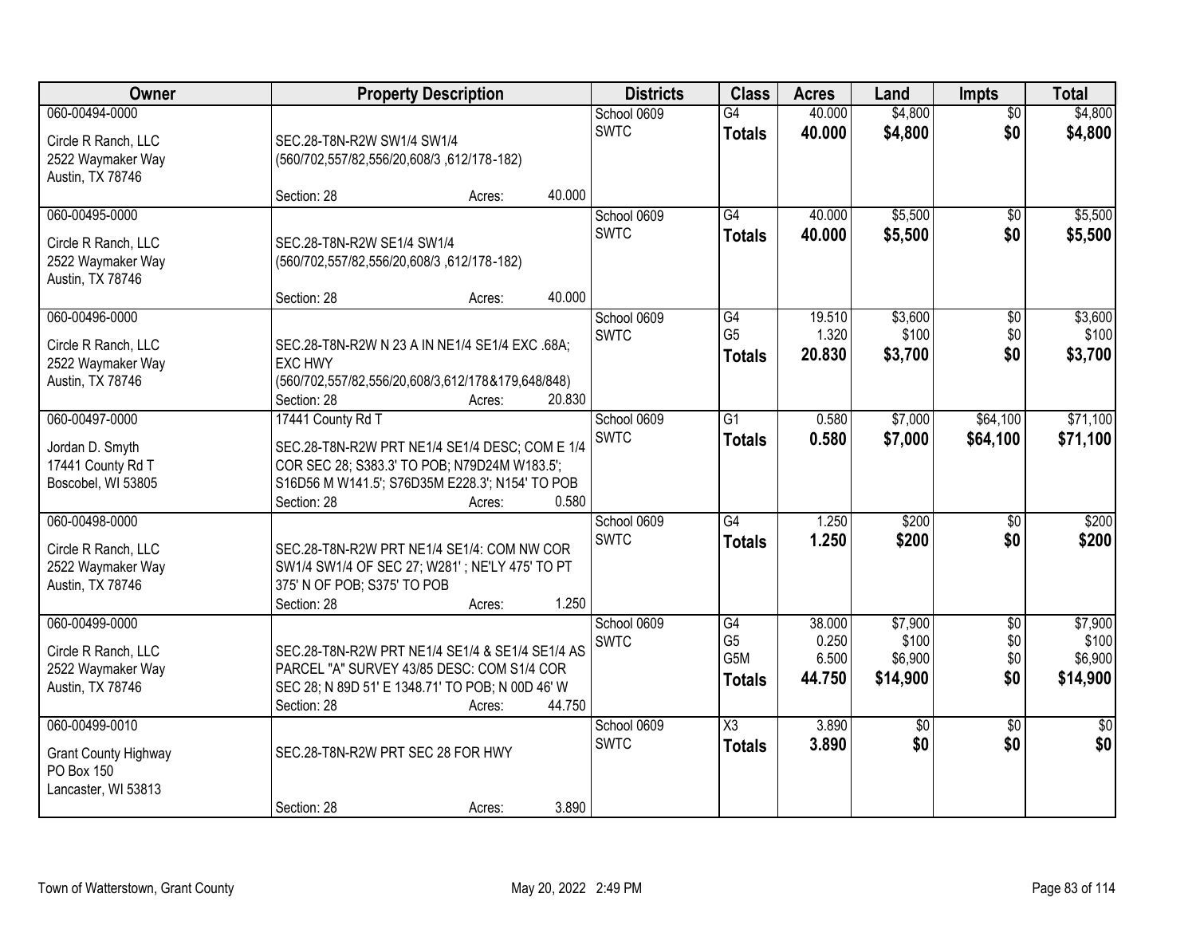| Owner | Property Description | Districts | Class | Acres | Land | Impts | Total |
|---|---|---|---|---|---|---|---|
| 060-00494-0000<br>Circle R Ranch, LLC<br>2522 Waymaker Way<br>Austin, TX 78746 | SEC.28-T8N-R2W SW1/4 SW1/4<br>(560/702,557/82,556/20,608/3 ,612/178-182)<br>Section: 28 Acres: 40.000 | School 0609<br>SWTC | G4<br>**Totals** | 40.000<br>**40.000** | $4,800<br>**$4,800** | $0<br>**$0** | $4,800<br>**$4,800** |
| 060-00495-0000<br>Circle R Ranch, LLC<br>2522 Waymaker Way<br>Austin, TX 78746 | SEC.28-T8N-R2W SE1/4 SW1/4<br>(560/702,557/82,556/20,608/3 ,612/178-182)<br>Section: 28 Acres: 40.000 | School 0609<br>SWTC | G4<br>**Totals** | 40.000<br>**40.000** | $5,500<br>**$5,500** | $0<br>**$0** | $5,500<br>**$5,500** |
| 060-00496-0000<br>Circle R Ranch, LLC<br>2522 Waymaker Way<br>Austin, TX 78746 | SEC.28-T8N-R2W N 23 A IN NE1/4 SE1/4 EXC .68A; EXC HWY<br>(560/702,557/82,556/20,608/3,612/178&179,648/848)<br>Section: 28 Acres: 20.830 | School 0609<br>SWTC | G4<br>G5<br>**Totals** | 19.510<br>1.320<br>**20.830** | $3,600<br>$100<br>**$3,700** | $0<br>$0<br>**$0** | $3,600<br>$100<br>**$3,700** |
| 060-00497-0000<br>Jordan D. Smyth<br>17441 County Rd T<br>Boscobel, WI 53805 | 17441 County Rd T<br>SEC.28-T8N-R2W PRT NE1/4 SE1/4 DESC; COM E 1/4 COR SEC 28; S383.3' TO POB; N79D24M W183.5'; S16D56 M W141.5'; S76D35M E228.3'; N154' TO POB<br>Section: 28 Acres: 0.580 | School 0609<br>SWTC | G1<br>**Totals** | 0.580<br>**0.580** | $7,000<br>**$7,000** | $64,100<br>**$64,100** | $71,100<br>**$71,100** |
| 060-00498-0000<br>Circle R Ranch, LLC<br>2522 Waymaker Way<br>Austin, TX 78746 | SEC.28-T8N-R2W PRT NE1/4 SE1/4: COM NW COR SW1/4 SW1/4 OF SEC 27; W281' ; NE'LY 475' TO PT 375' N OF POB; S375' TO POB<br>Section: 28 Acres: 1.250 | School 0609<br>SWTC | G4<br>**Totals** | 1.250<br>**1.250** | $200<br>**$200** | $0<br>**$0** | $200<br>**$200** |
| 060-00499-0000<br>Circle R Ranch, LLC<br>2522 Waymaker Way<br>Austin, TX 78746 | SEC.28-T8N-R2W PRT NE1/4 SE1/4 & SE1/4 SE1/4 AS PARCEL "A" SURVEY 43/85 DESC: COM S1/4 COR SEC 28; N 89D 51' E 1348.71' TO POB; N 00D 46' W<br>Section: 28 Acres: 44.750 | School 0609<br>SWTC | G4<br>G5<br>G5M<br>**Totals** | 38.000<br>0.250<br>6.500<br>**44.750** | $7,900<br>$100<br>$6,900<br>**$14,900** | $0<br>$0<br>$0<br>**$0** | $7,900<br>$100<br>$6,900<br>**$14,900** |
| 060-00499-0010<br>Grant County Highway<br>PO Box 150<br>Lancaster, WI 53813 | SEC.28-T8N-R2W PRT SEC 28 FOR HWY<br>Section: 28 Acres: 3.890 | School 0609<br>SWTC | X3<br>**Totals** | 3.890<br>**3.890** | $0<br>**$0** | $0<br>**$0** | $0<br>**$0** |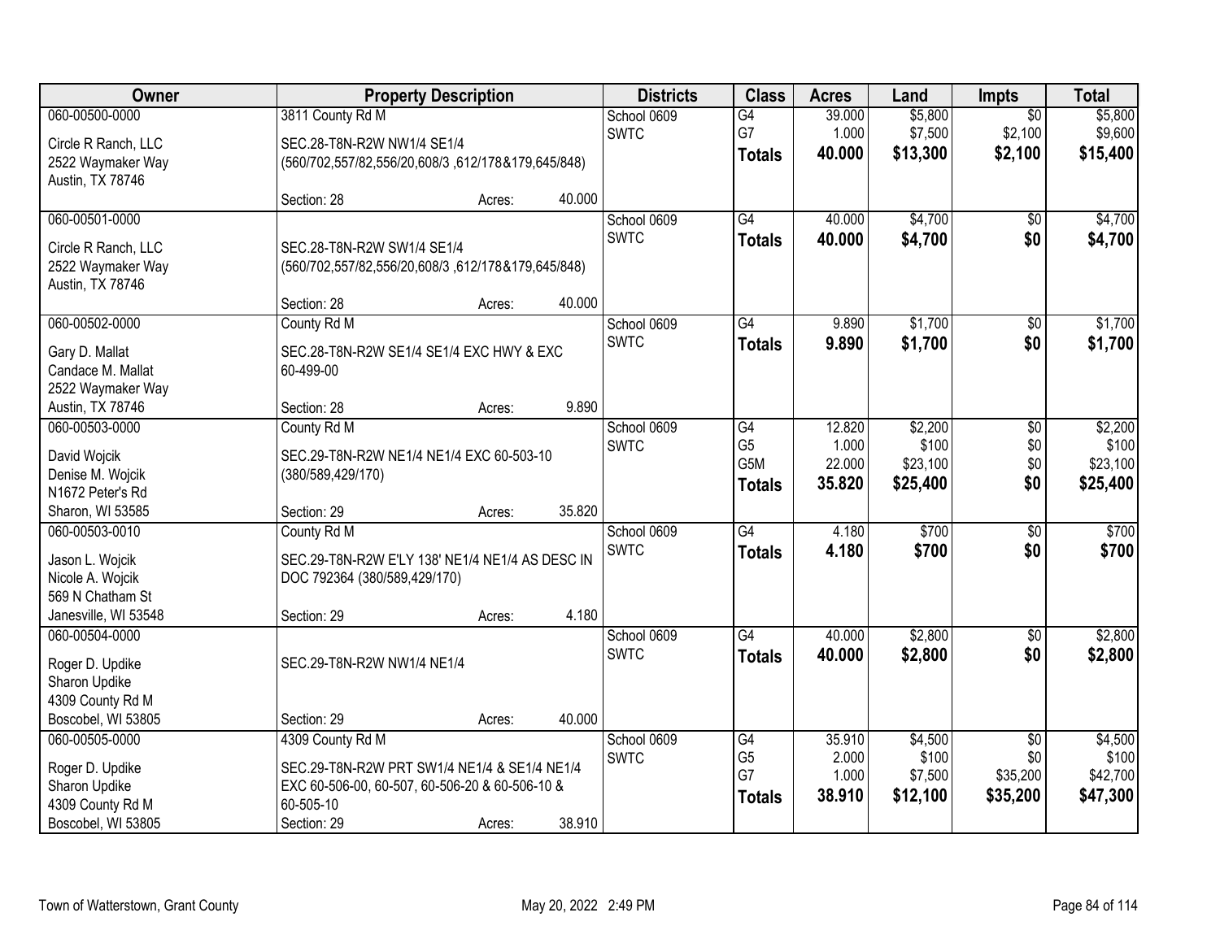| Owner | Property Description | Districts | Class | Acres | Land | Impts | Total |
|---|---|---|---|---|---|---|---|
| 060-00500-0000<br>Circle R Ranch, LLC<br>2522 Waymaker Way<br>Austin, TX 78746 | 3811 County Rd M<br>SEC.28-T8N-R2W NW1/4 SE1/4<br>(560/702,557/82,556/20,608/3 ,612/178&179,645/848)<br>Section: 28 Acres: 40.000 | School 0609<br>SWTC | G4<br>G7<br>**Totals** | 39.000<br>1.000<br>**40.000** | $5,800<br>$7,500<br>**$13,300** | $0<br>$2,100<br>**$2,100** | $5,800<br>$9,600<br>**$15,400** |
| 060-00501-0000<br>Circle R Ranch, LLC<br>2522 Waymaker Way<br>Austin, TX 78746 | SEC.28-T8N-R2W SW1/4 SE1/4<br>(560/702,557/82,556/20,608/3 ,612/178&179,645/848)<br>Section: 28 Acres: 40.000 | School 0609<br>SWTC | G4<br>**Totals** | 40.000<br>**40.000** | $4,700<br>**$4,700** | $0<br>**$0** | $4,700<br>**$4,700** |
| 060-00502-0000<br>Gary D. Mallat<br>Candace M. Mallat<br>2522 Waymaker Way<br>Austin, TX 78746 | County Rd M<br>SEC.28-T8N-R2W SE1/4 SE1/4 EXC HWY & EXC 60-499-00<br>Section: 28 Acres: 9.890 | School 0609<br>SWTC | G4<br>**Totals** | 9.890<br>**9.890** | $1,700<br>**$1,700** | $0<br>**$0** | $1,700<br>**$1,700** |
| 060-00503-0000<br>David Wojcik<br>Denise M. Wojcik<br>N1672 Peter's Rd<br>Sharon, WI 53585 | County Rd M<br>SEC.29-T8N-R2W NE1/4 NE1/4 EXC 60-503-10<br>(380/589,429/170)<br>Section: 29 Acres: 35.820 | School 0609<br>SWTC | G4<br>G5<br>G5M<br>**Totals** | 12.820<br>1.000<br>22.000<br>**35.820** | $2,200<br>$100<br>$23,100<br>**$25,400** | $0<br>$0<br>$0<br>**$0** | $2,200<br>$100<br>$23,100<br>**$25,400** |
| 060-00503-0010<br>Jason L. Wojcik<br>Nicole A. Wojcik<br>569 N Chatham St<br>Janesville, WI 53548 | County Rd M<br>SEC.29-T8N-R2W E'LY 138' NE1/4 NE1/4 AS DESC IN DOC 792364 (380/589,429/170)<br>Section: 29 Acres: 4.180 | School 0609<br>SWTC | G4<br>**Totals** | 4.180<br>**4.180** | $700<br>**$700** | $0<br>**$0** | $700<br>**$700** |
| 060-00504-0000<br>Roger D. Updike<br>Sharon Updike<br>4309 County Rd M<br>Boscobel, WI 53805 | SEC.29-T8N-R2W NW1/4 NE1/4<br>Section: 29 Acres: 40.000 | School 0609<br>SWTC | G4<br>**Totals** | 40.000<br>**40.000** | $2,800<br>**$2,800** | $0<br>**$0** | $2,800<br>**$2,800** |
| 060-00505-0000<br>Roger D. Updike<br>Sharon Updike<br>4309 County Rd M<br>Boscobel, WI 53805 | 4309 County Rd M<br>SEC.29-T8N-R2W PRT SW1/4 NE1/4 & SE1/4 NE1/4 EXC 60-506-00, 60-507, 60-506-20 & 60-506-10 & 60-505-10<br>Section: 29 Acres: 38.910 | School 0609<br>SWTC | G4<br>G5<br>G7<br>**Totals** | 35.910<br>2.000<br>1.000<br>**38.910** | $4,500<br>$100<br>$7,500<br>**$12,100** | $0<br>$0<br>$35,200<br>**$35,200** | $4,500<br>$100<br>$42,700<br>**$47,300** |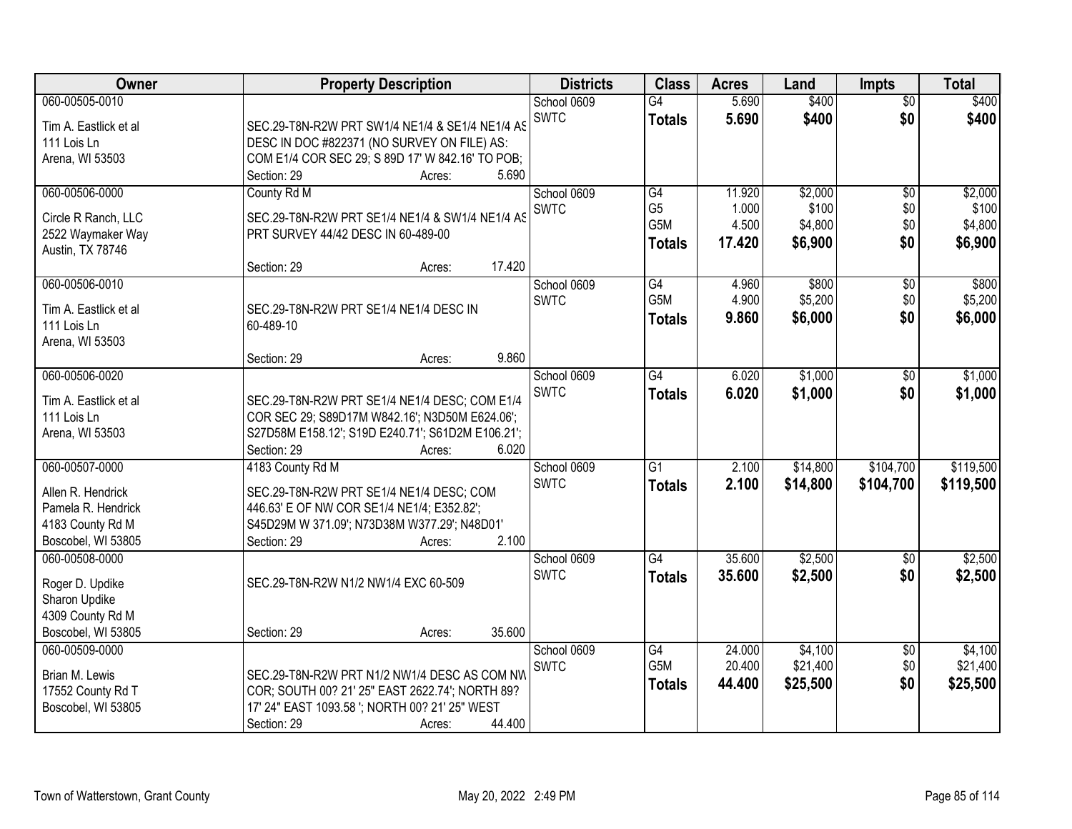| Owner | Property Description | Districts | Class | Acres | Land | Impts | Total |
|---|---|---|---|---|---|---|---|
| 060-00505-0010<br>Tim A. Eastlick et al<br>111 Lois Ln<br>Arena, WI 53503 | SEC.29-T8N-R2W PRT SW1/4 NE1/4 & SE1/4 NE1/4 AS DESC IN DOC #822371 (NO SURVEY ON FILE) AS: COM E1/4 COR SEC 29; S 89D 17' W 842.16' TO POB;<br>Section: 29 Acres: 5.690 | School 0609<br>SWTC | G4<br>**Totals** | 5.690<br>**5.690** | $400<br>**$400** | $0<br>**$0** | $400<br>**$400** |
| 060-00506-0000<br>Circle R Ranch, LLC<br>2522 Waymaker Way<br>Austin, TX 78746 | County Rd M<br>SEC.29-T8N-R2W PRT SE1/4 NE1/4 & SW1/4 NE1/4 AS PRT SURVEY 44/42 DESC IN 60-489-00<br>Section: 29 Acres: 17.420 | School 0609<br>SWTC | G4<br>G5<br>G5M<br>**Totals** | 11.920<br>1.000<br>4.500<br>**17.420** | $2,000<br>$100<br>$4,800<br>**$6,900** | $0<br>$0<br>$0<br>**$0** | $2,000<br>$100<br>$4,800<br>**$6,900** |
| 060-00506-0010<br>Tim A. Eastlick et al<br>111 Lois Ln<br>Arena, WI 53503 | SEC.29-T8N-R2W PRT SE1/4 NE1/4 DESC IN 60-489-10<br>Section: 29 Acres: 9.860 | School 0609<br>SWTC | G4<br>G5M<br>**Totals** | 4.960<br>4.900<br>**9.860** | $800<br>$5,200<br>**$6,000** | $0<br>$0<br>**$0** | $800<br>$5,200<br>**$6,000** |
| 060-00506-0020<br>Tim A. Eastlick et al<br>111 Lois Ln<br>Arena, WI 53503 | SEC.29-T8N-R2W PRT SE1/4 NE1/4 DESC; COM E1/4 COR SEC 29; S89D17M W842.16'; N3D50M E624.06'; S27D58M E158.12'; S19D E240.71'; S61D2M E106.21';<br>Section: 29 Acres: 6.020 | School 0609<br>SWTC | G4<br>**Totals** | 6.020<br>**6.020** | $1,000<br>**$1,000** | $0<br>**$0** | $1,000<br>**$1,000** |
| 060-00507-0000<br>Allen R. Hendrick<br>Pamela R. Hendrick<br>4183 County Rd M<br>Boscobel, WI 53805 | 4183 County Rd M<br>SEC.29-T8N-R2W PRT SE1/4 NE1/4 DESC; COM 446.63' E OF NW COR SE1/4 NE1/4; E352.82'; S45D29M W 371.09'; N73D38M W377.29'; N48D01'<br>Section: 29 Acres: 2.100 | School 0609<br>SWTC | G1<br>**Totals** | 2.100<br>**2.100** | $14,800<br>**$14,800** | $104,700<br>**$104,700** | $119,500<br>**$119,500** |
| 060-00508-0000<br>Roger D. Updike<br>Sharon Updike<br>4309 County Rd M<br>Boscobel, WI 53805 | SEC.29-T8N-R2W N1/2 NW1/4 EXC 60-509<br>Section: 29 Acres: 35.600 | School 0609<br>SWTC | G4<br>**Totals** | 35.600<br>**35.600** | $2,500<br>**$2,500** | $0<br>**$0** | $2,500<br>**$2,500** |
| 060-00509-0000<br>Brian M. Lewis<br>17552 County Rd T<br>Boscobel, WI 53805 | SEC.29-T8N-R2W PRT N1/2 NW1/4 DESC AS COM NW COR; SOUTH 00? 21' 25" EAST 2622.74'; NORTH 89? 17' 24" EAST 1093.58 '; NORTH 00? 21' 25" WEST<br>Section: 29 Acres: 44.400 | School 0609<br>SWTC | G4<br>G5M<br>**Totals** | 24.000<br>20.400<br>**44.400** | $4,100<br>$21,400<br>**$25,500** | $0<br>$0<br>**$0** | $4,100<br>$21,400<br>**$25,500** |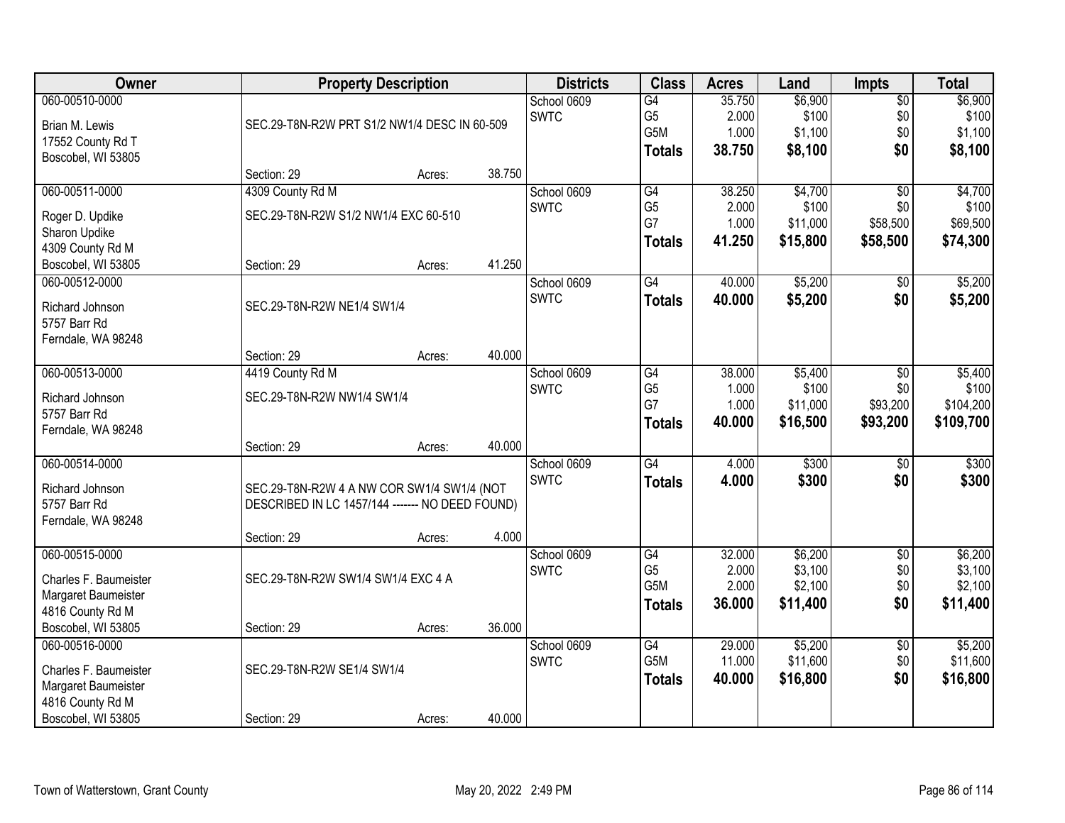| Owner | Property Description | | | Districts | Class | Acres | Land | Impts | Total |
|---|---|---|---|---|---|---|---|---|---|
| 060-00510-0000 | | | | School 0609 | G4 | 35.750 | $6,900 | $0 | $6,900 |
| Brian M. Lewis | SEC.29-T8N-R2W PRT S1/2 NW1/4 DESC IN 60-509 | | | SWTC | G5 | 2.000 | $100 | $0 | $100 |
| 17552 County Rd T | | | | | G5M | 1.000 | $1,100 | $0 | $1,100 |
| Boscobel, WI 53805 | | | | | **Totals** | **38.750** | **$8,100** | **$0** | **$8,100** |
| | Section: 29 | Acres: | 38.750 | | | | | | |
| 060-00511-0000 | 4309 County Rd M | | | School 0609 | G4 | 38.250 | $4,700 | $0 | $4,700 |
| Roger D. Updike | SEC.29-T8N-R2W S1/2 NW1/4 EXC 60-510 | | | SWTC | G5 | 2.000 | $100 | $0 | $100 |
| Sharon Updike | | | | | G7 | 1.000 | $11,000 | $58,500 | $69,500 |
| 4309 County Rd M | | | | | **Totals** | **41.250** | **$15,800** | **$58,500** | **$74,300** |
| Boscobel, WI 53805 | Section: 29 | Acres: | 41.250 | | | | | | |
| 060-00512-0000 | | | | School 0609 | G4 | 40.000 | $5,200 | $0 | $5,200 |
| Richard Johnson | SEC.29-T8N-R2W NE1/4 SW1/4 | | | SWTC | **Totals** | **40.000** | **$5,200** | **$0** | **$5,200** |
| 5757 Barr Rd | | | | | | | | | |
| Ferndale, WA 98248 | | | | | | | | | |
| | Section: 29 | Acres: | 40.000 | | | | | | |
| 060-00513-0000 | 4419 County Rd M | | | School 0609 | G4 | 38.000 | $5,400 | $0 | $5,400 |
| Richard Johnson | SEC.29-T8N-R2W NW1/4 SW1/4 | | | SWTC | G5 | 1.000 | $100 | $0 | $100 |
| 5757 Barr Rd | | | | | G7 | 1.000 | $11,000 | $93,200 | $104,200 |
| Ferndale, WA 98248 | | | | | **Totals** | **40.000** | **$16,500** | **$93,200** | **$109,700** |
| | Section: 29 | Acres: | 40.000 | | | | | | |
| 060-00514-0000 | | | | School 0609 | G4 | 4.000 | $300 | $0 | $300 |
| Richard Johnson | SEC.29-T8N-R2W 4 A NW COR SW1/4 SW1/4 (NOT DESCRIBED IN LC 1457/144 ------- NO DEED FOUND) | | | SWTC | **Totals** | **4.000** | **$300** | **$0** | **$300** |
| 5757 Barr Rd | | | | | | | | | |
| Ferndale, WA 98248 | | | | | | | | | |
| | Section: 29 | Acres: | 4.000 | | | | | | |
| 060-00515-0000 | | | | School 0609 | G4 | 32.000 | $6,200 | $0 | $6,200 |
| Charles F. Baumeister | SEC.29-T8N-R2W SW1/4 SW1/4 EXC 4 A | | | SWTC | G5 | 2.000 | $3,100 | $0 | $3,100 |
| Margaret Baumeister | | | | | G5M | 2.000 | $2,100 | $0 | $2,100 |
| 4816 County Rd M | | | | | **Totals** | **36.000** | **$11,400** | **$0** | **$11,400** |
| Boscobel, WI 53805 | Section: 29 | Acres: | 36.000 | | | | | | |
| 060-00516-0000 | | | | School 0609 | G4 | 29.000 | $5,200 | $0 | $5,200 |
| Charles F. Baumeister | SEC.29-T8N-R2W SE1/4 SW1/4 | | | SWTC | G5M | 11.000 | $11,600 | $0 | $11,600 |
| Margaret Baumeister | | | | | **Totals** | **40.000** | **$16,800** | **$0** | **$16,800** |
| 4816 County Rd M | | | | | | | | | |
| Boscobel, WI 53805 | Section: 29 | Acres: | 40.000 | | | | | | |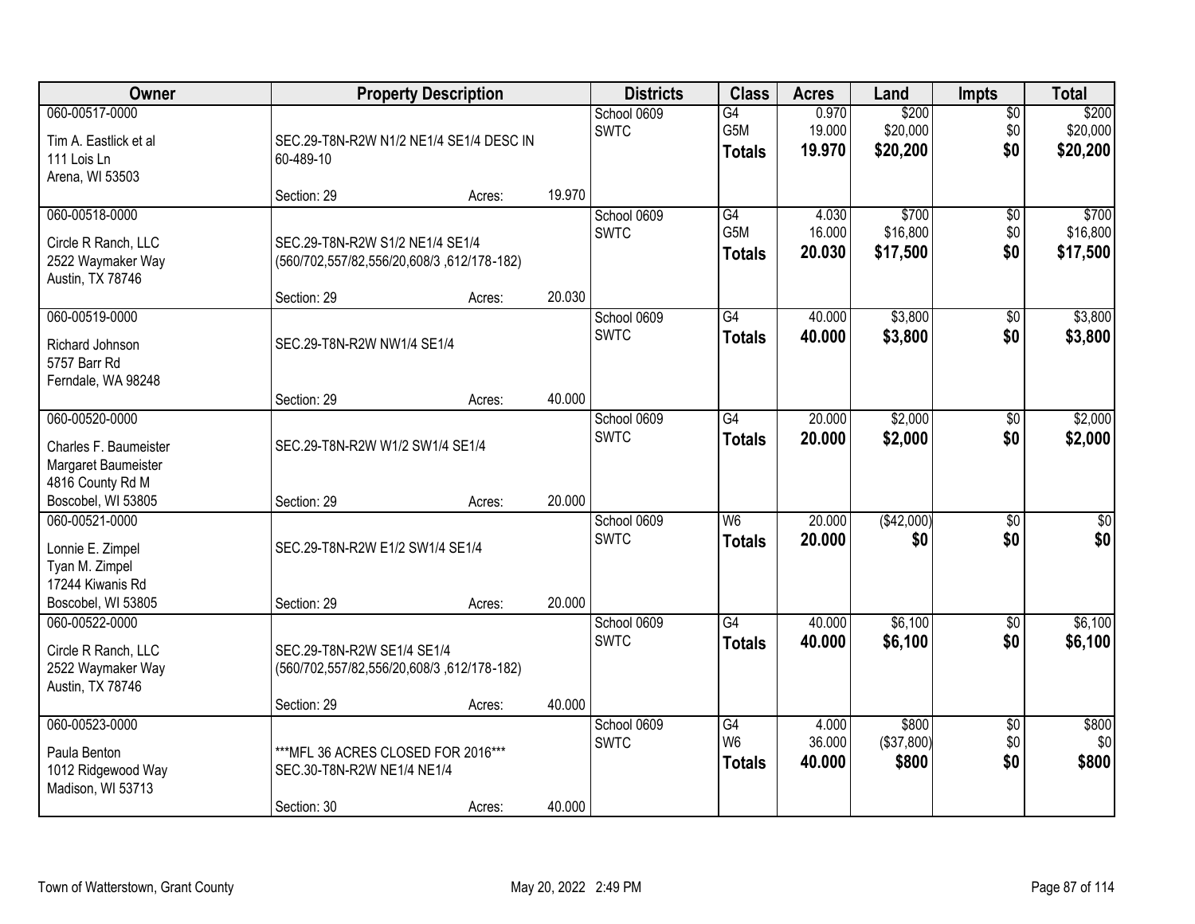| Owner | Property Description | | | Districts | Class | Acres | Land | Impts | Total |
|---|---|---|---|---|---|---|---|---|---|
| 060-00517-0000<br>Tim A. Eastlick et al<br>111 Lois Ln<br>Arena, WI 53503 | SEC.29-T8N-R2W N1/2 NE1/4 SE1/4 DESC IN 60-489-10<br>Section: 29 | Acres: | 19.970 | School 0609<br>SWTC | G4<br>G5M<br>**Totals** | 0.970<br>19.000<br>**19.970** | $200<br>$20,000<br>**$20,200** | $0<br>$0<br>**$0** | $200<br>$20,000<br>**$20,200** |
| 060-00518-0000<br>Circle R Ranch, LLC<br>2522 Waymaker Way<br>Austin, TX 78746 | SEC.29-T8N-R2W S1/2 NE1/4 SE1/4 (560/702,557/82,556/20,608/3 ,612/178-182)<br>Section: 29 | Acres: | 20.030 | School 0609<br>SWTC | G4<br>G5M<br>**Totals** | 4.030<br>16.000<br>**20.030** | $700<br>$16,800<br>**$17,500** | $0<br>$0<br>**$0** | $700<br>$16,800<br>**$17,500** |
| 060-00519-0000<br>Richard Johnson<br>5757 Barr Rd<br>Ferndale, WA 98248 | SEC.29-T8N-R2W NW1/4 SE1/4<br>Section: 29 | Acres: | 40.000 | School 0609<br>SWTC | G4<br>**Totals** | 40.000<br>**40.000** | $3,800<br>**$3,800** | $0<br>**$0** | $3,800<br>**$3,800** |
| 060-00520-0000<br>Charles F. Baumeister<br>Margaret Baumeister<br>4816 County Rd M<br>Boscobel, WI 53805 | SEC.29-T8N-R2W W1/2 SW1/4 SE1/4<br>Section: 29 | Acres: | 20.000 | School 0609<br>SWTC | G4<br>**Totals** | 20.000<br>**20.000** | $2,000<br>**$2,000** | $0<br>**$0** | $2,000<br>**$2,000** |
| 060-00521-0000<br>Lonnie E. Zimpel<br>Tyan M. Zimpel<br>17244 Kiwanis Rd<br>Boscobel, WI 53805 | SEC.29-T8N-R2W E1/2 SW1/4 SE1/4<br>Section: 29 | Acres: | 20.000 | School 0609<br>SWTC | W6<br>**Totals** | 20.000<br>**20.000** | ($42,000)<br>**$0** | $0<br>**$0** | $0<br>**$0** |
| 060-00522-0000<br>Circle R Ranch, LLC<br>2522 Waymaker Way<br>Austin, TX 78746 | SEC.29-T8N-R2W SE1/4 SE1/4 (560/702,557/82,556/20,608/3 ,612/178-182)<br>Section: 29 | Acres: | 40.000 | School 0609<br>SWTC | G4<br>**Totals** | 40.000<br>**40.000** | $6,100<br>**$6,100** | $0<br>**$0** | $6,100<br>**$6,100** |
| 060-00523-0000<br>Paula Benton<br>1012 Ridgewood Way<br>Madison, WI 53713 | ***MFL 36 ACRES CLOSED FOR 2016***<br>SEC.30-T8N-R2W NE1/4 NE1/4<br>Section: 30 | Acres: | 40.000 | School 0609<br>SWTC | G4<br>W6<br>**Totals** | 4.000<br>36.000<br>**40.000** | $800<br>($37,800)<br>**$800** | $0<br>$0<br>**$0** | $800<br>$0<br>**$800** |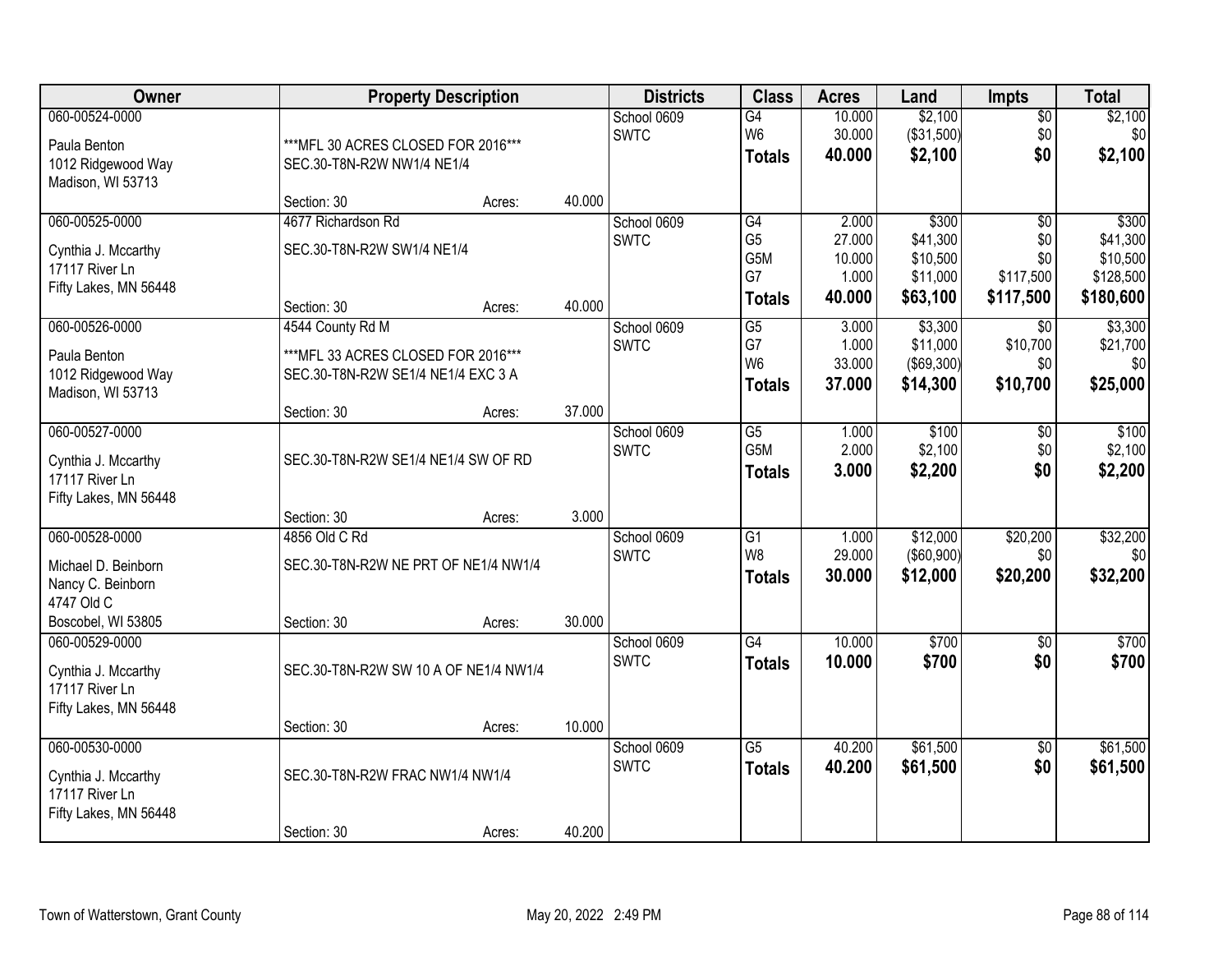| Owner | Property Description | | | Districts | Class | Acres | Land | Impts | Total |
|---|---|---|---|---|---|---|---|---|---|
| 060-00524-0000 | | | | School 0609 | G4 | 10.000 | $2,100 | $0 | $2,100 |
| Paula Benton | ***MFL 30 ACRES CLOSED FOR 2016*** | | | SWTC | W6 | 30.000 | ($31,500) | $0 | $0 |
| 1012 Ridgewood Way | SEC.30-T8N-R2W NW1/4 NE1/4 | | | | **Totals** | **40.000** | **$2,100** | **$0** | **$2,100** |
| Madison, WI 53713 | | | | | | | | | |
| | Section: 30 | Acres: | 40.000 | | | | | | |
| 060-00525-0000 | 4677 Richardson Rd | | | School 0609 | G4 | 2.000 | $300 | $0 | $300 |
| Cynthia J. Mccarthy | SEC.30-T8N-R2W SW1/4 NE1/4 | | | SWTC | G5 | 27.000 | $41,300 | $0 | $41,300 |
| 17117 River Ln | | | | | G5M | 10.000 | $10,500 | $0 | $10,500 |
| Fifty Lakes, MN 56448 | | | | | G7 | 1.000 | $11,000 | $117,500 | $128,500 |
| | Section: 30 | Acres: | 40.000 | | **Totals** | **40.000** | **$63,100** | **$117,500** | **$180,600** |
| 060-00526-0000 | 4544 County Rd M | | | School 0609 | G5 | 3.000 | $3,300 | $0 | $3,300 |
| Paula Benton | ***MFL 33 ACRES CLOSED FOR 2016*** | | | SWTC | G7 | 1.000 | $11,000 | $10,700 | $21,700 |
| 1012 Ridgewood Way | SEC.30-T8N-R2W SE1/4 NE1/4 EXC 3 A | | | | W6 | 33.000 | ($69,300) | $0 | $0 |
| Madison, WI 53713 | | | | | **Totals** | **37.000** | **$14,300** | **$10,700** | **$25,000** |
| | Section: 30 | Acres: | 37.000 | | | | | | |
| 060-00527-0000 | | | | School 0609 | G5 | 1.000 | $100 | $0 | $100 |
| Cynthia J. Mccarthy | SEC.30-T8N-R2W SE1/4 NE1/4 SW OF RD | | | SWTC | G5M | 2.000 | $2,100 | $0 | $2,100 |
| 17117 River Ln | | | | | **Totals** | **3.000** | **$2,200** | **$0** | **$2,200** |
| Fifty Lakes, MN 56448 | | | | | | | | | |
| | Section: 30 | Acres: | 3.000 | | | | | | |
| 060-00528-0000 | 4856 Old C Rd | | | School 0609 | G1 | 1.000 | $12,000 | $20,200 | $32,200 |
| Michael D. Beinborn | SEC.30-T8N-R2W NE PRT OF NE1/4 NW1/4 | | | SWTC | W8 | 29.000 | ($60,900) | $0 | $0 |
| Nancy C. Beinborn | | | | | **Totals** | **30.000** | **$12,000** | **$20,200** | **$32,200** |
| 4747 Old C | | | | | | | | | |
| Boscobel, WI 53805 | Section: 30 | Acres: | 30.000 | | | | | | |
| 060-00529-0000 | | | | School 0609 | G4 | 10.000 | $700 | $0 | $700 |
| Cynthia J. Mccarthy | SEC.30-T8N-R2W SW 10 A OF NE1/4 NW1/4 | | | SWTC | **Totals** | **10.000** | **$700** | **$0** | **$700** |
| 17117 River Ln | | | | | | | | | |
| Fifty Lakes, MN 56448 | | | | | | | | | |
| | Section: 30 | Acres: | 10.000 | | | | | | |
| 060-00530-0000 | | | | School 0609 | G5 | 40.200 | $61,500 | $0 | $61,500 |
| Cynthia J. Mccarthy | SEC.30-T8N-R2W FRAC NW1/4 NW1/4 | | | SWTC | **Totals** | **40.200** | **$61,500** | **$0** | **$61,500** |
| 17117 River Ln | | | | | | | | | |
| Fifty Lakes, MN 56448 | | | | | | | | | |
| | Section: 30 | Acres: | 40.200 | | | | | | |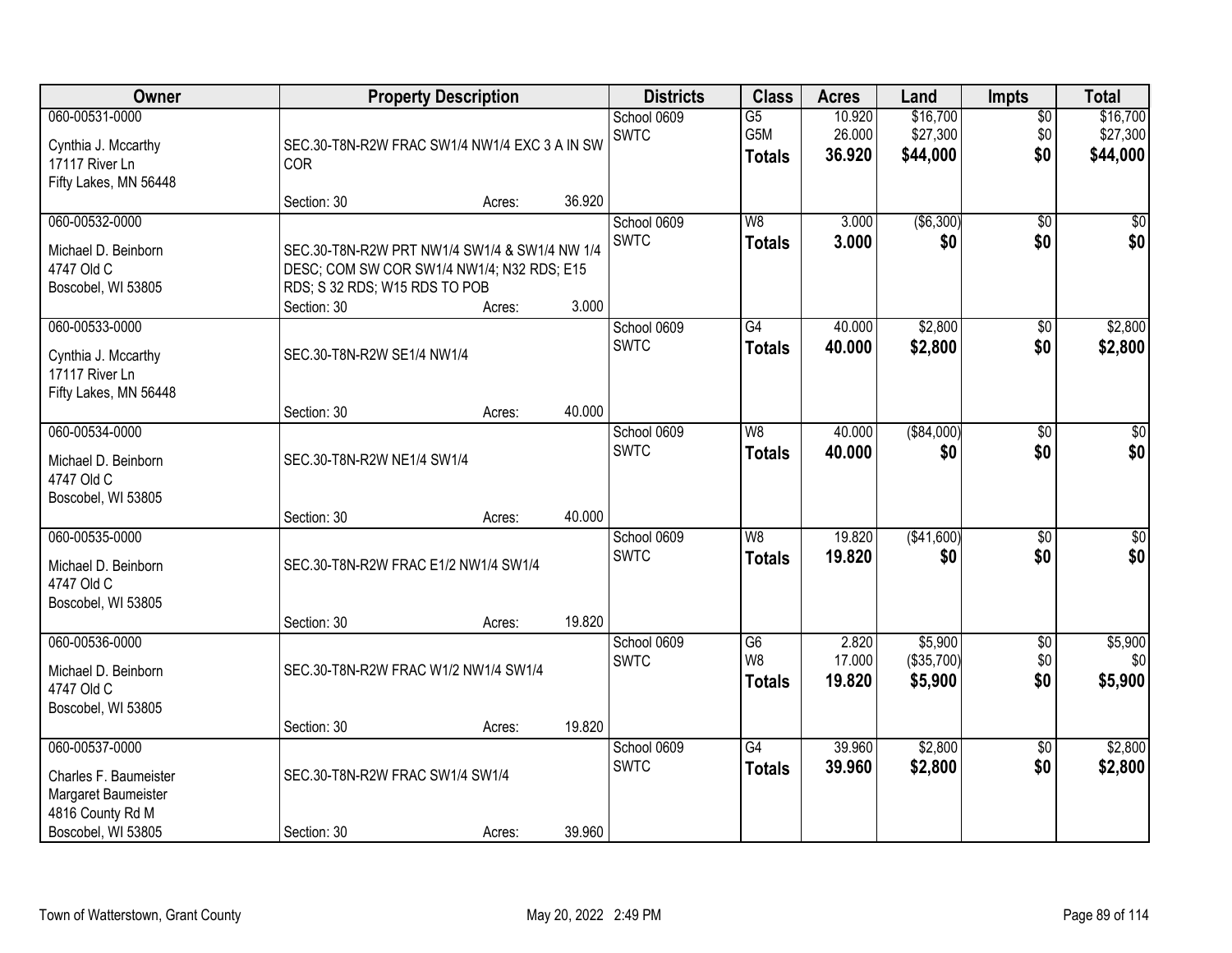| Owner | Property Description | Districts | Class | Acres | Land | Impts | Total |
|---|---|---|---|---|---|---|---|
| 060-00531-0000<br>Cynthia J. Mccarthy<br>17117 River Ln<br>Fifty Lakes, MN 56448 | SEC.30-T8N-R2W FRAC SW1/4 NW1/4 EXC 3 A IN SW COR<br>Section: 30 Acres: 36.920 | School 0609<br>SWTC | G5<br>G5M<br>**Totals** | 10.920<br>26.000<br>**36.920** | $16,700<br>$27,300<br>**$44,000** | $0<br>$0<br>**$0** | $16,700<br>$27,300<br>**$44,000** |
| 060-00532-0000<br>Michael D. Beinborn<br>4747 Old C<br>Boscobel, WI 53805 | SEC.30-T8N-R2W PRT NW1/4 SW1/4 & SW1/4 NW 1/4 DESC; COM SW COR SW1/4 NW1/4; N32 RDS; E15 RDS; S 32 RDS; W15 RDS TO POB<br>Section: 30 Acres: 3.000 | School 0609<br>SWTC | W8<br>**Totals** | 3.000<br>**3.000** | ($6,300)<br>**$0** | $0<br>**$0** | $0<br>**$0** |
| 060-00533-0000<br>Cynthia J. Mccarthy<br>17117 River Ln<br>Fifty Lakes, MN 56448 | SEC.30-T8N-R2W SE1/4 NW1/4<br>Section: 30 Acres: 40.000 | School 0609<br>SWTC | G4<br>**Totals** | 40.000<br>**40.000** | $2,800<br>**$2,800** | $0<br>**$0** | $2,800<br>**$2,800** |
| 060-00534-0000<br>Michael D. Beinborn<br>4747 Old C<br>Boscobel, WI 53805 | SEC.30-T8N-R2W NE1/4 SW1/4<br>Section: 30 Acres: 40.000 | School 0609<br>SWTC | W8<br>**Totals** | 40.000<br>**40.000** | ($84,000)<br>**$0** | $0<br>**$0** | $0<br>**$0** |
| 060-00535-0000<br>Michael D. Beinborn<br>4747 Old C<br>Boscobel, WI 53805 | SEC.30-T8N-R2W FRAC E1/2 NW1/4 SW1/4<br>Section: 30 Acres: 19.820 | School 0609<br>SWTC | W8<br>**Totals** | 19.820<br>**19.820** | ($41,600)<br>**$0** | $0<br>**$0** | $0<br>**$0** |
| 060-00536-0000<br>Michael D. Beinborn<br>4747 Old C<br>Boscobel, WI 53805 | SEC.30-T8N-R2W FRAC W1/2 NW1/4 SW1/4<br>Section: 30 Acres: 19.820 | School 0609<br>SWTC | G6<br>W8<br>**Totals** | 2.820<br>17.000<br>**19.820** | $5,900<br>($35,700)<br>**$5,900** | $0<br>$0<br>**$0** | $5,900<br>$0<br>**$5,900** |
| 060-00537-0000<br>Charles F. Baumeister<br>Margaret Baumeister<br>4816 County Rd M<br>Boscobel, WI 53805 | SEC.30-T8N-R2W FRAC SW1/4 SW1/4<br>Section: 30 Acres: 39.960 | School 0609<br>SWTC | G4<br>**Totals** | 39.960<br>**39.960** | $2,800<br>**$2,800** | $0<br>**$0** | $2,800<br>**$2,800** |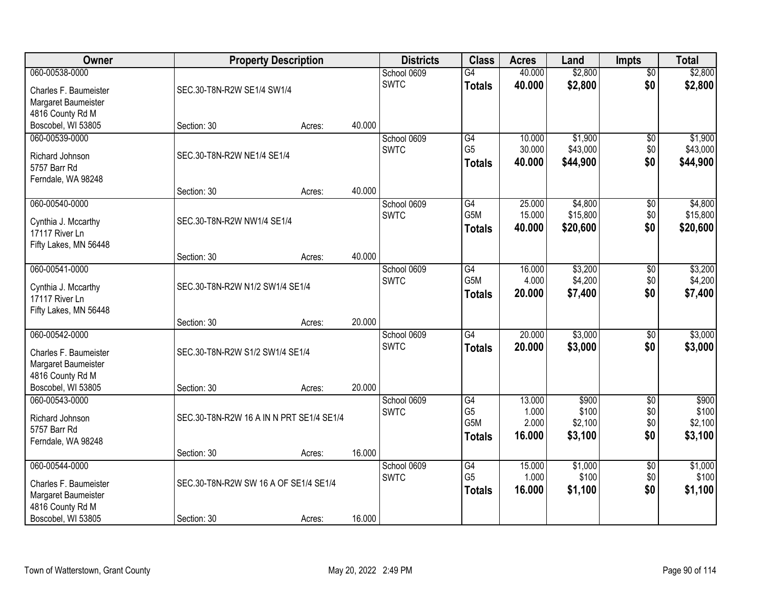| Owner | Property Description | | | Districts | Class | Acres | Land | Impts | Total |
|---|---|---|---|---|---|---|---|---|---|
| 060-00538-0000<br>Charles F. Baumeister<br>Margaret Baumeister<br>4816 County Rd M<br>Boscobel, WI 53805 | SEC.30-T8N-R2W SE1/4 SW1/4<br>Section: 30 | Acres: | 40.000 | School 0609<br>SWTC | G4<br>**Totals** | 40.000<br>**40.000** | $2,800<br>**$2,800** | $0<br>**$0** | $2,800<br>**$2,800** |
| 060-00539-0000<br>Richard Johnson<br>5757 Barr Rd<br>Ferndale, WA 98248 | SEC.30-T8N-R2W NE1/4 SE1/4<br>Section: 30 | Acres: | 40.000 | School 0609<br>SWTC | G4<br>G5<br>**Totals** | 10.000<br>30.000<br>**40.000** | $1,900<br>$43,000<br>**$44,900** | $0<br>$0<br>**$0** | $1,900<br>$43,000<br>**$44,900** |
| 060-00540-0000<br>Cynthia J. Mccarthy<br>17117 River Ln<br>Fifty Lakes, MN 56448 | SEC.30-T8N-R2W NW1/4 SE1/4<br>Section: 30 | Acres: | 40.000 | School 0609<br>SWTC | G4<br>G5M<br>**Totals** | 25.000<br>15.000<br>**40.000** | $4,800<br>$15,800<br>**$20,600** | $0<br>$0<br>**$0** | $4,800<br>$15,800<br>**$20,600** |
| 060-00541-0000<br>Cynthia J. Mccarthy<br>17117 River Ln<br>Fifty Lakes, MN 56448 | SEC.30-T8N-R2W N1/2 SW1/4 SE1/4<br>Section: 30 | Acres: | 20.000 | School 0609<br>SWTC | G4<br>G5M<br>**Totals** | 16.000<br>4.000<br>**20.000** | $3,200<br>$4,200<br>**$7,400** | $0<br>$0<br>**$0** | $3,200<br>$4,200<br>**$7,400** |
| 060-00542-0000<br>Charles F. Baumeister<br>Margaret Baumeister<br>4816 County Rd M<br>Boscobel, WI 53805 | SEC.30-T8N-R2W S1/2 SW1/4 SE1/4<br>Section: 30 | Acres: | 20.000 | School 0609<br>SWTC | G4<br>**Totals** | 20.000<br>**20.000** | $3,000<br>**$3,000** | $0<br>**$0** | $3,000<br>**$3,000** |
| 060-00543-0000<br>Richard Johnson<br>5757 Barr Rd<br>Ferndale, WA 98248 | SEC.30-T8N-R2W 16 A IN N PRT SE1/4 SE1/4<br>Section: 30 | Acres: | 16.000 | School 0609<br>SWTC | G4<br>G5<br>G5M<br>**Totals** | 13.000<br>1.000<br>2.000<br>**16.000** | $900<br>$100<br>$2,100<br>**$3,100** | $0<br>$0<br>$0<br>**$0** | $900<br>$100<br>$2,100<br>**$3,100** |
| 060-00544-0000<br>Charles F. Baumeister<br>Margaret Baumeister<br>4816 County Rd M<br>Boscobel, WI 53805 | SEC.30-T8N-R2W SW 16 A OF SE1/4 SE1/4<br>Section: 30 | Acres: | 16.000 | School 0609<br>SWTC | G4<br>G5<br>**Totals** | 15.000<br>1.000<br>**16.000** | $1,000<br>$100<br>**$1,100** | $0<br>$0<br>**$0** | $1,000<br>$100<br>**$1,100** |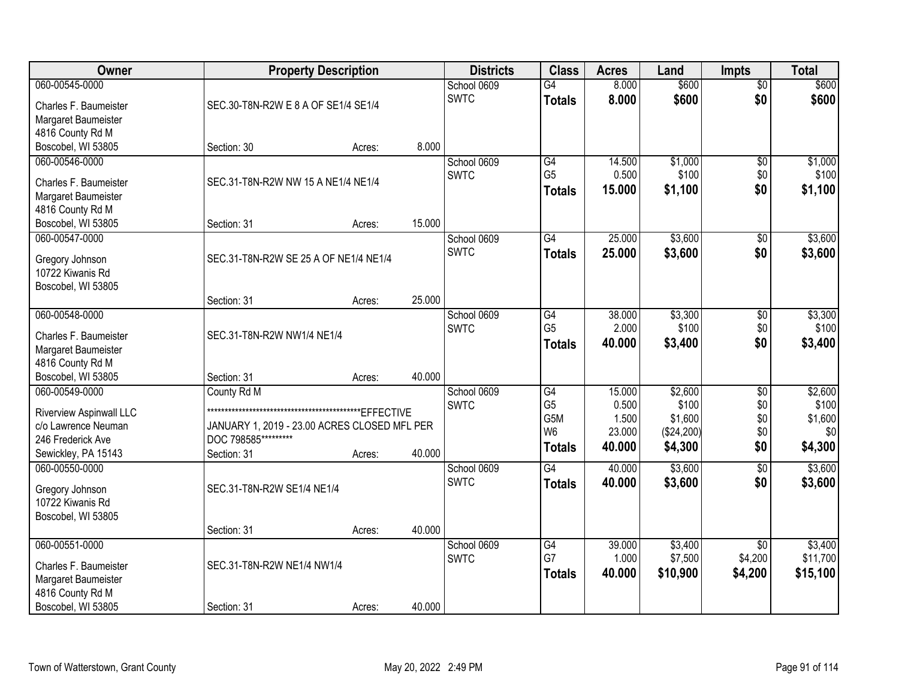| Owner | Property Description | | | Districts | Class | Acres | Land | Impts | Total |
|---|---|---|---|---|---|---|---|---|---|
| 060-00545-0000 | | | | School 0609 | G4 | 8.000 | $600 | $0 | $600 |
| Charles F. Baumeister | SEC.30-T8N-R2W E 8 A OF SE1/4 SE1/4 | | | SWTC | **Totals** | **8.000** | **$600** | **$0** | **$600** |
| Margaret Baumeister | | | | | | | | | |
| 4816 County Rd M | | | | | | | | | |
| Boscobel, WI 53805 | Section: 30 | Acres: | 8.000 | | | | | | |
| 060-00546-0000 | | | | School 0609 | G4 | 14.500 | $1,000 | $0 | $1,000 |
| Charles F. Baumeister | SEC.31-T8N-R2W NW 15 A NE1/4 NE1/4 | | | SWTC | G5 | 0.500 | $100 | $0 | $100 |
| Margaret Baumeister | | | | | **Totals** | **15.000** | **$1,100** | **$0** | **$1,100** |
| 4816 County Rd M | | | | | | | | | |
| Boscobel, WI 53805 | Section: 31 | Acres: | 15.000 | | | | | | |
| 060-00547-0000 | | | | School 0609 | G4 | 25.000 | $3,600 | $0 | $3,600 |
| Gregory Johnson | SEC.31-T8N-R2W SE 25 A OF NE1/4 NE1/4 | | | SWTC | **Totals** | **25.000** | **$3,600** | **$0** | **$3,600** |
| 10722 Kiwanis Rd | | | | | | | | | |
| Boscobel, WI 53805 | | | | | | | | | |
| | Section: 31 | Acres: | 25.000 | | | | | | |
| 060-00548-0000 | | | | School 0609 | G4 | 38.000 | $3,300 | $0 | $3,300 |
| Charles F. Baumeister | SEC.31-T8N-R2W NW1/4 NE1/4 | | | SWTC | G5 | 2.000 | $100 | $0 | $100 |
| Margaret Baumeister | | | | | **Totals** | **40.000** | **$3,400** | **$0** | **$3,400** |
| 4816 County Rd M | | | | | | | | | |
| Boscobel, WI 53805 | Section: 31 | Acres: | 40.000 | | | | | | |
| 060-00549-0000 | County Rd M | | | School 0609 | G4 | 15.000 | $2,600 | $0 | $2,600 |
| Riverview Aspinwall LLC | ***********************************************EFFECTIVE | | | SWTC | G5 | 0.500 | $100 | $0 | $100 |
| c/o Lawrence Neuman | JANUARY 1, 2019 - 23.00 ACRES CLOSED MFL PER | | | | G5M | 1.500 | $1,600 | $0 | $1,600 |
| 246 Frederick Ave | DOC 798585********* | | | | W6 | 23.000 | ($24,200) | $0 | $0 |
| Sewickley, PA 15143 | Section: 31 | Acres: | 40.000 | | **Totals** | **40.000** | **$4,300** | **$0** | **$4,300** |
| 060-00550-0000 | | | | School 0609 | G4 | 40.000 | $3,600 | $0 | $3,600 |
| Gregory Johnson | SEC.31-T8N-R2W SE1/4 NE1/4 | | | SWTC | **Totals** | **40.000** | **$3,600** | **$0** | **$3,600** |
| 10722 Kiwanis Rd | | | | | | | | | |
| Boscobel, WI 53805 | | | | | | | | | |
| | Section: 31 | Acres: | 40.000 | | | | | | |
| 060-00551-0000 | | | | School 0609 | G4 | 39.000 | $3,400 | $0 | $3,400 |
| Charles F. Baumeister | SEC.31-T8N-R2W NE1/4 NW1/4 | | | SWTC | G7 | 1.000 | $7,500 | $4,200 | $11,700 |
| Margaret Baumeister | | | | | **Totals** | **40.000** | **$10,900** | **$4,200** | **$15,100** |
| 4816 County Rd M | | | | | | | | | |
| Boscobel, WI 53805 | Section: 31 | Acres: | 40.000 | | | | | | |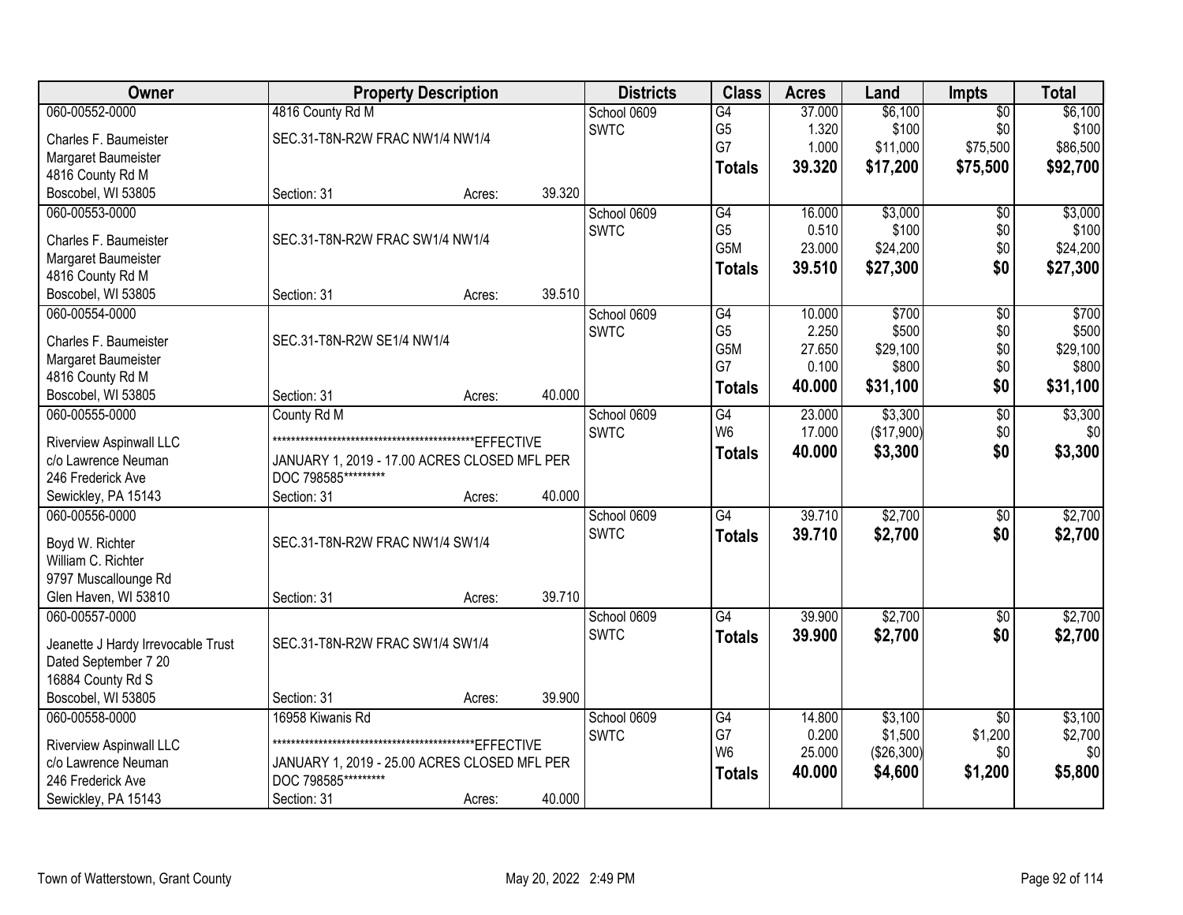| Owner | Property Description | | | Districts | Class | Acres | Land | Impts | Total |
|---|---|---|---|---|---|---|---|---|---|
| 060-00552-0000 | 4816 County Rd M | | | School 0609 | G4 | 37.000 | $6,100 | $0 | $6,100 |
| Charles F. Baumeister | SEC.31-T8N-R2W FRAC NW1/4 NW1/4 | | | SWTC | G5 | 1.320 | $100 | $0 | $100 |
| Margaret Baumeister | | | | | G7 | 1.000 | $11,000 | $75,500 | $86,500 |
| 4816 County Rd M | | | | | **Totals** | **39.320** | **$17,200** | **$75,500** | **$92,700** |
| Boscobel, WI 53805 | Section: 31 | Acres: | 39.320 | | | | | | |
| 060-00553-0000 | | | | School 0609 | G4 | 16.000 | $3,000 | $0 | $3,000 |
| Charles F. Baumeister | SEC.31-T8N-R2W FRAC SW1/4 NW1/4 | | | SWTC | G5 | 0.510 | $100 | $0 | $100 |
| Margaret Baumeister | | | | | G5M | 23.000 | $24,200 | $0 | $24,200 |
| 4816 County Rd M | | | | | **Totals** | **39.510** | **$27,300** | **$0** | **$27,300** |
| Boscobel, WI 53805 | Section: 31 | Acres: | 39.510 | | | | | | |
| 060-00554-0000 | | | | School 0609 | G4 | 10.000 | $700 | $0 | $700 |
| Charles F. Baumeister | SEC.31-T8N-R2W SE1/4 NW1/4 | | | SWTC | G5 | 2.250 | $500 | $0 | $500 |
| Margaret Baumeister | | | | | G5M | 27.650 | $29,100 | $0 | $29,100 |
| 4816 County Rd M | | | | | G7 | 0.100 | $800 | $0 | $800 |
| Boscobel, WI 53805 | Section: 31 | Acres: | 40.000 | | **Totals** | **40.000** | **$31,100** | **$0** | **$31,100** |
| 060-00555-0000 | County Rd M | | | School 0609 | G4 | 23.000 | $3,300 | $0 | $3,300 |
| Riverview Aspinwall LLC | ************************************************EFFECTIVE | | | SWTC | W6 | 17.000 | ($17,900) | $0 | $0 |
| c/o Lawrence Neuman | JANUARY 1, 2019 - 17.00 ACRES CLOSED MFL PER | | | | **Totals** | **40.000** | **$3,300** | **$0** | **$3,300** |
| 246 Frederick Ave | DOC 798585********* | | | | | | | | |
| Sewickley, PA 15143 | Section: 31 | Acres: | 40.000 | | | | | | |
| 060-00556-0000 | | | | School 0609 | G4 | 39.710 | $2,700 | $0 | $2,700 |
| Boyd W. Richter | SEC.31-T8N-R2W FRAC NW1/4 SW1/4 | | | SWTC | **Totals** | **39.710** | **$2,700** | **$0** | **$2,700** |
| William C. Richter | | | | | | | | | |
| 9797 Muscallounge Rd | | | | | | | | | |
| Glen Haven, WI 53810 | Section: 31 | Acres: | 39.710 | | | | | | |
| 060-00557-0000 | | | | School 0609 | G4 | 39.900 | $2,700 | $0 | $2,700 |
| Jeanette J Hardy Irrevocable Trust | SEC.31-T8N-R2W FRAC SW1/4 SW1/4 | | | SWTC | **Totals** | **39.900** | **$2,700** | **$0** | **$2,700** |
| Dated September 7 20 | | | | | | | | | |
| 16884 County Rd S | | | | | | | | | |
| Boscobel, WI 53805 | Section: 31 | Acres: | 39.900 | | | | | | |
| 060-00558-0000 | 16958 Kiwanis Rd | | | School 0609 | G4 | 14.800 | $3,100 | $0 | $3,100 |
| Riverview Aspinwall LLC | ************************************************EFFECTIVE | | | SWTC | G7 | 0.200 | $1,500 | $1,200 | $2,700 |
| c/o Lawrence Neuman | JANUARY 1, 2019 - 25.00 ACRES CLOSED MFL PER | | | | W6 | 25.000 | ($26,300) | $0 | $0 |
| 246 Frederick Ave | DOC 798585********* | | | | **Totals** | **40.000** | **$4,600** | **$1,200** | **$5,800** |
| Sewickley, PA 15143 | Section: 31 | Acres: | 40.000 | | | | | | |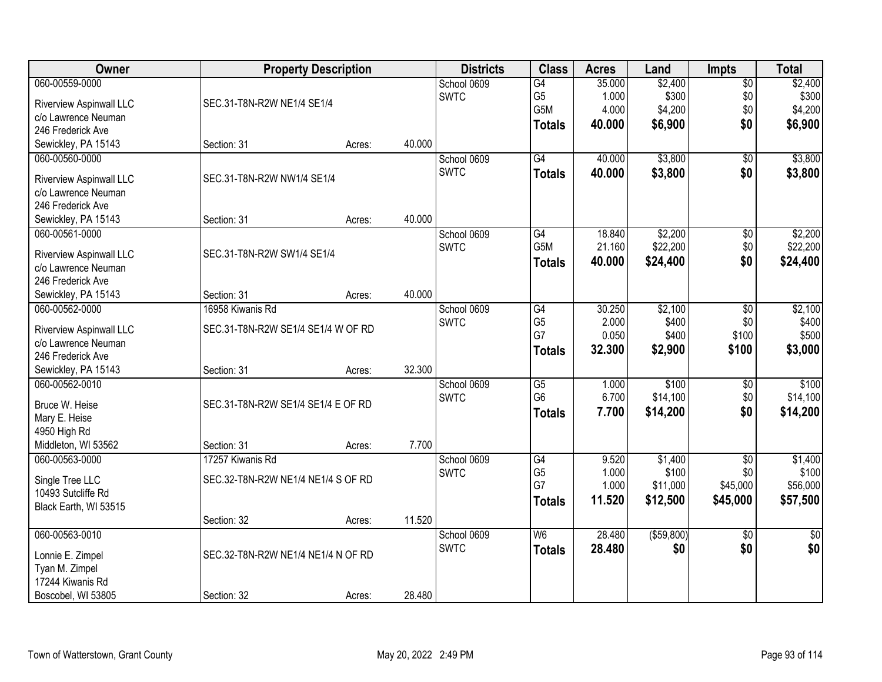| Owner | Property Description | | | Districts | Class | Acres | Land | Impts | Total |
|---|---|---|---|---|---|---|---|---|---|
| 060-00559-0000<br>Riverview Aspinwall LLC<br>c/o Lawrence Neuman<br>246 Frederick Ave<br>Sewickley, PA 15143 | SEC.31-T8N-R2W NE1/4 SE1/4<br>Section: 31 | Acres: | 40.000 | School 0609<br>SWTC | G4<br>G5<br>G5M<br>**Totals** | 35.000<br>1.000<br>4.000<br>**40.000** | $2,400<br>$300<br>$4,200<br>**$6,900** | $0<br>$0<br>$0<br>**$0** | $2,400<br>$300<br>$4,200<br>**$6,900** |
| 060-00560-0000<br>Riverview Aspinwall LLC<br>c/o Lawrence Neuman<br>246 Frederick Ave<br>Sewickley, PA 15143 | SEC.31-T8N-R2W NW1/4 SE1/4<br>Section: 31 | Acres: | 40.000 | School 0609<br>SWTC | G4<br>**Totals** | 40.000<br>**40.000** | $3,800<br>**$3,800** | $0<br>**$0** | $3,800<br>**$3,800** |
| 060-00561-0000<br>Riverview Aspinwall LLC<br>c/o Lawrence Neuman<br>246 Frederick Ave<br>Sewickley, PA 15143 | SEC.31-T8N-R2W SW1/4 SE1/4<br>Section: 31 | Acres: | 40.000 | School 0609<br>SWTC | G4<br>G5M<br>**Totals** | 18.840<br>21.160<br>**40.000** | $2,200<br>$22,200<br>**$24,400** | $0<br>$0<br>**$0** | $2,200<br>$22,200<br>**$24,400** |
| 060-00562-0000<br>Riverview Aspinwall LLC<br>c/o Lawrence Neuman<br>246 Frederick Ave<br>Sewickley, PA 15143 | 16958 Kiwanis Rd<br>SEC.31-T8N-R2W SE1/4 SE1/4 W OF RD<br>Section: 31 | Acres: | 32.300 | School 0609<br>SWTC | G4<br>G5<br>G7<br>**Totals** | 30.250<br>2.000<br>0.050<br>**32.300** | $2,100<br>$400<br>$400<br>**$2,900** | $0<br>$0<br>$100<br>**$100** | $2,100<br>$400<br>$500<br>**$3,000** |
| 060-00562-0010<br>Bruce W. Heise<br>Mary E. Heise<br>4950 High Rd<br>Middleton, WI 53562 | SEC.31-T8N-R2W SE1/4 SE1/4 E OF RD<br>Section: 31 | Acres: | 7.700 | School 0609<br>SWTC | G5<br>G6<br>**Totals** | 1.000<br>6.700<br>**7.700** | $100<br>$14,100<br>**$14,200** | $0<br>$0<br>**$0** | $100<br>$14,100<br>**$14,200** |
| 060-00563-0000<br>Single Tree LLC<br>10493 Sutcliffe Rd<br>Black Earth, WI 53515 | 17257 Kiwanis Rd<br>SEC.32-T8N-R2W NE1/4 NE1/4 S OF RD<br>Section: 32 | Acres: | 11.520 | School 0609<br>SWTC | G4<br>G5<br>G7<br>**Totals** | 9.520<br>1.000<br>1.000<br>**11.520** | $1,400<br>$100<br>$11,000<br>**$12,500** | $0<br>$0<br>$45,000<br>**$45,000** | $1,400<br>$100<br>$56,000<br>**$57,500** |
| 060-00563-0010<br>Lonnie E. Zimpel<br>Tyan M. Zimpel<br>17244 Kiwanis Rd<br>Boscobel, WI 53805 | SEC.32-T8N-R2W NE1/4 NE1/4 N OF RD<br>Section: 32 | Acres: | 28.480 | School 0609<br>SWTC | W6<br>**Totals** | 28.480<br>**28.480** | ($59,800)<br>**$0** | $0<br>**$0** | $0<br>**$0** |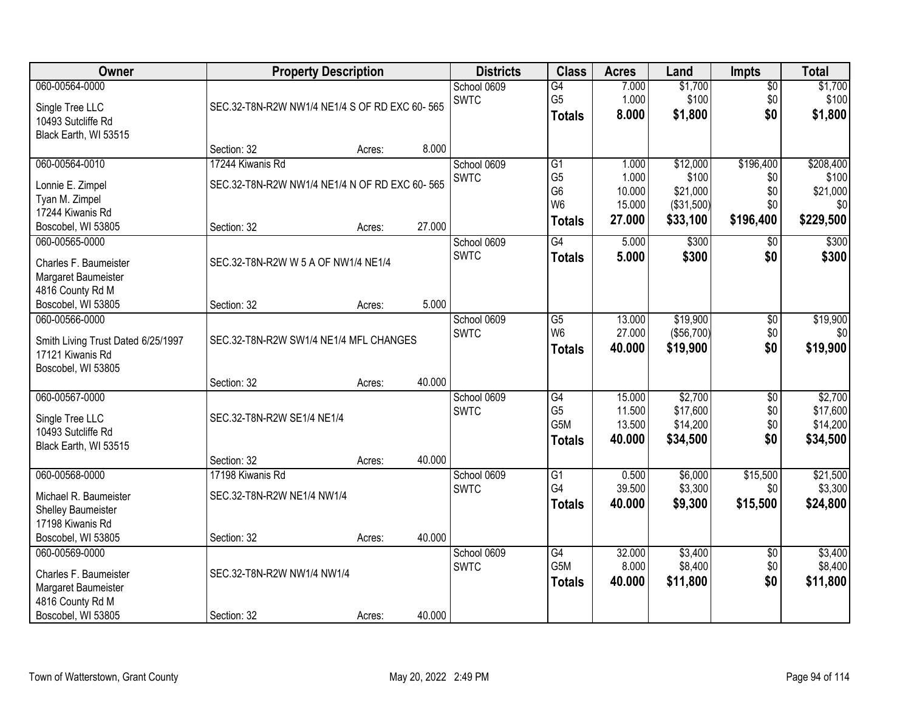| Owner | Property Description | | | Districts | Class | Acres | Land | Impts | Total |
|---|---|---|---|---|---|---|---|---|---|
| 060-00564-0000 | | | | School 0609 | G4 | 7.000 | $1,700 | $0 | $1,700 |
| Single Tree LLC | SEC.32-T8N-R2W NW1/4 NE1/4 S OF RD EXC 60- 565 | | | SWTC | G5 | 1.000 | $100 | $0 | $100 |
| 10493 Sutcliffe Rd | | | | | **Totals** | **8.000** | **$1,800** | **$0** | **$1,800** |
| Black Earth, WI 53515 | | | | | | | | | |
| | Section: 32 | Acres: | 8.000 | | | | | | |
| 060-00564-0010 | 17244 Kiwanis Rd | | | School 0609 | G1 | 1.000 | $12,000 | $196,400 | $208,400 |
| Lonnie E. Zimpel | SEC.32-T8N-R2W NW1/4 NE1/4 N OF RD EXC 60- 565 | | | SWTC | G5 | 1.000 | $100 | $0 | $100 |
| Tyan M. Zimpel | | | | | G6 | 10.000 | $21,000 | $0 | $21,000 |
| 17244 Kiwanis Rd | | | | | W6 | 15.000 | ($31,500) | $0 | $0 |
| Boscobel, WI 53805 | Section: 32 | Acres: | 27.000 | | **Totals** | **27.000** | **$33,100** | **$196,400** | **$229,500** |
| 060-00565-0000 | | | | School 0609 | G4 | 5.000 | $300 | $0 | $300 |
| Charles F. Baumeister | SEC.32-T8N-R2W W 5 A OF NW1/4 NE1/4 | | | SWTC | **Totals** | **5.000** | **$300** | **$0** | **$300** |
| Margaret Baumeister | | | | | | | | | |
| 4816 County Rd M | | | | | | | | | |
| Boscobel, WI 53805 | Section: 32 | Acres: | 5.000 | | | | | | |
| 060-00566-0000 | | | | School 0609 | G5 | 13.000 | $19,900 | $0 | $19,900 |
| Smith Living Trust Dated 6/25/1997 | SEC.32-T8N-R2W SW1/4 NE1/4 MFL CHANGES | | | SWTC | W6 | 27.000 | ($56,700) | $0 | $0 |
| 17121 Kiwanis Rd | | | | | **Totals** | **40.000** | **$19,900** | **$0** | **$19,900** |
| Boscobel, WI 53805 | | | | | | | | | |
| | Section: 32 | Acres: | 40.000 | | | | | | |
| 060-00567-0000 | | | | School 0609 | G4 | 15.000 | $2,700 | $0 | $2,700 |
| Single Tree LLC | SEC.32-T8N-R2W SE1/4 NE1/4 | | | SWTC | G5 | 11.500 | $17,600 | $0 | $17,600 |
| 10493 Sutcliffe Rd | | | | | G5M | 13.500 | $14,200 | $0 | $14,200 |
| Black Earth, WI 53515 | | | | | **Totals** | **40.000** | **$34,500** | **$0** | **$34,500** |
| | Section: 32 | Acres: | 40.000 | | | | | | |
| 060-00568-0000 | 17198 Kiwanis Rd | | | School 0609 | G1 | 0.500 | $6,000 | $15,500 | $21,500 |
| Michael R. Baumeister | SEC.32-T8N-R2W NE1/4 NW1/4 | | | SWTC | G4 | 39.500 | $3,300 | $0 | $3,300 |
| Shelley Baumeister | | | | | **Totals** | **40.000** | **$9,300** | **$15,500** | **$24,800** |
| 17198 Kiwanis Rd | | | | | | | | | |
| Boscobel, WI 53805 | Section: 32 | Acres: | 40.000 | | | | | | |
| 060-00569-0000 | | | | School 0609 | G4 | 32.000 | $3,400 | $0 | $3,400 |
| Charles F. Baumeister | SEC.32-T8N-R2W NW1/4 NW1/4 | | | SWTC | G5M | 8.000 | $8,400 | $0 | $8,400 |
| Margaret Baumeister | | | | | **Totals** | **40.000** | **$11,800** | **$0** | **$11,800** |
| 4816 County Rd M | | | | | | | | | |
| Boscobel, WI 53805 | Section: 32 | Acres: | 40.000 | | | | | | |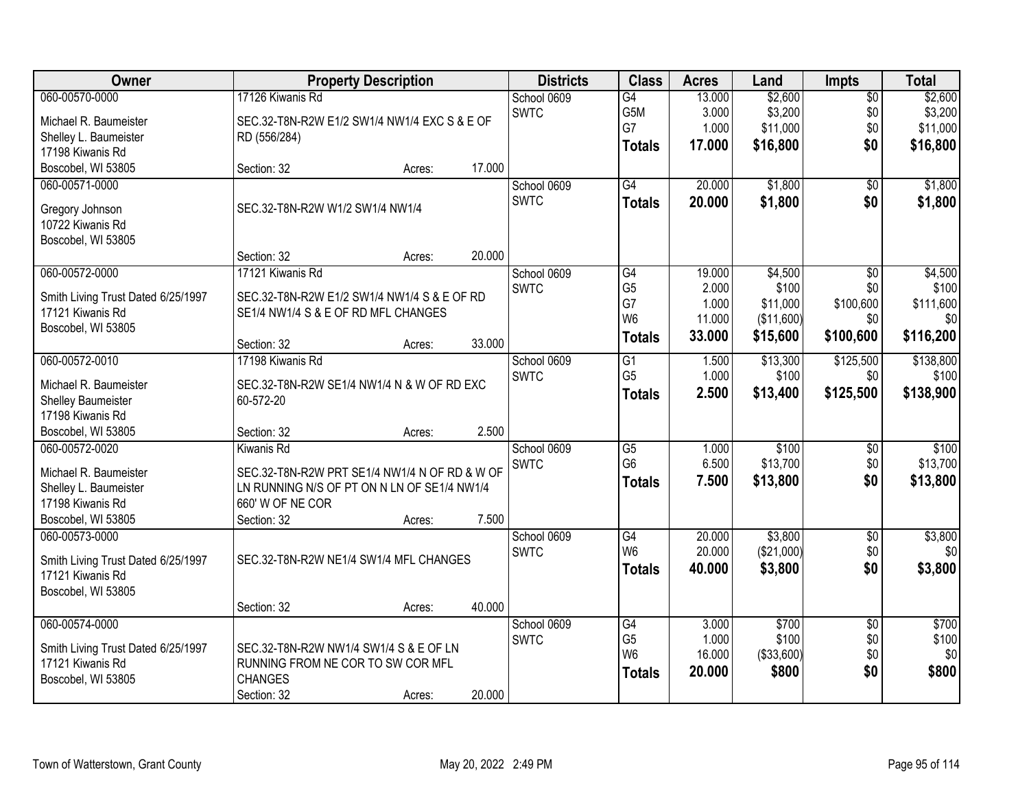| Owner | Property Description | Districts | Class | Acres | Land | Impts | Total |
|---|---|---|---|---|---|---|---|
| 060-00570-0000<br>Michael R. Baumeister<br>Shelley L. Baumeister<br>17198 Kiwanis Rd<br>Boscobel, WI 53805 | 17126 Kiwanis Rd<br>SEC.32-T8N-R2W E1/2 SW1/4 NW1/4 EXC S & E OF RD (556/284)<br>Section: 32 Acres: 17.000 | School 0609<br>SWTC | G4<br>G5M<br>G7<br>**Totals** | 13.000<br>3.000<br>1.000<br>**17.000** | $2,600<br>$3,200<br>$11,000<br>**$16,800** | $0<br>$0<br>$0<br>**$0** | $2,600<br>$3,200<br>$11,000<br>**$16,800** |
| 060-00571-0000<br>Gregory Johnson<br>10722 Kiwanis Rd<br>Boscobel, WI 53805 | SEC.32-T8N-R2W W1/2 SW1/4 NW1/4<br>Section: 32 Acres: 20.000 | School 0609<br>SWTC | G4<br>**Totals** | 20.000<br>**20.000** | $1,800<br>**$1,800** | $0<br>**$0** | $1,800<br>**$1,800** |
| 060-00572-0000<br>Smith Living Trust Dated 6/25/1997<br>17121 Kiwanis Rd<br>Boscobel, WI 53805 | 17121 Kiwanis Rd<br>SEC.32-T8N-R2W E1/2 SW1/4 NW1/4 S & E OF RD SE1/4 NW1/4 S & E OF RD MFL CHANGES<br>Section: 32 Acres: 33.000 | School 0609<br>SWTC | G4<br>G5<br>G7<br>W6<br>**Totals** | 19.000<br>2.000<br>1.000<br>11.000<br>**33.000** | $4,500<br>$100<br>$11,000<br>($11,600)<br>**$15,600** | $0<br>$0<br>$100,600<br>$0<br>**$100,600** | $4,500<br>$100<br>$111,600<br>$0<br>**$116,200** |
| 060-00572-0010<br>Michael R. Baumeister<br>Shelley Baumeister<br>17198 Kiwanis Rd<br>Boscobel, WI 53805 | 17198 Kiwanis Rd<br>SEC.32-T8N-R2W SE1/4 NW1/4 N & W OF RD EXC 60-572-20<br>Section: 32 Acres: 2.500 | School 0609<br>SWTC | G1<br>G5<br>**Totals** | 1.500<br>1.000<br>**2.500** | $13,300<br>$100<br>**$13,400** | $125,500<br>$0<br>**$125,500** | $138,800<br>$100<br>**$138,900** |
| 060-00572-0020<br>Michael R. Baumeister<br>Shelley L. Baumeister<br>17198 Kiwanis Rd<br>Boscobel, WI 53805 | Kiwanis Rd<br>SEC.32-T8N-R2W PRT SE1/4 NW1/4 N OF RD & W OF LN RUNNING N/S OF PT ON N LN OF SE1/4 NW1/4 660' W OF NE COR<br>Section: 32 Acres: 7.500 | School 0609<br>SWTC | G5<br>G6<br>**Totals** | 1.000<br>6.500<br>**7.500** | $100<br>$13,700<br>**$13,800** | $0<br>$0<br>**$0** | $100<br>$13,700<br>**$13,800** |
| 060-00573-0000<br>Smith Living Trust Dated 6/25/1997<br>17121 Kiwanis Rd<br>Boscobel, WI 53805 | SEC.32-T8N-R2W NE1/4 SW1/4 MFL CHANGES<br>Section: 32 Acres: 40.000 | School 0609<br>SWTC | G4<br>W6<br>**Totals** | 20.000<br>20.000<br>**40.000** | $3,800<br>($21,000)<br>**$3,800** | $0<br>$0<br>**$0** | $3,800<br>$0<br>**$3,800** |
| 060-00574-0000<br>Smith Living Trust Dated 6/25/1997<br>17121 Kiwanis Rd<br>Boscobel, WI 53805 | SEC.32-T8N-R2W NW1/4 SW1/4 S & E OF LN RUNNING FROM NE COR TO SW COR MFL CHANGES<br>Section: 32 Acres: 20.000 | School 0609<br>SWTC | G4<br>G5<br>W6<br>**Totals** | 3.000<br>1.000<br>16.000<br>**20.000** | $700<br>$100<br>($33,600)<br>**$800** | $0<br>$0<br>$0<br>**$0** | $700<br>$100<br>$0<br>**$800** |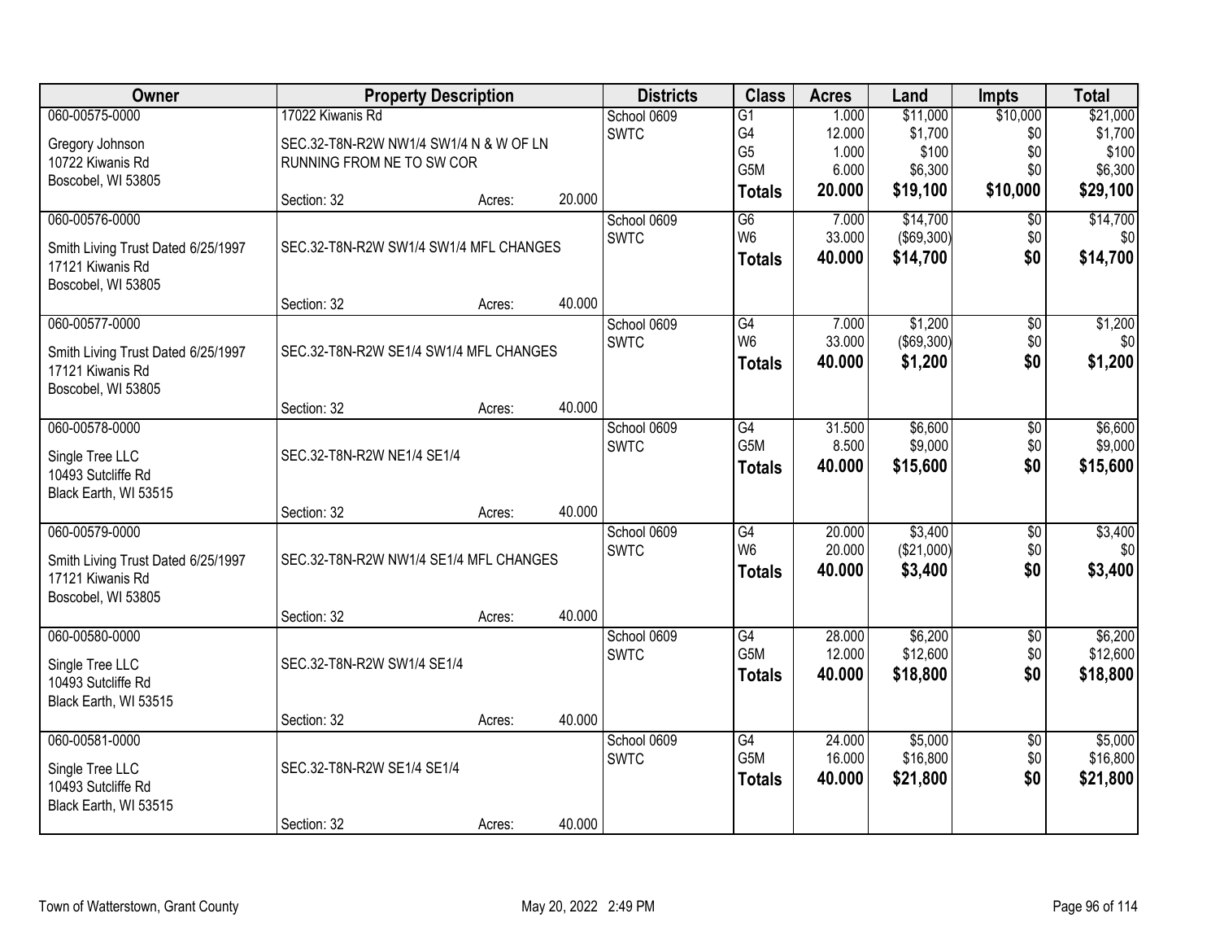| Owner | Property Description | | | Districts | Class | Acres | Land | Impts | Total |
|---|---|---|---|---|---|---|---|---|---|
| 060-00575-0000 | 17022 Kiwanis Rd | | | School 0609 | G1 | 1.000 | $11,000 | $10,000 | $21,000 |
| Gregory Johnson | SEC.32-T8N-R2W NW1/4 SW1/4 N & W OF LN | | | SWTC | G4 | 12.000 | $1,700 | $0 | $1,700 |
| 10722 Kiwanis Rd | RUNNING FROM NE TO SW COR | | | | G5 | 1.000 | $100 | $0 | $100 |
| Boscobel, WI 53805 | | | | | G5M | 6.000 | $6,300 | $0 | $6,300 |
| | Section: 32 | Acres: | 20.000 | | **Totals** | **20.000** | **$19,100** | **$10,000** | **$29,100** |
| 060-00576-0000 | | | | School 0609 | G6 | 7.000 | $14,700 | $0 | $14,700 |
| Smith Living Trust Dated 6/25/1997 | SEC.32-T8N-R2W SW1/4 SW1/4 MFL CHANGES | | | SWTC | W6 | 33.000 | ($69,300) | $0 | $0 |
| 17121 Kiwanis Rd | | | | | **Totals** | **40.000** | **$14,700** | **$0** | **$14,700** |
| Boscobel, WI 53805 | | | | | | | | | |
| | Section: 32 | Acres: | 40.000 | | | | | | |
| 060-00577-0000 | | | | School 0609 | G4 | 7.000 | $1,200 | $0 | $1,200 |
| Smith Living Trust Dated 6/25/1997 | SEC.32-T8N-R2W SE1/4 SW1/4 MFL CHANGES | | | SWTC | W6 | 33.000 | ($69,300) | $0 | $0 |
| 17121 Kiwanis Rd | | | | | **Totals** | **40.000** | **$1,200** | **$0** | **$1,200** |
| Boscobel, WI 53805 | | | | | | | | | |
| | Section: 32 | Acres: | 40.000 | | | | | | |
| 060-00578-0000 | | | | School 0609 | G4 | 31.500 | $6,600 | $0 | $6,600 |
| Single Tree LLC | SEC.32-T8N-R2W NE1/4 SE1/4 | | | SWTC | G5M | 8.500 | $9,000 | $0 | $9,000 |
| 10493 Sutcliffe Rd | | | | | **Totals** | **40.000** | **$15,600** | **$0** | **$15,600** |
| Black Earth, WI 53515 | | | | | | | | | |
| | Section: 32 | Acres: | 40.000 | | | | | | |
| 060-00579-0000 | | | | School 0609 | G4 | 20.000 | $3,400 | $0 | $3,400 |
| Smith Living Trust Dated 6/25/1997 | SEC.32-T8N-R2W NW1/4 SE1/4 MFL CHANGES | | | SWTC | W6 | 20.000 | ($21,000) | $0 | $0 |
| 17121 Kiwanis Rd | | | | | **Totals** | **40.000** | **$3,400** | **$0** | **$3,400** |
| Boscobel, WI 53805 | | | | | | | | | |
| | Section: 32 | Acres: | 40.000 | | | | | | |
| 060-00580-0000 | | | | School 0609 | G4 | 28.000 | $6,200 | $0 | $6,200 |
| Single Tree LLC | SEC.32-T8N-R2W SW1/4 SE1/4 | | | SWTC | G5M | 12.000 | $12,600 | $0 | $12,600 |
| 10493 Sutcliffe Rd | | | | | **Totals** | **40.000** | **$18,800** | **$0** | **$18,800** |
| Black Earth, WI 53515 | | | | | | | | | |
| | Section: 32 | Acres: | 40.000 | | | | | | |
| 060-00581-0000 | | | | School 0609 | G4 | 24.000 | $5,000 | $0 | $5,000 |
| Single Tree LLC | SEC.32-T8N-R2W SE1/4 SE1/4 | | | SWTC | G5M | 16.000 | $16,800 | $0 | $16,800 |
| 10493 Sutcliffe Rd | | | | | **Totals** | **40.000** | **$21,800** | **$0** | **$21,800** |
| Black Earth, WI 53515 | | | | | | | | | |
| | Section: 32 | Acres: | 40.000 | | | | | | |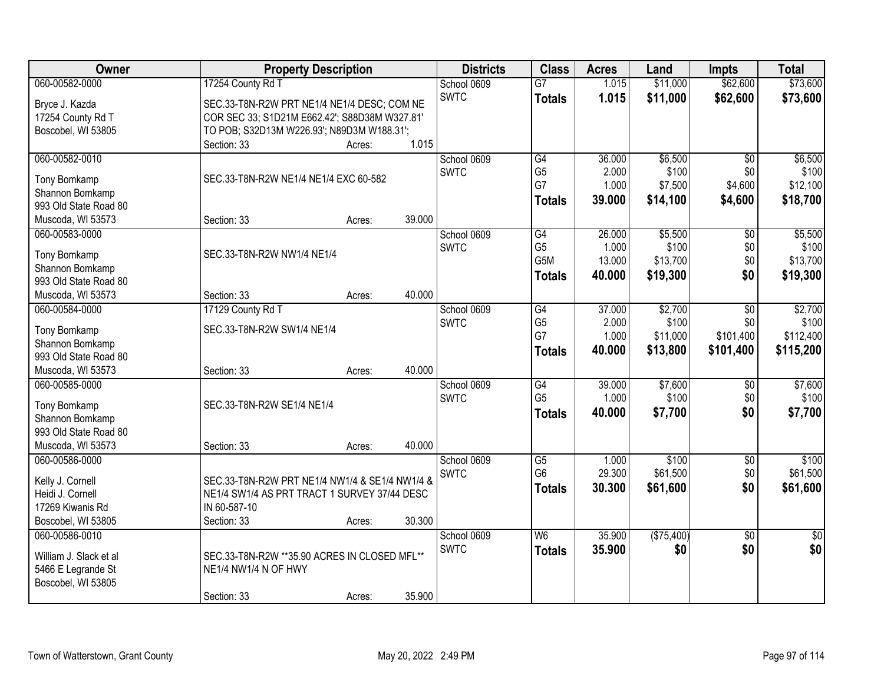| Owner | Property Description | | | Districts | Class | Acres | Land | Impts | Total |
|---|---|---|---|---|---|---|---|---|---|
| 060-00582-0000<br>Bryce J. Kazda<br>17254 County Rd T<br>Boscobel, WI 53805 | 17254 County Rd T<br>SEC.33-T8N-R2W PRT NE1/4 NE1/4 DESC; COM NE COR SEC 33; S1D21M E662.42'; S88D38M W327.81' TO POB; S32D13M W226.93'; N89D3M W188.31';<br>Section: 33 | Acres: | 1.015 | School 0609<br>SWTC | G7<br>**Totals** | 1.015<br>**1.015** | \$11,000<br>**\$11,000** | \$62,600<br>**\$62,600** | \$73,600<br>**\$73,600** |
| 060-00582-0010<br>Tony Bomkamp<br>Shannon Bomkamp<br>993 Old State Road 80<br>Muscoda, WI 53573 | SEC.33-T8N-R2W NE1/4 NE1/4 EXC 60-582<br>Section: 33 | Acres: | 39.000 | School 0609<br>SWTC | G4<br>G5<br>G7<br>**Totals** | 36.000<br>2.000<br>1.000<br>**39.000** | \$6,500<br>\$100<br>\$7,500<br>**\$14,100** | \$0<br>\$0<br>\$4,600<br>**\$4,600** | \$6,500<br>\$100<br>\$12,100<br>**\$18,700** |
| 060-00583-0000<br>Tony Bomkamp<br>Shannon Bomkamp<br>993 Old State Road 80<br>Muscoda, WI 53573 | SEC.33-T8N-R2W NW1/4 NE1/4<br>Section: 33 | Acres: | 40.000 | School 0609<br>SWTC | G4<br>G5<br>G5M<br>**Totals** | 26.000<br>1.000<br>13.000<br>**40.000** | \$5,500<br>\$100<br>\$13,700<br>**\$19,300** | \$0<br>\$0<br>\$0<br>**\$0** | \$5,500<br>\$100<br>\$13,700<br>**\$19,300** |
| 060-00584-0000<br>Tony Bomkamp<br>Shannon Bomkamp<br>993 Old State Road 80<br>Muscoda, WI 53573 | 17129 County Rd T<br>SEC.33-T8N-R2W SW1/4 NE1/4<br>Section: 33 | Acres: | 40.000 | School 0609<br>SWTC | G4<br>G5<br>G7<br>**Totals** | 37.000<br>2.000<br>1.000<br>**40.000** | \$2,700<br>\$100<br>\$11,000<br>**\$13,800** | \$0<br>\$0<br>\$101,400<br>**\$101,400** | \$2,700<br>\$100<br>\$112,400<br>**\$115,200** |
| 060-00585-0000<br>Tony Bomkamp<br>Shannon Bomkamp<br>993 Old State Road 80<br>Muscoda, WI 53573 | SEC.33-T8N-R2W SE1/4 NE1/4<br>Section: 33 | Acres: | 40.000 | School 0609<br>SWTC | G4<br>G5<br>**Totals** | 39.000<br>1.000<br>**40.000** | \$7,600<br>\$100<br>**\$7,700** | \$0<br>\$0<br>**\$0** | \$7,600<br>\$100<br>**\$7,700** |
| 060-00586-0000<br>Kelly J. Cornell<br>Heidi J. Cornell<br>17269 Kiwanis Rd<br>Boscobel, WI 53805 | SEC.33-T8N-R2W PRT NE1/4 NW1/4 & SE1/4 NW1/4 & NE1/4 SW1/4 AS PRT TRACT 1 SURVEY 37/44 DESC IN 60-587-10<br>Section: 33 | Acres: | 30.300 | School 0609<br>SWTC | G5<br>G6<br>**Totals** | 1.000<br>29.300<br>**30.300** | \$100<br>\$61,500<br>**\$61,600** | \$0<br>\$0<br>**\$0** | \$100<br>\$61,500<br>**\$61,600** |
| 060-00586-0010<br>William J. Slack et al<br>5466 E Legrande St<br>Boscobel, WI 53805 | SEC.33-T8N-R2W **35.90 ACRES IN CLOSED MFL** NE1/4 NW1/4 N OF HWY<br>Section: 33 | Acres: | 35.900 | School 0609<br>SWTC | W6<br>**Totals** | 35.900<br>**35.900** | (\$75,400)<br>**\$0** | \$0<br>**\$0** | \$0<br>**\$0** |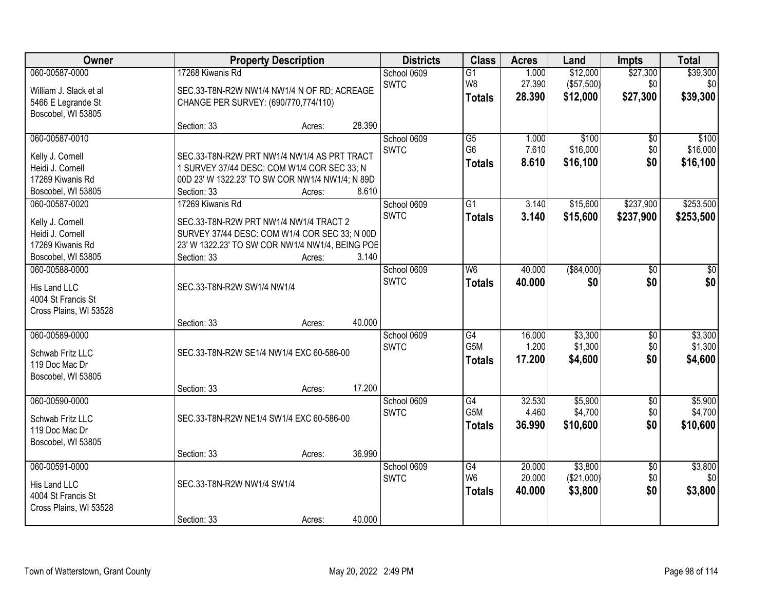| Owner | Property Description | Districts | Class | Acres | Land | Impts | Total |
|---|---|---|---|---|---|---|---|
| 060-00587-0000<br>William J. Slack et al<br>5466 E Legrande St<br>Boscobel, WI 53805 | 17268 Kiwanis Rd<br>SEC.33-T8N-R2W NW1/4 NW1/4 N OF RD; ACREAGE CHANGE PER SURVEY: (690/770,774/110)<br>Section: 33 Acres: 28.390 | School 0609<br>SWTC | G1<br>W8<br>**Totals** | 1.000<br>27.390<br>**28.390** | $12,000<br>($57,500)<br>**$12,000** | $27,300<br>$0<br>**$27,300** | $39,300<br>$0<br>**$39,300** |
| 060-00587-0010<br>Kelly J. Cornell<br>Heidi J. Cornell<br>17269 Kiwanis Rd<br>Boscobel, WI 53805 | SEC.33-T8N-R2W PRT NW1/4 NW1/4 AS PRT TRACT 1 SURVEY 37/44 DESC: COM W1/4 COR SEC 33; N 00D 23' W 1322.23' TO SW COR NW1/4 NW1/4; N 89D<br>Section: 33 Acres: 8.610 | School 0609<br>SWTC | G5<br>G6<br>**Totals** | 1.000<br>7.610<br>**8.610** | $100<br>$16,000<br>**$16,100** | $0<br>$0<br>**$0** | $100<br>$16,000<br>**$16,100** |
| 060-00587-0020<br>Kelly J. Cornell<br>Heidi J. Cornell<br>17269 Kiwanis Rd<br>Boscobel, WI 53805 | 17269 Kiwanis Rd<br>SEC.33-T8N-R2W PRT NW1/4 NW1/4 TRACT 2 SURVEY 37/44 DESC: COM W1/4 COR SEC 33; N 00D 23' W 1322.23' TO SW COR NW1/4 NW1/4, BEING POE<br>Section: 33 Acres: 3.140 | School 0609<br>SWTC | G1<br>**Totals** | 3.140<br>**3.140** | $15,600<br>**$15,600** | $237,900<br>**$237,900** | $253,500<br>**$253,500** |
| 060-00588-0000<br>His Land LLC<br>4004 St Francis St<br>Cross Plains, WI 53528 | SEC.33-T8N-R2W SW1/4 NW1/4<br>Section: 33 Acres: 40.000 | School 0609<br>SWTC | W6<br>**Totals** | 40.000<br>**40.000** | ($84,000)<br>**$0** | $0<br>**$0** | $0<br>**$0** |
| 060-00589-0000<br>Schwab Fritz LLC<br>119 Doc Mac Dr<br>Boscobel, WI 53805 | SEC.33-T8N-R2W SE1/4 NW1/4 EXC 60-586-00<br>Section: 33 Acres: 17.200 | School 0609<br>SWTC | G4<br>G5M<br>**Totals** | 16.000<br>1.200<br>**17.200** | $3,300<br>$1,300<br>**$4,600** | $0<br>$0<br>**$0** | $3,300<br>$1,300<br>**$4,600** |
| 060-00590-0000<br>Schwab Fritz LLC<br>119 Doc Mac Dr<br>Boscobel, WI 53805 | SEC.33-T8N-R2W NE1/4 SW1/4 EXC 60-586-00<br>Section: 33 Acres: 36.990 | School 0609<br>SWTC | G4<br>G5M<br>**Totals** | 32.530<br>4.460<br>**36.990** | $5,900<br>$4,700<br>**$10,600** | $0<br>$0<br>**$0** | $5,900<br>$4,700<br>**$10,600** |
| 060-00591-0000<br>His Land LLC<br>4004 St Francis St<br>Cross Plains, WI 53528 | SEC.33-T8N-R2W NW1/4 SW1/4<br>Section: 33 Acres: 40.000 | School 0609<br>SWTC | G4<br>W6<br>**Totals** | 20.000<br>20.000<br>**40.000** | $3,800<br>($21,000)<br>**$3,800** | $0<br>$0<br>**$0** | $3,800<br>$0<br>**$3,800** |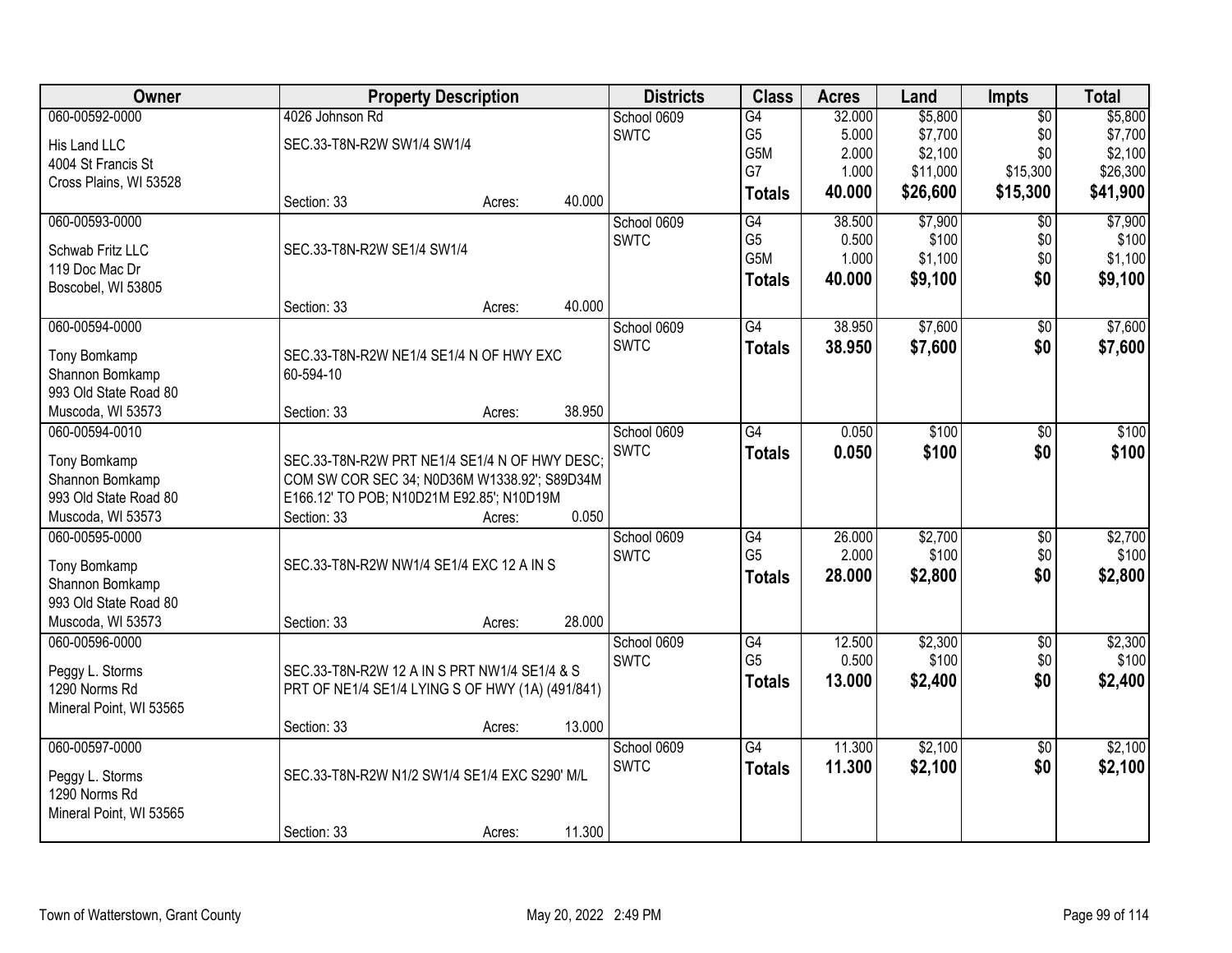| Owner | Property Description | Districts | Class | Acres | Land | Impts | Total |
|---|---|---|---|---|---|---|---|
| 060-00592-0000<br>His Land LLC<br>4004 St Francis St<br>Cross Plains, WI 53528 | 4026 Johnson Rd<br>SEC.33-T8N-R2W SW1/4 SW1/4<br>Section: 33 Acres: 40.000 | School 0609<br>SWTC | G4<br>G5<br>G5M<br>G7<br>**Totals** | 32.000<br>5.000<br>2.000<br>1.000<br>**40.000** | $5,800<br>$7,700<br>$2,100<br>$11,000<br>**$26,600** | $0<br>$0<br>$0<br>$15,300<br>**$15,300** | $5,800<br>$7,700<br>$2,100<br>$26,300<br>**$41,900** |
| 060-00593-0000<br>Schwab Fritz LLC<br>119 Doc Mac Dr<br>Boscobel, WI 53805 | SEC.33-T8N-R2W SE1/4 SW1/4<br>Section: 33 Acres: 40.000 | School 0609<br>SWTC | G4<br>G5<br>G5M<br>**Totals** | 38.500<br>0.500<br>1.000<br>**40.000** | $7,900<br>$100<br>$1,100<br>**$9,100** | $0<br>$0<br>$0<br>**$0** | $7,900<br>$100<br>$1,100<br>**$9,100** |
| 060-00594-0000<br>Tony Bomkamp<br>Shannon Bomkamp<br>993 Old State Road 80<br>Muscoda, WI 53573 | SEC.33-T8N-R2W NE1/4 SE1/4 N OF HWY EXC 60-594-10<br>Section: 33 Acres: 38.950 | School 0609<br>SWTC | G4<br>**Totals** | 38.950<br>**38.950** | $7,600<br>**$7,600** | $0<br>**$0** | $7,600<br>**$7,600** |
| 060-00594-0010<br>Tony Bomkamp<br>Shannon Bomkamp<br>993 Old State Road 80<br>Muscoda, WI 53573 | SEC.33-T8N-R2W PRT NE1/4 SE1/4 N OF HWY DESC; COM SW COR SEC 34; N0D36M W1338.92'; S89D34M E166.12' TO POB; N10D21M E92.85'; N10D19M<br>Section: 33 Acres: 0.050 | School 0609<br>SWTC | G4<br>**Totals** | 0.050<br>**0.050** | $100<br>**$100** | $0<br>**$0** | $100<br>**$100** |
| 060-00595-0000<br>Tony Bomkamp<br>Shannon Bomkamp<br>993 Old State Road 80<br>Muscoda, WI 53573 | SEC.33-T8N-R2W NW1/4 SE1/4 EXC 12 A IN S<br>Section: 33 Acres: 28.000 | School 0609<br>SWTC | G4<br>G5<br>**Totals** | 26.000<br>2.000<br>**28.000** | $2,700<br>$100<br>**$2,800** | $0<br>$0<br>**$0** | $2,700<br>$100<br>**$2,800** |
| 060-00596-0000<br>Peggy L. Storms<br>1290 Norms Rd<br>Mineral Point, WI 53565 | SEC.33-T8N-R2W 12 A IN S PRT NW1/4 SE1/4 & S PRT OF NE1/4 SE1/4 LYING S OF HWY (1A) (491/841)<br>Section: 33 Acres: 13.000 | School 0609<br>SWTC | G4<br>G5<br>**Totals** | 12.500<br>0.500<br>**13.000** | $2,300<br>$100<br>**$2,400** | $0<br>$0<br>**$0** | $2,300<br>$100<br>**$2,400** |
| 060-00597-0000<br>Peggy L. Storms<br>1290 Norms Rd<br>Mineral Point, WI 53565 | SEC.33-T8N-R2W N1/2 SW1/4 SE1/4 EXC S290' M/L<br>Section: 33 Acres: 11.300 | School 0609<br>SWTC | G4<br>**Totals** | 11.300<br>**11.300** | $2,100<br>**$2,100** | $0<br>**$0** | $2,100<br>**$2,100** |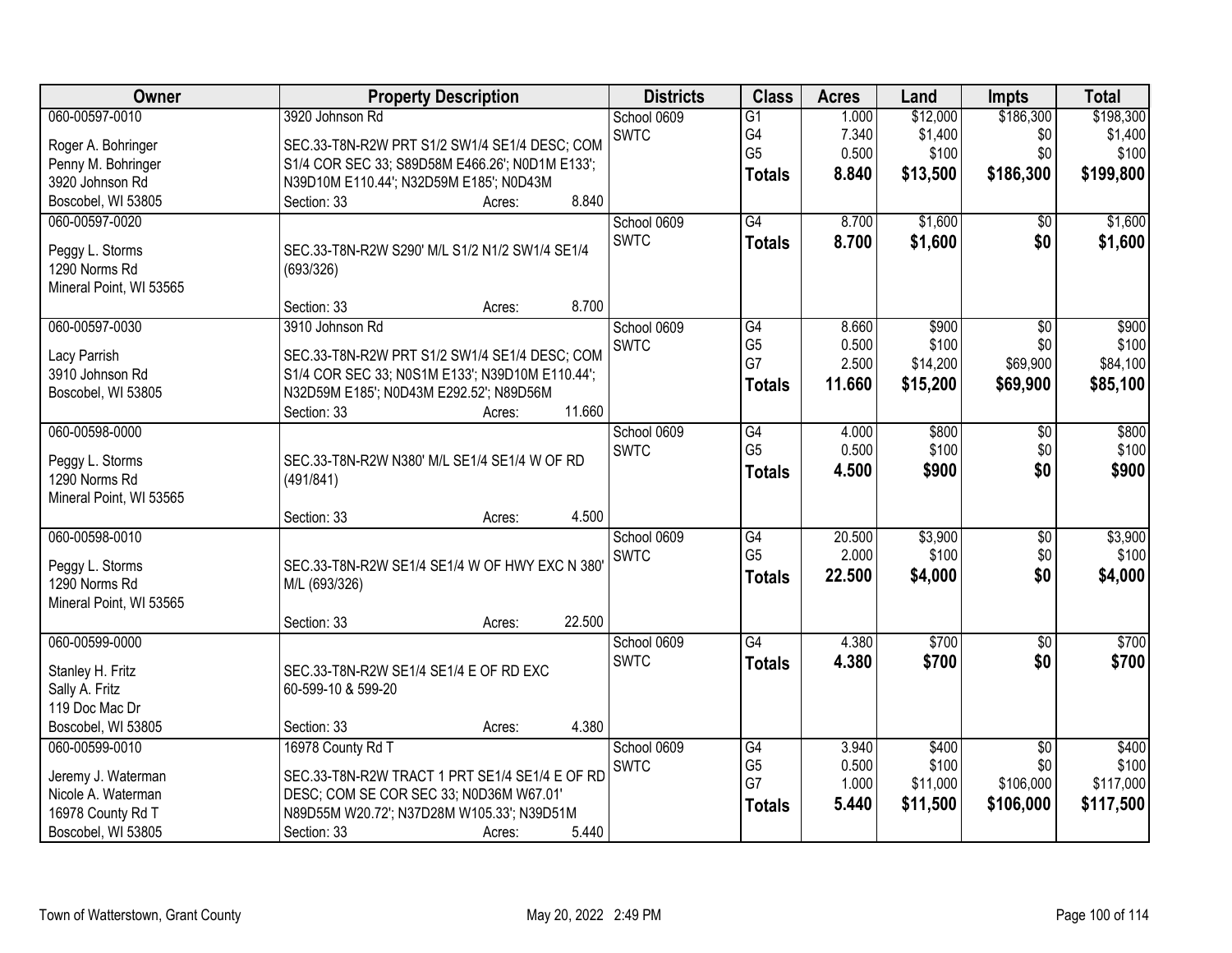| Owner | Property Description | Districts | Class | Acres | Land | Impts | Total |
|---|---|---|---|---|---|---|---|
| 060-00597-0010<br>Roger A. Bohringer<br>Penny M. Bohringer<br>3920 Johnson Rd<br>Boscobel, WI 53805 | 3920 Johnson Rd<br>SEC.33-T8N-R2W PRT S1/2 SW1/4 SE1/4 DESC; COM S1/4 COR SEC 33; S89D58M E466.26'; N0D1M E133'; N39D10M E110.44'; N32D59M E185'; N0D43M<br>Section: 33 Acres: 8.840 | School 0609<br>SWTC | G1<br>G4<br>G5<br>**Totals** | 1.000<br>7.340<br>0.500<br>**8.840** | $12,000<br>$1,400<br>$100<br>**$13,500** | $186,300<br>$0<br>$0<br>**$186,300** | $198,300<br>$1,400<br>$100<br>**$199,800** |
| 060-00597-0020<br>Peggy L. Storms<br>1290 Norms Rd<br>Mineral Point, WI 53565 | SEC.33-T8N-R2W S290' M/L S1/2 N1/2 SW1/4 SE1/4 (693/326)<br>Section: 33 Acres: 8.700 | School 0609<br>SWTC | G4<br>**Totals** | 8.700<br>**8.700** | $1,600<br>**$1,600** | $0<br>**$0** | $1,600<br>**$1,600** |
| 060-00597-0030<br>Lacy Parrish<br>3910 Johnson Rd<br>Boscobel, WI 53805 | 3910 Johnson Rd<br>SEC.33-T8N-R2W PRT S1/2 SW1/4 SE1/4 DESC; COM S1/4 COR SEC 33; N0S1M E133'; N39D10M E110.44'; N32D59M E185'; N0D43M E292.52'; N89D56M<br>Section: 33 Acres: 11.660 | School 0609<br>SWTC | G4<br>G5<br>G7<br>**Totals** | 8.660<br>0.500<br>2.500<br>**11.660** | $900<br>$100<br>$14,200<br>**$15,200** | $0<br>$0<br>$69,900<br>**$69,900** | $900<br>$100<br>$84,100<br>**$85,100** |
| 060-00598-0000<br>Peggy L. Storms<br>1290 Norms Rd<br>Mineral Point, WI 53565 | SEC.33-T8N-R2W N380' M/L SE1/4 SE1/4 W OF RD (491/841)<br>Section: 33 Acres: 4.500 | School 0609<br>SWTC | G4<br>G5<br>**Totals** | 4.000<br>0.500<br>**4.500** | $800<br>$100<br>**$900** | $0<br>$0<br>**$0** | $800<br>$100<br>**$900** |
| 060-00598-0010<br>Peggy L. Storms<br>1290 Norms Rd<br>Mineral Point, WI 53565 | SEC.33-T8N-R2W SE1/4 SE1/4 W OF HWY EXC N 380' M/L (693/326)<br>Section: 33 Acres: 22.500 | School 0609<br>SWTC | G4<br>G5<br>**Totals** | 20.500<br>2.000<br>**22.500** | $3,900<br>$100<br>**$4,000** | $0<br>$0<br>**$0** | $3,900<br>$100<br>**$4,000** |
| 060-00599-0000<br>Stanley H. Fritz<br>Sally A. Fritz<br>119 Doc Mac Dr<br>Boscobel, WI 53805 | SEC.33-T8N-R2W SE1/4 SE1/4 E OF RD EXC 60-599-10 & 599-20<br>Section: 33 Acres: 4.380 | School 0609<br>SWTC | G4<br>**Totals** | 4.380<br>**4.380** | $700<br>**$700** | $0<br>**$0** | $700<br>**$700** |
| 060-00599-0010<br>Jeremy J. Waterman<br>Nicole A. Waterman<br>16978 County Rd T<br>Boscobel, WI 53805 | 16978 County Rd T<br>SEC.33-T8N-R2W TRACT 1 PRT SE1/4 SE1/4 E OF RD DESC; COM SE COR SEC 33; N0D36M W67.01' N89D55M W20.72'; N37D28M W105.33'; N39D51M<br>Section: 33 Acres: 5.440 | School 0609<br>SWTC | G4<br>G5<br>G7<br>**Totals** | 3.940<br>0.500<br>1.000<br>**5.440** | $400<br>$100<br>$11,000<br>**$11,500** | $0<br>$0<br>$106,000<br>**$106,000** | $400<br>$100<br>$117,000<br>**$117,500** |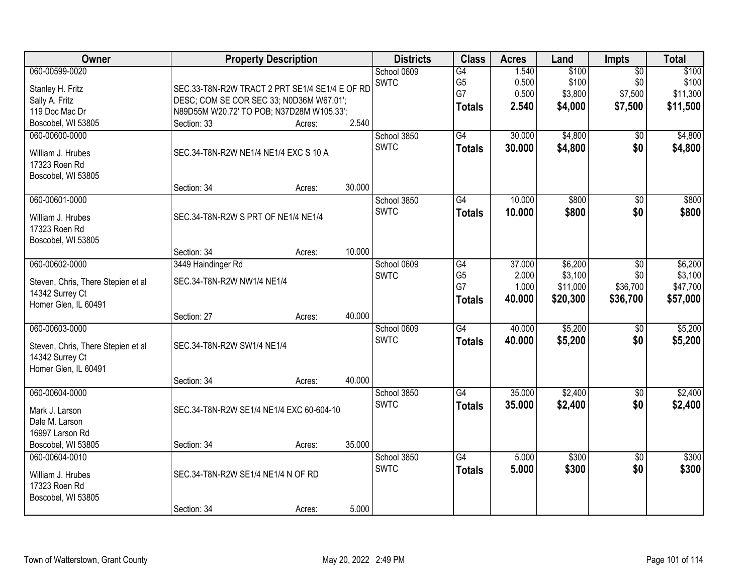| Owner | Property Description | Districts | Class | Acres | Land | Impts | Total |
|---|---|---|---|---|---|---|---|
| 060-00599-0020<br>Stanley H. Fritz<br>Sally A. Fritz<br>119 Doc Mac Dr<br>Boscobel, WI 53805 | SEC.33-T8N-R2W TRACT 2 PRT SE1/4 SE1/4 E OF RD DESC; COM SE COR SEC 33; N0D36M W67.01'; N89D55M W20.72' TO POB; N37D28M W105.33';<br>Section: 33 Acres: 2.540 | School 0609<br>SWTC | G4<br>G5<br>G7<br>**Totals** | 1.540<br>0.500<br>0.500<br>**2.540** | $100<br>$100<br>$3,800<br>**$4,000** | $0<br>$0<br>$7,500<br>**$7,500** | $100<br>$100<br>$11,300<br>**$11,500** |
| 060-00600-0000<br>William J. Hrubes<br>17323 Roen Rd<br>Boscobel, WI 53805 | SEC.34-T8N-R2W NE1/4 NE1/4 EXC S 10 A<br>Section: 34 Acres: 30.000 | School 3850<br>SWTC | G4<br>**Totals** | 30.000<br>**30.000** | $4,800<br>**$4,800** | $0<br>**$0** | $4,800<br>**$4,800** |
| 060-00601-0000<br>William J. Hrubes<br>17323 Roen Rd<br>Boscobel, WI 53805 | SEC.34-T8N-R2W S PRT OF NE1/4 NE1/4<br>Section: 34 Acres: 10.000 | School 3850<br>SWTC | G4<br>**Totals** | 10.000<br>**10.000** | $800<br>**$800** | $0<br>**$0** | $800<br>**$800** |
| 060-00602-0000<br>Steven, Chris, There Stepien et al<br>14342 Surrey Ct<br>Homer Glen, IL 60491 | 3449 Haindinger Rd<br>SEC.34-T8N-R2W NW1/4 NE1/4<br>Section: 27 Acres: 40.000 | School 0609<br>SWTC | G4<br>G5<br>G7<br>**Totals** | 37.000<br>2.000<br>1.000<br>**40.000** | $6,200<br>$3,100<br>$11,000<br>**$20,300** | $0<br>$0<br>$36,700<br>**$36,700** | $6,200<br>$3,100<br>$47,700<br>**$57,000** |
| 060-00603-0000<br>Steven, Chris, There Stepien et al<br>14342 Surrey Ct<br>Homer Glen, IL 60491 | SEC.34-T8N-R2W SW1/4 NE1/4<br>Section: 34 Acres: 40.000 | School 0609<br>SWTC | G4<br>**Totals** | 40.000<br>**40.000** | $5,200<br>**$5,200** | $0<br>**$0** | $5,200<br>**$5,200** |
| 060-00604-0000<br>Mark J. Larson<br>Dale M. Larson<br>16997 Larson Rd<br>Boscobel, WI 53805 | SEC.34-T8N-R2W SE1/4 NE1/4 EXC 60-604-10<br>Section: 34 Acres: 35.000 | School 3850<br>SWTC | G4<br>**Totals** | 35.000<br>**35.000** | $2,400<br>**$2,400** | $0<br>**$0** | $2,400<br>**$2,400** |
| 060-00604-0010<br>William J. Hrubes<br>17323 Roen Rd<br>Boscobel, WI 53805 | SEC.34-T8N-R2W SE1/4 NE1/4 N OF RD<br>Section: 34 Acres: 5.000 | School 3850<br>SWTC | G4<br>**Totals** | 5.000<br>**5.000** | $300<br>**$300** | $0<br>**$0** | $300<br>**$300** |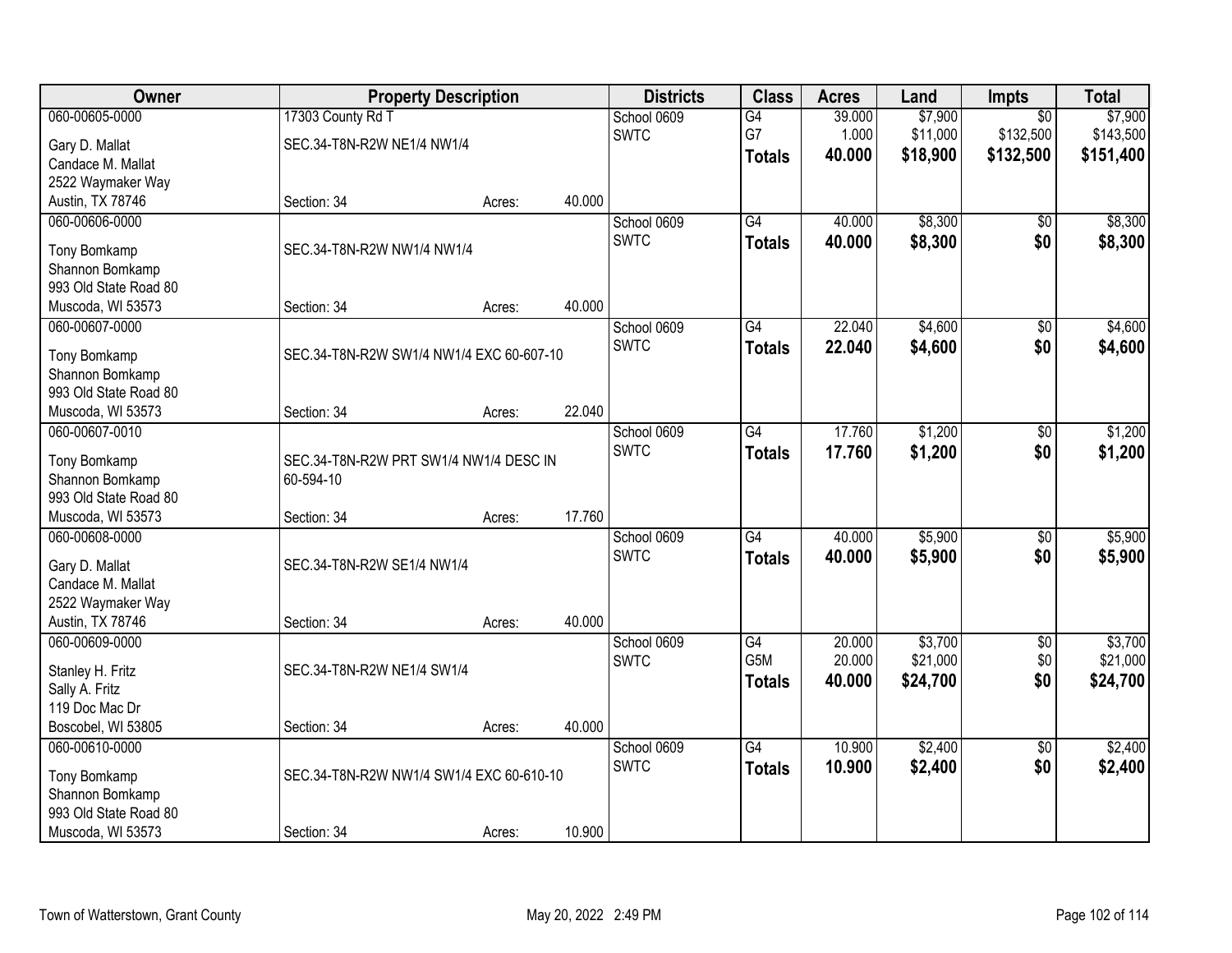| Owner | Property Description | | | Districts | Class | Acres | Land | Impts | Total |
|---|---|---|---|---|---|---|---|---|---|
| 060-00605-0000 | 17303 County Rd T | | | School 0609 | G4 | 39.000 | $7,900 | $0 | $7,900 |
| Gary D. Mallat | SEC.34-T8N-R2W NE1/4 NW1/4 | | | SWTC | G7 | 1.000 | $11,000 | $132,500 | $143,500 |
| Candace M. Mallat | | | | | **Totals** | **40.000** | **$18,900** | **$132,500** | **$151,400** |
| 2522 Waymaker Way | | | | | | | | | |
| Austin, TX 78746 | Section: 34 | Acres: | 40.000 | | | | | | |
| 060-00606-0000 | | | | School 0609 | G4 | 40.000 | $8,300 | $0 | $8,300 |
| Tony Bomkamp | SEC.34-T8N-R2W NW1/4 NW1/4 | | | SWTC | **Totals** | **40.000** | **$8,300** | **$0** | **$8,300** |
| Shannon Bomkamp | | | | | | | | | |
| 993 Old State Road 80 | | | | | | | | | |
| Muscoda, WI 53573 | Section: 34 | Acres: | 40.000 | | | | | | |
| 060-00607-0000 | | | | School 0609 | G4 | 22.040 | $4,600 | $0 | $4,600 |
| Tony Bomkamp | SEC.34-T8N-R2W SW1/4 NW1/4 EXC 60-607-10 | | | SWTC | **Totals** | **22.040** | **$4,600** | **$0** | **$4,600** |
| Shannon Bomkamp | | | | | | | | | |
| 993 Old State Road 80 | | | | | | | | | |
| Muscoda, WI 53573 | Section: 34 | Acres: | 22.040 | | | | | | |
| 060-00607-0010 | | | | School 0609 | G4 | 17.760 | $1,200 | $0 | $1,200 |
| Tony Bomkamp | SEC.34-T8N-R2W PRT SW1/4 NW1/4 DESC IN | | | SWTC | **Totals** | **17.760** | **$1,200** | **$0** | **$1,200** |
| Shannon Bomkamp | 60-594-10 | | | | | | | | |
| 993 Old State Road 80 | | | | | | | | | |
| Muscoda, WI 53573 | Section: 34 | Acres: | 17.760 | | | | | | |
| 060-00608-0000 | | | | School 0609 | G4 | 40.000 | $5,900 | $0 | $5,900 |
| Gary D. Mallat | SEC.34-T8N-R2W SE1/4 NW1/4 | | | SWTC | **Totals** | **40.000** | **$5,900** | **$0** | **$5,900** |
| Candace M. Mallat | | | | | | | | | |
| 2522 Waymaker Way | | | | | | | | | |
| Austin, TX 78746 | Section: 34 | Acres: | 40.000 | | | | | | |
| 060-00609-0000 | | | | School 0609 | G4 | 20.000 | $3,700 | $0 | $3,700 |
| Stanley H. Fritz | SEC.34-T8N-R2W NE1/4 SW1/4 | | | SWTC | G5M | 20.000 | $21,000 | $0 | $21,000 |
| Sally A. Fritz | | | | | **Totals** | **40.000** | **$24,700** | **$0** | **$24,700** |
| 119 Doc Mac Dr | | | | | | | | | |
| Boscobel, WI 53805 | Section: 34 | Acres: | 40.000 | | | | | | |
| 060-00610-0000 | | | | School 0609 | G4 | 10.900 | $2,400 | $0 | $2,400 |
| Tony Bomkamp | SEC.34-T8N-R2W NW1/4 SW1/4 EXC 60-610-10 | | | SWTC | **Totals** | **10.900** | **$2,400** | **$0** | **$2,400** |
| Shannon Bomkamp | | | | | | | | | |
| 993 Old State Road 80 | | | | | | | | | |
| Muscoda, WI 53573 | Section: 34 | Acres: | 10.900 | | | | | | |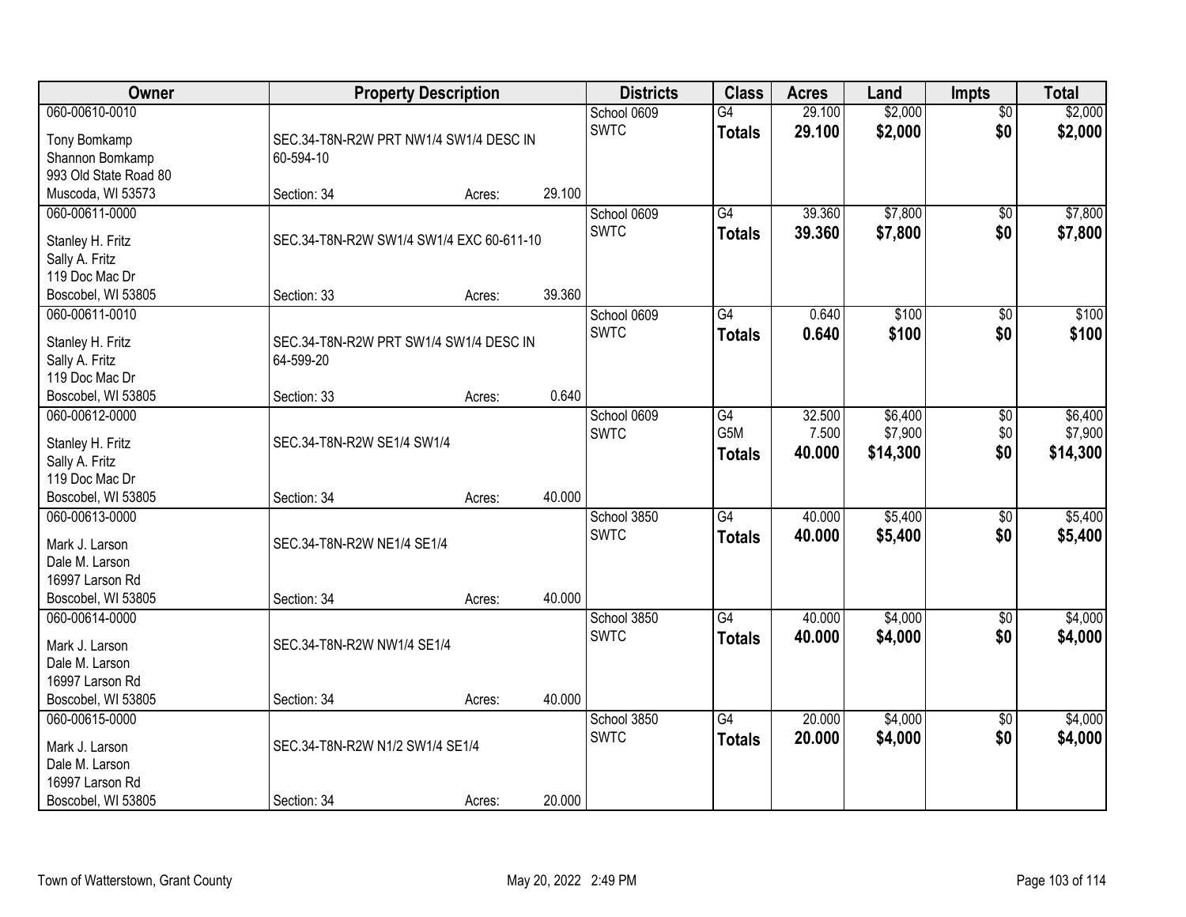| Owner | Property Description | | | Districts | Class | Acres | Land | Impts | Total |
|---|---|---|---|---|---|---|---|---|---|
| 060-00610-0010 | | | | School 0609 | G4 | 29.100 | $2,000 | $0 | $2,000 |
| Tony Bomkamp<br>Shannon Bomkamp<br>993 Old State Road 80<br>Muscoda, WI 53573 | SEC.34-T8N-R2W PRT NW1/4 SW1/4 DESC IN 60-594-10 | | | SWTC | **Totals** | **29.100** | **$2,000** | **$0** | **$2,000** |
| | Section: 34 | Acres: | 29.100 | | | | | | |
| 060-00611-0000 | | | | School 0609 | G4 | 39.360 | $7,800 | $0 | $7,800 |
| Stanley H. Fritz<br>Sally A. Fritz<br>119 Doc Mac Dr<br>Boscobel, WI 53805 | SEC.34-T8N-R2W SW1/4 SW1/4 EXC 60-611-10 | | | SWTC | **Totals** | **39.360** | **$7,800** | **$0** | **$7,800** |
| | Section: 33 | Acres: | 39.360 | | | | | | |
| 060-00611-0010 | | | | School 0609 | G4 | 0.640 | $100 | $0 | $100 |
| Stanley H. Fritz<br>Sally A. Fritz<br>119 Doc Mac Dr<br>Boscobel, WI 53805 | SEC.34-T8N-R2W PRT SW1/4 SW1/4 DESC IN 64-599-20 | | | SWTC | **Totals** | **0.640** | **$100** | **$0** | **$100** |
| | Section: 33 | Acres: | 0.640 | | | | | | |
| 060-00612-0000 | | | | School 0609 | G4 | 32.500 | $6,400 | $0 | $6,400 |
| Stanley H. Fritz<br>Sally A. Fritz<br>119 Doc Mac Dr<br>Boscobel, WI 53805 | SEC.34-T8N-R2W SE1/4 SW1/4 | | | SWTC | G5M | 7.500 | $7,900 | $0 | $7,900 |
| | | | | | **Totals** | **40.000** | **$14,300** | **$0** | **$14,300** |
| | Section: 34 | Acres: | 40.000 | | | | | | |
| 060-00613-0000 | | | | School 3850 | G4 | 40.000 | $5,400 | $0 | $5,400 |
| Mark J. Larson<br>Dale M. Larson<br>16997 Larson Rd<br>Boscobel, WI 53805 | SEC.34-T8N-R2W NE1/4 SE1/4 | | | SWTC | **Totals** | **40.000** | **$5,400** | **$0** | **$5,400** |
| | Section: 34 | Acres: | 40.000 | | | | | | |
| 060-00614-0000 | | | | School 3850 | G4 | 40.000 | $4,000 | $0 | $4,000 |
| Mark J. Larson<br>Dale M. Larson<br>16997 Larson Rd<br>Boscobel, WI 53805 | SEC.34-T8N-R2W NW1/4 SE1/4 | | | SWTC | **Totals** | **40.000** | **$4,000** | **$0** | **$4,000** |
| | Section: 34 | Acres: | 40.000 | | | | | | |
| 060-00615-0000 | | | | School 3850 | G4 | 20.000 | $4,000 | $0 | $4,000 |
| Mark J. Larson<br>Dale M. Larson<br>16997 Larson Rd<br>Boscobel, WI 53805 | SEC.34-T8N-R2W N1/2 SW1/4 SE1/4 | | | SWTC | **Totals** | **20.000** | **$4,000** | **$0** | **$4,000** |
| | Section: 34 | Acres: | 20.000 | | | | | | |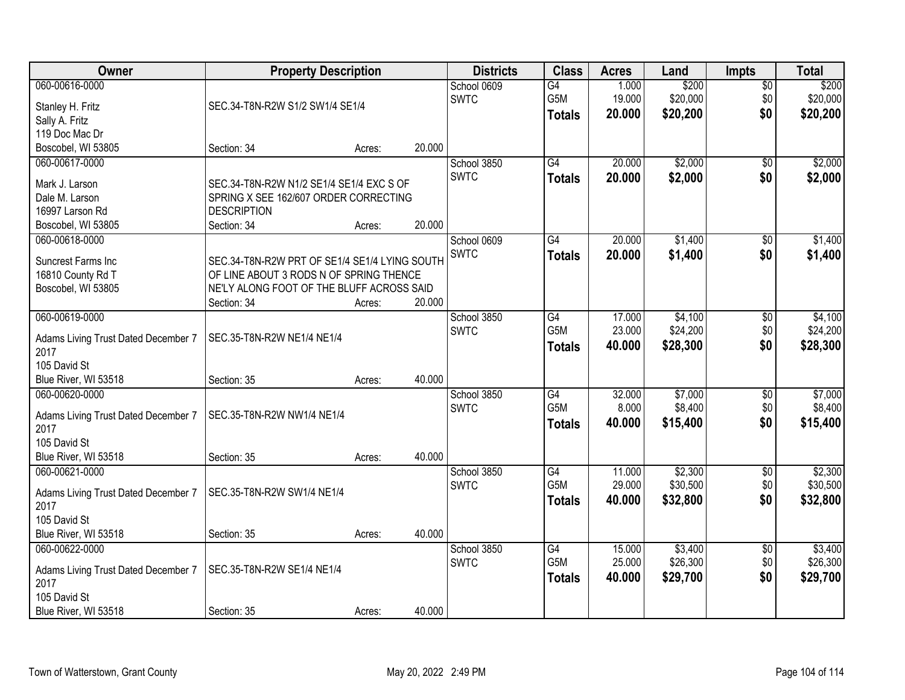| Owner | Property Description | Districts | Class | Acres | Land | Impts | Total |
|---|---|---|---|---|---|---|---|
| 060-00616-0000<br>Stanley H. Fritz<br>Sally A. Fritz<br>119 Doc Mac Dr<br>Boscobel, WI 53805 | SEC.34-T8N-R2W S1/2 SW1/4 SE1/4<br>Section: 34 Acres: 20.000 | School 0609<br>SWTC | G4<br>G5M<br>**Totals** | 1.000<br>19.000<br>**20.000** | $200<br>$20,000<br>**$20,200** | $0<br>$0<br>**$0** | $200<br>$20,000<br>**$20,200** |
| 060-00617-0000<br>Mark J. Larson<br>Dale M. Larson<br>16997 Larson Rd<br>Boscobel, WI 53805 | SEC.34-T8N-R2W N1/2 SE1/4 SE1/4 EXC S OF SPRING X SEE 162/607 ORDER CORRECTING DESCRIPTION<br>Section: 34 Acres: 20.000 | School 3850<br>SWTC | G4<br>**Totals** | 20.000<br>**20.000** | $2,000<br>**$2,000** | $0<br>**$0** | $2,000<br>**$2,000** |
| 060-00618-0000<br>Suncrest Farms Inc<br>16810 County Rd T<br>Boscobel, WI 53805 | SEC.34-T8N-R2W PRT OF SE1/4 SE1/4 LYING SOUTH OF LINE ABOUT 3 RODS N OF SPRING THENCE NE'LY ALONG FOOT OF THE BLUFF ACROSS SAID<br>Section: 34 Acres: 20.000 | School 0609<br>SWTC | G4<br>**Totals** | 20.000<br>**20.000** | $1,400<br>**$1,400** | $0<br>**$0** | $1,400<br>**$1,400** |
| 060-00619-0000<br>Adams Living Trust Dated December 7 2017<br>105 David St<br>Blue River, WI 53518 | SEC.35-T8N-R2W NE1/4 NE1/4<br>Section: 35 Acres: 40.000 | School 3850<br>SWTC | G4<br>G5M<br>**Totals** | 17.000<br>23.000<br>**40.000** | $4,100<br>$24,200<br>**$28,300** | $0<br>$0<br>**$0** | $4,100<br>$24,200<br>**$28,300** |
| 060-00620-0000<br>Adams Living Trust Dated December 7 2017<br>105 David St<br>Blue River, WI 53518 | SEC.35-T8N-R2W NW1/4 NE1/4<br>Section: 35 Acres: 40.000 | School 3850<br>SWTC | G4<br>G5M<br>**Totals** | 32.000<br>8.000<br>**40.000** | $7,000<br>$8,400<br>**$15,400** | $0<br>$0<br>**$0** | $7,000<br>$8,400<br>**$15,400** |
| 060-00621-0000<br>Adams Living Trust Dated December 7 2017<br>105 David St<br>Blue River, WI 53518 | SEC.35-T8N-R2W SW1/4 NE1/4<br>Section: 35 Acres: 40.000 | School 3850<br>SWTC | G4<br>G5M<br>**Totals** | 11.000<br>29.000<br>**40.000** | $2,300<br>$30,500<br>**$32,800** | $0<br>$0<br>**$0** | $2,300<br>$30,500<br>**$32,800** |
| 060-00622-0000<br>Adams Living Trust Dated December 7 2017<br>105 David St<br>Blue River, WI 53518 | SEC.35-T8N-R2W SE1/4 NE1/4<br>Section: 35 Acres: 40.000 | School 3850<br>SWTC | G4<br>G5M<br>**Totals** | 15.000<br>25.000<br>**40.000** | $3,400<br>$26,300<br>**$29,700** | $0<br>$0<br>**$0** | $3,400<br>$26,300<br>**$29,700** |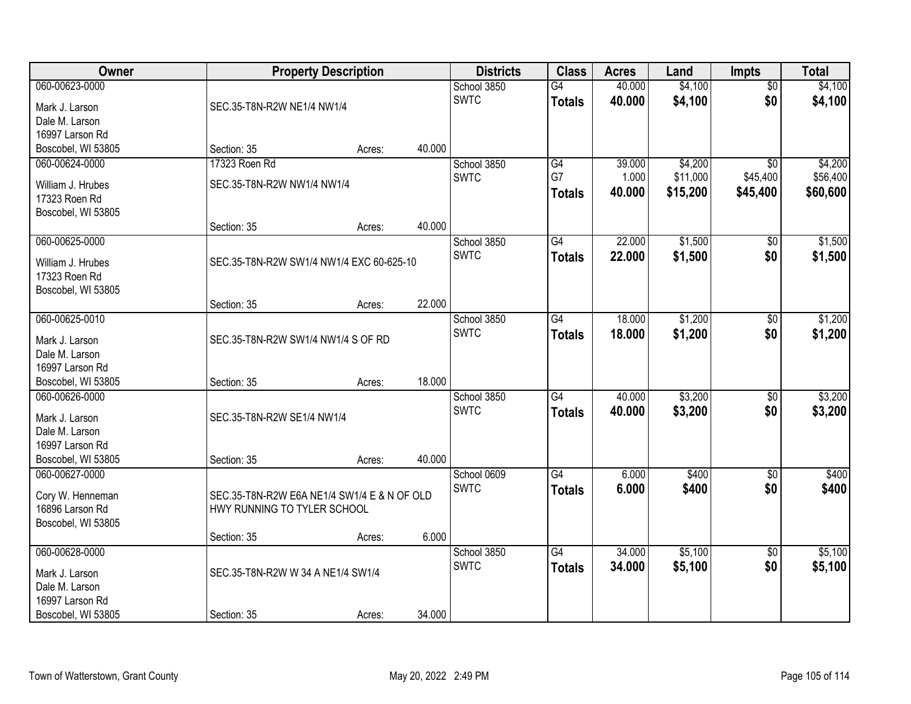| Owner | Property Description | Districts | Class | Acres | Land | Impts | Total |
|---|---|---|---|---|---|---|---|
| 060-00623-0000<br>Mark J. Larson<br>Dale M. Larson<br>16997 Larson Rd<br>Boscobel, WI 53805 | SEC.35-T8N-R2W NE1/4 NW1/4<br>Section: 35 Acres: 40.000 | School 3850<br>SWTC | G4<br>**Totals** | 40.000<br>**40.000** | $4,100<br>**$4,100** | $0<br>**$0** | $4,100<br>**$4,100** |
| 060-00624-0000<br>William J. Hrubes<br>17323 Roen Rd<br>Boscobel, WI 53805 | 17323 Roen Rd<br>SEC.35-T8N-R2W NW1/4 NW1/4<br>Section: 35 Acres: 40.000 | School 3850<br>SWTC | G4<br>G7<br>**Totals** | 39.000<br>1.000<br>**40.000** | $4,200<br>$11,000<br>**$15,200** | $0<br>$45,400<br>**$45,400** | $4,200<br>$56,400<br>**$60,600** |
| 060-00625-0000<br>William J. Hrubes<br>17323 Roen Rd<br>Boscobel, WI 53805 | SEC.35-T8N-R2W SW1/4 NW1/4 EXC 60-625-10<br>Section: 35 Acres: 22.000 | School 3850<br>SWTC | G4<br>**Totals** | 22.000<br>**22.000** | $1,500<br>**$1,500** | $0<br>**$0** | $1,500<br>**$1,500** |
| 060-00625-0010<br>Mark J. Larson<br>Dale M. Larson<br>16997 Larson Rd<br>Boscobel, WI 53805 | SEC.35-T8N-R2W SW1/4 NW1/4 S OF RD<br>Section: 35 Acres: 18.000 | School 3850<br>SWTC | G4<br>**Totals** | 18.000<br>**18.000** | $1,200<br>**$1,200** | $0<br>**$0** | $1,200<br>**$1,200** |
| 060-00626-0000<br>Mark J. Larson<br>Dale M. Larson<br>16997 Larson Rd<br>Boscobel, WI 53805 | SEC.35-T8N-R2W SE1/4 NW1/4<br>Section: 35 Acres: 40.000 | School 3850<br>SWTC | G4<br>**Totals** | 40.000<br>**40.000** | $3,200<br>**$3,200** | $0<br>**$0** | $3,200<br>**$3,200** |
| 060-00627-0000<br>Cory W. Henneman<br>16896 Larson Rd<br>Boscobel, WI 53805 | SEC.35-T8N-R2W E6A NE1/4 SW1/4 E & N OF OLD HWY RUNNING TO TYLER SCHOOL<br>Section: 35 Acres: 6.000 | School 0609<br>SWTC | G4<br>**Totals** | 6.000<br>**6.000** | $400<br>**$400** | $0<br>**$0** | $400<br>**$400** |
| 060-00628-0000<br>Mark J. Larson<br>Dale M. Larson<br>16997 Larson Rd<br>Boscobel, WI 53805 | SEC.35-T8N-R2W W 34 A NE1/4 SW1/4<br>Section: 35 Acres: 34.000 | School 3850<br>SWTC | G4<br>**Totals** | 34.000<br>**34.000** | $5,100<br>**$5,100** | $0<br>**$0** | $5,100<br>**$5,100** |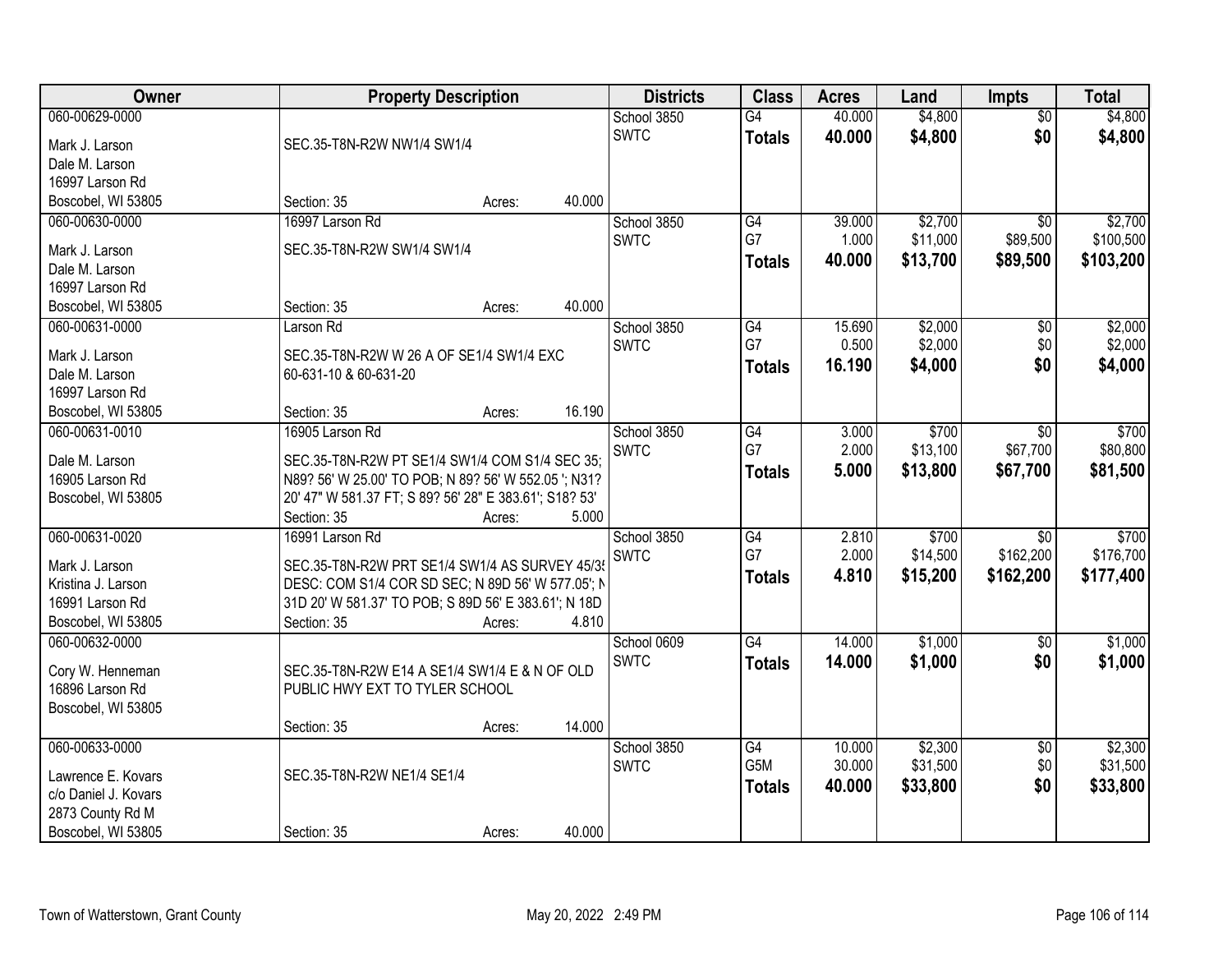| Owner | Property Description | | | Districts | Class | Acres | Land | Impts | Total |
|---|---|---|---|---|---|---|---|---|---|
| 060-00629-0000<br>Mark J. Larson<br>Dale M. Larson<br>16997 Larson Rd<br>Boscobel, WI 53805 | SEC.35-T8N-R2W NW1/4 SW1/4<br>Section: 35 | Acres: | 40.000 | School 3850<br>SWTC | G4<br>**Totals** | 40.000<br>**40.000** | $4,800<br>**$4,800** | $0<br>**$0** | $4,800<br>**$4,800** |
| 060-00630-0000<br>Mark J. Larson<br>Dale M. Larson<br>16997 Larson Rd<br>Boscobel, WI 53805 | 16997 Larson Rd<br>SEC.35-T8N-R2W SW1/4 SW1/4<br>Section: 35 | Acres: | 40.000 | School 3850<br>SWTC | G4<br>G7<br>**Totals** | 39.000<br>1.000<br>**40.000** | $2,700<br>$11,000<br>**$13,700** | $0<br>$89,500<br>**$89,500** | $2,700<br>$100,500<br>**$103,200** |
| 060-00631-0000<br>Mark J. Larson<br>Dale M. Larson<br>16997 Larson Rd<br>Boscobel, WI 53805 | Larson Rd<br>SEC.35-T8N-R2W W 26 A OF SE1/4 SW1/4 EXC 60-631-10 & 60-631-20<br>Section: 35 | Acres: | 16.190 | School 3850<br>SWTC | G4<br>G7<br>**Totals** | 15.690<br>0.500<br>**16.190** | $2,000<br>$2,000<br>**$4,000** | $0<br>$0<br>**$0** | $2,000<br>$2,000<br>**$4,000** |
| 060-00631-0010<br>Dale M. Larson<br>16905 Larson Rd<br>Boscobel, WI 53805 | 16905 Larson Rd<br>SEC.35-T8N-R2W PT SE1/4 SW1/4 COM S1/4 SEC 35; N89? 56' W 25.00' TO POB; N 89? 56' W 552.05 '; N31? 20' 47" W 581.37 FT; S 89? 56' 28" E 383.61'; S18? 53'<br>Section: 35 | Acres: | 5.000 | School 3850<br>SWTC | G4<br>G7<br>**Totals** | 3.000<br>2.000<br>**5.000** | $700<br>$13,100<br>**$13,800** | $0<br>$67,700<br>**$67,700** | $700<br>$80,800<br>**$81,500** |
| 060-00631-0020<br>Mark J. Larson<br>Kristina J. Larson<br>16991 Larson Rd<br>Boscobel, WI 53805 | 16991 Larson Rd<br>SEC.35-T8N-R2W PRT SE1/4 SW1/4 AS SURVEY 45/3! DESC: COM S1/4 COR SD SEC; N 89D 56' W 577.05'; N 31D 20' W 581.37' TO POB; S 89D 56' E 383.61'; N 18D<br>Section: 35 | Acres: | 4.810 | School 3850<br>SWTC | G4<br>G7<br>**Totals** | 2.810<br>2.000<br>**4.810** | $700<br>$14,500<br>**$15,200** | $0<br>$162,200<br>**$162,200** | $700<br>$176,700<br>**$177,400** |
| 060-00632-0000<br>Cory W. Henneman<br>16896 Larson Rd<br>Boscobel, WI 53805 | SEC.35-T8N-R2W E14 A SE1/4 SW1/4 E & N OF OLD PUBLIC HWY EXT TO TYLER SCHOOL<br>Section: 35 | Acres: | 14.000 | School 0609<br>SWTC | G4<br>**Totals** | 14.000<br>**14.000** | $1,000<br>**$1,000** | $0<br>**$0** | $1,000<br>**$1,000** |
| 060-00633-0000<br>Lawrence E. Kovars<br>c/o Daniel J. Kovars<br>2873 County Rd M<br>Boscobel, WI 53805 | SEC.35-T8N-R2W NE1/4 SE1/4<br>Section: 35 | Acres: | 40.000 | School 3850<br>SWTC | G4<br>G5M<br>**Totals** | 10.000<br>30.000<br>**40.000** | $2,300<br>$31,500<br>**$33,800** | $0<br>$0<br>**$0** | $2,300<br>$31,500<br>**$33,800** |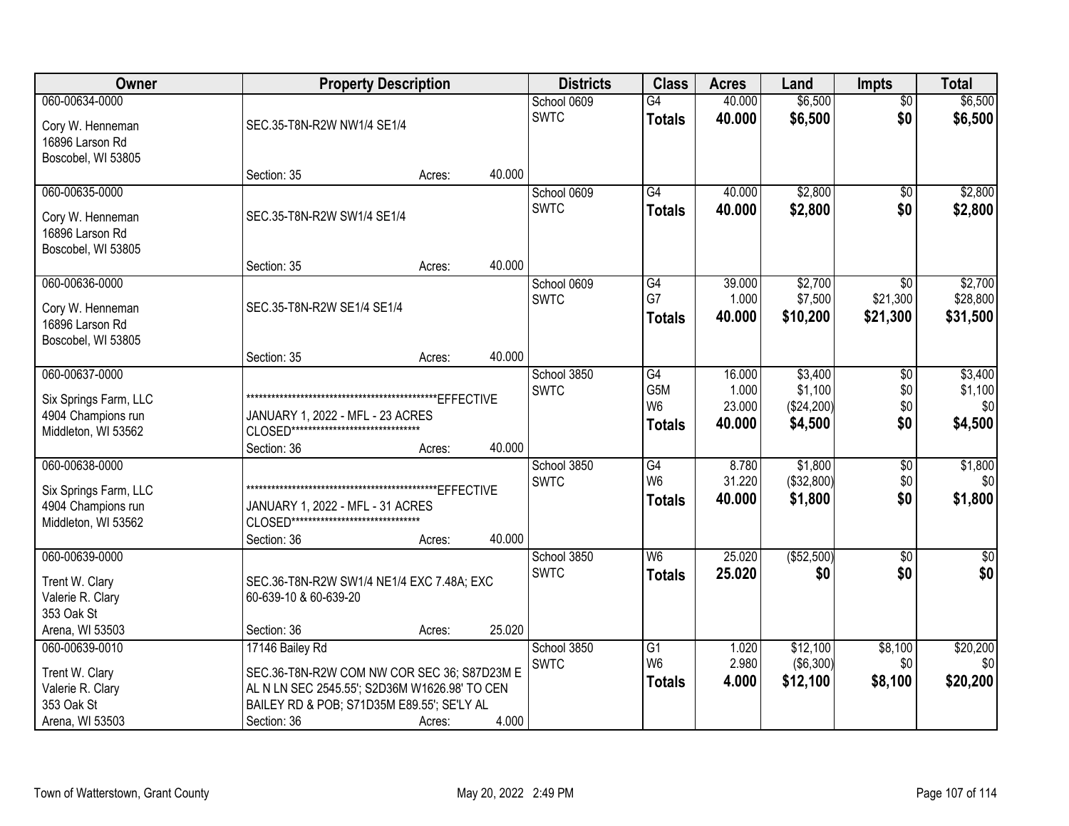| Owner | Property Description | Districts | Class | Acres | Land | Impts | Total |
|---|---|---|---|---|---|---|---|
| 060-00634-0000<br>Cory W. Henneman<br>16896 Larson Rd<br>Boscobel, WI 53805 | SEC.35-T8N-R2W NW1/4 SE1/4<br>Section: 35 Acres: 40.000 | School 0609<br>SWTC | G4<br>**Totals** | 40.000<br>**40.000** | $6,500<br>**$6,500** | $0<br>**$0** | $6,500<br>**$6,500** |
| 060-00635-0000<br>Cory W. Henneman<br>16896 Larson Rd<br>Boscobel, WI 53805 | SEC.35-T8N-R2W SW1/4 SE1/4<br>Section: 35 Acres: 40.000 | School 0609<br>SWTC | G4<br>**Totals** | 40.000<br>**40.000** | $2,800<br>**$2,800** | $0<br>**$0** | $2,800<br>**$2,800** |
| 060-00636-0000<br>Cory W. Henneman<br>16896 Larson Rd<br>Boscobel, WI 53805 | SEC.35-T8N-R2W SE1/4 SE1/4<br>Section: 35 Acres: 40.000 | School 0609<br>SWTC | G4<br>G7<br>**Totals** | 39.000<br>1.000<br>**40.000** | $2,700<br>$7,500<br>**$10,200** | $0<br>$21,300<br>**$21,300** | $2,700<br>$28,800<br>**$31,500** |
| 060-00637-0000<br>Six Springs Farm, LLC<br>4904 Champions run<br>Middleton, WI 53562 | ************************************************EFFECTIVE JANUARY 1, 2022 - MFL - 23 ACRES CLOSED**********************************<br>Section: 36 Acres: 40.000 | School 3850<br>SWTC | G4<br>G5M<br>W6<br>**Totals** | 16.000<br>1.000<br>23.000<br>**40.000** | $3,400<br>$1,100<br>($24,200)<br>**$4,500** | $0<br>$0<br>$0<br>**$0** | $3,400<br>$1,100<br>$0<br>**$4,500** |
| 060-00638-0000<br>Six Springs Farm, LLC<br>4904 Champions run<br>Middleton, WI 53562 | ************************************************EFFECTIVE JANUARY 1, 2022 - MFL - 31 ACRES CLOSED**********************************<br>Section: 36 Acres: 40.000 | School 3850<br>SWTC | G4<br>W6<br>**Totals** | 8.780<br>31.220<br>**40.000** | $1,800<br>($32,800)<br>**$1,800** | $0<br>$0<br>**$0** | $1,800<br>$0<br>**$1,800** |
| 060-00639-0000<br>Trent W. Clary<br>Valerie R. Clary<br>353 Oak St<br>Arena, WI 53503 | SEC.36-T8N-R2W SW1/4 NE1/4 EXC 7.48A; EXC 60-639-10 & 60-639-20<br>Section: 36 Acres: 25.020 | School 3850<br>SWTC | W6<br>**Totals** | 25.020<br>**25.020** | ($52,500)<br>**$0** | $0<br>**$0** | $0<br>**$0** |
| 060-00639-0010<br>Trent W. Clary<br>Valerie R. Clary<br>353 Oak St<br>Arena, WI 53503 | 17146 Bailey Rd<br>SEC.36-T8N-R2W COM NW COR SEC 36; S87D23M E AL N LN SEC 2545.55'; S2D36M W1626.98' TO CEN BAILEY RD & POB; S71D35M E89.55'; SE'LY AL<br>Section: 36 Acres: 4.000 | School 3850<br>SWTC | G1<br>W6<br>**Totals** | 1.020<br>2.980<br>**4.000** | $12,100<br>($6,300)<br>**$12,100** | $8,100<br>$0<br>**$8,100** | $20,200<br>$0<br>**$20,200** |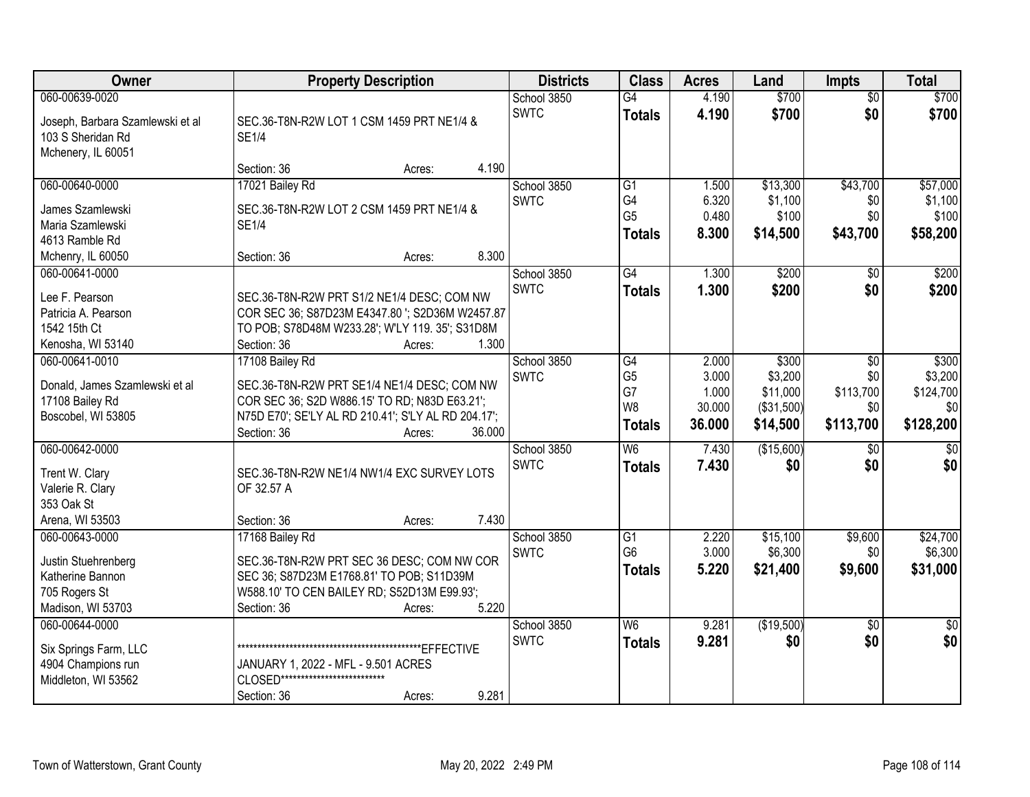| Owner | Property Description | Districts | Class | Acres | Land | Impts | Total |
|---|---|---|---|---|---|---|---|
| 060-00639-0020<br>Joseph, Barbara Szamlewski et al<br>103 S Sheridan Rd<br>Mchenery, IL 60051 | SEC.36-T8N-R2W LOT 1 CSM 1459 PRT NE1/4 & SE1/4<br>Section: 36 Acres: 4.190 | School 3850<br>SWTC | G4<br>**Totals** | 4.190<br>**4.190** | $700<br>**$700** | $0<br>**$0** | $700<br>**$700** |
| 060-00640-0000<br>James Szamlewski<br>Maria Szamlewski<br>4613 Ramble Rd<br>Mchenry, IL 60050 | 17021 Bailey Rd<br>SEC.36-T8N-R2W LOT 2 CSM 1459 PRT NE1/4 & SE1/4<br>Section: 36 Acres: 8.300 | School 3850<br>SWTC | G1<br>G4<br>G5<br>**Totals** | 1.500<br>6.320<br>0.480<br>**8.300** | $13,300<br>$1,100<br>$100<br>**$14,500** | $43,700<br>$0<br>$0<br>**$43,700** | $57,000<br>$1,100<br>$100<br>**$58,200** |
| 060-00641-0000<br>Lee F. Pearson<br>Patricia A. Pearson<br>1542 15th Ct<br>Kenosha, WI 53140 | SEC.36-T8N-R2W PRT S1/2 NE1/4 DESC; COM NW COR SEC 36; S87D23M E4347.80 '; S2D36M W2457.87 TO POB; S78D48M W233.28'; W'LY 119. 35'; S31D8M<br>Section: 36 Acres: 1.300 | School 3850<br>SWTC | G4<br>**Totals** | 1.300<br>**1.300** | $200<br>**$200** | $0<br>**$0** | $200<br>**$200** |
| 060-00641-0010<br>Donald, James Szamlewski et al<br>17108 Bailey Rd<br>Boscobel, WI 53805 | 17108 Bailey Rd<br>SEC.36-T8N-R2W PRT SE1/4 NE1/4 DESC; COM NW COR SEC 36; S2D W886.15' TO RD; N83D E63.21'; N75D E70'; SE'LY AL RD 210.41'; S'LY AL RD 204.17';<br>Section: 36 Acres: 36.000 | School 3850<br>SWTC | G4<br>G5<br>G7<br>W8<br>**Totals** | 2.000<br>3.000<br>1.000<br>30.000<br>**36.000** | $300<br>$3,200<br>$11,000<br>($31,500)<br>**$14,500** | $0<br>$0<br>$113,700<br>$0<br>**$113,700** | $300<br>$3,200<br>$124,700<br>$0<br>**$128,200** |
| 060-00642-0000<br>Trent W. Clary<br>Valerie R. Clary<br>353 Oak St<br>Arena, WI 53503 | SEC.36-T8N-R2W NE1/4 NW1/4 EXC SURVEY LOTS OF 32.57 A<br>Section: 36 Acres: 7.430 | School 3850<br>SWTC | W6<br>**Totals** | 7.430<br>**7.430** | ($15,600)<br>**$0** | $0<br>**$0** | $0<br>**$0** |
| 060-00643-0000<br>Justin Stuehrenberg<br>Katherine Bannon<br>705 Rogers St<br>Madison, WI 53703 | 17168 Bailey Rd<br>SEC.36-T8N-R2W PRT SEC 36 DESC; COM NW COR SEC 36; S87D23M E1768.81' TO POB; S11D39M W588.10' TO CEN BAILEY RD; S52D13M E99.93';<br>Section: 36 Acres: 5.220 | School 3850<br>SWTC | G1<br>G6<br>**Totals** | 2.220<br>3.000<br>**5.220** | $15,100<br>$6,300<br>**$21,400** | $9,600<br>$0<br>**$9,600** | $24,700<br>$6,300<br>**$31,000** |
| 060-00644-0000<br>Six Springs Farm, LLC<br>4904 Champions run<br>Middleton, WI 53562 | ***************************************************EFFECTIVE JANUARY 1, 2022 - MFL - 9.501 ACRES CLOSED***************************<br>Section: 36 Acres: 9.281 | School 3850<br>SWTC | W6<br>**Totals** | 9.281<br>**9.281** | ($19,500)<br>**$0** | $0<br>**$0** | $0<br>**$0** |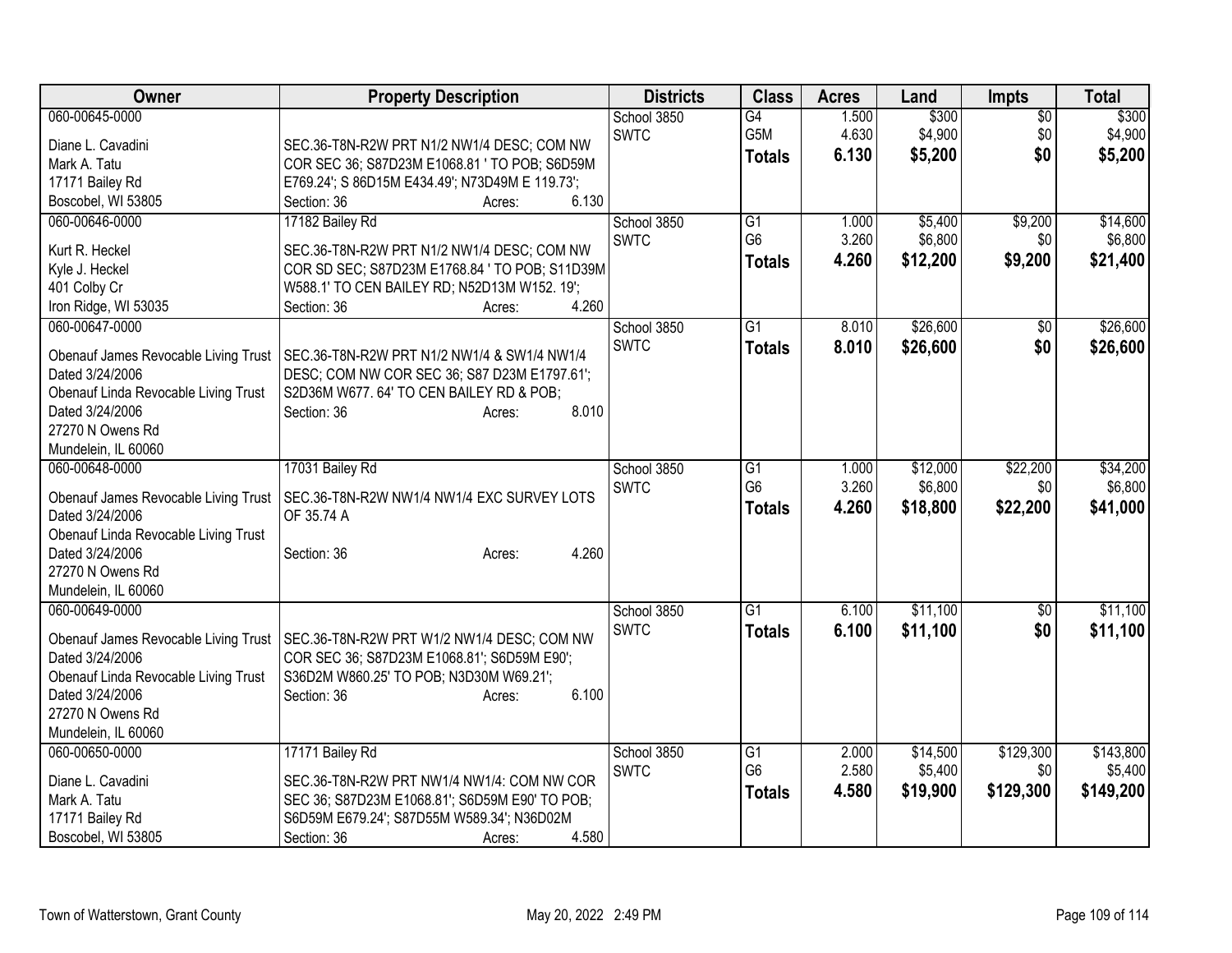| Owner | Property Description | Districts | Class | Acres | Land | Impts | Total |
|---|---|---|---|---|---|---|---|
| 060-00645-0000<br>Diane L. Cavadini<br>Mark A. Tatu<br>17171 Bailey Rd<br>Boscobel, WI 53805 | SEC.36-T8N-R2W PRT N1/2 NW1/4 DESC; COM NW COR SEC 36; S87D23M E1068.81 ' TO POB; S6D59M E769.24'; S 86D15M E434.49'; N73D49M E 119.73';<br>Section: 36 Acres: 6.130 | School 3850<br>SWTC | G4<br>G5M<br>**Totals** | 1.500<br>4.630<br>**6.130** | $300<br>$4,900<br>**$5,200** | $0<br>$0<br>**$0** | $300<br>$4,900<br>**$5,200** |
| 060-00646-0000<br>Kurt R. Heckel<br>Kyle J. Heckel<br>401 Colby Cr<br>Iron Ridge, WI 53035 | 17182 Bailey Rd<br>SEC.36-T8N-R2W PRT N1/2 NW1/4 DESC; COM NW COR SD SEC; S87D23M E1768.84 ' TO POB; S11D39M W588.1' TO CEN BAILEY RD; N52D13M W152. 19';<br>Section: 36 Acres: 4.260 | School 3850<br>SWTC | G1<br>G6<br>**Totals** | 1.000<br>3.260<br>**4.260** | $5,400<br>$6,800<br>**$12,200** | $9,200<br>$0<br>**$9,200** | $14,600<br>$6,800<br>**$21,400** |
| 060-00647-0000<br>Obenauf James Revocable Living Trust<br>Dated 3/24/2006<br>Obenauf Linda Revocable Living Trust<br>Dated 3/24/2006<br>27270 N Owens Rd<br>Mundelein, IL 60060 | SEC.36-T8N-R2W PRT N1/2 NW1/4 & SW1/4 NW1/4 DESC; COM NW COR SEC 36; S87 D23M E1797.61'; S2D36M W677. 64' TO CEN BAILEY RD & POB;<br>Section: 36 Acres: 8.010 | School 3850<br>SWTC | G1<br>**Totals** | 8.010<br>**8.010** | $26,600<br>**$26,600** | $0<br>**$0** | $26,600<br>**$26,600** |
| 060-00648-0000<br>Obenauf James Revocable Living Trust<br>Dated 3/24/2006<br>Obenauf Linda Revocable Living Trust<br>Dated 3/24/2006<br>27270 N Owens Rd<br>Mundelein, IL 60060 | 17031 Bailey Rd<br>SEC.36-T8N-R2W NW1/4 NW1/4 EXC SURVEY LOTS OF 35.74 A<br>Section: 36 Acres: 4.260 | School 3850<br>SWTC | G1<br>G6<br>**Totals** | 1.000<br>3.260<br>**4.260** | $12,000<br>$6,800<br>**$18,800** | $22,200<br>$0<br>**$22,200** | $34,200<br>$6,800<br>**$41,000** |
| 060-00649-0000<br>Obenauf James Revocable Living Trust<br>Dated 3/24/2006<br>Obenauf Linda Revocable Living Trust<br>Dated 3/24/2006<br>27270 N Owens Rd<br>Mundelein, IL 60060 | SEC.36-T8N-R2W PRT W1/2 NW1/4 DESC; COM NW COR SEC 36; S87D23M E1068.81'; S6D59M E90'; S36D2M W860.25' TO POB; N3D30M W69.21';<br>Section: 36 Acres: 6.100 | School 3850<br>SWTC | G1<br>**Totals** | 6.100<br>**6.100** | $11,100<br>**$11,100** | $0<br>**$0** | $11,100<br>**$11,100** |
| 060-00650-0000<br>Diane L. Cavadini<br>Mark A. Tatu<br>17171 Bailey Rd<br>Boscobel, WI 53805 | 17171 Bailey Rd<br>SEC.36-T8N-R2W PRT NW1/4 NW1/4: COM NW COR SEC 36; S87D23M E1068.81'; S6D59M E90' TO POB; S6D59M E679.24'; S87D55M W589.34'; N36D02M<br>Section: 36 Acres: 4.580 | School 3850<br>SWTC | G1<br>G6<br>**Totals** | 2.000<br>2.580<br>**4.580** | $14,500<br>$5,400<br>**$19,900** | $129,300<br>$0<br>**$129,300** | $143,800<br>$5,400<br>**$149,200** |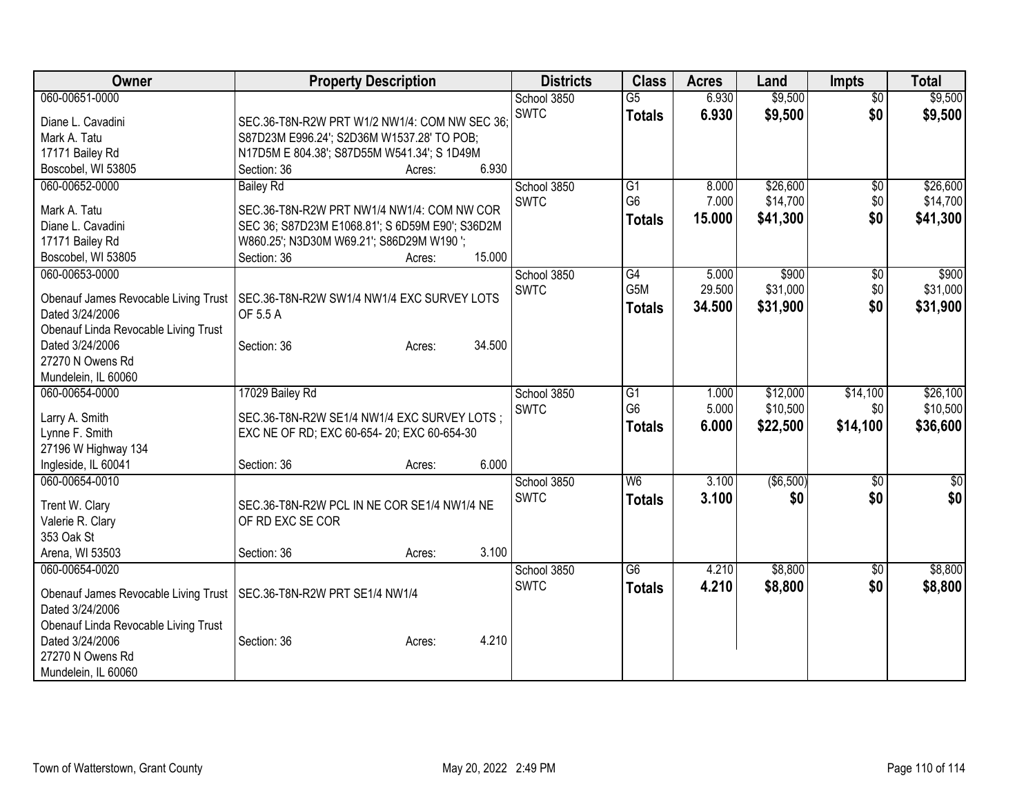| Owner | Property Description | Districts | Class | Acres | Land | Impts | Total |
|---|---|---|---|---|---|---|---|
| 060-00651-0000<br>Diane L. Cavadini<br>Mark A. Tatu<br>17171 Bailey Rd<br>Boscobel, WI 53805 | SEC.36-T8N-R2W PRT W1/2 NW1/4: COM NW SEC 36; S87D23M E996.24'; S2D36M W1537.28' TO POB; N17D5M E 804.38'; S87D55M W541.34'; S 1D49M<br>Section: 36 Acres: 6.930 | School 3850<br>SWTC | G5<br>**Totals** | 6.930<br>**6.930** | $9,500<br>**$9,500** | $0<br>**$0** | $9,500<br>**$9,500** |
| 060-00652-0000<br>Mark A. Tatu<br>Diane L. Cavadini<br>17171 Bailey Rd<br>Boscobel, WI 53805 | Bailey Rd<br>SEC.36-T8N-R2W PRT NW1/4 NW1/4: COM NW COR SEC 36; S87D23M E1068.81'; S 6D59M E90'; S36D2M W860.25'; N3D30M W69.21'; S86D29M W190 ';<br>Section: 36 Acres: 15.000 | School 3850<br>SWTC | G1<br>G6<br>**Totals** | 8.000<br>7.000<br>**15.000** | $26,600<br>$14,700<br>**$41,300** | $0<br>$0<br>**$0** | $26,600<br>$14,700<br>**$41,300** |
| 060-00653-0000<br>Obenauf James Revocable Living Trust<br>Dated 3/24/2006<br>Obenauf Linda Revocable Living Trust<br>Dated 3/24/2006<br>27270 N Owens Rd<br>Mundelein, IL 60060 | SEC.36-T8N-R2W SW1/4 NW1/4 EXC SURVEY LOTS OF 5.5 A<br>Section: 36 Acres: 34.500 | School 3850<br>SWTC | G4<br>G5M<br>**Totals** | 5.000<br>29.500<br>**34.500** | $900<br>$31,000<br>**$31,900** | $0<br>$0<br>**$0** | $900<br>$31,000<br>**$31,900** |
| 060-00654-0000<br>Larry A. Smith<br>Lynne F. Smith<br>27196 W Highway 134<br>Ingleside, IL 60041 | 17029 Bailey Rd<br>SEC.36-T8N-R2W SE1/4 NW1/4 EXC SURVEY LOTS ; EXC NE OF RD; EXC 60-654- 20; EXC 60-654-30<br>Section: 36 Acres: 6.000 | School 3850<br>SWTC | G1<br>G6<br>**Totals** | 1.000<br>5.000<br>**6.000** | $12,000<br>$10,500<br>**$22,500** | $14,100<br>$0<br>**$14,100** | $26,100<br>$10,500<br>**$36,600** |
| 060-00654-0010<br>Trent W. Clary<br>Valerie R. Clary<br>353 Oak St<br>Arena, WI 53503 | SEC.36-T8N-R2W PCL IN NE COR SE1/4 NW1/4 NE OF RD EXC SE COR<br>Section: 36 Acres: 3.100 | School 3850<br>SWTC | W6<br>**Totals** | 3.100<br>**3.100** | ($6,500)<br>**$0** | $0<br>**$0** | $0<br>**$0** |
| 060-00654-0020<br>Obenauf James Revocable Living Trust<br>Dated 3/24/2006<br>Obenauf Linda Revocable Living Trust<br>Dated 3/24/2006<br>27270 N Owens Rd<br>Mundelein, IL 60060 | SEC.36-T8N-R2W PRT SE1/4 NW1/4<br>Section: 36 Acres: 4.210 | School 3850<br>SWTC | G6<br>**Totals** | 4.210<br>**4.210** | $8,800<br>**$8,800** | $0<br>**$0** | $8,800<br>**$8,800** |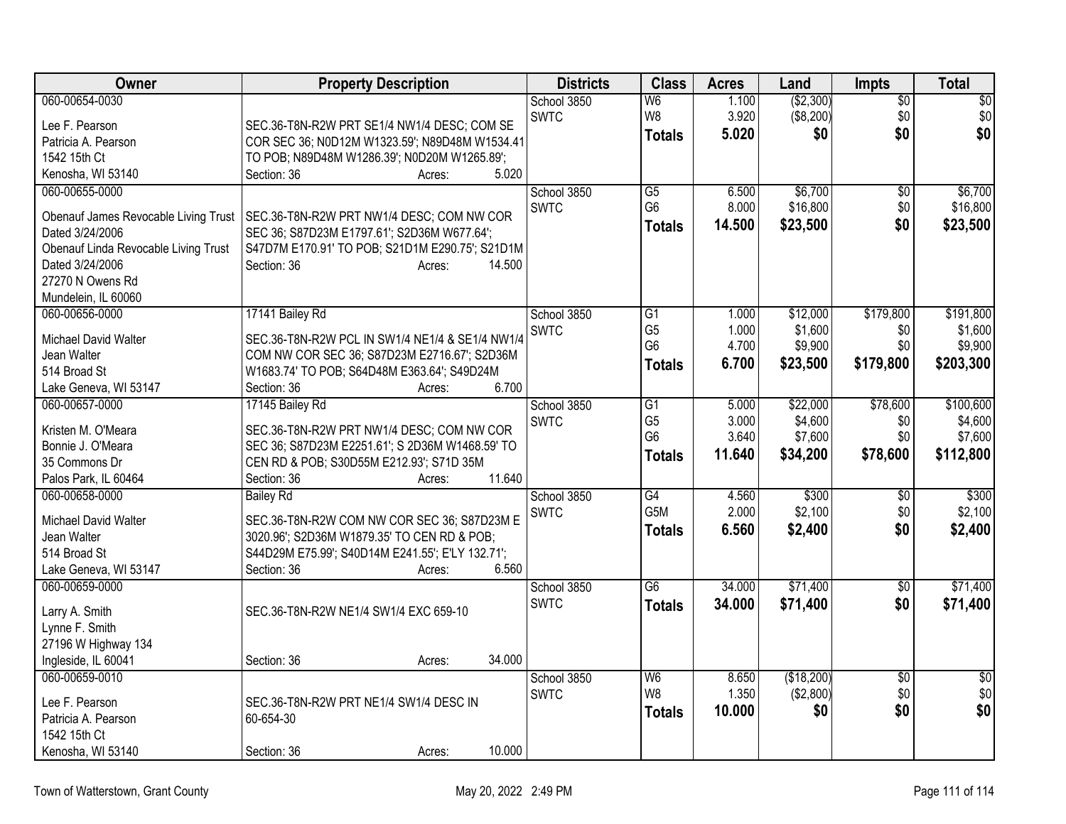| Owner | Property Description | Districts | Class | Acres | Land | Impts | Total |
|---|---|---|---|---|---|---|---|
| 060-00654-0030<br><br>Lee F. Pearson<br>Patricia A. Pearson<br>1542 15th Ct<br>Kenosha, WI 53140 | SEC.36-T8N-R2W PRT SE1/4 NW1/4 DESC; COM SE COR SEC 36; N0D12M W1323.59'; N89D48M W1534.41 TO POB; N89D48M W1286.39'; N0D20M W1265.89';<br>Section: 36 Acres: 5.020 | School 3850<br>SWTC | W6<br>W8<br>**Totals** | 1.100<br>3.920<br>**5.020** | ($2,300)<br>($8,200)<br>**$0** | $0<br>$0<br>**$0** | $0<br>$0<br>**$0** |
| 060-00655-0000<br><br>Obenauf James Revocable Living Trust<br>Dated 3/24/2006<br>Obenauf Linda Revocable Living Trust<br>Dated 3/24/2006<br>27270 N Owens Rd<br>Mundelein, IL 60060 | SEC.36-T8N-R2W PRT NW1/4 DESC; COM NW COR SEC 36; S87D23M E1797.61'; S2D36M W677.64'; S47D7M E170.91' TO POB; S21D1M E290.75'; S21D1M<br>Section: 36 Acres: 14.500 | School 3850<br>SWTC | G5<br>G6<br>**Totals** | 6.500<br>8.000<br>**14.500** | $6,700<br>$16,800<br>**$23,500** | $0<br>$0<br>**$0** | $6,700<br>$16,800<br>**$23,500** |
| 060-00656-0000<br>17141 Bailey Rd<br>Michael David Walter<br>Jean Walter<br>514 Broad St<br>Lake Geneva, WI 53147 | SEC.36-T8N-R2W PCL IN SW1/4 NE1/4 & SE1/4 NW1/4 COM NW COR SEC 36; S87D23M E2716.67'; S2D36M W1683.74' TO POB; S64D48M E363.64'; S49D24M<br>Section: 36 Acres: 6.700 | School 3850<br>SWTC | G1<br>G5<br>G6<br>**Totals** | 1.000<br>1.000<br>4.700<br>**6.700** | $12,000<br>$1,600<br>$9,900<br>**$23,500** | $179,800<br>$0<br>$0<br>**$179,800** | $191,800<br>$1,600<br>$9,900<br>**$203,300** |
| 060-00657-0000<br>17145 Bailey Rd<br>Kristen M. O'Meara<br>Bonnie J. O'Meara<br>35 Commons Dr<br>Palos Park, IL 60464 | SEC.36-T8N-R2W PRT NW1/4 DESC; COM NW COR SEC 36; S87D23M E2251.61'; S 2D36M W1468.59' TO CEN RD & POB; S30D55M E212.93'; S71D 35M<br>Section: 36 Acres: 11.640 | School 3850<br>SWTC | G1<br>G5<br>G6<br>**Totals** | 5.000<br>3.000<br>3.640<br>**11.640** | $22,000<br>$4,600<br>$7,600<br>**$34,200** | $78,600<br>$0<br>$0<br>**$78,600** | $100,600<br>$4,600<br>$7,600<br>**$112,800** |
| 060-00658-0000<br>Bailey Rd<br>Michael David Walter<br>Jean Walter<br>514 Broad St<br>Lake Geneva, WI 53147 | SEC.36-T8N-R2W COM NW COR SEC 36; S87D23M E 3020.96'; S2D36M W1879.35' TO CEN RD & POB; S44D29M E75.99'; S40D14M E241.55'; E'LY 132.71';<br>Section: 36 Acres: 6.560 | School 3850<br>SWTC | G4<br>G5M<br>**Totals** | 4.560<br>2.000<br>**6.560** | $300<br>$2,100<br>**$2,400** | $0<br>$0<br>**$0** | $300<br>$2,100<br>**$2,400** |
| 060-00659-0000<br><br>Larry A. Smith<br>Lynne F. Smith<br>27196 W Highway 134<br>Ingleside, IL 60041 | SEC.36-T8N-R2W NE1/4 SW1/4 EXC 659-10<br><br>Section: 36 Acres: 34.000 | School 3850<br>SWTC | G6<br>**Totals** | 34.000<br>**34.000** | $71,400<br>**$71,400** | $0<br>**$0** | $71,400<br>**$71,400** |
| 060-00659-0010<br><br>Lee F. Pearson<br>Patricia A. Pearson<br>1542 15th Ct<br>Kenosha, WI 53140 | SEC.36-T8N-R2W PRT NE1/4 SW1/4 DESC IN 60-654-30<br><br>Section: 36 Acres: 10.000 | School 3850<br>SWTC | W6<br>W8<br>**Totals** | 8.650<br>1.350<br>**10.000** | ($18,200)<br>($2,800)<br>**$0** | $0<br>$0<br>**$0** | $0<br>$0<br>**$0** |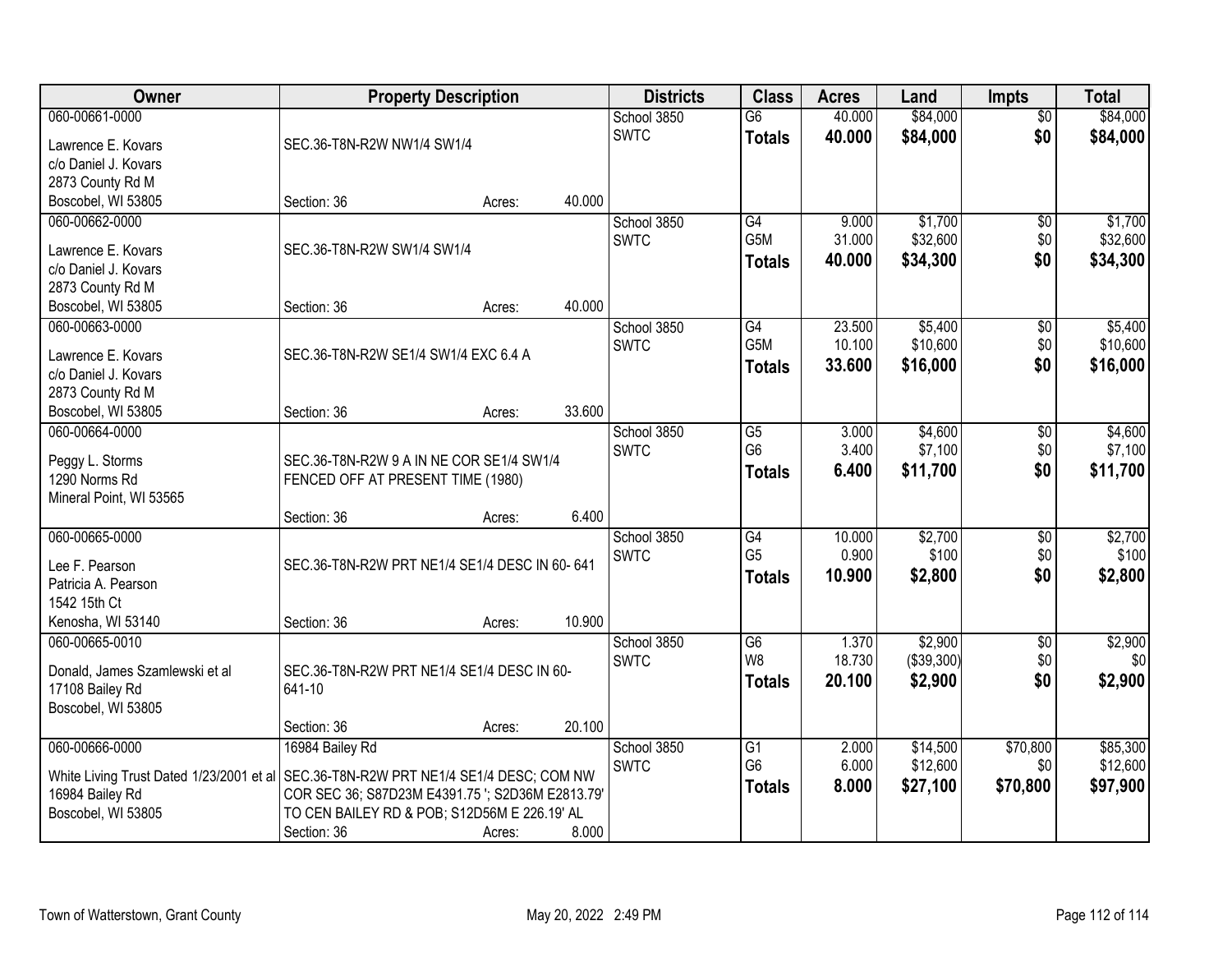| Owner | Property Description | | | Districts | Class | Acres | Land | Impts | Total |
|---|---|---|---|---|---|---|---|---|---|
| 060-00661-0000 | | | | School 3850 | G6 | 40.000 | $84,000 | $0 | $84,000 |
| Lawrence E. Kovars<br>c/o Daniel J. Kovars<br>2873 County Rd M<br>Boscobel, WI 53805 | SEC.36-T8N-R2W NW1/4 SW1/4 | | | SWTC | **Totals** | **40.000** | **$84,000** | **$0** | **$84,000** |
| | Section: 36 | Acres: | 40.000 | | | | | | |
| 060-00662-0000 | | | | School 3850 | G4 | 9.000 | $1,700 | $0 | $1,700 |
| Lawrence E. Kovars<br>c/o Daniel J. Kovars<br>2873 County Rd M<br>Boscobel, WI 53805 | SEC.36-T8N-R2W SW1/4 SW1/4 | | | SWTC | G5M | 31.000 | $32,600 | $0 | $32,600 |
| | | | | | **Totals** | **40.000** | **$34,300** | **$0** | **$34,300** |
| | Section: 36 | Acres: | 40.000 | | | | | | |
| 060-00663-0000 | | | | School 3850 | G4 | 23.500 | $5,400 | $0 | $5,400 |
| Lawrence E. Kovars<br>c/o Daniel J. Kovars<br>2873 County Rd M<br>Boscobel, WI 53805 | SEC.36-T8N-R2W SE1/4 SW1/4 EXC 6.4 A | | | SWTC | G5M | 10.100 | $10,600 | $0 | $10,600 |
| | | | | | **Totals** | **33.600** | **$16,000** | **$0** | **$16,000** |
| | Section: 36 | Acres: | 33.600 | | | | | | |
| 060-00664-0000 | | | | School 3850 | G5 | 3.000 | $4,600 | $0 | $4,600 |
| Peggy L. Storms<br>1290 Norms Rd<br>Mineral Point, WI 53565 | SEC.36-T8N-R2W 9 A IN NE COR SE1/4 SW1/4 FENCED OFF AT PRESENT TIME (1980) | | | SWTC | G6 | 3.400 | $7,100 | $0 | $7,100 |
| | | | | | **Totals** | **6.400** | **$11,700** | **$0** | **$11,700** |
| | Section: 36 | Acres: | 6.400 | | | | | | |
| 060-00665-0000 | | | | School 3850 | G4 | 10.000 | $2,700 | $0 | $2,700 |
| Lee F. Pearson<br>Patricia A. Pearson<br>1542 15th Ct<br>Kenosha, WI 53140 | SEC.36-T8N-R2W PRT NE1/4 SE1/4 DESC IN 60- 641 | | | SWTC | G5 | 0.900 | $100 | $0 | $100 |
| | | | | | **Totals** | **10.900** | **$2,800** | **$0** | **$2,800** |
| | Section: 36 | Acres: | 10.900 | | | | | | |
| 060-00665-0010 | | | | School 3850 | G6 | 1.370 | $2,900 | $0 | $2,900 |
| Donald, James Szamlewski et al<br>17108 Bailey Rd<br>Boscobel, WI 53805 | SEC.36-T8N-R2W PRT NE1/4 SE1/4 DESC IN 60-641-10 | | | SWTC | W8 | 18.730 | ($39,300) | $0 | $0 |
| | | | | | **Totals** | **20.100** | **$2,900** | **$0** | **$2,900** |
| | Section: 36 | Acres: | 20.100 | | | | | | |
| 060-00666-0000 | 16984 Bailey Rd | | | School 3850 | G1 | 2.000 | $14,500 | $70,800 | $85,300 |
| White Living Trust Dated 1/23/2001 et al<br>16984 Bailey Rd<br>Boscobel, WI 53805 | SEC.36-T8N-R2W PRT NE1/4 SE1/4 DESC; COM NW COR SEC 36; S87D23M E4391.75 '; S2D36M E2813.79' TO CEN BAILEY RD & POB; S12D56M E 226.19' AL | | | SWTC | G6 | 6.000 | $12,600 | $0 | $12,600 |
| | | | | | **Totals** | **8.000** | **$27,100** | **$70,800** | **$97,900** |
| | Section: 36 | Acres: | 8.000 | | | | | | |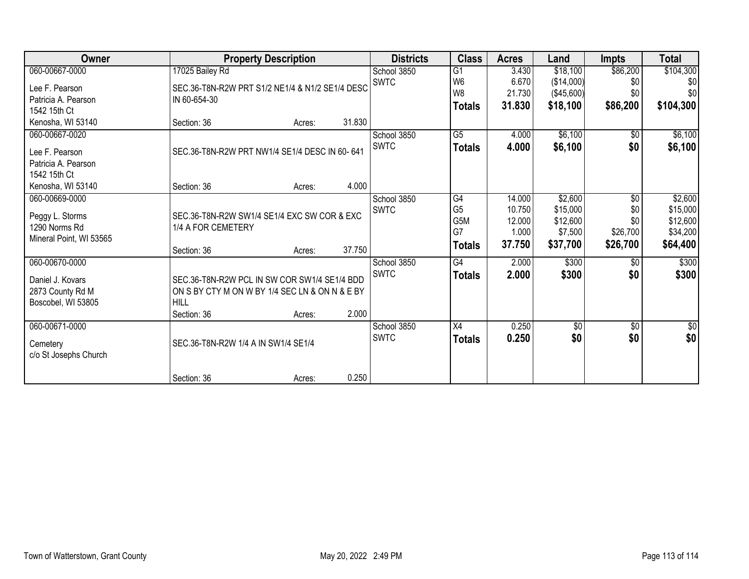| Owner | Property Description | | | Districts | Class | Acres | Land | Impts | Total |
|---|---|---|---|---|---|---|---|---|---|
| 060-00667-0000 | 17025 Bailey Rd | | | School 3850 | G1 | 3.430 | $18,100 | $86,200 | $104,300 |
| Lee F. Pearson | SEC.36-T8N-R2W PRT S1/2 NE1/4 & N1/2 SE1/4 DESC | | | SWTC | W6 | 6.670 | ($14,000) | $0 | $0 |
| Patricia A. Pearson | IN 60-654-30 | | | | W8 | 21.730 | ($45,600) | $0 | $0 |
| 1542 15th Ct | | | | | **Totals** | **31.830** | **$18,100** | **$86,200** | **$104,300** |
| Kenosha, WI 53140 | Section: 36 | Acres: | 31.830 | | | | | | |
| 060-00667-0020 | | | | School 3850 | G5 | 4.000 | $6,100 | $0 | $6,100 |
| Lee F. Pearson | SEC.36-T8N-R2W PRT NW1/4 SE1/4 DESC IN 60- 641 | | | SWTC | **Totals** | **4.000** | **$6,100** | **$0** | **$6,100** |
| Patricia A. Pearson | | | | | | | | | |
| 1542 15th Ct | | | | | | | | | |
| Kenosha, WI 53140 | Section: 36 | Acres: | 4.000 | | | | | | |
| 060-00669-0000 | | | | School 3850 | G4 | 14.000 | $2,600 | $0 | $2,600 |
| Peggy L. Storms | SEC.36-T8N-R2W SW1/4 SE1/4 EXC SW COR & EXC | | | SWTC | G5 | 10.750 | $15,000 | $0 | $15,000 |
| 1290 Norms Rd | 1/4 A FOR CEMETERY | | | | G5M | 12.000 | $12,600 | $0 | $12,600 |
| Mineral Point, WI 53565 | | | | | G7 | 1.000 | $7,500 | $26,700 | $34,200 |
| | Section: 36 | Acres: | 37.750 | | **Totals** | **37.750** | **$37,700** | **$26,700** | **$64,400** |
| 060-00670-0000 | | | | School 3850 | G4 | 2.000 | $300 | $0 | $300 |
| Daniel J. Kovars | SEC.36-T8N-R2W PCL IN SW COR SW1/4 SE1/4 BDD | | | SWTC | **Totals** | **2.000** | **$300** | **$0** | **$300** |
| 2873 County Rd M | ON S BY CTY M ON W BY 1/4 SEC LN & ON N & E BY | | | | | | | | |
| Boscobel, WI 53805 | HILL | | | | | | | | |
| | Section: 36 | Acres: | 2.000 | | | | | | |
| 060-00671-0000 | | | | School 3850 | X4 | 0.250 | $0 | $0 | $0 |
| Cemetery | SEC.36-T8N-R2W 1/4 A IN SW1/4 SE1/4 | | | SWTC | **Totals** | **0.250** | **$0** | **$0** | **$0** |
| c/o St Josephs Church | | | | | | | | | |
| | Section: 36 | Acres: | 0.250 | | | | | | |

Town of Watterstown, Grant County

May 20, 2022 2:49 PM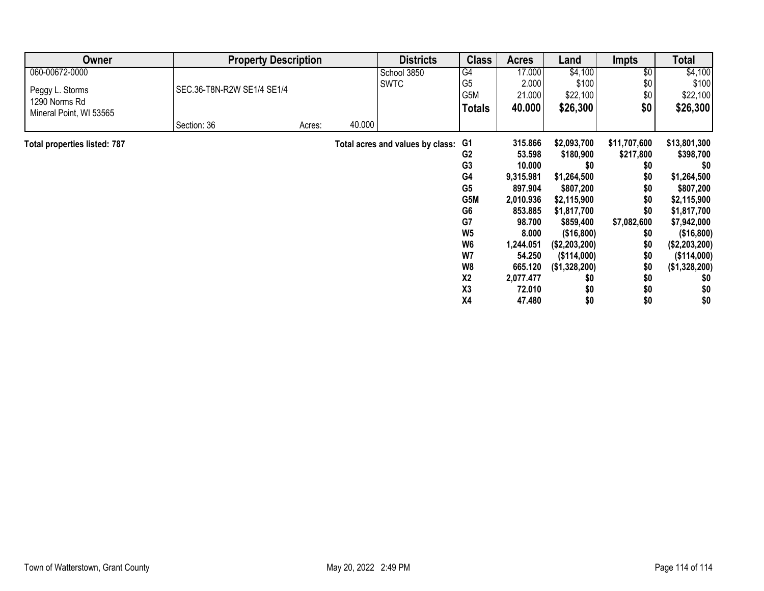| Owner | Property Description | | | Districts | Class | Acres | Land | Impts | Total |
|---|---|---|---|---|---|---|---|---|---|
| 060-00672-0000 | | | | School 3850 | G4 | 17.000 | $4,100 | $0 | $4,100 |
| Peggy L. Storms | SEC.36-T8N-R2W SE1/4 SE1/4 | | | SWTC | G5 | 2.000 | $100 | $0 | $100 |
| 1290 Norms Rd | | | | | G5M | 21.000 | $22,100 | $0 | $22,100 |
| Mineral Point, WI 53565 | | | | | **Totals** | **40.000** | **$26,300** | **$0** | **$26,300** |
| | Section: 36 | Acres: | 40.000 | | | | | | |

**Total properties listed: 787**

**Total acres and values by class:**

| Class | Acres | Land | Impts | Total |
|---|---|---|---|---|
| G1 | 315.866 | $2,093,700 | $11,707,600 | $13,801,300 |
| G2 | 53.598 | $180,900 | $217,800 | $398,700 |
| G3 | 10.000 | $0 | $0 | $0 |
| G4 | 9,315.981 | $1,264,500 | $0 | $1,264,500 |
| G5 | 897.904 | $807,200 | $0 | $807,200 |
| G5M | 2,010.936 | $2,115,900 | $0 | $2,115,900 |
| G6 | 853.885 | $1,817,700 | $0 | $1,817,700 |
| G7 | 98.700 | $859,400 | $7,082,600 | $7,942,000 |
| W5 | 8.000 | ($16,800) | $0 | ($16,800) |
| W6 | 1,244.051 | ($2,203,200) | $0 | ($2,203,200) |
| W7 | 54.250 | ($114,000) | $0 | ($114,000) |
| W8 | 665.120 | ($1,328,200) | $0 | ($1,328,200) |
| X2 | 2,077.477 | $0 | $0 | $0 |
| X3 | 72.010 | $0 | $0 | $0 |
| X4 | 47.480 | $0 | $0 | $0 |